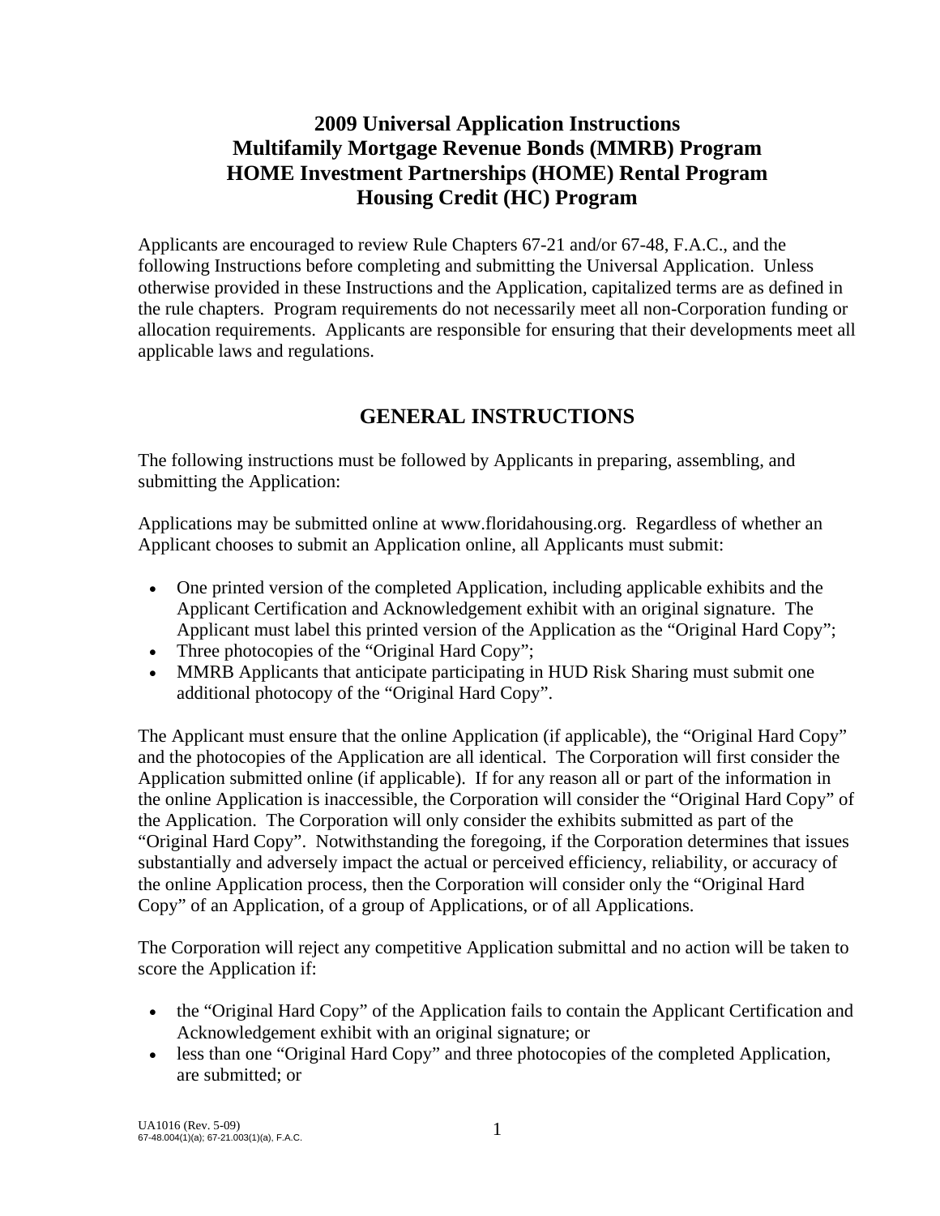# 2009 Universal Application Instructions
# Multifamily Mortgage Revenue Bonds (MMRB) Program
# HOME Investment Partnerships (HOME) Rental Program
# Housing Credit (HC) Program

Applicants are encouraged to review Rule Chapters 67-21 and/or 67-48, F.A.C., and the following Instructions before completing and submitting the Universal Application. Unless otherwise provided in these Instructions and the Application, capitalized terms are as defined in the rule chapters. Program requirements do not necessarily meet all non-Corporation funding or allocation requirements. Applicants are responsible for ensuring that their developments meet all applicable laws and regulations.

## GENERAL INSTRUCTIONS

The following instructions must be followed by Applicants in preparing, assembling, and submitting the Application:

Applications may be submitted online at www.floridahousing.org. Regardless of whether an Applicant chooses to submit an Application online, all Applicants must submit:

- One printed version of the completed Application, including applicable exhibits and the Applicant Certification and Acknowledgement exhibit with an original signature. The Applicant must label this printed version of the Application as the "Original Hard Copy";
- Three photocopies of the "Original Hard Copy";
- MMRB Applicants that anticipate participating in HUD Risk Sharing must submit one additional photocopy of the "Original Hard Copy".

The Applicant must ensure that the online Application (if applicable), the "Original Hard Copy" and the photocopies of the Application are all identical. The Corporation will first consider the Application submitted online (if applicable). If for any reason all or part of the information in the online Application is inaccessible, the Corporation will consider the "Original Hard Copy" of the Application. The Corporation will only consider the exhibits submitted as part of the "Original Hard Copy". Notwithstanding the foregoing, if the Corporation determines that issues substantially and adversely impact the actual or perceived efficiency, reliability, or accuracy of the online Application process, then the Corporation will consider only the "Original Hard Copy" of an Application, of a group of Applications, or of all Applications.

The Corporation will reject any competitive Application submittal and no action will be taken to score the Application if:

- the "Original Hard Copy" of the Application fails to contain the Applicant Certification and Acknowledgement exhibit with an original signature; or
- less than one "Original Hard Copy" and three photocopies of the completed Application, are submitted; or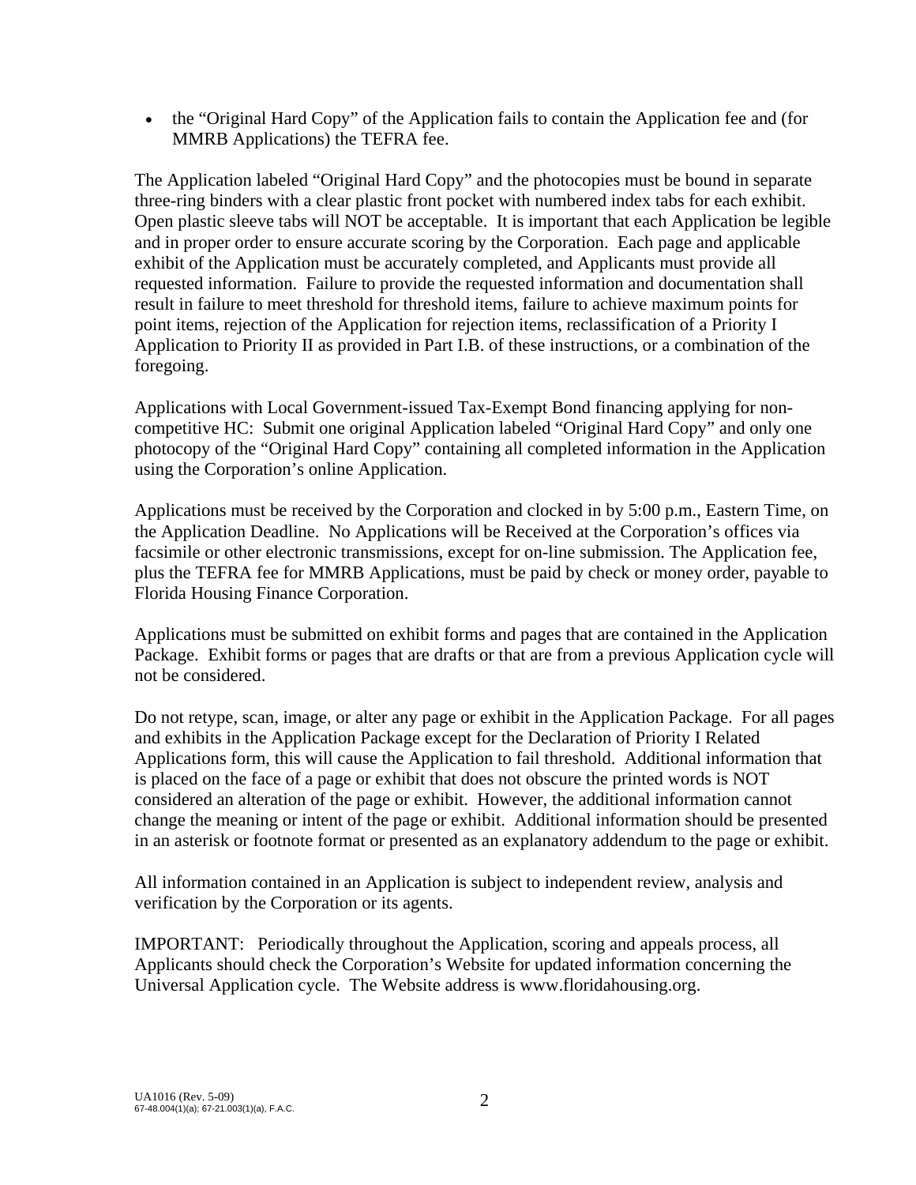- the “Original Hard Copy” of the Application fails to contain the Application fee and (for MMRB Applications) the TEFRA fee.

The Application labeled “Original Hard Copy” and the photocopies must be bound in separate three-ring binders with a clear plastic front pocket with numbered index tabs for each exhibit. Open plastic sleeve tabs will NOT be acceptable. It is important that each Application be legible and in proper order to ensure accurate scoring by the Corporation. Each page and applicable exhibit of the Application must be accurately completed, and Applicants must provide all requested information. Failure to provide the requested information and documentation shall result in failure to meet threshold for threshold items, failure to achieve maximum points for point items, rejection of the Application for rejection items, reclassification of a Priority I Application to Priority II as provided in Part I.B. of these instructions, or a combination of the foregoing.

Applications with Local Government-issued Tax-Exempt Bond financing applying for non-competitive HC: Submit one original Application labeled “Original Hard Copy” and only one photocopy of the “Original Hard Copy” containing all completed information in the Application using the Corporation’s online Application.

Applications must be received by the Corporation and clocked in by 5:00 p.m., Eastern Time, on the Application Deadline. No Applications will be Received at the Corporation’s offices via facsimile or other electronic transmissions, except for on-line submission. The Application fee, plus the TEFRA fee for MMRB Applications, must be paid by check or money order, payable to Florida Housing Finance Corporation.

Applications must be submitted on exhibit forms and pages that are contained in the Application Package. Exhibit forms or pages that are drafts or that are from a previous Application cycle will not be considered.

Do not retype, scan, image, or alter any page or exhibit in the Application Package. For all pages and exhibits in the Application Package except for the Declaration of Priority I Related Applications form, this will cause the Application to fail threshold. Additional information that is placed on the face of a page or exhibit that does not obscure the printed words is NOT considered an alteration of the page or exhibit. However, the additional information cannot change the meaning or intent of the page or exhibit. Additional information should be presented in an asterisk or footnote format or presented as an explanatory addendum to the page or exhibit.

All information contained in an Application is subject to independent review, analysis and verification by the Corporation or its agents.

IMPORTANT: Periodically throughout the Application, scoring and appeals process, all Applicants should check the Corporation’s Website for updated information concerning the Universal Application cycle. The Website address is www.floridahousing.org.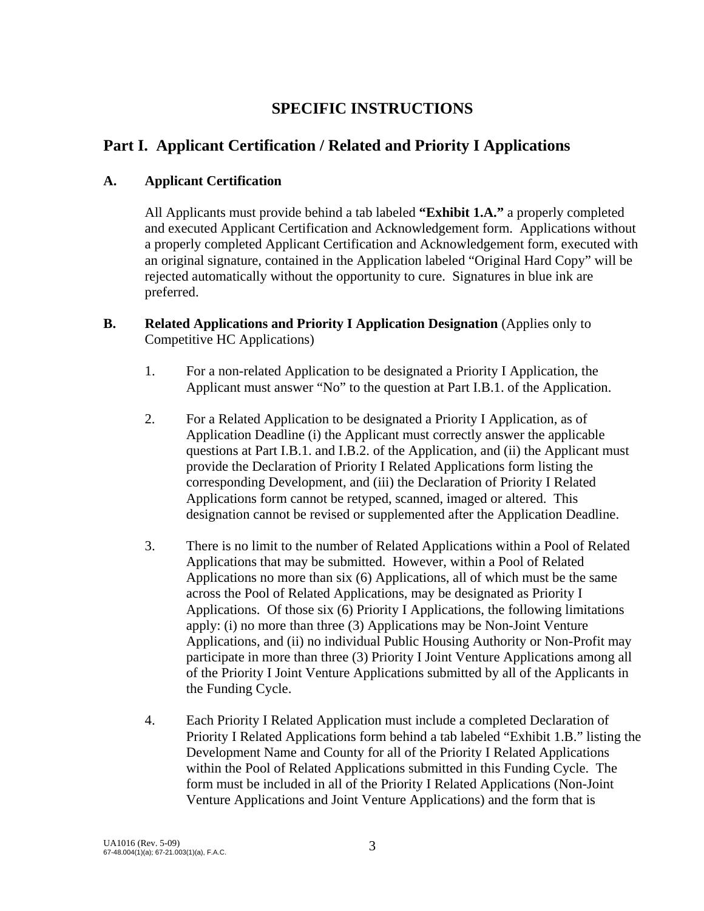# SPECIFIC INSTRUCTIONS

## Part I. Applicant Certification / Related and Priority I Applications

### A. Applicant Certification

All Applicants must provide behind a tab labeled **"Exhibit 1.A."** a properly completed and executed Applicant Certification and Acknowledgement form. Applications without a properly completed Applicant Certification and Acknowledgement form, executed with an original signature, contained in the Application labeled "Original Hard Copy" will be rejected automatically without the opportunity to cure. Signatures in blue ink are preferred.

### B. Related Applications and Priority I Application Designation (Applies only to Competitive HC Applications)

1. For a non-related Application to be designated a Priority I Application, the Applicant must answer "No" to the question at Part I.B.1. of the Application.

2. For a Related Application to be designated a Priority I Application, as of Application Deadline (i) the Applicant must correctly answer the applicable questions at Part I.B.1. and I.B.2. of the Application, and (ii) the Applicant must provide the Declaration of Priority I Related Applications form listing the corresponding Development, and (iii) the Declaration of Priority I Related Applications form cannot be retyped, scanned, imaged or altered. This designation cannot be revised or supplemented after the Application Deadline.

3. There is no limit to the number of Related Applications within a Pool of Related Applications that may be submitted. However, within a Pool of Related Applications no more than six (6) Applications, all of which must be the same across the Pool of Related Applications, may be designated as Priority I Applications. Of those six (6) Priority I Applications, the following limitations apply: (i) no more than three (3) Applications may be Non-Joint Venture Applications, and (ii) no individual Public Housing Authority or Non-Profit may participate in more than three (3) Priority I Joint Venture Applications among all of the Priority I Joint Venture Applications submitted by all of the Applicants in the Funding Cycle.

4. Each Priority I Related Application must include a completed Declaration of Priority I Related Applications form behind a tab labeled "Exhibit 1.B." listing the Development Name and County for all of the Priority I Related Applications within the Pool of Related Applications submitted in this Funding Cycle. The form must be included in all of the Priority I Related Applications (Non-Joint Venture Applications and Joint Venture Applications) and the form that is

UA1016 (Rev. 5-09)
67-48.004(1)(a); 67-21.003(1)(a), F.A.C.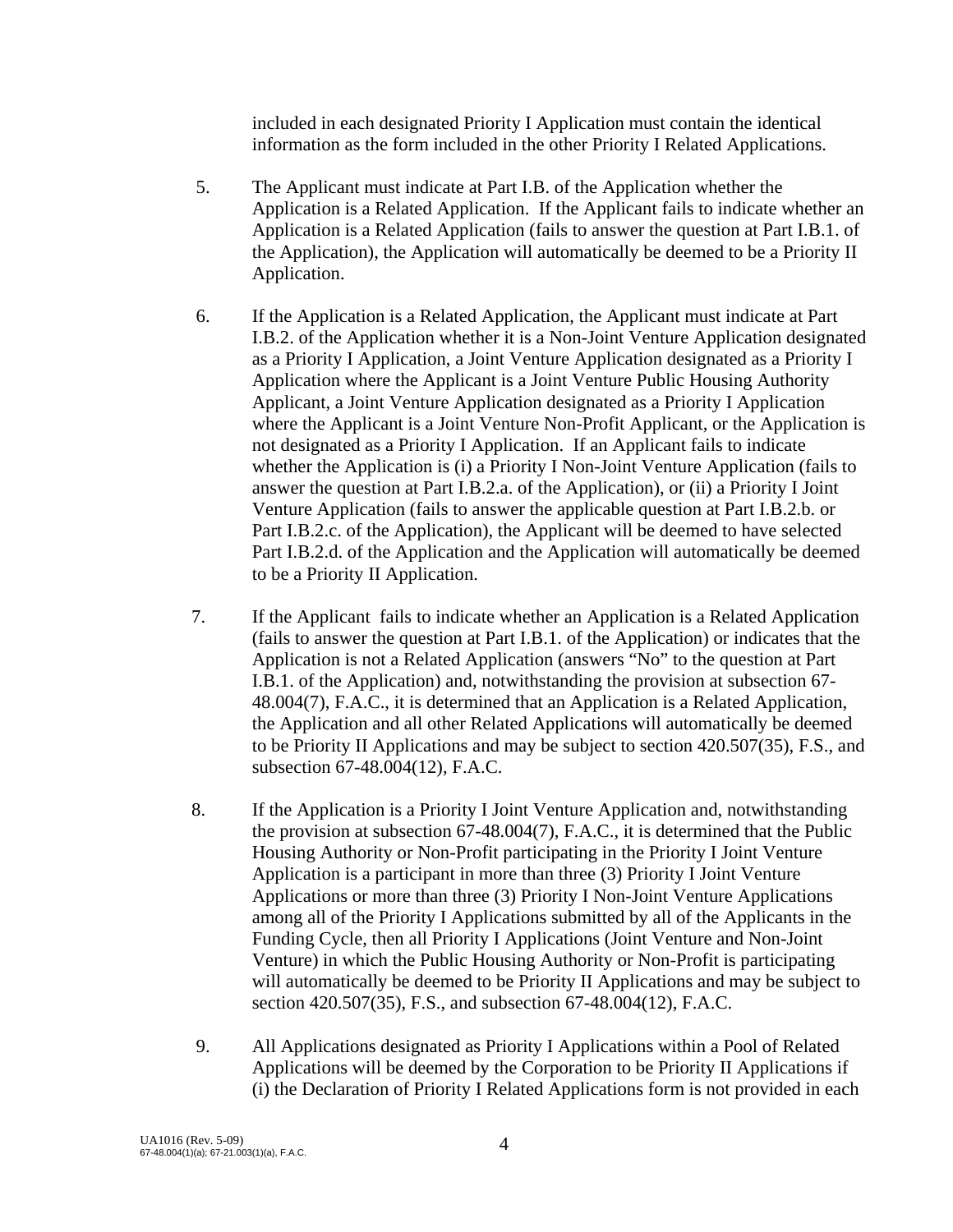included in each designated Priority I Application must contain the identical information as the form included in the other Priority I Related Applications.

5. The Applicant must indicate at Part I.B. of the Application whether the Application is a Related Application. If the Applicant fails to indicate whether an Application is a Related Application (fails to answer the question at Part I.B.1. of the Application), the Application will automatically be deemed to be a Priority II Application.

6. If the Application is a Related Application, the Applicant must indicate at Part I.B.2. of the Application whether it is a Non-Joint Venture Application designated as a Priority I Application, a Joint Venture Application designated as a Priority I Application where the Applicant is a Joint Venture Public Housing Authority Applicant, a Joint Venture Application designated as a Priority I Application where the Applicant is a Joint Venture Non-Profit Applicant, or the Application is not designated as a Priority I Application. If an Applicant fails to indicate whether the Application is (i) a Priority I Non-Joint Venture Application (fails to answer the question at Part I.B.2.a. of the Application), or (ii) a Priority I Joint Venture Application (fails to answer the applicable question at Part I.B.2.b. or Part I.B.2.c. of the Application), the Applicant will be deemed to have selected Part I.B.2.d. of the Application and the Application will automatically be deemed to be a Priority II Application.

7. If the Applicant fails to indicate whether an Application is a Related Application (fails to answer the question at Part I.B.1. of the Application) or indicates that the Application is not a Related Application (answers "No" to the question at Part I.B.1. of the Application) and, notwithstanding the provision at subsection 67-48.004(7), F.A.C., it is determined that an Application is a Related Application, the Application and all other Related Applications will automatically be deemed to be Priority II Applications and may be subject to section 420.507(35), F.S., and subsection 67-48.004(12), F.A.C.

8. If the Application is a Priority I Joint Venture Application and, notwithstanding the provision at subsection 67-48.004(7), F.A.C., it is determined that the Public Housing Authority or Non-Profit participating in the Priority I Joint Venture Application is a participant in more than three (3) Priority I Joint Venture Applications or more than three (3) Priority I Non-Joint Venture Applications among all of the Priority I Applications submitted by all of the Applicants in the Funding Cycle, then all Priority I Applications (Joint Venture and Non-Joint Venture) in which the Public Housing Authority or Non-Profit is participating will automatically be deemed to be Priority II Applications and may be subject to section 420.507(35), F.S., and subsection 67-48.004(12), F.A.C.

9. All Applications designated as Priority I Applications within a Pool of Related Applications will be deemed by the Corporation to be Priority II Applications if (i) the Declaration of Priority I Related Applications form is not provided in each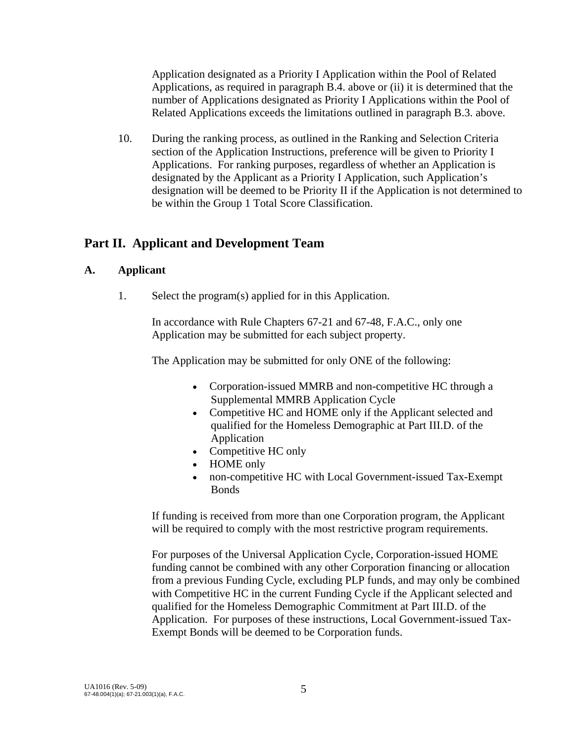Application designated as a Priority I Application within the Pool of Related Applications, as required in paragraph B.4. above or (ii) it is determined that the number of Applications designated as Priority I Applications within the Pool of Related Applications exceeds the limitations outlined in paragraph B.3. above.

10. During the ranking process, as outlined in the Ranking and Selection Criteria section of the Application Instructions, preference will be given to Priority I Applications. For ranking purposes, regardless of whether an Application is designated by the Applicant as a Priority I Application, such Application's designation will be deemed to be Priority II if the Application is not determined to be within the Group 1 Total Score Classification.

## Part II. Applicant and Development Team

### A. Applicant

1. Select the program(s) applied for in this Application.

   In accordance with Rule Chapters 67-21 and 67-48, F.A.C., only one Application may be submitted for each subject property.

   The Application may be submitted for only ONE of the following:

   - Corporation-issued MMRB and non-competitive HC through a Supplemental MMRB Application Cycle
   - Competitive HC and HOME only if the Applicant selected and qualified for the Homeless Demographic at Part III.D. of the Application
   - Competitive HC only
   - HOME only
   - non-competitive HC with Local Government-issued Tax-Exempt Bonds

   If funding is received from more than one Corporation program, the Applicant will be required to comply with the most restrictive program requirements.

   For purposes of the Universal Application Cycle, Corporation-issued HOME funding cannot be combined with any other Corporation financing or allocation from a previous Funding Cycle, excluding PLP funds, and may only be combined with Competitive HC in the current Funding Cycle if the Applicant selected and qualified for the Homeless Demographic Commitment at Part III.D. of the Application. For purposes of these instructions, Local Government-issued Tax-Exempt Bonds will be deemed to be Corporation funds.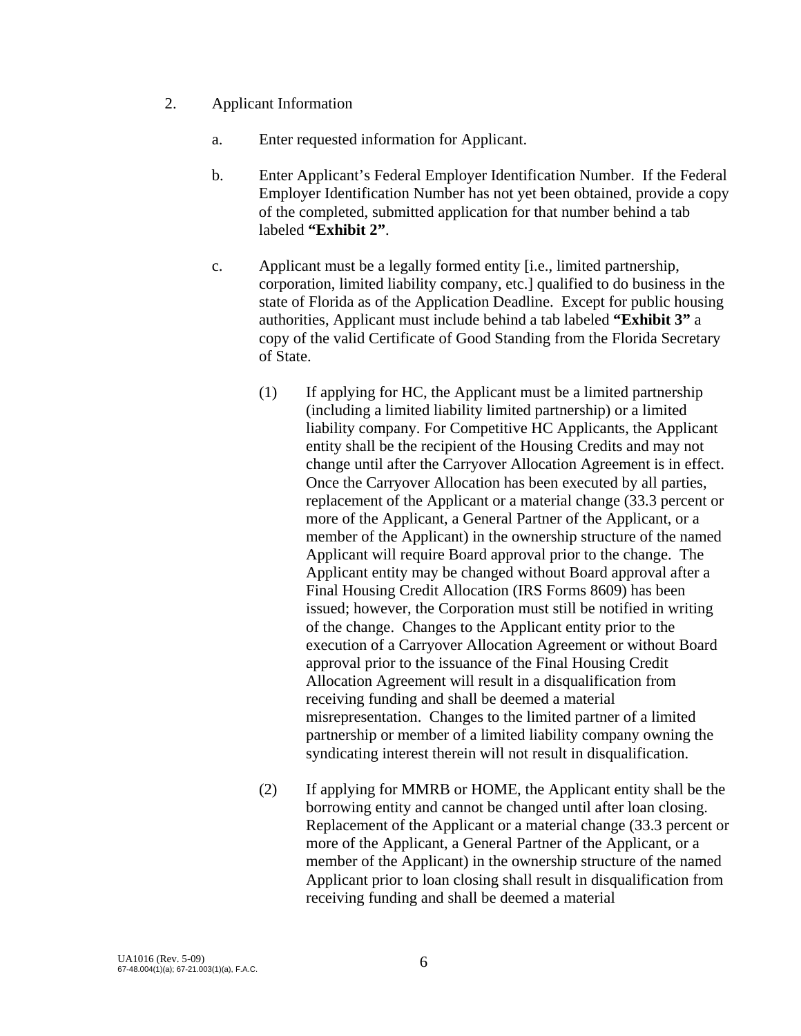2. Applicant Information

   a. Enter requested information for Applicant.

   b. Enter Applicant's Federal Employer Identification Number. If the Federal Employer Identification Number has not yet been obtained, provide a copy of the completed, submitted application for that number behind a tab labeled **"Exhibit 2"**.

   c. Applicant must be a legally formed entity [i.e., limited partnership, corporation, limited liability company, etc.] qualified to do business in the state of Florida as of the Application Deadline. Except for public housing authorities, Applicant must include behind a tab labeled **"Exhibit 3"** a copy of the valid Certificate of Good Standing from the Florida Secretary of State.

      (1) If applying for HC, the Applicant must be a limited partnership (including a limited liability limited partnership) or a limited liability company. For Competitive HC Applicants, the Applicant entity shall be the recipient of the Housing Credits and may not change until after the Carryover Allocation Agreement is in effect. Once the Carryover Allocation has been executed by all parties, replacement of the Applicant or a material change (33.3 percent or more of the Applicant, a General Partner of the Applicant, or a member of the Applicant) in the ownership structure of the named Applicant will require Board approval prior to the change. The Applicant entity may be changed without Board approval after a Final Housing Credit Allocation (IRS Forms 8609) has been issued; however, the Corporation must still be notified in writing of the change. Changes to the Applicant entity prior to the execution of a Carryover Allocation Agreement or without Board approval prior to the issuance of the Final Housing Credit Allocation Agreement will result in a disqualification from receiving funding and shall be deemed a material misrepresentation. Changes to the limited partner of a limited partnership or member of a limited liability company owning the syndicating interest therein will not result in disqualification.

      (2) If applying for MMRB or HOME, the Applicant entity shall be the borrowing entity and cannot be changed until after loan closing. Replacement of the Applicant or a material change (33.3 percent or more of the Applicant, a General Partner of the Applicant, or a member of the Applicant) in the ownership structure of the named Applicant prior to loan closing shall result in disqualification from receiving funding and shall be deemed a material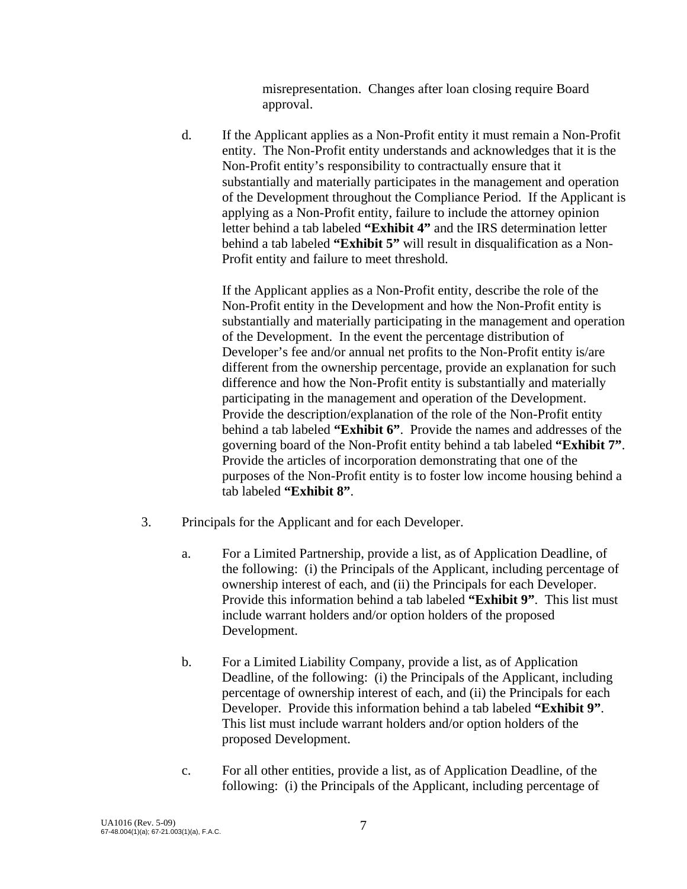misrepresentation. Changes after loan closing require Board approval.

d. If the Applicant applies as a Non-Profit entity it must remain a Non-Profit entity. The Non-Profit entity understands and acknowledges that it is the Non-Profit entity's responsibility to contractually ensure that it substantially and materially participates in the management and operation of the Development throughout the Compliance Period. If the Applicant is applying as a Non-Profit entity, failure to include the attorney opinion letter behind a tab labeled **"Exhibit 4"** and the IRS determination letter behind a tab labeled **"Exhibit 5"** will result in disqualification as a Non-Profit entity and failure to meet threshold.

   If the Applicant applies as a Non-Profit entity, describe the role of the Non-Profit entity in the Development and how the Non-Profit entity is substantially and materially participating in the management and operation of the Development. In the event the percentage distribution of Developer's fee and/or annual net profits to the Non-Profit entity is/are different from the ownership percentage, provide an explanation for such difference and how the Non-Profit entity is substantially and materially participating in the management and operation of the Development. Provide the description/explanation of the role of the Non-Profit entity behind a tab labeled **"Exhibit 6"**. Provide the names and addresses of the governing board of the Non-Profit entity behind a tab labeled **"Exhibit 7"**. Provide the articles of incorporation demonstrating that one of the purposes of the Non-Profit entity is to foster low income housing behind a tab labeled **"Exhibit 8"**.

3. Principals for the Applicant and for each Developer.

   a. For a Limited Partnership, provide a list, as of Application Deadline, of the following: (i) the Principals of the Applicant, including percentage of ownership interest of each, and (ii) the Principals for each Developer. Provide this information behind a tab labeled **"Exhibit 9"**. This list must include warrant holders and/or option holders of the proposed Development.

   b. For a Limited Liability Company, provide a list, as of Application Deadline, of the following: (i) the Principals of the Applicant, including percentage of ownership interest of each, and (ii) the Principals for each Developer. Provide this information behind a tab labeled **"Exhibit 9"**. This list must include warrant holders and/or option holders of the proposed Development.

   c. For all other entities, provide a list, as of Application Deadline, of the following: (i) the Principals of the Applicant, including percentage of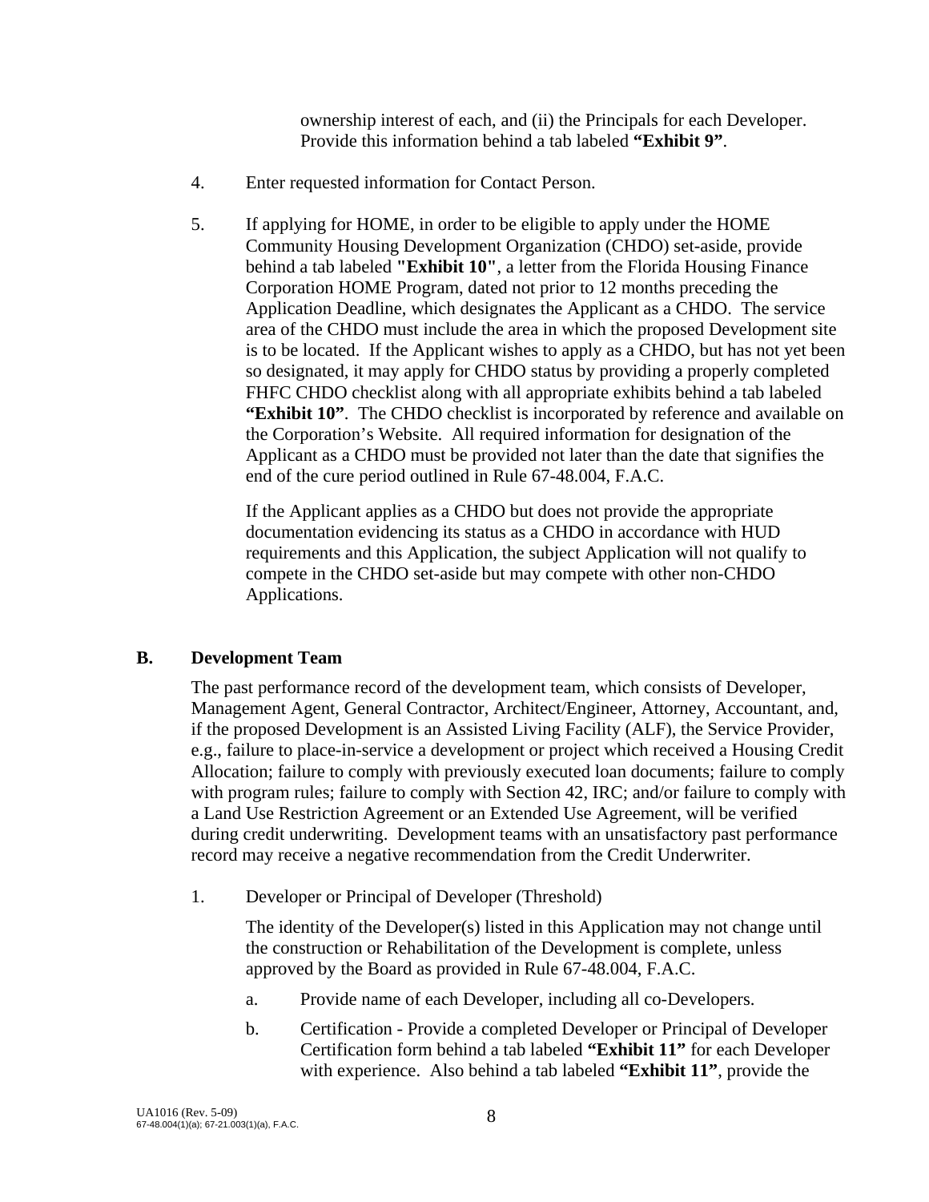ownership interest of each, and (ii) the Principals for each Developer. Provide this information behind a tab labeled **"Exhibit 9"**.

4. Enter requested information for Contact Person.

5. If applying for HOME, in order to be eligible to apply under the HOME Community Housing Development Organization (CHDO) set-aside, provide behind a tab labeled **"Exhibit 10"**, a letter from the Florida Housing Finance Corporation HOME Program, dated not prior to 12 months preceding the Application Deadline, which designates the Applicant as a CHDO. The service area of the CHDO must include the area in which the proposed Development site is to be located. If the Applicant wishes to apply as a CHDO, but has not yet been so designated, it may apply for CHDO status by providing a properly completed FHFC CHDO checklist along with all appropriate exhibits behind a tab labeled **"Exhibit 10"**. The CHDO checklist is incorporated by reference and available on the Corporation's Website. All required information for designation of the Applicant as a CHDO must be provided not later than the date that signifies the end of the cure period outlined in Rule 67-48.004, F.A.C.

   If the Applicant applies as a CHDO but does not provide the appropriate documentation evidencing its status as a CHDO in accordance with HUD requirements and this Application, the subject Application will not qualify to compete in the CHDO set-aside but may compete with other non-CHDO Applications.

## B. Development Team

The past performance record of the development team, which consists of Developer, Management Agent, General Contractor, Architect/Engineer, Attorney, Accountant, and, if the proposed Development is an Assisted Living Facility (ALF), the Service Provider, e.g., failure to place-in-service a development or project which received a Housing Credit Allocation; failure to comply with previously executed loan documents; failure to comply with program rules; failure to comply with Section 42, IRC; and/or failure to comply with a Land Use Restriction Agreement or an Extended Use Agreement, will be verified during credit underwriting. Development teams with an unsatisfactory past performance record may receive a negative recommendation from the Credit Underwriter.

1. Developer or Principal of Developer (Threshold)

   The identity of the Developer(s) listed in this Application may not change until the construction or Rehabilitation of the Development is complete, unless approved by the Board as provided in Rule 67-48.004, F.A.C.

   a. Provide name of each Developer, including all co-Developers.

   b. Certification - Provide a completed Developer or Principal of Developer Certification form behind a tab labeled **"Exhibit 11"** for each Developer with experience. Also behind a tab labeled **"Exhibit 11"**, provide the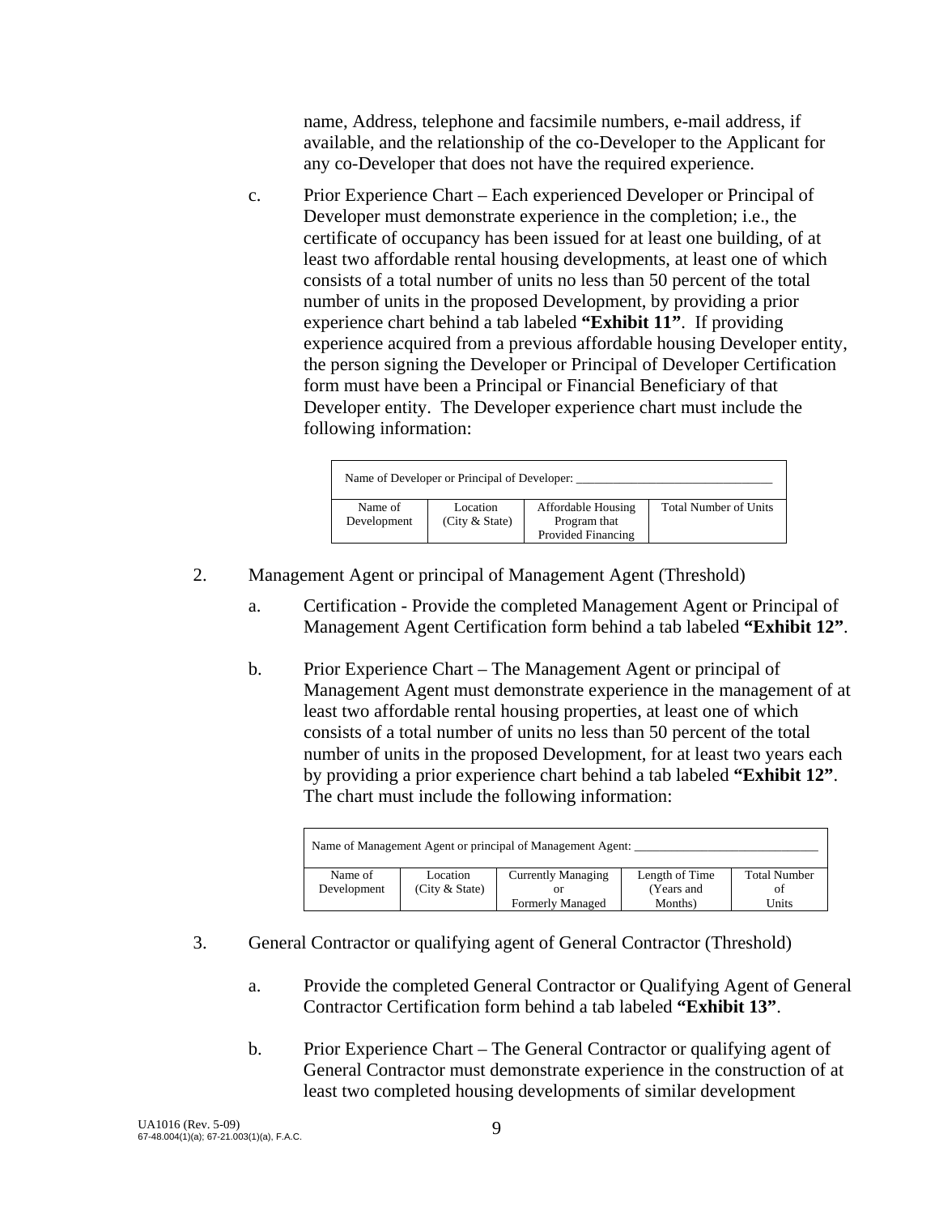name, Address, telephone and facsimile numbers, e-mail address, if available, and the relationship of the co-Developer to the Applicant for any co-Developer that does not have the required experience.

c. Prior Experience Chart – Each experienced Developer or Principal of Developer must demonstrate experience in the completion; i.e., the certificate of occupancy has been issued for at least one building, of at least two affordable rental housing developments, at least one of which consists of a total number of units no less than 50 percent of the total number of units in the proposed Development, by providing a prior experience chart behind a tab labeled **"Exhibit 11"**. If providing experience acquired from a previous affordable housing Developer entity, the person signing the Developer or Principal of Developer Certification form must have been a Principal or Financial Beneficiary of that Developer entity. The Developer experience chart must include the following information:

| Name of Developer or Principal of Developer: _______________ | | | |
|---|---|---|---|
| Name of Development | Location (City & State) | Affordable Housing Program that Provided Financing | Total Number of Units |

2. Management Agent or principal of Management Agent (Threshold)

a. Certification - Provide the completed Management Agent or Principal of Management Agent Certification form behind a tab labeled **"Exhibit 12"**.

b. Prior Experience Chart – The Management Agent or principal of Management Agent must demonstrate experience in the management of at least two affordable rental housing properties, at least one of which consists of a total number of units no less than 50 percent of the total number of units in the proposed Development, for at least two years each by providing a prior experience chart behind a tab labeled **"Exhibit 12"**. The chart must include the following information:

| Name of Management Agent or principal of Management Agent: _______________ | | | | |
|---|---|---|---|---|
| Name of Development | Location (City & State) | Currently Managing or Formerly Managed | Length of Time (Years and Months) | Total Number of Units |

3. General Contractor or qualifying agent of General Contractor (Threshold)

a. Provide the completed General Contractor or Qualifying Agent of General Contractor Certification form behind a tab labeled **"Exhibit 13"**.

b. Prior Experience Chart – The General Contractor or qualifying agent of General Contractor must demonstrate experience in the construction of at least two completed housing developments of similar development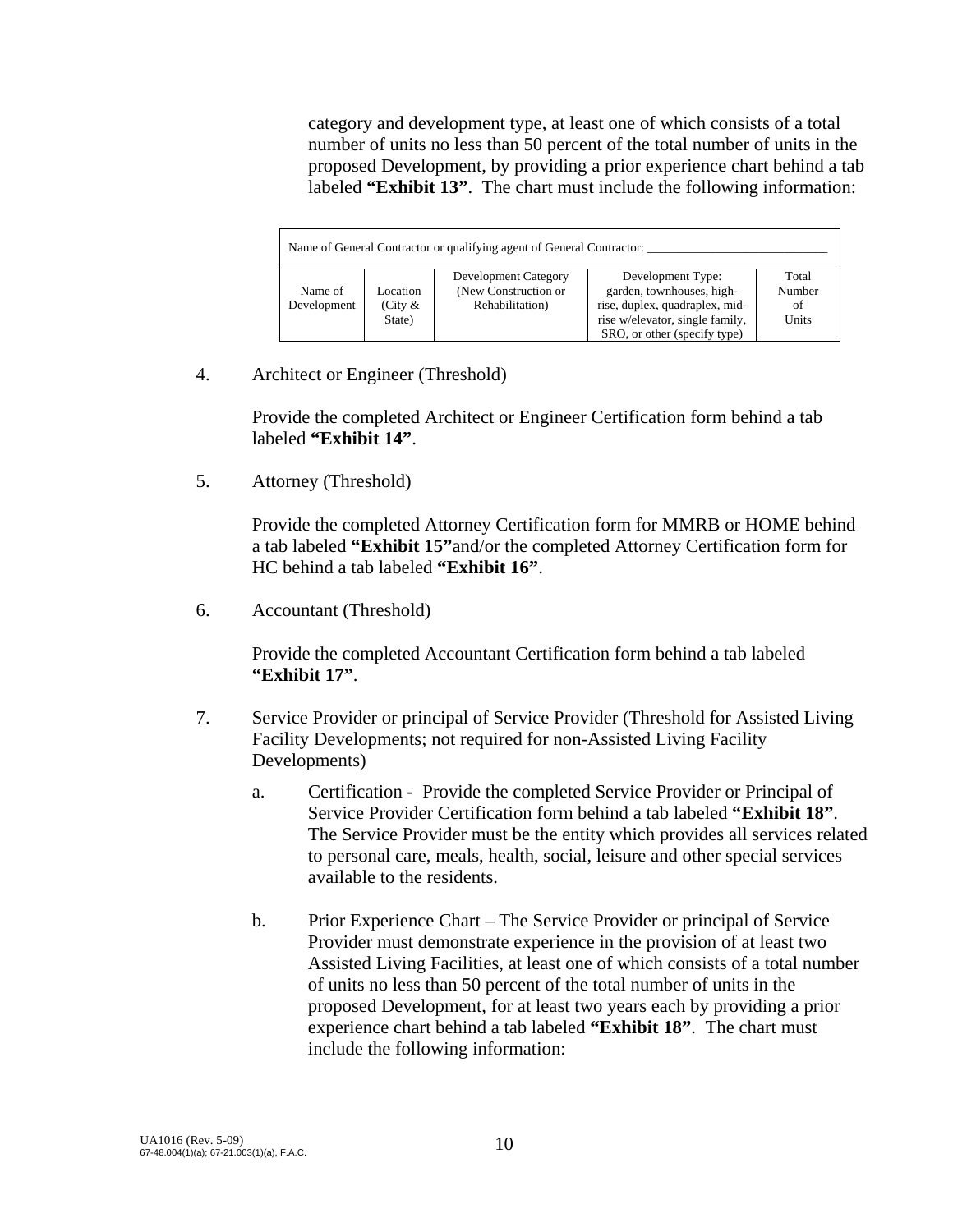category and development type, at least one of which consists of a total number of units no less than 50 percent of the total number of units in the proposed Development, by providing a prior experience chart behind a tab labeled **"Exhibit 13"**. The chart must include the following information:

| Name of General Contractor or qualifying agent of General Contractor: ____________________________ | | | | |
|---|---|---|---|---|
| Name of Development | Location (City & State) | Development Category (New Construction or Rehabilitation) | Development Type: garden, townhouses, high-rise, duplex, quadraplex, mid-rise w/elevator, single family, SRO, or other (specify type) | Total Number of Units |

4. Architect or Engineer (Threshold)

   Provide the completed Architect or Engineer Certification form behind a tab labeled **"Exhibit 14"**.

5. Attorney (Threshold)

   Provide the completed Attorney Certification form for MMRB or HOME behind a tab labeled **"Exhibit 15"**and/or the completed Attorney Certification form for HC behind a tab labeled **"Exhibit 16"**.

6. Accountant (Threshold)

   Provide the completed Accountant Certification form behind a tab labeled **"Exhibit 17"**.

7. Service Provider or principal of Service Provider (Threshold for Assisted Living Facility Developments; not required for non-Assisted Living Facility Developments)

   a. Certification - Provide the completed Service Provider or Principal of Service Provider Certification form behind a tab labeled **"Exhibit 18"**. The Service Provider must be the entity which provides all services related to personal care, meals, health, social, leisure and other special services available to the residents.

   b. Prior Experience Chart – The Service Provider or principal of Service Provider must demonstrate experience in the provision of at least two Assisted Living Facilities, at least one of which consists of a total number of units no less than 50 percent of the total number of units in the proposed Development, for at least two years each by providing a prior experience chart behind a tab labeled **"Exhibit 18"**. The chart must include the following information:

UA1016 (Rev. 5-09)
67-48.004(1)(a); 67-21.003(1)(a), F.A.C.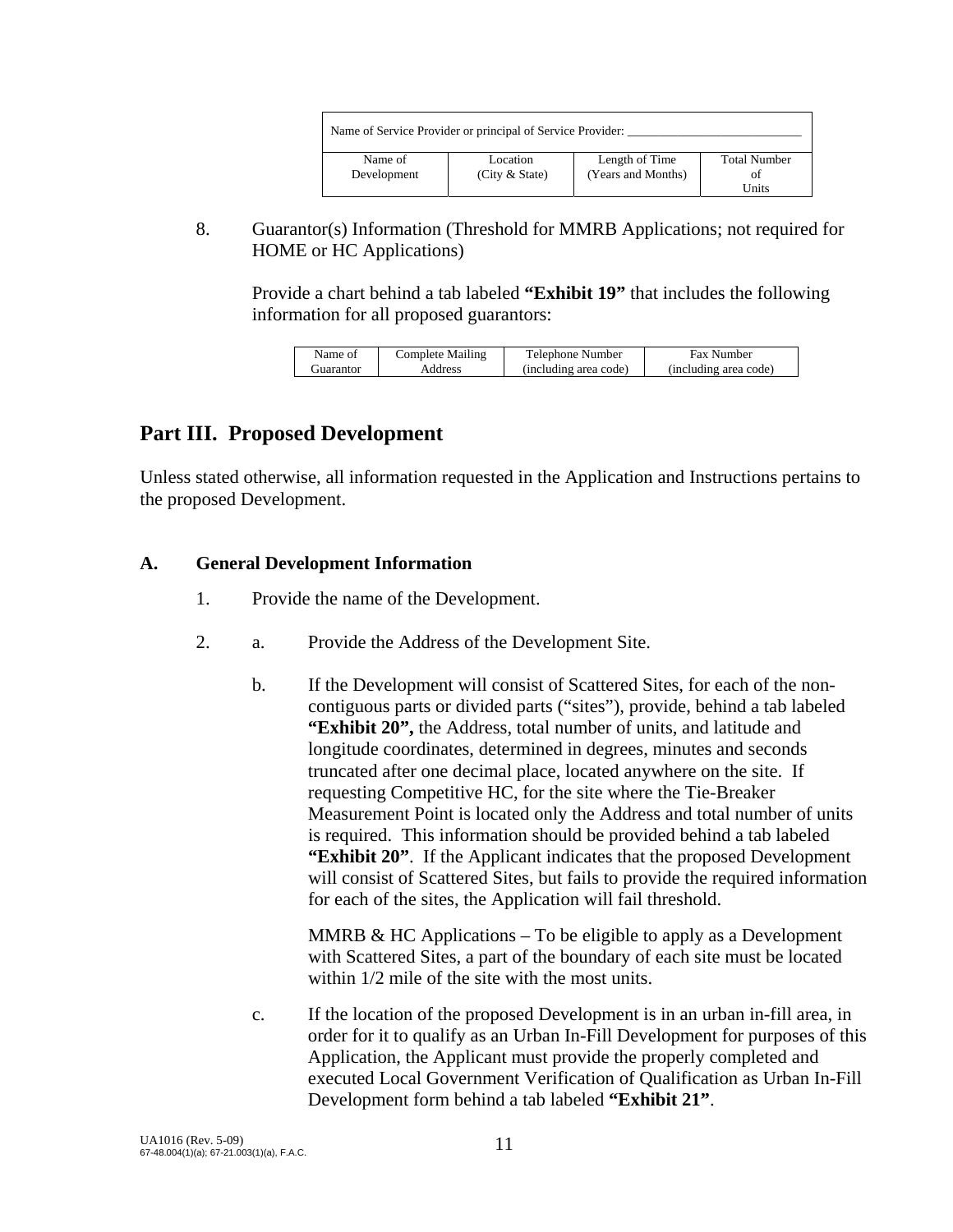| Name of Service Provider or principal of Service Provider: ___________________________ | | | |
|---|---|---|---|
| Name of Development | Location (City & State) | Length of Time (Years and Months) | Total Number of Units |

8. Guarantor(s) Information (Threshold for MMRB Applications; not required for HOME or HC Applications)

   Provide a chart behind a tab labeled **"Exhibit 19"** that includes the following information for all proposed guarantors:

| Name of Guarantor | Complete Mailing Address | Telephone Number (including area code) | Fax Number (including area code) |
|---|---|---|---|

## Part III. Proposed Development

Unless stated otherwise, all information requested in the Application and Instructions pertains to the proposed Development.

### A. General Development Information

1. Provide the name of the Development.

2. a. Provide the Address of the Development Site.

   b. If the Development will consist of Scattered Sites, for each of the non-contiguous parts or divided parts ("sites"), provide, behind a tab labeled **"Exhibit 20",** the Address, total number of units, and latitude and longitude coordinates, determined in degrees, minutes and seconds truncated after one decimal place, located anywhere on the site. If requesting Competitive HC, for the site where the Tie-Breaker Measurement Point is located only the Address and total number of units is required. This information should be provided behind a tab labeled **"Exhibit 20"**. If the Applicant indicates that the proposed Development will consist of Scattered Sites, but fails to provide the required information for each of the sites, the Application will fail threshold.

   MMRB & HC Applications – To be eligible to apply as a Development with Scattered Sites, a part of the boundary of each site must be located within 1/2 mile of the site with the most units.

   c. If the location of the proposed Development is in an urban in-fill area, in order for it to qualify as an Urban In-Fill Development for purposes of this Application, the Applicant must provide the properly completed and executed Local Government Verification of Qualification as Urban In-Fill Development form behind a tab labeled **"Exhibit 21"**.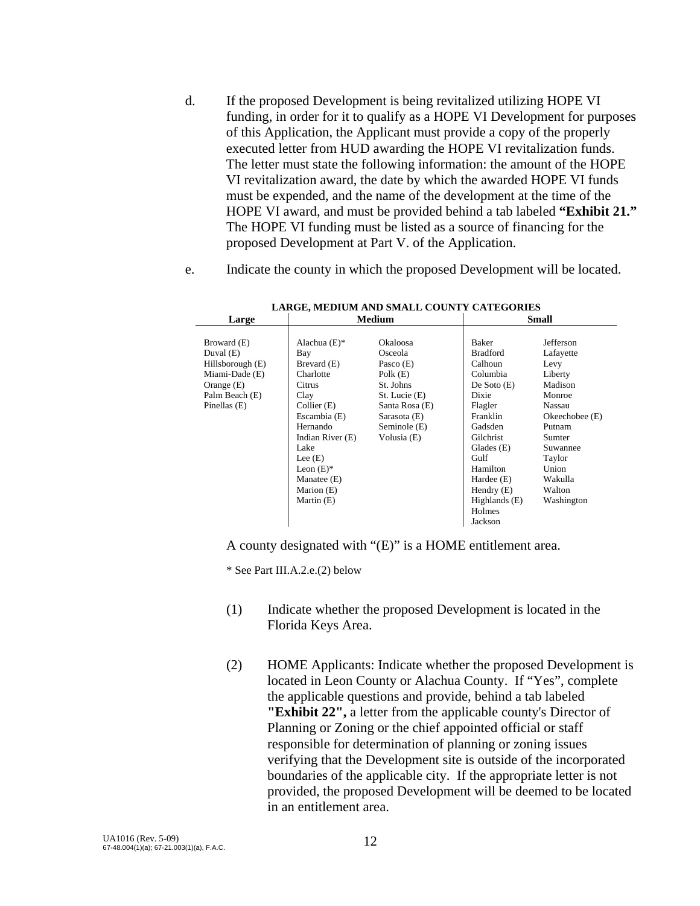d. If the proposed Development is being revitalized utilizing HOPE VI funding, in order for it to qualify as a HOPE VI Development for purposes of this Application, the Applicant must provide a copy of the properly executed letter from HUD awarding the HOPE VI revitalization funds. The letter must state the following information: the amount of the HOPE VI revitalization award, the date by which the awarded HOPE VI funds must be expended, and the name of the development at the time of the HOPE VI award, and must be provided behind a tab labeled **"Exhibit 21."** The HOPE VI funding must be listed as a source of financing for the proposed Development at Part V. of the Application.

e. Indicate the county in which the proposed Development will be located.

**LARGE, MEDIUM AND SMALL COUNTY CATEGORIES**

| Large | Medium | | Small | |
|---|---|---|---|---|
| Broward (E) | Alachua (E)* | Okaloosa | Baker | Jefferson |
| Duval (E) | Bay | Osceola | Bradford | Lafayette |
| Hillsborough (E) | Brevard (E) | Pasco (E) | Calhoun | Levy |
| Miami-Dade (E) | Charlotte | Polk (E) | Columbia | Liberty |
| Orange (E) | Citrus | St. Johns | De Soto (E) | Madison |
| Palm Beach (E) | Clay | St. Lucie (E) | Dixie | Monroe |
| Pinellas (E) | Collier (E) | Santa Rosa (E) | Flagler | Nassau |
| | Escambia (E) | Sarasota (E) | Franklin | Okeechobee (E) |
| | Hernando | Seminole (E) | Gadsden | Putnam |
| | Indian River (E) | Volusia (E) | Gilchrist | Sumter |
| | Lake | | Glades (E) | Suwannee |
| | Lee (E) | | Gulf | Taylor |
| | Leon (E)* | | Hamilton | Union |
| | Manatee (E) | | Hardee (E) | Wakulla |
| | Marion (E) | | Hendry (E) | Walton |
| | Martin (E) | | Highlands (E) | Washington |
| | | | Holmes | |
| | | | Jackson | |

A county designated with "(E)" is a HOME entitlement area.

\* See Part III.A.2.e.(2) below

(1) Indicate whether the proposed Development is located in the Florida Keys Area.

(2) HOME Applicants: Indicate whether the proposed Development is located in Leon County or Alachua County. If "Yes", complete the applicable questions and provide, behind a tab labeled **"Exhibit 22",** a letter from the applicable county's Director of Planning or Zoning or the chief appointed official or staff responsible for determination of planning or zoning issues verifying that the Development site is outside of the incorporated boundaries of the applicable city. If the appropriate letter is not provided, the proposed Development will be deemed to be located in an entitlement area.

UA1016 (Rev. 5-09)
67-48.004(1)(a); 67-21.003(1)(a), F.A.C.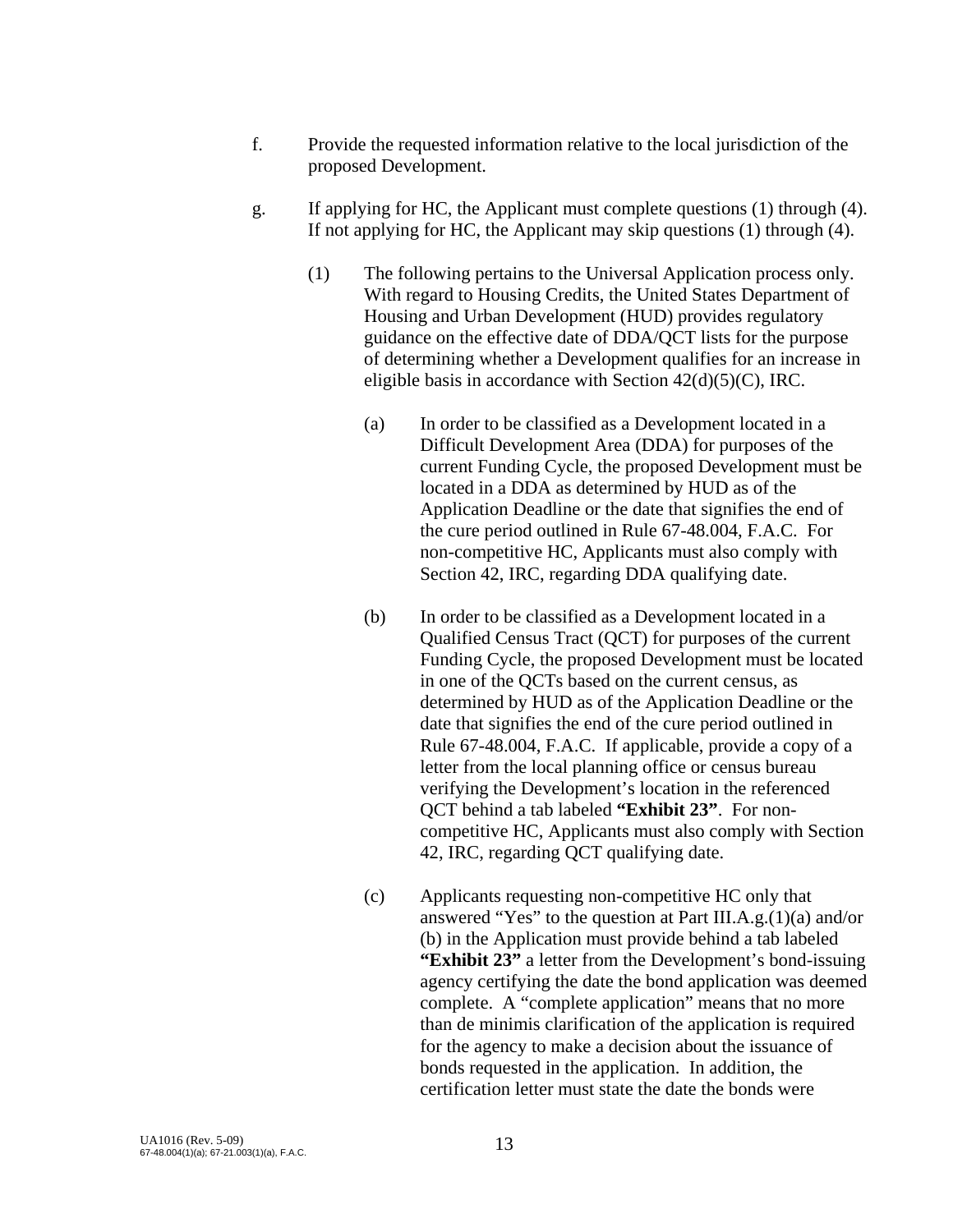f. Provide the requested information relative to the local jurisdiction of the proposed Development.

g. If applying for HC, the Applicant must complete questions (1) through (4). If not applying for HC, the Applicant may skip questions (1) through (4).

(1) The following pertains to the Universal Application process only. With regard to Housing Credits, the United States Department of Housing and Urban Development (HUD) provides regulatory guidance on the effective date of DDA/QCT lists for the purpose of determining whether a Development qualifies for an increase in eligible basis in accordance with Section 42(d)(5)(C), IRC.

(a) In order to be classified as a Development located in a Difficult Development Area (DDA) for purposes of the current Funding Cycle, the proposed Development must be located in a DDA as determined by HUD as of the Application Deadline or the date that signifies the end of the cure period outlined in Rule 67-48.004, F.A.C. For non-competitive HC, Applicants must also comply with Section 42, IRC, regarding DDA qualifying date.

(b) In order to be classified as a Development located in a Qualified Census Tract (QCT) for purposes of the current Funding Cycle, the proposed Development must be located in one of the QCTs based on the current census, as determined by HUD as of the Application Deadline or the date that signifies the end of the cure period outlined in Rule 67-48.004, F.A.C. If applicable, provide a copy of a letter from the local planning office or census bureau verifying the Development's location in the referenced QCT behind a tab labeled **"Exhibit 23"**. For non-competitive HC, Applicants must also comply with Section 42, IRC, regarding QCT qualifying date.

(c) Applicants requesting non-competitive HC only that answered "Yes" to the question at Part III.A.g.(1)(a) and/or (b) in the Application must provide behind a tab labeled **"Exhibit 23"** a letter from the Development's bond-issuing agency certifying the date the bond application was deemed complete. A "complete application" means that no more than de minimis clarification of the application is required for the agency to make a decision about the issuance of bonds requested in the application. In addition, the certification letter must state the date the bonds were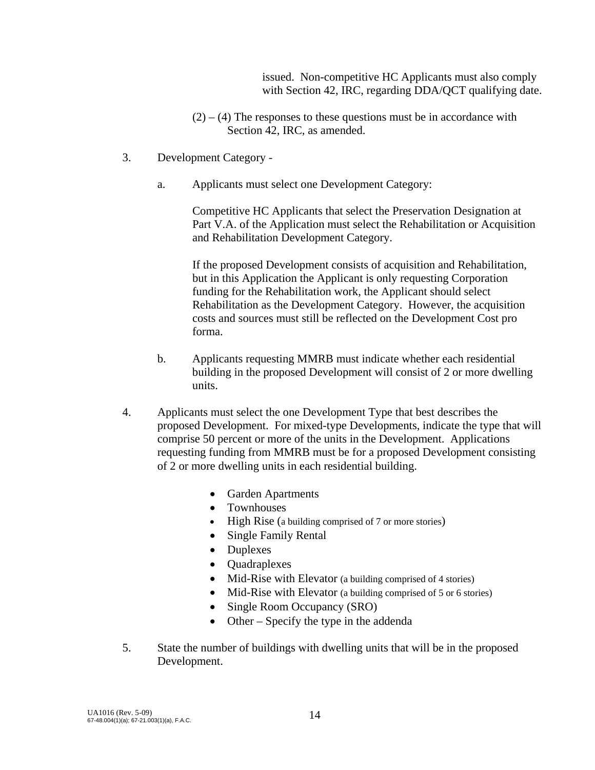issued. Non-competitive HC Applicants must also comply with Section 42, IRC, regarding DDA/QCT qualifying date.

(2) – (4) The responses to these questions must be in accordance with Section 42, IRC, as amended.

3. Development Category -

   a. Applicants must select one Development Category:

      Competitive HC Applicants that select the Preservation Designation at Part V.A. of the Application must select the Rehabilitation or Acquisition and Rehabilitation Development Category.

      If the proposed Development consists of acquisition and Rehabilitation, but in this Application the Applicant is only requesting Corporation funding for the Rehabilitation work, the Applicant should select Rehabilitation as the Development Category. However, the acquisition costs and sources must still be reflected on the Development Cost pro forma.

   b. Applicants requesting MMRB must indicate whether each residential building in the proposed Development will consist of 2 or more dwelling units.

4. Applicants must select the one Development Type that best describes the proposed Development. For mixed-type Developments, indicate the type that will comprise 50 percent or more of the units in the Development. Applications requesting funding from MMRB must be for a proposed Development consisting of 2 or more dwelling units in each residential building.

   - Garden Apartments
   - Townhouses
   - High Rise (a building comprised of 7 or more stories)
   - Single Family Rental
   - Duplexes
   - Quadraplexes
   - Mid-Rise with Elevator (a building comprised of 4 stories)
   - Mid-Rise with Elevator (a building comprised of 5 or 6 stories)
   - Single Room Occupancy (SRO)
   - Other – Specify the type in the addenda

5. State the number of buildings with dwelling units that will be in the proposed Development.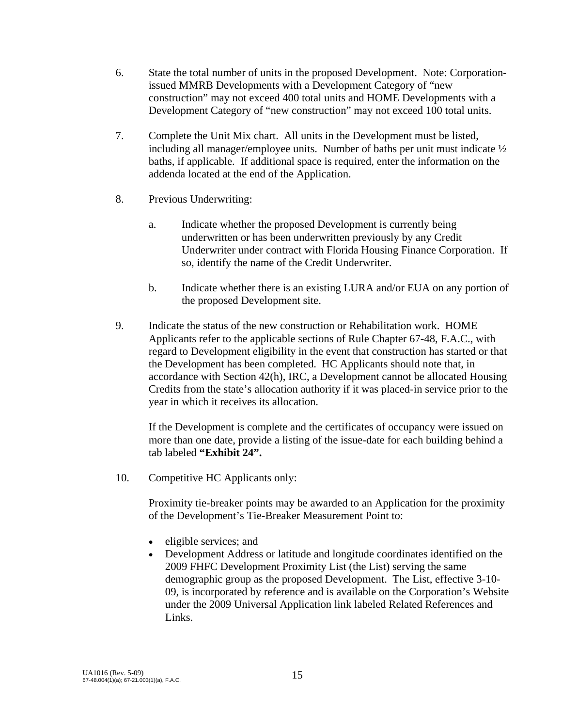6. State the total number of units in the proposed Development. Note: Corporation-issued MMRB Developments with a Development Category of "new construction" may not exceed 400 total units and HOME Developments with a Development Category of "new construction" may not exceed 100 total units.

7. Complete the Unit Mix chart. All units in the Development must be listed, including all manager/employee units. Number of baths per unit must indicate ½ baths, if applicable. If additional space is required, enter the information on the addenda located at the end of the Application.

8. Previous Underwriting:

   a. Indicate whether the proposed Development is currently being underwritten or has been underwritten previously by any Credit Underwriter under contract with Florida Housing Finance Corporation. If so, identify the name of the Credit Underwriter.

   b. Indicate whether there is an existing LURA and/or EUA on any portion of the proposed Development site.

9. Indicate the status of the new construction or Rehabilitation work. HOME Applicants refer to the applicable sections of Rule Chapter 67-48, F.A.C., with regard to Development eligibility in the event that construction has started or that the Development has been completed. HC Applicants should note that, in accordance with Section 42(h), IRC, a Development cannot be allocated Housing Credits from the state's allocation authority if it was placed-in service prior to the year in which it receives its allocation.

   If the Development is complete and the certificates of occupancy were issued on more than one date, provide a listing of the issue-date for each building behind a tab labeled **"Exhibit 24".**

10. Competitive HC Applicants only:

    Proximity tie-breaker points may be awarded to an Application for the proximity of the Development's Tie-Breaker Measurement Point to:

    - eligible services; and
    - Development Address or latitude and longitude coordinates identified on the 2009 FHFC Development Proximity List (the List) serving the same demographic group as the proposed Development. The List, effective 3-10-09, is incorporated by reference and is available on the Corporation's Website under the 2009 Universal Application link labeled Related References and Links.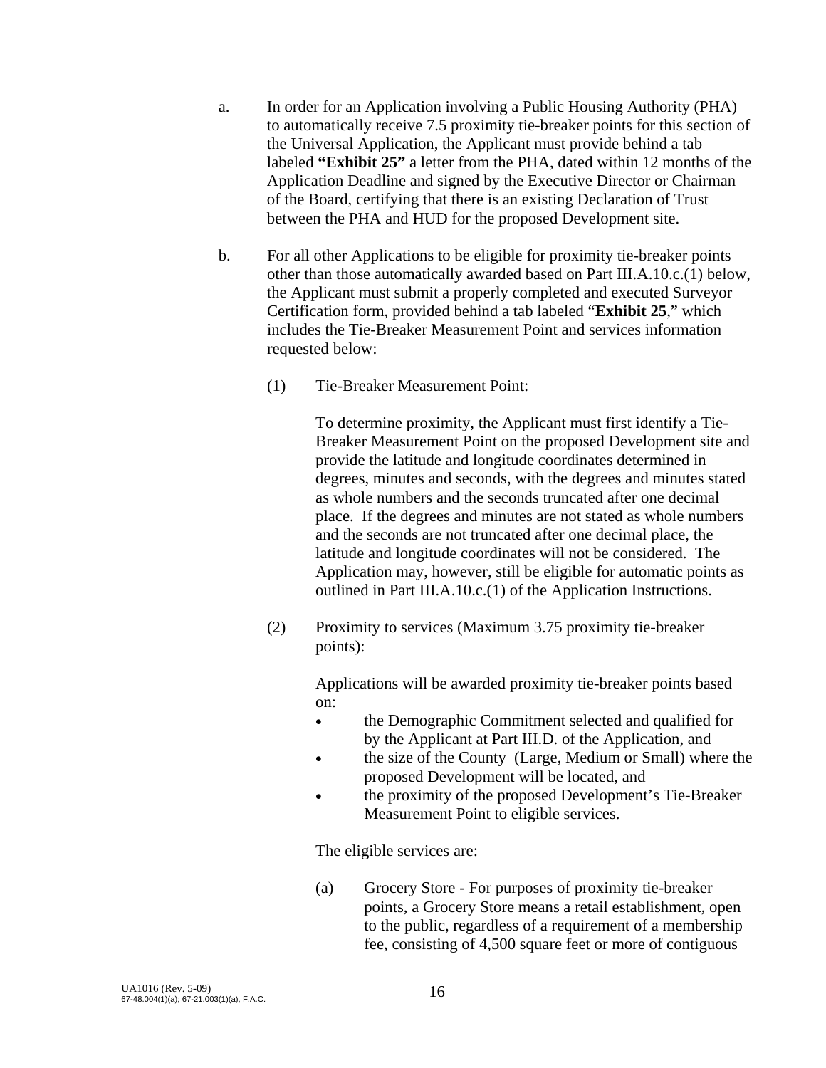a. In order for an Application involving a Public Housing Authority (PHA) to automatically receive 7.5 proximity tie-breaker points for this section of the Universal Application, the Applicant must provide behind a tab labeled **"Exhibit 25"** a letter from the PHA, dated within 12 months of the Application Deadline and signed by the Executive Director or Chairman of the Board, certifying that there is an existing Declaration of Trust between the PHA and HUD for the proposed Development site.

b. For all other Applications to be eligible for proximity tie-breaker points other than those automatically awarded based on Part III.A.10.c.(1) below, the Applicant must submit a properly completed and executed Surveyor Certification form, provided behind a tab labeled "**Exhibit 25**," which includes the Tie-Breaker Measurement Point and services information requested below:

   (1) Tie-Breaker Measurement Point:

   To determine proximity, the Applicant must first identify a Tie-Breaker Measurement Point on the proposed Development site and provide the latitude and longitude coordinates determined in degrees, minutes and seconds, with the degrees and minutes stated as whole numbers and the seconds truncated after one decimal place. If the degrees and minutes are not stated as whole numbers and the seconds are not truncated after one decimal place, the latitude and longitude coordinates will not be considered. The Application may, however, still be eligible for automatic points as outlined in Part III.A.10.c.(1) of the Application Instructions.

   (2) Proximity to services (Maximum 3.75 proximity tie-breaker points):

   Applications will be awarded proximity tie-breaker points based on:

   - the Demographic Commitment selected and qualified for by the Applicant at Part III.D. of the Application, and
   - the size of the County (Large, Medium or Small) where the proposed Development will be located, and
   - the proximity of the proposed Development's Tie-Breaker Measurement Point to eligible services.

   The eligible services are:

   (a) Grocery Store - For purposes of proximity tie-breaker points, a Grocery Store means a retail establishment, open to the public, regardless of a requirement of a membership fee, consisting of 4,500 square feet or more of contiguous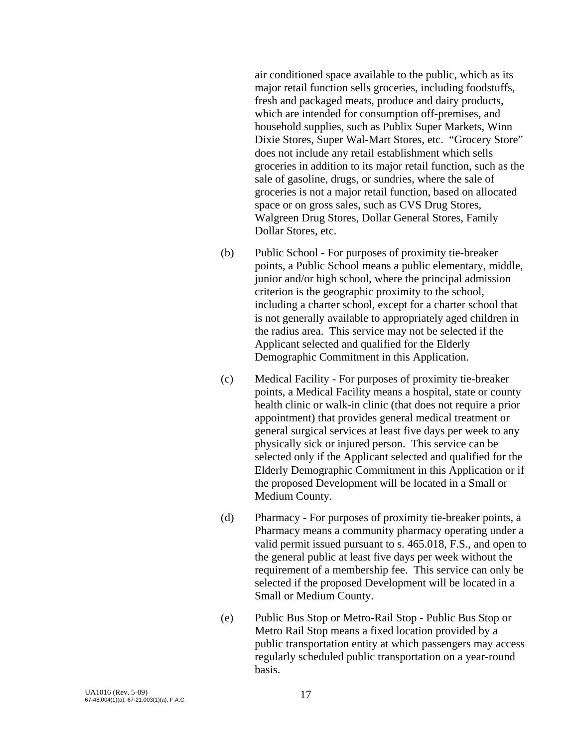air conditioned space available to the public, which as its major retail function sells groceries, including foodstuffs, fresh and packaged meats, produce and dairy products, which are intended for consumption off-premises, and household supplies, such as Publix Super Markets, Winn Dixie Stores, Super Wal-Mart Stores, etc. "Grocery Store" does not include any retail establishment which sells groceries in addition to its major retail function, such as the sale of gasoline, drugs, or sundries, where the sale of groceries is not a major retail function, based on allocated space or on gross sales, such as CVS Drug Stores, Walgreen Drug Stores, Dollar General Stores, Family Dollar Stores, etc.

(b) Public School - For purposes of proximity tie-breaker points, a Public School means a public elementary, middle, junior and/or high school, where the principal admission criterion is the geographic proximity to the school, including a charter school, except for a charter school that is not generally available to appropriately aged children in the radius area. This service may not be selected if the Applicant selected and qualified for the Elderly Demographic Commitment in this Application.

(c) Medical Facility - For purposes of proximity tie-breaker points, a Medical Facility means a hospital, state or county health clinic or walk-in clinic (that does not require a prior appointment) that provides general medical treatment or general surgical services at least five days per week to any physically sick or injured person. This service can be selected only if the Applicant selected and qualified for the Elderly Demographic Commitment in this Application or if the proposed Development will be located in a Small or Medium County.

(d) Pharmacy - For purposes of proximity tie-breaker points, a Pharmacy means a community pharmacy operating under a valid permit issued pursuant to s. 465.018, F.S., and open to the general public at least five days per week without the requirement of a membership fee. This service can only be selected if the proposed Development will be located in a Small or Medium County.

(e) Public Bus Stop or Metro-Rail Stop - Public Bus Stop or Metro Rail Stop means a fixed location provided by a public transportation entity at which passengers may access regularly scheduled public transportation on a year-round basis.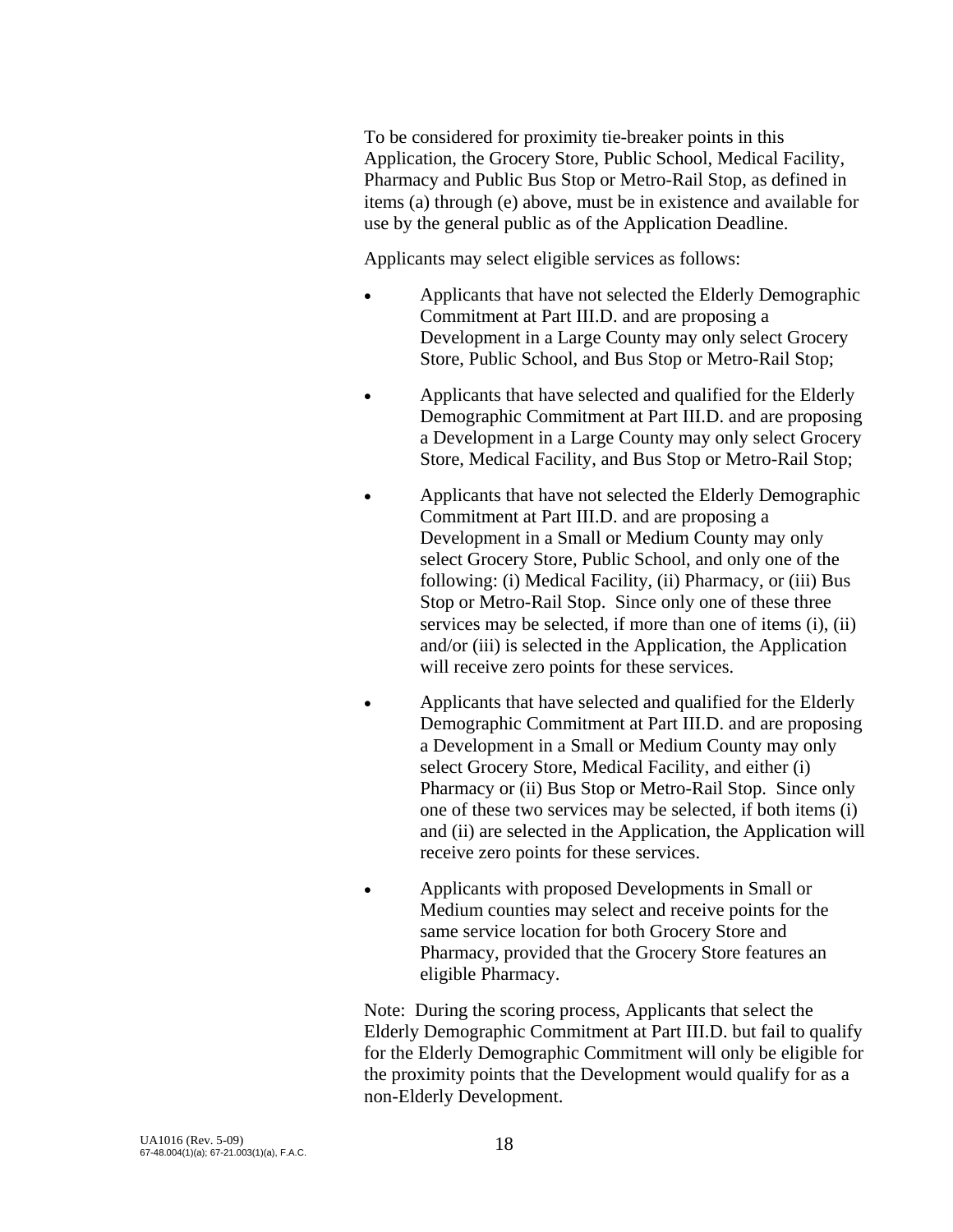To be considered for proximity tie-breaker points in this Application, the Grocery Store, Public School, Medical Facility, Pharmacy and Public Bus Stop or Metro-Rail Stop, as defined in items (a) through (e) above, must be in existence and available for use by the general public as of the Application Deadline.

Applicants may select eligible services as follows:

- Applicants that have not selected the Elderly Demographic Commitment at Part III.D. and are proposing a Development in a Large County may only select Grocery Store, Public School, and Bus Stop or Metro-Rail Stop;
- Applicants that have selected and qualified for the Elderly Demographic Commitment at Part III.D. and are proposing a Development in a Large County may only select Grocery Store, Medical Facility, and Bus Stop or Metro-Rail Stop;
- Applicants that have not selected the Elderly Demographic Commitment at Part III.D. and are proposing a Development in a Small or Medium County may only select Grocery Store, Public School, and only one of the following: (i) Medical Facility, (ii) Pharmacy, or (iii) Bus Stop or Metro-Rail Stop. Since only one of these three services may be selected, if more than one of items (i), (ii) and/or (iii) is selected in the Application, the Application will receive zero points for these services.
- Applicants that have selected and qualified for the Elderly Demographic Commitment at Part III.D. and are proposing a Development in a Small or Medium County may only select Grocery Store, Medical Facility, and either (i) Pharmacy or (ii) Bus Stop or Metro-Rail Stop. Since only one of these two services may be selected, if both items (i) and (ii) are selected in the Application, the Application will receive zero points for these services.
- Applicants with proposed Developments in Small or Medium counties may select and receive points for the same service location for both Grocery Store and Pharmacy, provided that the Grocery Store features an eligible Pharmacy.

Note: During the scoring process, Applicants that select the Elderly Demographic Commitment at Part III.D. but fail to qualify for the Elderly Demographic Commitment will only be eligible for the proximity points that the Development would qualify for as a non-Elderly Development.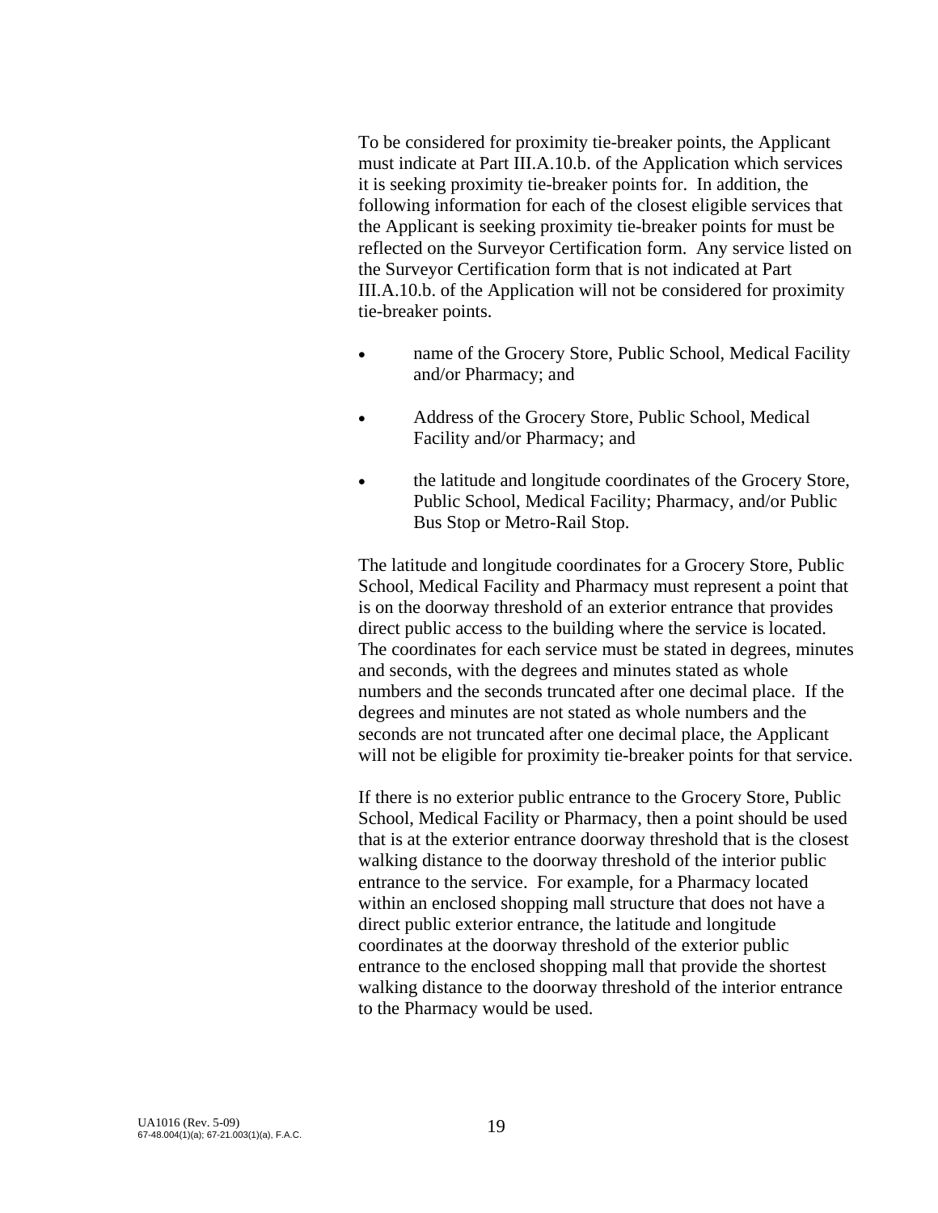To be considered for proximity tie-breaker points, the Applicant must indicate at Part III.A.10.b. of the Application which services it is seeking proximity tie-breaker points for. In addition, the following information for each of the closest eligible services that the Applicant is seeking proximity tie-breaker points for must be reflected on the Surveyor Certification form. Any service listed on the Surveyor Certification form that is not indicated at Part III.A.10.b. of the Application will not be considered for proximity tie-breaker points.

- name of the Grocery Store, Public School, Medical Facility and/or Pharmacy; and
- Address of the Grocery Store, Public School, Medical Facility and/or Pharmacy; and
- the latitude and longitude coordinates of the Grocery Store, Public School, Medical Facility; Pharmacy, and/or Public Bus Stop or Metro-Rail Stop.

The latitude and longitude coordinates for a Grocery Store, Public School, Medical Facility and Pharmacy must represent a point that is on the doorway threshold of an exterior entrance that provides direct public access to the building where the service is located. The coordinates for each service must be stated in degrees, minutes and seconds, with the degrees and minutes stated as whole numbers and the seconds truncated after one decimal place. If the degrees and minutes are not stated as whole numbers and the seconds are not truncated after one decimal place, the Applicant will not be eligible for proximity tie-breaker points for that service.

If there is no exterior public entrance to the Grocery Store, Public School, Medical Facility or Pharmacy, then a point should be used that is at the exterior entrance doorway threshold that is the closest walking distance to the doorway threshold of the interior public entrance to the service. For example, for a Pharmacy located within an enclosed shopping mall structure that does not have a direct public exterior entrance, the latitude and longitude coordinates at the doorway threshold of the exterior public entrance to the enclosed shopping mall that provide the shortest walking distance to the doorway threshold of the interior entrance to the Pharmacy would be used.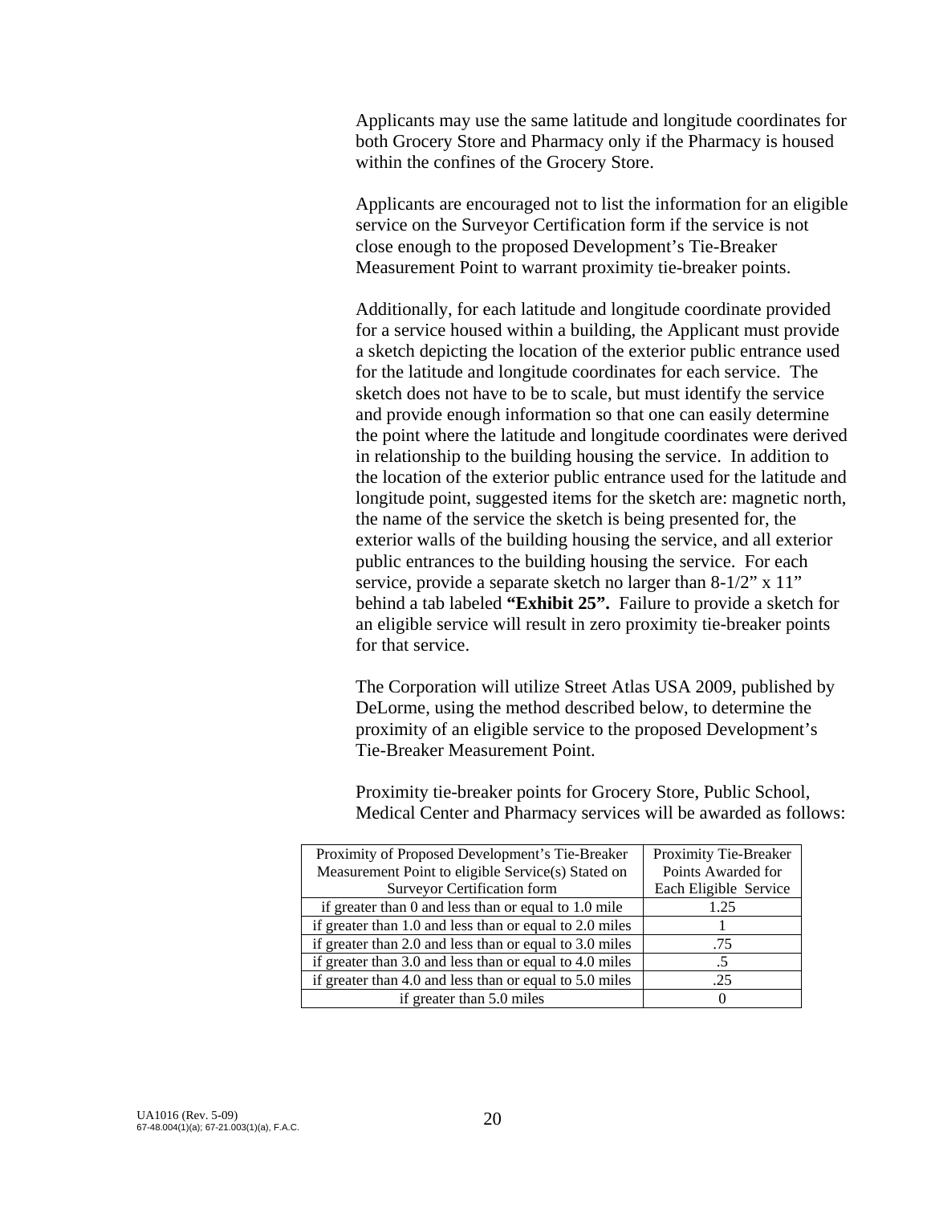Applicants may use the same latitude and longitude coordinates for both Grocery Store and Pharmacy only if the Pharmacy is housed within the confines of the Grocery Store.

Applicants are encouraged not to list the information for an eligible service on the Surveyor Certification form if the service is not close enough to the proposed Development's Tie-Breaker Measurement Point to warrant proximity tie-breaker points.

Additionally, for each latitude and longitude coordinate provided for a service housed within a building, the Applicant must provide a sketch depicting the location of the exterior public entrance used for the latitude and longitude coordinates for each service. The sketch does not have to be to scale, but must identify the service and provide enough information so that one can easily determine the point where the latitude and longitude coordinates were derived in relationship to the building housing the service. In addition to the location of the exterior public entrance used for the latitude and longitude point, suggested items for the sketch are: magnetic north, the name of the service the sketch is being presented for, the exterior walls of the building housing the service, and all exterior public entrances to the building housing the service. For each service, provide a separate sketch no larger than 8-1/2" x 11" behind a tab labeled **"Exhibit 25".** Failure to provide a sketch for an eligible service will result in zero proximity tie-breaker points for that service.

The Corporation will utilize Street Atlas USA 2009, published by DeLorme, using the method described below, to determine the proximity of an eligible service to the proposed Development's Tie-Breaker Measurement Point.

Proximity tie-breaker points for Grocery Store, Public School, Medical Center and Pharmacy services will be awarded as follows:

| Proximity of Proposed Development's Tie-Breaker Measurement Point to eligible Service(s) Stated on Surveyor Certification form | Proximity Tie-Breaker Points Awarded for Each Eligible Service |
|---|---|
| if greater than 0 and less than or equal to 1.0 mile | 1.25 |
| if greater than 1.0 and less than or equal to 2.0 miles | 1 |
| if greater than 2.0 and less than or equal to 3.0 miles | .75 |
| if greater than 3.0 and less than or equal to 4.0 miles | .5 |
| if greater than 4.0 and less than or equal to 5.0 miles | .25 |
| if greater than 5.0 miles | 0 |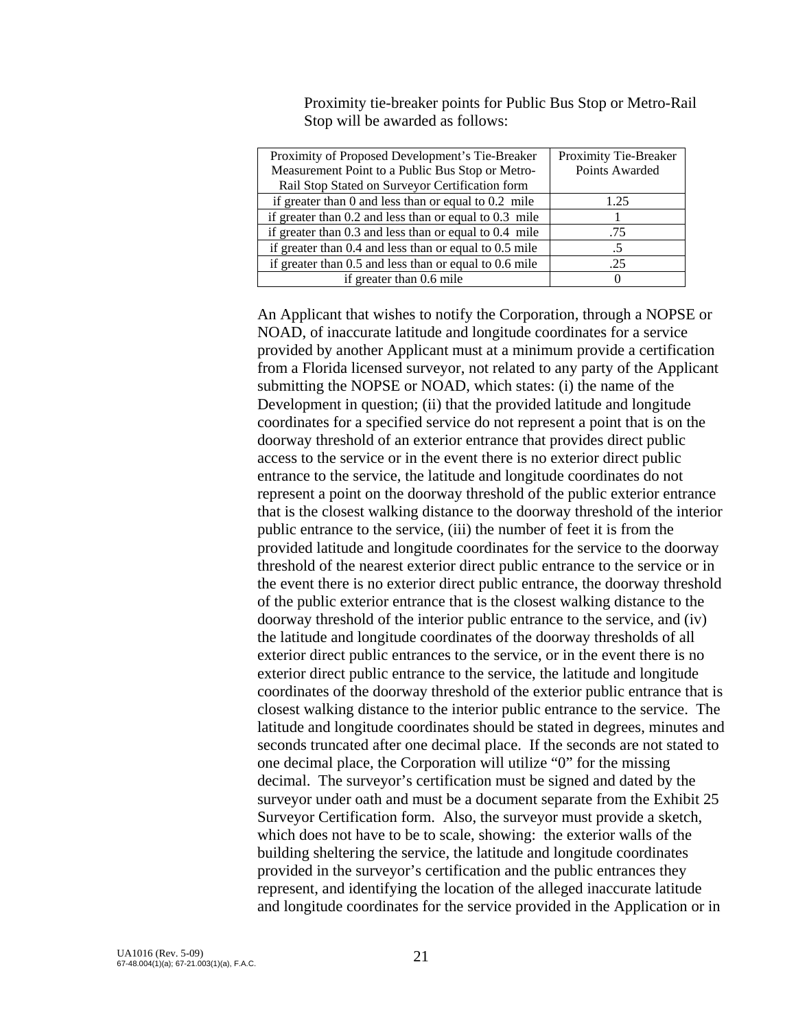Proximity tie-breaker points for Public Bus Stop or Metro-Rail Stop will be awarded as follows:

| Proximity of Proposed Development's Tie-Breaker Measurement Point to a Public Bus Stop or Metro-Rail Stop Stated on Surveyor Certification form | Proximity Tie-Breaker Points Awarded |
|---|---|
| if greater than 0 and less than or equal to 0.2 mile | 1.25 |
| if greater than 0.2 and less than or equal to 0.3 mile | 1 |
| if greater than 0.3 and less than or equal to 0.4 mile | .75 |
| if greater than 0.4 and less than or equal to 0.5 mile | .5 |
| if greater than 0.5 and less than or equal to 0.6 mile | .25 |
| if greater than 0.6 mile | 0 |

An Applicant that wishes to notify the Corporation, through a NOPSE or NOAD, of inaccurate latitude and longitude coordinates for a service provided by another Applicant must at a minimum provide a certification from a Florida licensed surveyor, not related to any party of the Applicant submitting the NOPSE or NOAD, which states: (i) the name of the Development in question; (ii) that the provided latitude and longitude coordinates for a specified service do not represent a point that is on the doorway threshold of an exterior entrance that provides direct public access to the service or in the event there is no exterior direct public entrance to the service, the latitude and longitude coordinates do not represent a point on the doorway threshold of the public exterior entrance that is the closest walking distance to the doorway threshold of the interior public entrance to the service, (iii) the number of feet it is from the provided latitude and longitude coordinates for the service to the doorway threshold of the nearest exterior direct public entrance to the service or in the event there is no exterior direct public entrance, the doorway threshold of the public exterior entrance that is the closest walking distance to the doorway threshold of the interior public entrance to the service, and (iv) the latitude and longitude coordinates of the doorway thresholds of all exterior direct public entrances to the service, or in the event there is no exterior direct public entrance to the service, the latitude and longitude coordinates of the doorway threshold of the exterior public entrance that is closest walking distance to the interior public entrance to the service. The latitude and longitude coordinates should be stated in degrees, minutes and seconds truncated after one decimal place. If the seconds are not stated to one decimal place, the Corporation will utilize "0" for the missing decimal. The surveyor's certification must be signed and dated by the surveyor under oath and must be a document separate from the Exhibit 25 Surveyor Certification form. Also, the surveyor must provide a sketch, which does not have to be to scale, showing: the exterior walls of the building sheltering the service, the latitude and longitude coordinates provided in the surveyor's certification and the public entrances they represent, and identifying the location of the alleged inaccurate latitude and longitude coordinates for the service provided in the Application or in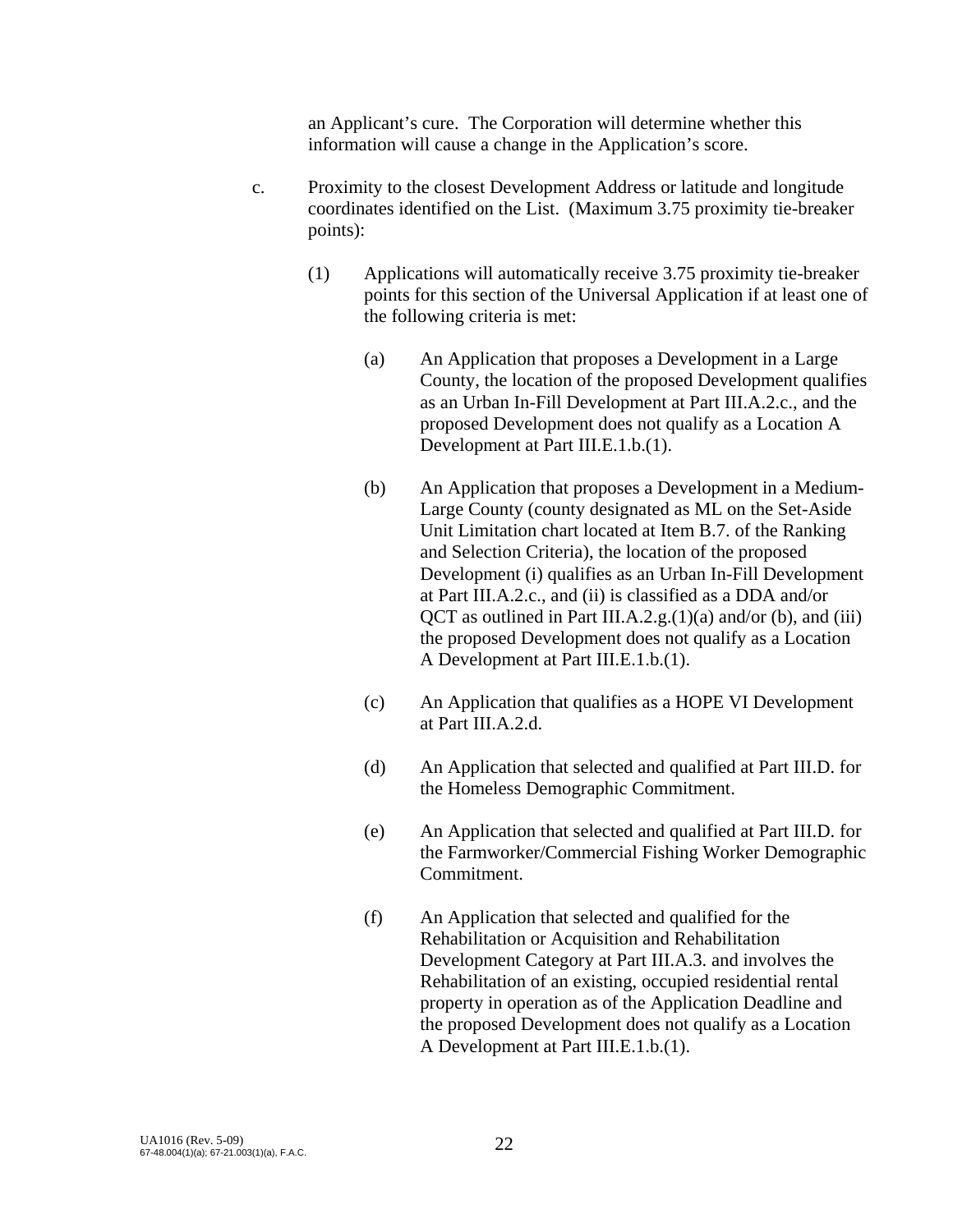an Applicant's cure. The Corporation will determine whether this information will cause a change in the Application's score.

c. Proximity to the closest Development Address or latitude and longitude coordinates identified on the List. (Maximum 3.75 proximity tie-breaker points):

(1) Applications will automatically receive 3.75 proximity tie-breaker points for this section of the Universal Application if at least one of the following criteria is met:

(a) An Application that proposes a Development in a Large County, the location of the proposed Development qualifies as an Urban In-Fill Development at Part III.A.2.c., and the proposed Development does not qualify as a Location A Development at Part III.E.1.b.(1).

(b) An Application that proposes a Development in a Medium-Large County (county designated as ML on the Set-Aside Unit Limitation chart located at Item B.7. of the Ranking and Selection Criteria), the location of the proposed Development (i) qualifies as an Urban In-Fill Development at Part III.A.2.c., and (ii) is classified as a DDA and/or QCT as outlined in Part III.A.2.g.(1)(a) and/or (b), and (iii) the proposed Development does not qualify as a Location A Development at Part III.E.1.b.(1).

(c) An Application that qualifies as a HOPE VI Development at Part III.A.2.d.

(d) An Application that selected and qualified at Part III.D. for the Homeless Demographic Commitment.

(e) An Application that selected and qualified at Part III.D. for the Farmworker/Commercial Fishing Worker Demographic Commitment.

(f) An Application that selected and qualified for the Rehabilitation or Acquisition and Rehabilitation Development Category at Part III.A.3. and involves the Rehabilitation of an existing, occupied residential rental property in operation as of the Application Deadline and the proposed Development does not qualify as a Location A Development at Part III.E.1.b.(1).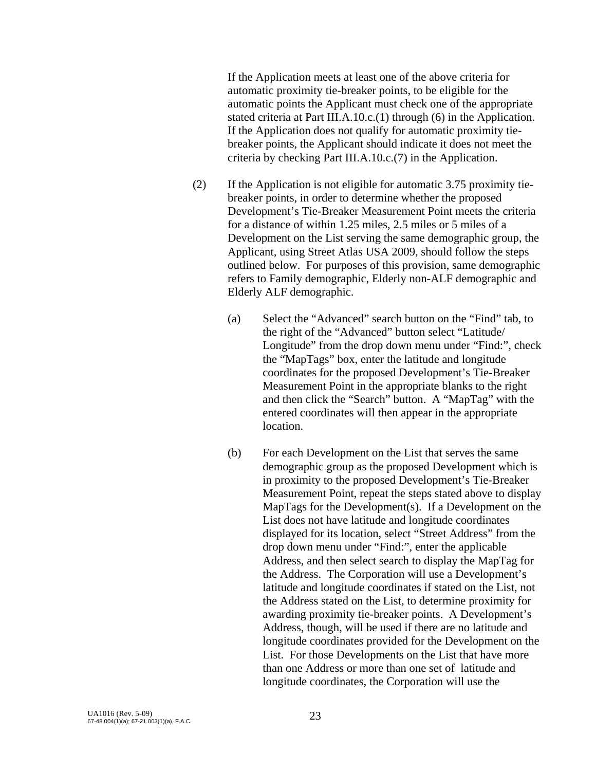If the Application meets at least one of the above criteria for automatic proximity tie-breaker points, to be eligible for the automatic points the Applicant must check one of the appropriate stated criteria at Part III.A.10.c.(1) through (6) in the Application. If the Application does not qualify for automatic proximity tie-breaker points, the Applicant should indicate it does not meet the criteria by checking Part III.A.10.c.(7) in the Application.

(2) If the Application is not eligible for automatic 3.75 proximity tie-breaker points, in order to determine whether the proposed Development's Tie-Breaker Measurement Point meets the criteria for a distance of within 1.25 miles, 2.5 miles or 5 miles of a Development on the List serving the same demographic group, the Applicant, using Street Atlas USA 2009, should follow the steps outlined below. For purposes of this provision, same demographic refers to Family demographic, Elderly non-ALF demographic and Elderly ALF demographic.

(a) Select the "Advanced" search button on the "Find" tab, to the right of the "Advanced" button select "Latitude/ Longitude" from the drop down menu under "Find:", check the "MapTags" box, enter the latitude and longitude coordinates for the proposed Development's Tie-Breaker Measurement Point in the appropriate blanks to the right and then click the "Search" button. A "MapTag" with the entered coordinates will then appear in the appropriate location.

(b) For each Development on the List that serves the same demographic group as the proposed Development which is in proximity to the proposed Development's Tie-Breaker Measurement Point, repeat the steps stated above to display MapTags for the Development(s). If a Development on the List does not have latitude and longitude coordinates displayed for its location, select "Street Address" from the drop down menu under "Find:", enter the applicable Address, and then select search to display the MapTag for the Address. The Corporation will use a Development's latitude and longitude coordinates if stated on the List, not the Address stated on the List, to determine proximity for awarding proximity tie-breaker points. A Development's Address, though, will be used if there are no latitude and longitude coordinates provided for the Development on the List. For those Developments on the List that have more than one Address or more than one set of latitude and longitude coordinates, the Corporation will use the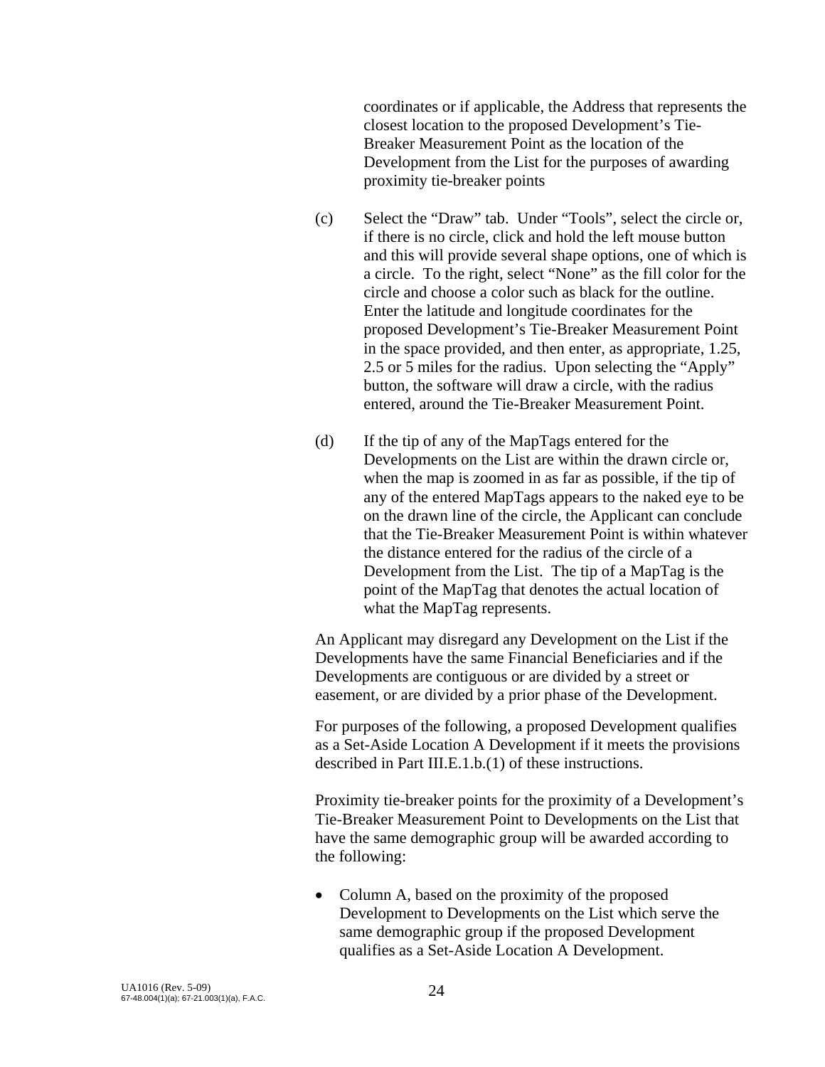coordinates or if applicable, the Address that represents the closest location to the proposed Development's Tie-Breaker Measurement Point as the location of the Development from the List for the purposes of awarding proximity tie-breaker points

(c) Select the "Draw" tab. Under "Tools", select the circle or, if there is no circle, click and hold the left mouse button and this will provide several shape options, one of which is a circle. To the right, select "None" as the fill color for the circle and choose a color such as black for the outline. Enter the latitude and longitude coordinates for the proposed Development's Tie-Breaker Measurement Point in the space provided, and then enter, as appropriate, 1.25, 2.5 or 5 miles for the radius. Upon selecting the "Apply" button, the software will draw a circle, with the radius entered, around the Tie-Breaker Measurement Point.

(d) If the tip of any of the MapTags entered for the Developments on the List are within the drawn circle or, when the map is zoomed in as far as possible, if the tip of any of the entered MapTags appears to the naked eye to be on the drawn line of the circle, the Applicant can conclude that the Tie-Breaker Measurement Point is within whatever the distance entered for the radius of the circle of a Development from the List. The tip of a MapTag is the point of the MapTag that denotes the actual location of what the MapTag represents.

An Applicant may disregard any Development on the List if the Developments have the same Financial Beneficiaries and if the Developments are contiguous or are divided by a street or easement, or are divided by a prior phase of the Development.

For purposes of the following, a proposed Development qualifies as a Set-Aside Location A Development if it meets the provisions described in Part III.E.1.b.(1) of these instructions.

Proximity tie-breaker points for the proximity of a Development's Tie-Breaker Measurement Point to Developments on the List that have the same demographic group will be awarded according to the following:

- Column A, based on the proximity of the proposed Development to Developments on the List which serve the same demographic group if the proposed Development qualifies as a Set-Aside Location A Development.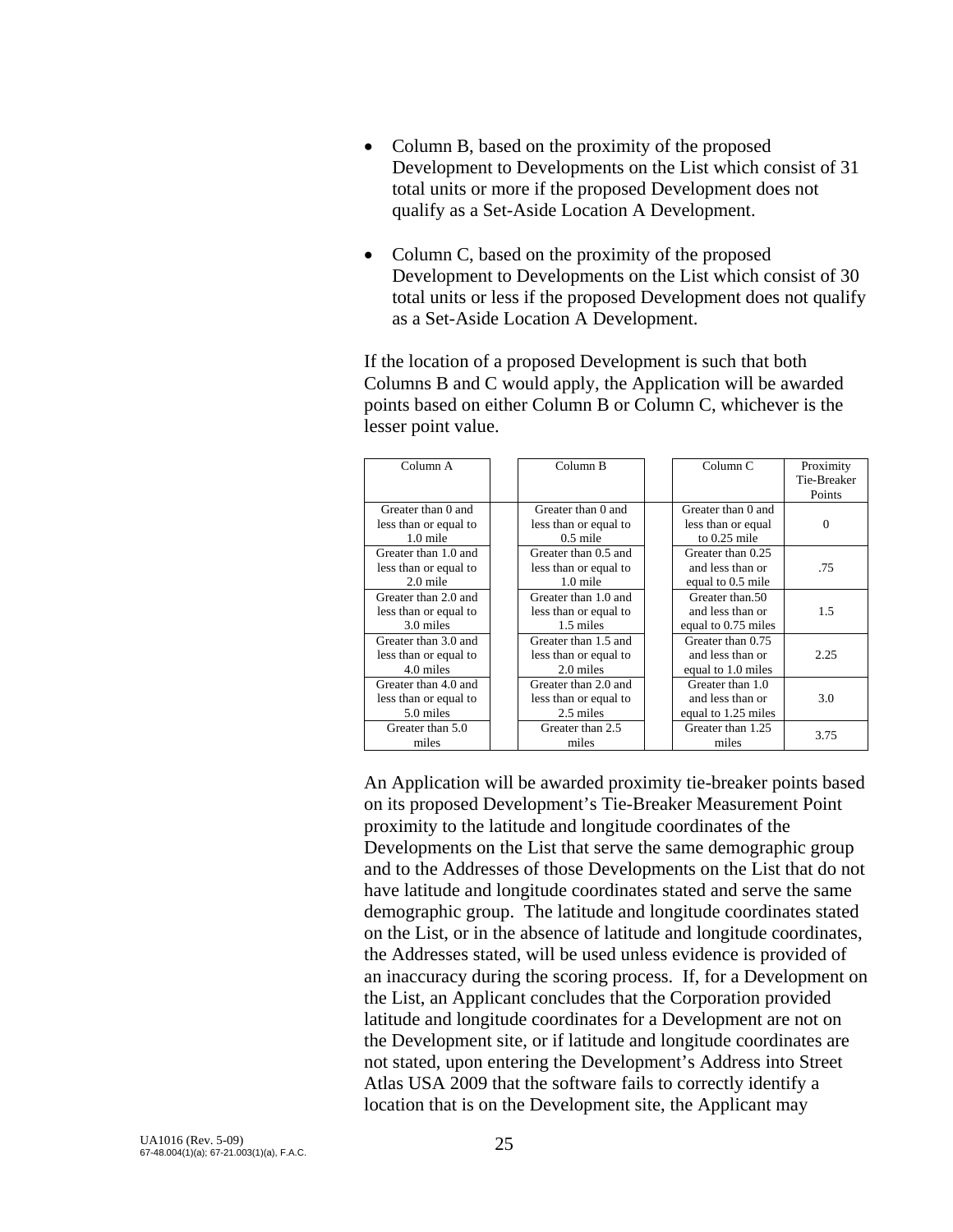- Column B, based on the proximity of the proposed Development to Developments on the List which consist of 31 total units or more if the proposed Development does not qualify as a Set-Aside Location A Development.

- Column C, based on the proximity of the proposed Development to Developments on the List which consist of 30 total units or less if the proposed Development does not qualify as a Set-Aside Location A Development.

If the location of a proposed Development is such that both Columns B and C would apply, the Application will be awarded points based on either Column B or Column C, whichever is the lesser point value.

| Column A | Column B | Column C | Proximity Tie-Breaker Points |
|---|---|---|---|
| Greater than 0 and less than or equal to 1.0 mile | Greater than 0 and less than or equal to 0.5 mile | Greater than 0 and less than or equal to 0.25 mile | 0 |
| Greater than 1.0 and less than or equal to 2.0 mile | Greater than 0.5 and less than or equal to 1.0 mile | Greater than 0.25 and less than or equal to 0.5 mile | .75 |
| Greater than 2.0 and less than or equal to 3.0 miles | Greater than 1.0 and less than or equal to 1.5 miles | Greater than.50 and less than or equal to 0.75 miles | 1.5 |
| Greater than 3.0 and less than or equal to 4.0 miles | Greater than 1.5 and less than or equal to 2.0 miles | Greater than 0.75 and less than or equal to 1.0 miles | 2.25 |
| Greater than 4.0 and less than or equal to 5.0 miles | Greater than 2.0 and less than or equal to 2.5 miles | Greater than 1.0 and less than or equal to 1.25 miles | 3.0 |
| Greater than 5.0 miles | Greater than 2.5 miles | Greater than 1.25 miles | 3.75 |

An Application will be awarded proximity tie-breaker points based on its proposed Development's Tie-Breaker Measurement Point proximity to the latitude and longitude coordinates of the Developments on the List that serve the same demographic group and to the Addresses of those Developments on the List that do not have latitude and longitude coordinates stated and serve the same demographic group. The latitude and longitude coordinates stated on the List, or in the absence of latitude and longitude coordinates, the Addresses stated, will be used unless evidence is provided of an inaccuracy during the scoring process. If, for a Development on the List, an Applicant concludes that the Corporation provided latitude and longitude coordinates for a Development are not on the Development site, or if latitude and longitude coordinates are not stated, upon entering the Development's Address into Street Atlas USA 2009 that the software fails to correctly identify a location that is on the Development site, the Applicant may

UA1016 (Rev. 5-09)
67-48.004(1)(a); 67-21.003(1)(a), F.A.C.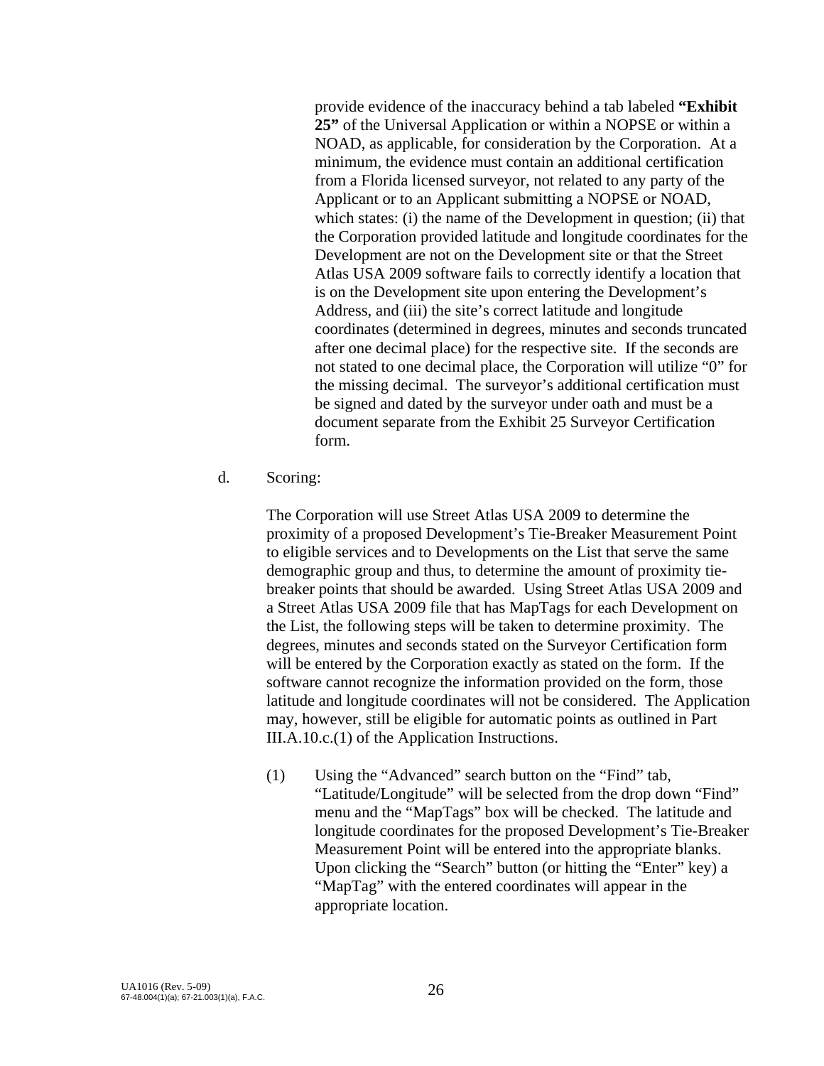provide evidence of the inaccuracy behind a tab labeled **"Exhibit 25"** of the Universal Application or within a NOPSE or within a NOAD, as applicable, for consideration by the Corporation. At a minimum, the evidence must contain an additional certification from a Florida licensed surveyor, not related to any party of the Applicant or to an Applicant submitting a NOPSE or NOAD, which states: (i) the name of the Development in question; (ii) that the Corporation provided latitude and longitude coordinates for the Development are not on the Development site or that the Street Atlas USA 2009 software fails to correctly identify a location that is on the Development site upon entering the Development's Address, and (iii) the site's correct latitude and longitude coordinates (determined in degrees, minutes and seconds truncated after one decimal place) for the respective site. If the seconds are not stated to one decimal place, the Corporation will utilize "0" for the missing decimal. The surveyor's additional certification must be signed and dated by the surveyor under oath and must be a document separate from the Exhibit 25 Surveyor Certification form.

d. Scoring:

The Corporation will use Street Atlas USA 2009 to determine the proximity of a proposed Development's Tie-Breaker Measurement Point to eligible services and to Developments on the List that serve the same demographic group and thus, to determine the amount of proximity tie-breaker points that should be awarded. Using Street Atlas USA 2009 and a Street Atlas USA 2009 file that has MapTags for each Development on the List, the following steps will be taken to determine proximity. The degrees, minutes and seconds stated on the Surveyor Certification form will be entered by the Corporation exactly as stated on the form. If the software cannot recognize the information provided on the form, those latitude and longitude coordinates will not be considered. The Application may, however, still be eligible for automatic points as outlined in Part III.A.10.c.(1) of the Application Instructions.

(1) Using the "Advanced" search button on the "Find" tab, "Latitude/Longitude" will be selected from the drop down "Find" menu and the "MapTags" box will be checked. The latitude and longitude coordinates for the proposed Development's Tie-Breaker Measurement Point will be entered into the appropriate blanks. Upon clicking the "Search" button (or hitting the "Enter" key) a "MapTag" with the entered coordinates will appear in the appropriate location.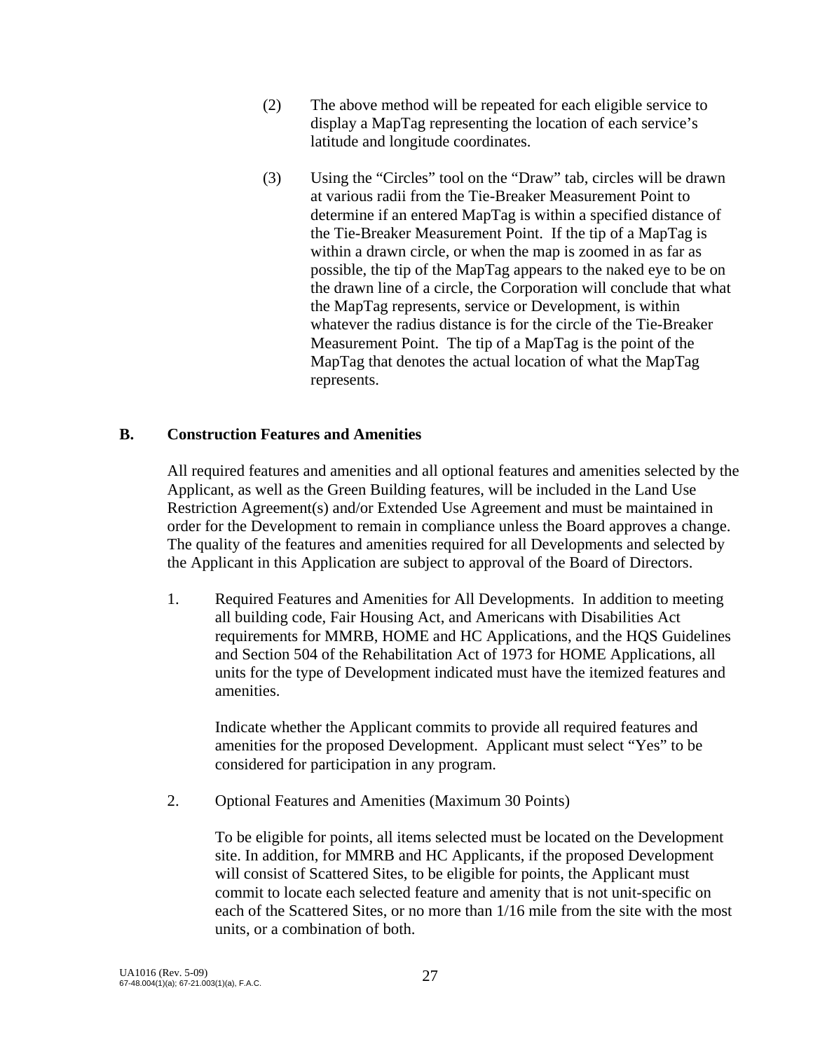(2) The above method will be repeated for each eligible service to display a MapTag representing the location of each service's latitude and longitude coordinates.

(3) Using the "Circles" tool on the "Draw" tab, circles will be drawn at various radii from the Tie-Breaker Measurement Point to determine if an entered MapTag is within a specified distance of the Tie-Breaker Measurement Point. If the tip of a MapTag is within a drawn circle, or when the map is zoomed in as far as possible, the tip of the MapTag appears to the naked eye to be on the drawn line of a circle, the Corporation will conclude that what the MapTag represents, service or Development, is within whatever the radius distance is for the circle of the Tie-Breaker Measurement Point. The tip of a MapTag is the point of the MapTag that denotes the actual location of what the MapTag represents.

## B. Construction Features and Amenities

All required features and amenities and all optional features and amenities selected by the Applicant, as well as the Green Building features, will be included in the Land Use Restriction Agreement(s) and/or Extended Use Agreement and must be maintained in order for the Development to remain in compliance unless the Board approves a change. The quality of the features and amenities required for all Developments and selected by the Applicant in this Application are subject to approval of the Board of Directors.

1. Required Features and Amenities for All Developments. In addition to meeting all building code, Fair Housing Act, and Americans with Disabilities Act requirements for MMRB, HOME and HC Applications, and the HQS Guidelines and Section 504 of the Rehabilitation Act of 1973 for HOME Applications, all units for the type of Development indicated must have the itemized features and amenities.

   Indicate whether the Applicant commits to provide all required features and amenities for the proposed Development. Applicant must select "Yes" to be considered for participation in any program.

2. Optional Features and Amenities (Maximum 30 Points)

   To be eligible for points, all items selected must be located on the Development site. In addition, for MMRB and HC Applicants, if the proposed Development will consist of Scattered Sites, to be eligible for points, the Applicant must commit to locate each selected feature and amenity that is not unit-specific on each of the Scattered Sites, or no more than 1/16 mile from the site with the most units, or a combination of both.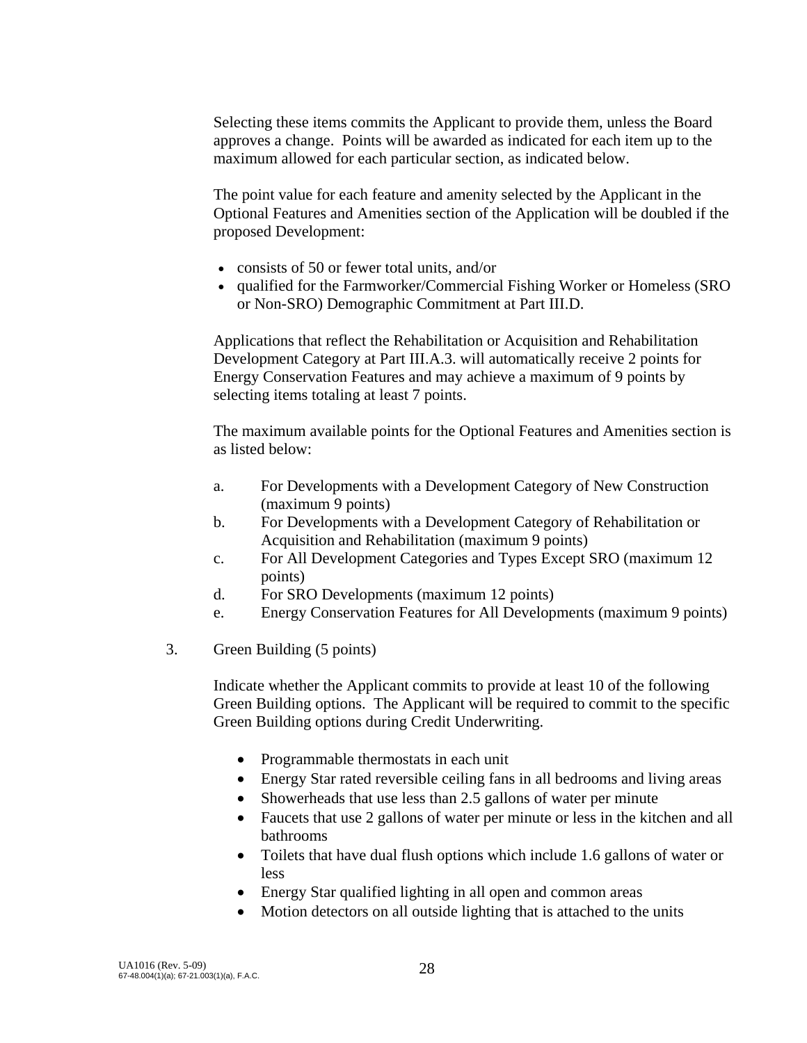Selecting these items commits the Applicant to provide them, unless the Board approves a change. Points will be awarded as indicated for each item up to the maximum allowed for each particular section, as indicated below.

The point value for each feature and amenity selected by the Applicant in the Optional Features and Amenities section of the Application will be doubled if the proposed Development:

- consists of 50 or fewer total units, and/or
- qualified for the Farmworker/Commercial Fishing Worker or Homeless (SRO or Non-SRO) Demographic Commitment at Part III.D.

Applications that reflect the Rehabilitation or Acquisition and Rehabilitation Development Category at Part III.A.3. will automatically receive 2 points for Energy Conservation Features and may achieve a maximum of 9 points by selecting items totaling at least 7 points.

The maximum available points for the Optional Features and Amenities section is as listed below:

a. For Developments with a Development Category of New Construction (maximum 9 points)
b. For Developments with a Development Category of Rehabilitation or Acquisition and Rehabilitation (maximum 9 points)
c. For All Development Categories and Types Except SRO (maximum 12 points)
d. For SRO Developments (maximum 12 points)
e. Energy Conservation Features for All Developments (maximum 9 points)

3. Green Building (5 points)

Indicate whether the Applicant commits to provide at least 10 of the following Green Building options. The Applicant will be required to commit to the specific Green Building options during Credit Underwriting.

- Programmable thermostats in each unit
- Energy Star rated reversible ceiling fans in all bedrooms and living areas
- Showerheads that use less than 2.5 gallons of water per minute
- Faucets that use 2 gallons of water per minute or less in the kitchen and all bathrooms
- Toilets that have dual flush options which include 1.6 gallons of water or less
- Energy Star qualified lighting in all open and common areas
- Motion detectors on all outside lighting that is attached to the units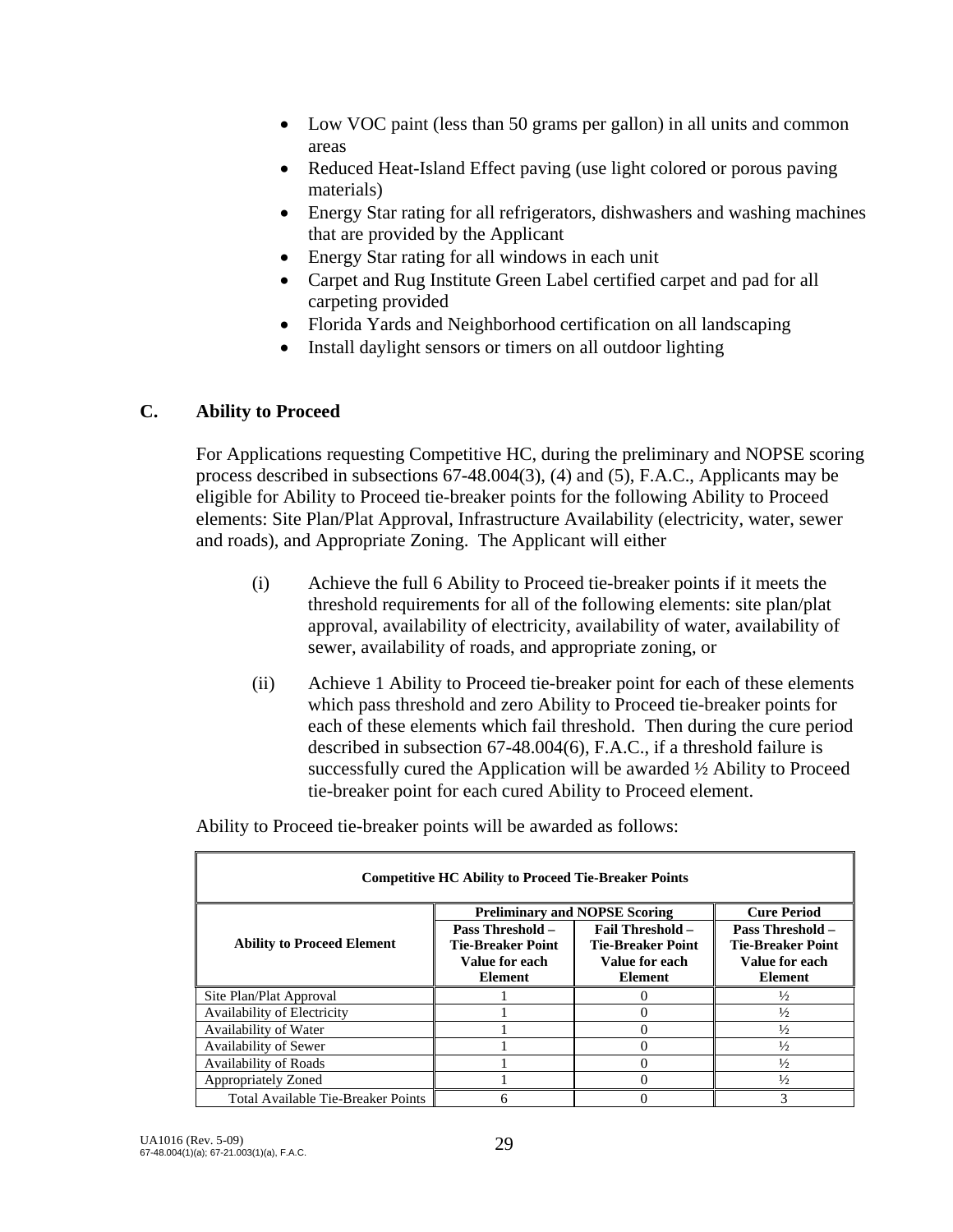- Low VOC paint (less than 50 grams per gallon) in all units and common areas
- Reduced Heat-Island Effect paving (use light colored or porous paving materials)
- Energy Star rating for all refrigerators, dishwashers and washing machines that are provided by the Applicant
- Energy Star rating for all windows in each unit
- Carpet and Rug Institute Green Label certified carpet and pad for all carpeting provided
- Florida Yards and Neighborhood certification on all landscaping
- Install daylight sensors or timers on all outdoor lighting

## C. Ability to Proceed

For Applications requesting Competitive HC, during the preliminary and NOPSE scoring process described in subsections 67-48.004(3), (4) and (5), F.A.C., Applicants may be eligible for Ability to Proceed tie-breaker points for the following Ability to Proceed elements: Site Plan/Plat Approval, Infrastructure Availability (electricity, water, sewer and roads), and Appropriate Zoning. The Applicant will either

(i) Achieve the full 6 Ability to Proceed tie-breaker points if it meets the threshold requirements for all of the following elements: site plan/plat approval, availability of electricity, availability of water, availability of sewer, availability of roads, and appropriate zoning, or

(ii) Achieve 1 Ability to Proceed tie-breaker point for each of these elements which pass threshold and zero Ability to Proceed tie-breaker points for each of these elements which fail threshold. Then during the cure period described in subsection 67-48.004(6), F.A.C., if a threshold failure is successfully cured the Application will be awarded ½ Ability to Proceed tie-breaker point for each cured Ability to Proceed element.

Ability to Proceed tie-breaker points will be awarded as follows:

| **Competitive HC Ability to Proceed Tie-Breaker Points** | | | |
|---|---|---|---|
| | **Preliminary and NOPSE Scoring** | | **Cure Period** |
| **Ability to Proceed Element** | **Pass Threshold – Tie-Breaker Point Value for each Element** | **Fail Threshold – Tie-Breaker Point Value for each Element** | **Pass Threshold – Tie-Breaker Point Value for each Element** |
| Site Plan/Plat Approval | 1 | 0 | ½ |
| Availability of Electricity | 1 | 0 | ½ |
| Availability of Water | 1 | 0 | ½ |
| Availability of Sewer | 1 | 0 | ½ |
| Availability of Roads | 1 | 0 | ½ |
| Appropriately Zoned | 1 | 0 | ½ |
| Total Available Tie-Breaker Points | 6 | 0 | 3 |

UA1016 (Rev. 5-09)
67-48.004(1)(a); 67-21.003(1)(a), F.A.C.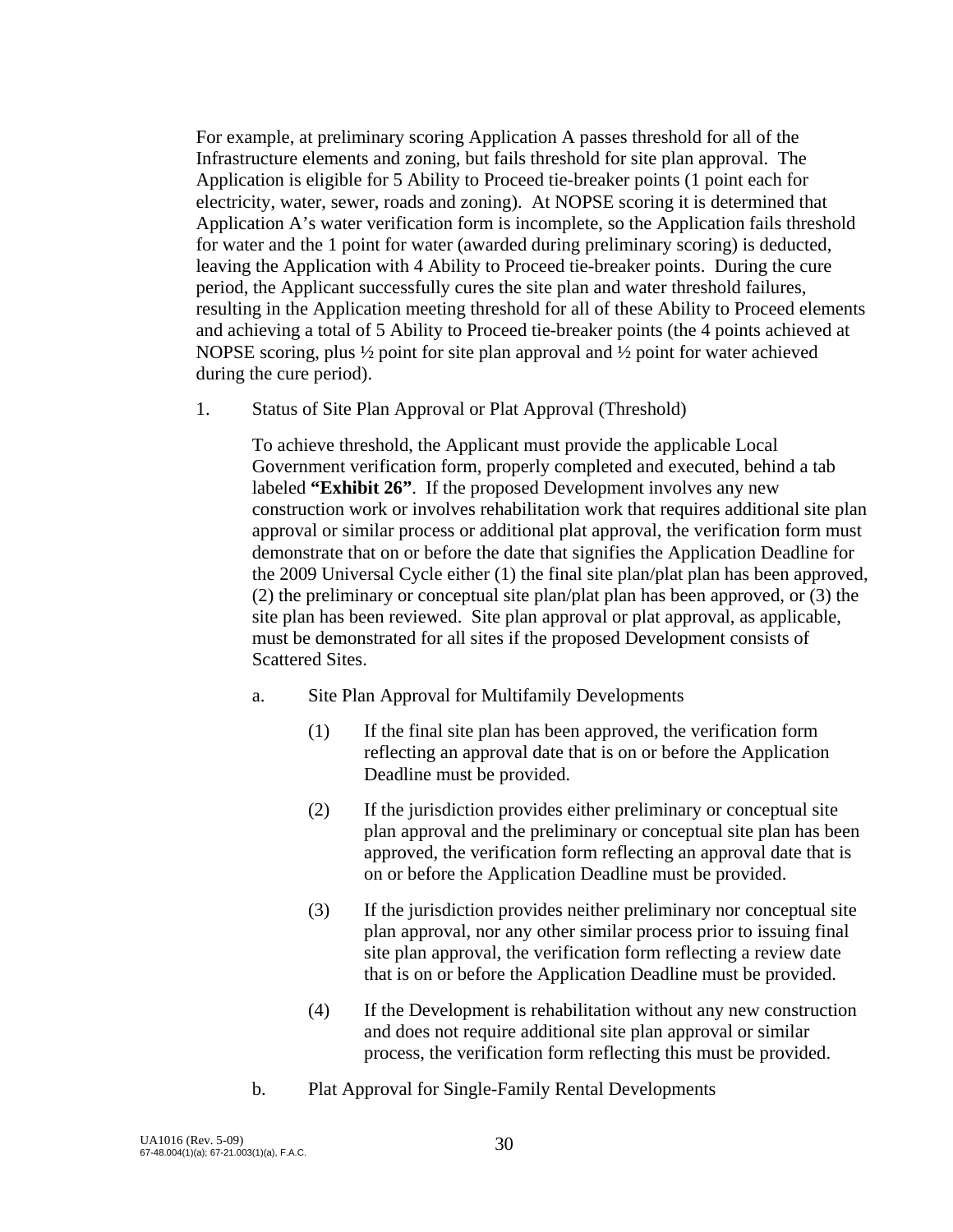For example, at preliminary scoring Application A passes threshold for all of the Infrastructure elements and zoning, but fails threshold for site plan approval. The Application is eligible for 5 Ability to Proceed tie-breaker points (1 point each for electricity, water, sewer, roads and zoning). At NOPSE scoring it is determined that Application A's water verification form is incomplete, so the Application fails threshold for water and the 1 point for water (awarded during preliminary scoring) is deducted, leaving the Application with 4 Ability to Proceed tie-breaker points. During the cure period, the Applicant successfully cures the site plan and water threshold failures, resulting in the Application meeting threshold for all of these Ability to Proceed elements and achieving a total of 5 Ability to Proceed tie-breaker points (the 4 points achieved at NOPSE scoring, plus ½ point for site plan approval and ½ point for water achieved during the cure period).

1. Status of Site Plan Approval or Plat Approval (Threshold)

   To achieve threshold, the Applicant must provide the applicable Local Government verification form, properly completed and executed, behind a tab labeled **"Exhibit 26"**. If the proposed Development involves any new construction work or involves rehabilitation work that requires additional site plan approval or similar process or additional plat approval, the verification form must demonstrate that on or before the date that signifies the Application Deadline for the 2009 Universal Cycle either (1) the final site plan/plat plan has been approved, (2) the preliminary or conceptual site plan/plat plan has been approved, or (3) the site plan has been reviewed. Site plan approval or plat approval, as applicable, must be demonstrated for all sites if the proposed Development consists of Scattered Sites.

   a. Site Plan Approval for Multifamily Developments

      (1) If the final site plan has been approved, the verification form reflecting an approval date that is on or before the Application Deadline must be provided.

      (2) If the jurisdiction provides either preliminary or conceptual site plan approval and the preliminary or conceptual site plan has been approved, the verification form reflecting an approval date that is on or before the Application Deadline must be provided.

      (3) If the jurisdiction provides neither preliminary nor conceptual site plan approval, nor any other similar process prior to issuing final site plan approval, the verification form reflecting a review date that is on or before the Application Deadline must be provided.

      (4) If the Development is rehabilitation without any new construction and does not require additional site plan approval or similar process, the verification form reflecting this must be provided.

   b. Plat Approval for Single-Family Rental Developments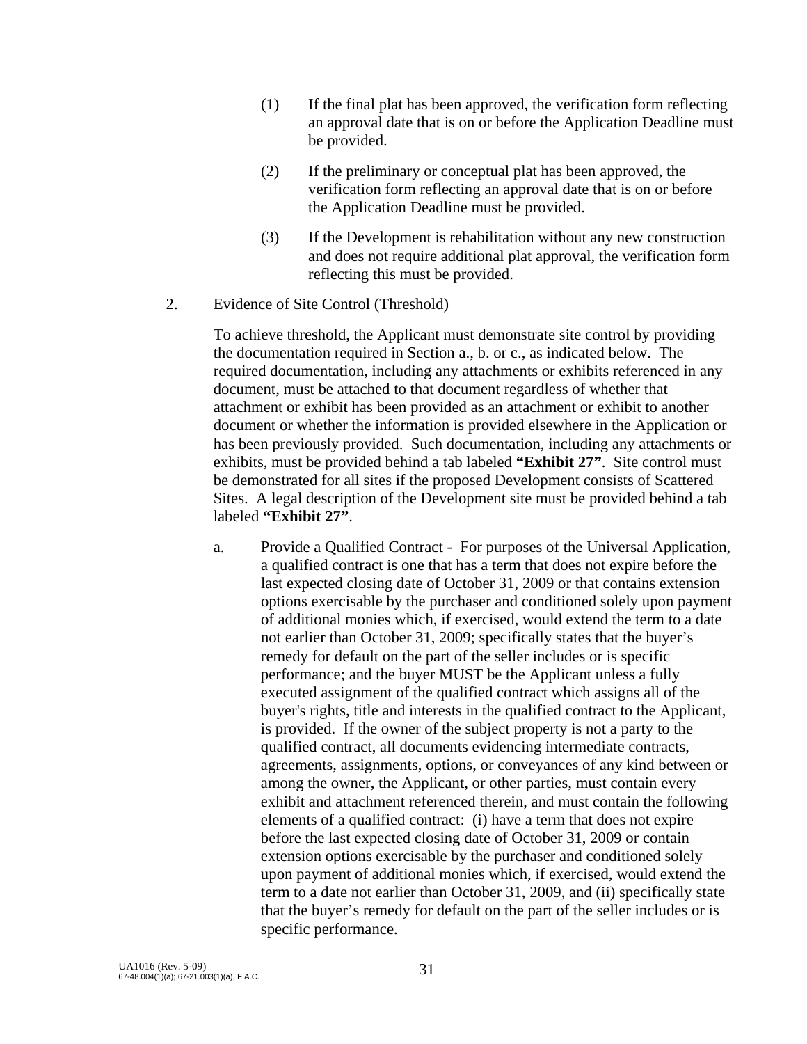(1) If the final plat has been approved, the verification form reflecting an approval date that is on or before the Application Deadline must be provided.

(2) If the preliminary or conceptual plat has been approved, the verification form reflecting an approval date that is on or before the Application Deadline must be provided.

(3) If the Development is rehabilitation without any new construction and does not require additional plat approval, the verification form reflecting this must be provided.

2. Evidence of Site Control (Threshold)

To achieve threshold, the Applicant must demonstrate site control by providing the documentation required in Section a., b. or c., as indicated below. The required documentation, including any attachments or exhibits referenced in any document, must be attached to that document regardless of whether that attachment or exhibit has been provided as an attachment or exhibit to another document or whether the information is provided elsewhere in the Application or has been previously provided. Such documentation, including any attachments or exhibits, must be provided behind a tab labeled **"Exhibit 27"**. Site control must be demonstrated for all sites if the proposed Development consists of Scattered Sites. A legal description of the Development site must be provided behind a tab labeled **"Exhibit 27"**.

a. Provide a Qualified Contract - For purposes of the Universal Application, a qualified contract is one that has a term that does not expire before the last expected closing date of October 31, 2009 or that contains extension options exercisable by the purchaser and conditioned solely upon payment of additional monies which, if exercised, would extend the term to a date not earlier than October 31, 2009; specifically states that the buyer's remedy for default on the part of the seller includes or is specific performance; and the buyer MUST be the Applicant unless a fully executed assignment of the qualified contract which assigns all of the buyer's rights, title and interests in the qualified contract to the Applicant, is provided. If the owner of the subject property is not a party to the qualified contract, all documents evidencing intermediate contracts, agreements, assignments, options, or conveyances of any kind between or among the owner, the Applicant, or other parties, must contain every exhibit and attachment referenced therein, and must contain the following elements of a qualified contract: (i) have a term that does not expire before the last expected closing date of October 31, 2009 or contain extension options exercisable by the purchaser and conditioned solely upon payment of additional monies which, if exercised, would extend the term to a date not earlier than October 31, 2009, and (ii) specifically state that the buyer's remedy for default on the part of the seller includes or is specific performance.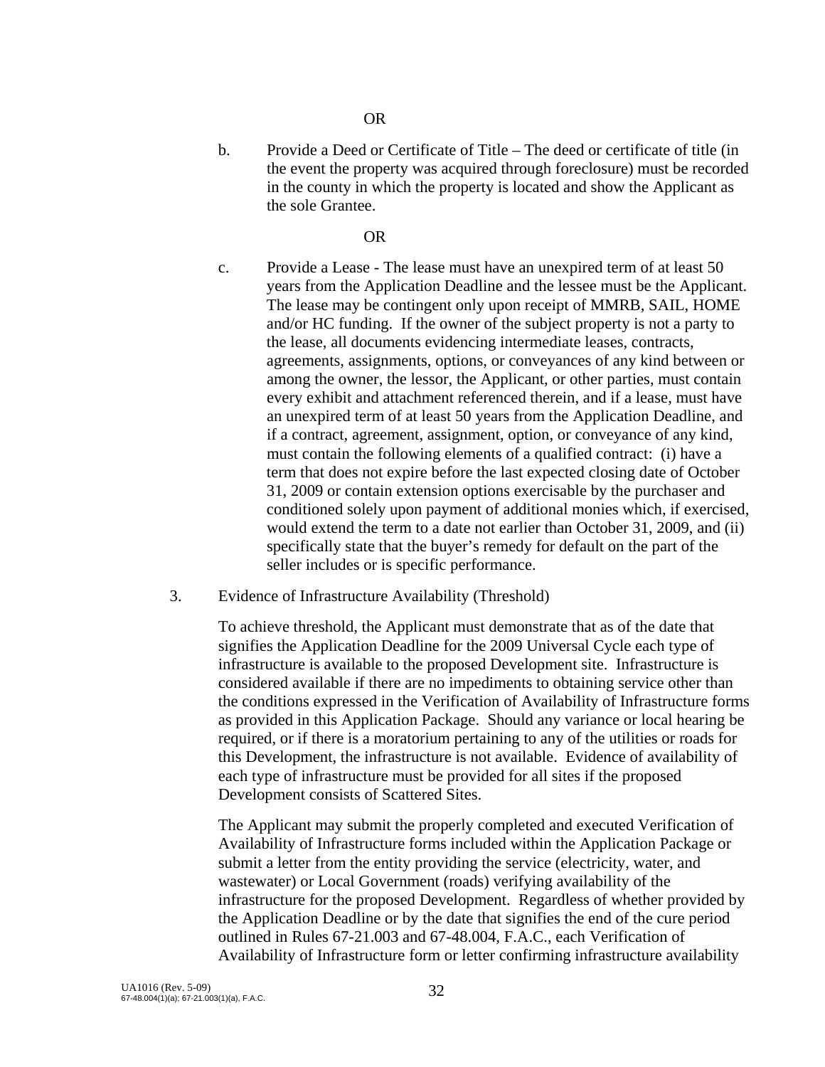OR

b. Provide a Deed or Certificate of Title – The deed or certificate of title (in the event the property was acquired through foreclosure) must be recorded in the county in which the property is located and show the Applicant as the sole Grantee.

OR

c. Provide a Lease - The lease must have an unexpired term of at least 50 years from the Application Deadline and the lessee must be the Applicant. The lease may be contingent only upon receipt of MMRB, SAIL, HOME and/or HC funding. If the owner of the subject property is not a party to the lease, all documents evidencing intermediate leases, contracts, agreements, assignments, options, or conveyances of any kind between or among the owner, the lessor, the Applicant, or other parties, must contain every exhibit and attachment referenced therein, and if a lease, must have an unexpired term of at least 50 years from the Application Deadline, and if a contract, agreement, assignment, option, or conveyance of any kind, must contain the following elements of a qualified contract: (i) have a term that does not expire before the last expected closing date of October 31, 2009 or contain extension options exercisable by the purchaser and conditioned solely upon payment of additional monies which, if exercised, would extend the term to a date not earlier than October 31, 2009, and (ii) specifically state that the buyer's remedy for default on the part of the seller includes or is specific performance.

3. Evidence of Infrastructure Availability (Threshold)

To achieve threshold, the Applicant must demonstrate that as of the date that signifies the Application Deadline for the 2009 Universal Cycle each type of infrastructure is available to the proposed Development site. Infrastructure is considered available if there are no impediments to obtaining service other than the conditions expressed in the Verification of Availability of Infrastructure forms as provided in this Application Package. Should any variance or local hearing be required, or if there is a moratorium pertaining to any of the utilities or roads for this Development, the infrastructure is not available. Evidence of availability of each type of infrastructure must be provided for all sites if the proposed Development consists of Scattered Sites.

The Applicant may submit the properly completed and executed Verification of Availability of Infrastructure forms included within the Application Package or submit a letter from the entity providing the service (electricity, water, and wastewater) or Local Government (roads) verifying availability of the infrastructure for the proposed Development. Regardless of whether provided by the Application Deadline or by the date that signifies the end of the cure period outlined in Rules 67-21.003 and 67-48.004, F.A.C., each Verification of Availability of Infrastructure form or letter confirming infrastructure availability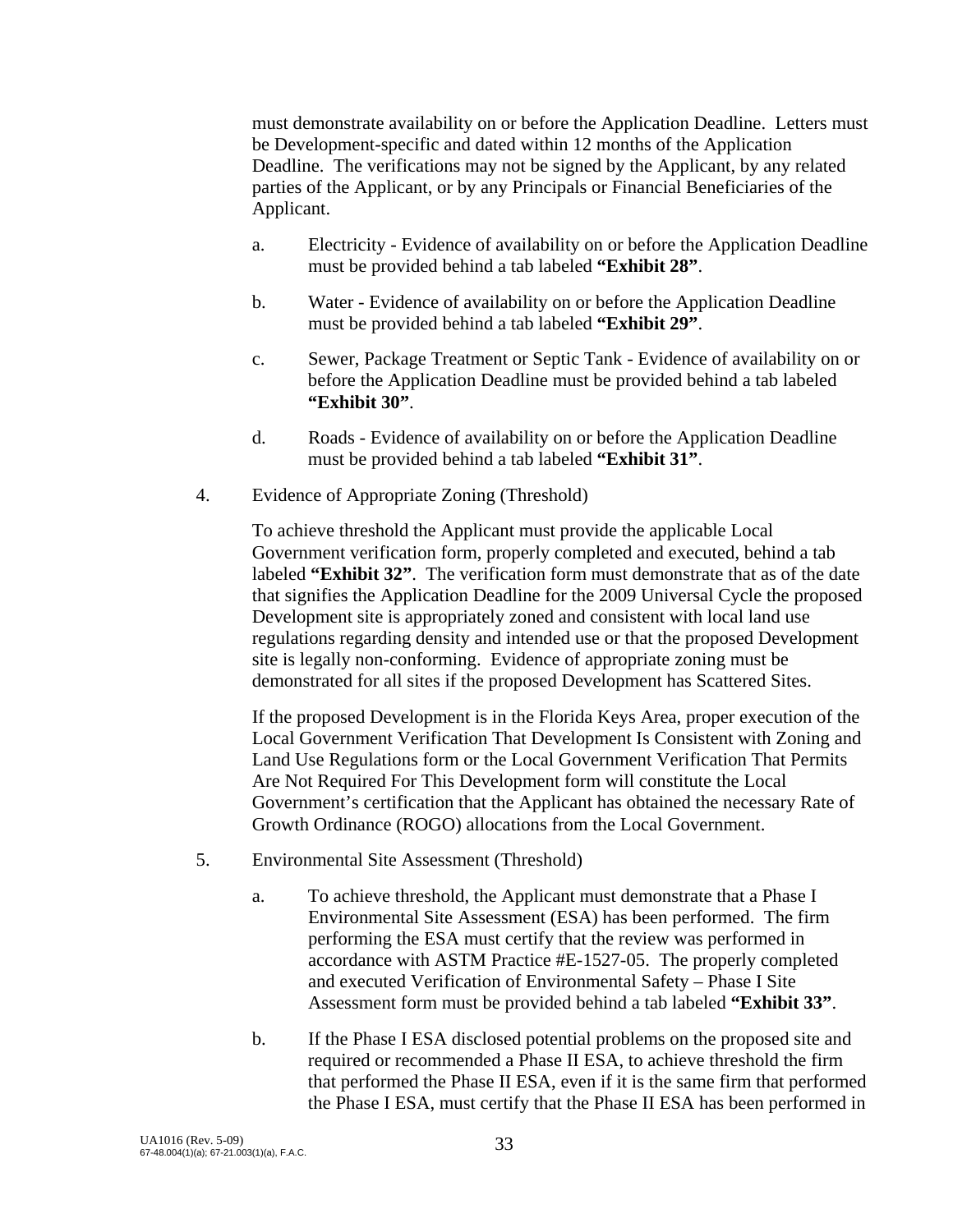must demonstrate availability on or before the Application Deadline. Letters must be Development-specific and dated within 12 months of the Application Deadline. The verifications may not be signed by the Applicant, by any related parties of the Applicant, or by any Principals or Financial Beneficiaries of the Applicant.

a. Electricity - Evidence of availability on or before the Application Deadline must be provided behind a tab labeled **"Exhibit 28"**.

b. Water - Evidence of availability on or before the Application Deadline must be provided behind a tab labeled **"Exhibit 29"**.

c. Sewer, Package Treatment or Septic Tank - Evidence of availability on or before the Application Deadline must be provided behind a tab labeled **"Exhibit 30"**.

d. Roads - Evidence of availability on or before the Application Deadline must be provided behind a tab labeled **"Exhibit 31"**.

4. Evidence of Appropriate Zoning (Threshold)

To achieve threshold the Applicant must provide the applicable Local Government verification form, properly completed and executed, behind a tab labeled **"Exhibit 32"**. The verification form must demonstrate that as of the date that signifies the Application Deadline for the 2009 Universal Cycle the proposed Development site is appropriately zoned and consistent with local land use regulations regarding density and intended use or that the proposed Development site is legally non-conforming. Evidence of appropriate zoning must be demonstrated for all sites if the proposed Development has Scattered Sites.

If the proposed Development is in the Florida Keys Area, proper execution of the Local Government Verification That Development Is Consistent with Zoning and Land Use Regulations form or the Local Government Verification That Permits Are Not Required For This Development form will constitute the Local Government's certification that the Applicant has obtained the necessary Rate of Growth Ordinance (ROGO) allocations from the Local Government.

5. Environmental Site Assessment (Threshold)

a. To achieve threshold, the Applicant must demonstrate that a Phase I Environmental Site Assessment (ESA) has been performed. The firm performing the ESA must certify that the review was performed in accordance with ASTM Practice #E-1527-05. The properly completed and executed Verification of Environmental Safety – Phase I Site Assessment form must be provided behind a tab labeled **"Exhibit 33"**.

b. If the Phase I ESA disclosed potential problems on the proposed site and required or recommended a Phase II ESA, to achieve threshold the firm that performed the Phase II ESA, even if it is the same firm that performed the Phase I ESA, must certify that the Phase II ESA has been performed in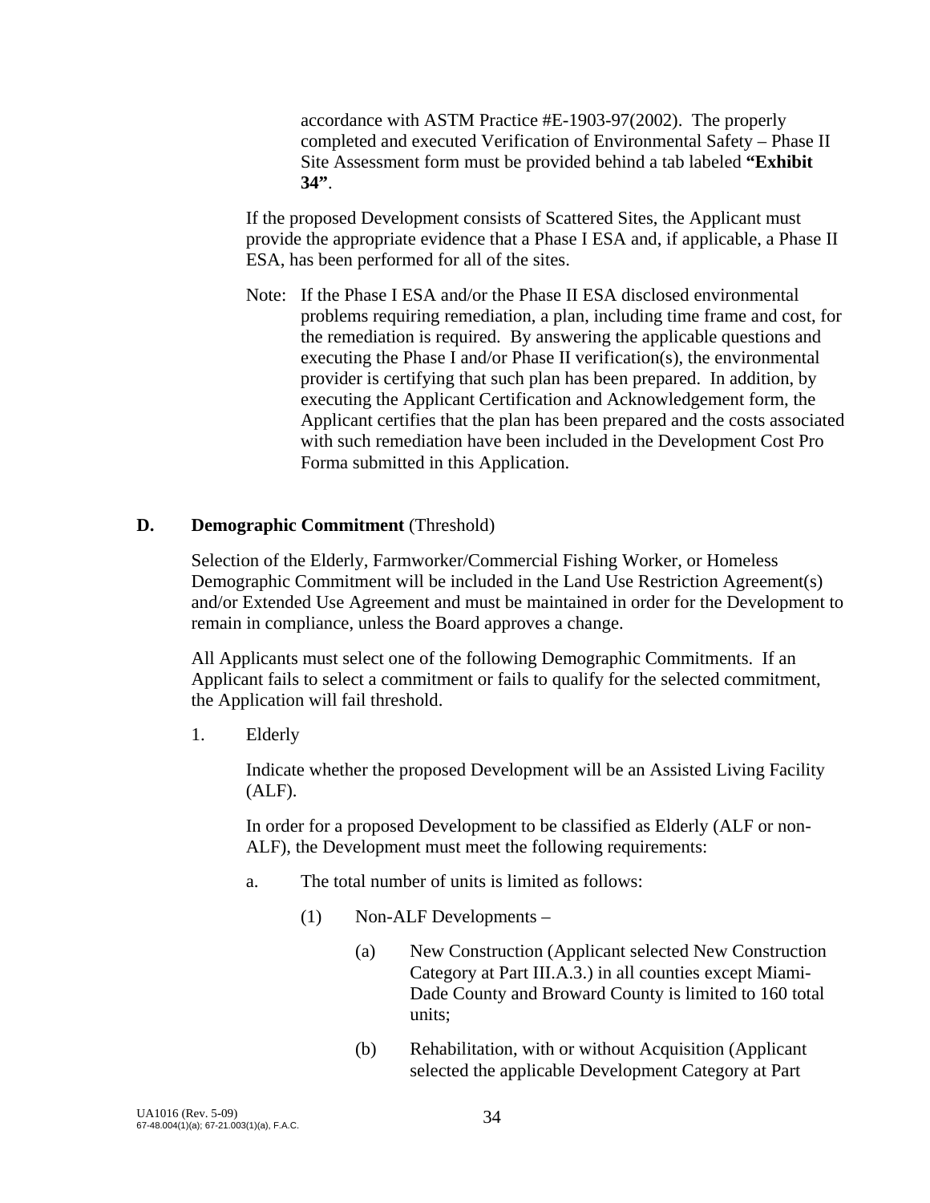accordance with ASTM Practice #E-1903-97(2002). The properly completed and executed Verification of Environmental Safety – Phase II Site Assessment form must be provided behind a tab labeled **"Exhibit 34"**.

If the proposed Development consists of Scattered Sites, the Applicant must provide the appropriate evidence that a Phase I ESA and, if applicable, a Phase II ESA, has been performed for all of the sites.

Note: If the Phase I ESA and/or the Phase II ESA disclosed environmental problems requiring remediation, a plan, including time frame and cost, for the remediation is required. By answering the applicable questions and executing the Phase I and/or Phase II verification(s), the environmental provider is certifying that such plan has been prepared. In addition, by executing the Applicant Certification and Acknowledgement form, the Applicant certifies that the plan has been prepared and the costs associated with such remediation have been included in the Development Cost Pro Forma submitted in this Application.

**D. Demographic Commitment** (Threshold)

Selection of the Elderly, Farmworker/Commercial Fishing Worker, or Homeless Demographic Commitment will be included in the Land Use Restriction Agreement(s) and/or Extended Use Agreement and must be maintained in order for the Development to remain in compliance, unless the Board approves a change.

All Applicants must select one of the following Demographic Commitments. If an Applicant fails to select a commitment or fails to qualify for the selected commitment, the Application will fail threshold.

1. Elderly

   Indicate whether the proposed Development will be an Assisted Living Facility (ALF).

   In order for a proposed Development to be classified as Elderly (ALF or non-ALF), the Development must meet the following requirements:

   a. The total number of units is limited as follows:

      (1) Non-ALF Developments –

         (a) New Construction (Applicant selected New Construction Category at Part III.A.3.) in all counties except Miami-Dade County and Broward County is limited to 160 total units;

         (b) Rehabilitation, with or without Acquisition (Applicant selected the applicable Development Category at Part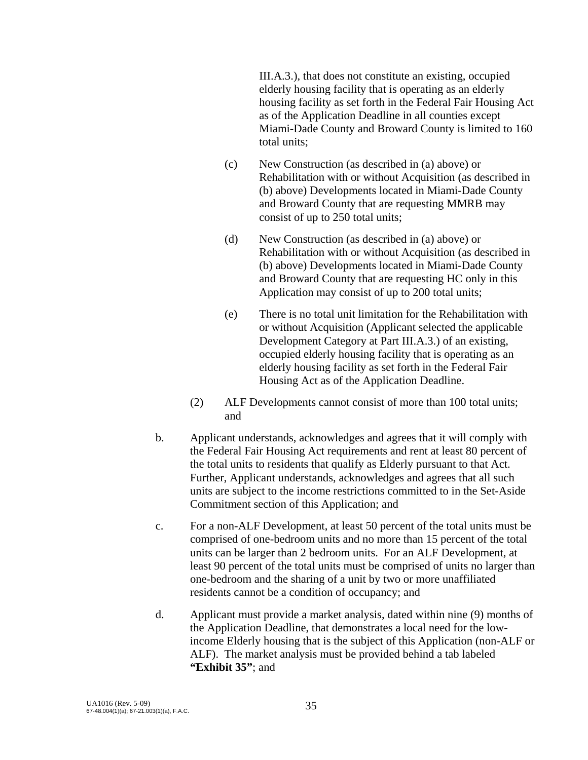III.A.3.), that does not constitute an existing, occupied elderly housing facility that is operating as an elderly housing facility as set forth in the Federal Fair Housing Act as of the Application Deadline in all counties except Miami-Dade County and Broward County is limited to 160 total units;

(c) New Construction (as described in (a) above) or Rehabilitation with or without Acquisition (as described in (b) above) Developments located in Miami-Dade County and Broward County that are requesting MMRB may consist of up to 250 total units;

(d) New Construction (as described in (a) above) or Rehabilitation with or without Acquisition (as described in (b) above) Developments located in Miami-Dade County and Broward County that are requesting HC only in this Application may consist of up to 200 total units;

(e) There is no total unit limitation for the Rehabilitation with or without Acquisition (Applicant selected the applicable Development Category at Part III.A.3.) of an existing, occupied elderly housing facility that is operating as an elderly housing facility as set forth in the Federal Fair Housing Act as of the Application Deadline.

(2) ALF Developments cannot consist of more than 100 total units; and

b. Applicant understands, acknowledges and agrees that it will comply with the Federal Fair Housing Act requirements and rent at least 80 percent of the total units to residents that qualify as Elderly pursuant to that Act. Further, Applicant understands, acknowledges and agrees that all such units are subject to the income restrictions committed to in the Set-Aside Commitment section of this Application; and

c. For a non-ALF Development, at least 50 percent of the total units must be comprised of one-bedroom units and no more than 15 percent of the total units can be larger than 2 bedroom units. For an ALF Development, at least 90 percent of the total units must be comprised of units no larger than one-bedroom and the sharing of a unit by two or more unaffiliated residents cannot be a condition of occupancy; and

d. Applicant must provide a market analysis, dated within nine (9) months of the Application Deadline, that demonstrates a local need for the low-income Elderly housing that is the subject of this Application (non-ALF or ALF). The market analysis must be provided behind a tab labeled **"Exhibit 35"**; and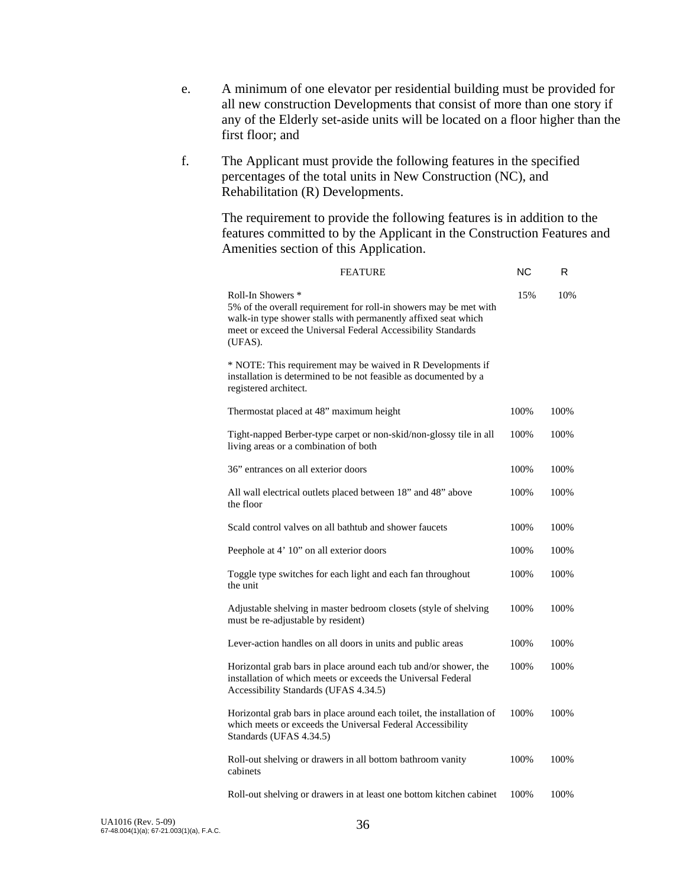e. A minimum of one elevator per residential building must be provided for all new construction Developments that consist of more than one story if any of the Elderly set-aside units will be located on a floor higher than the first floor; and

f. The Applicant must provide the following features in the specified percentages of the total units in New Construction (NC), and Rehabilitation (R) Developments.

   The requirement to provide the following features is in addition to the features committed to by the Applicant in the Construction Features and Amenities section of this Application.

| FEATURE | NC | R |
|---|---|---|
| Roll-In Showers * <br>5% of the overall requirement for roll-in showers may be met with walk-in type shower stalls with permanently affixed seat which meet or exceed the Universal Federal Accessibility Standards (UFAS).<br><br>* NOTE: This requirement may be waived in R Developments if installation is determined to be not feasible as documented by a registered architect. | 15% | 10% |
| Thermostat placed at 48" maximum height | 100% | 100% |
| Tight-napped Berber-type carpet or non-skid/non-glossy tile in all living areas or a combination of both | 100% | 100% |
| 36" entrances on all exterior doors | 100% | 100% |
| All wall electrical outlets placed between 18" and 48" above the floor | 100% | 100% |
| Scald control valves on all bathtub and shower faucets | 100% | 100% |
| Peephole at 4' 10" on all exterior doors | 100% | 100% |
| Toggle type switches for each light and each fan throughout the unit | 100% | 100% |
| Adjustable shelving in master bedroom closets (style of shelving must be re-adjustable by resident) | 100% | 100% |
| Lever-action handles on all doors in units and public areas | 100% | 100% |
| Horizontal grab bars in place around each tub and/or shower, the installation of which meets or exceeds the Universal Federal Accessibility Standards (UFAS 4.34.5) | 100% | 100% |
| Horizontal grab bars in place around each toilet, the installation of which meets or exceeds the Universal Federal Accessibility Standards (UFAS 4.34.5) | 100% | 100% |
| Roll-out shelving or drawers in all bottom bathroom vanity cabinets | 100% | 100% |
| Roll-out shelving or drawers in at least one bottom kitchen cabinet | 100% | 100% |

UA1016 (Rev. 5-09)
67-48.004(1)(a); 67-21.003(1)(a), F.A.C.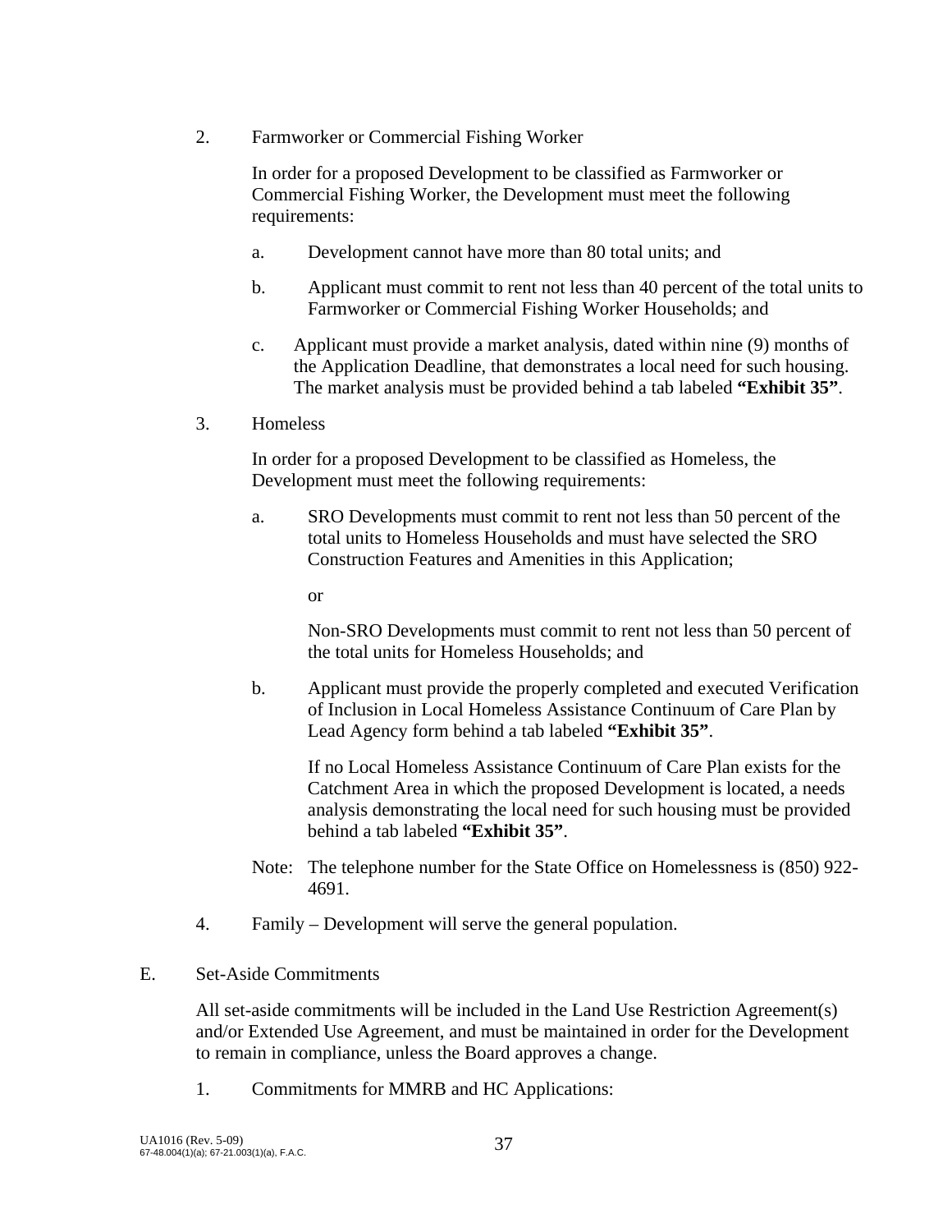2. Farmworker or Commercial Fishing Worker

   In order for a proposed Development to be classified as Farmworker or Commercial Fishing Worker, the Development must meet the following requirements:

   a. Development cannot have more than 80 total units; and

   b. Applicant must commit to rent not less than 40 percent of the total units to Farmworker or Commercial Fishing Worker Households; and

   c. Applicant must provide a market analysis, dated within nine (9) months of the Application Deadline, that demonstrates a local need for such housing. The market analysis must be provided behind a tab labeled **"Exhibit 35"**.

3. Homeless

   In order for a proposed Development to be classified as Homeless, the Development must meet the following requirements:

   a. SRO Developments must commit to rent not less than 50 percent of the total units to Homeless Households and must have selected the SRO Construction Features and Amenities in this Application;

      or

      Non-SRO Developments must commit to rent not less than 50 percent of the total units for Homeless Households; and

   b. Applicant must provide the properly completed and executed Verification of Inclusion in Local Homeless Assistance Continuum of Care Plan by Lead Agency form behind a tab labeled **"Exhibit 35"**.

      If no Local Homeless Assistance Continuum of Care Plan exists for the Catchment Area in which the proposed Development is located, a needs analysis demonstrating the local need for such housing must be provided behind a tab labeled **"Exhibit 35"**.

   Note: The telephone number for the State Office on Homelessness is (850) 922-4691.

4. Family – Development will serve the general population.

E. Set-Aside Commitments

   All set-aside commitments will be included in the Land Use Restriction Agreement(s) and/or Extended Use Agreement, and must be maintained in order for the Development to remain in compliance, unless the Board approves a change.

   1. Commitments for MMRB and HC Applications: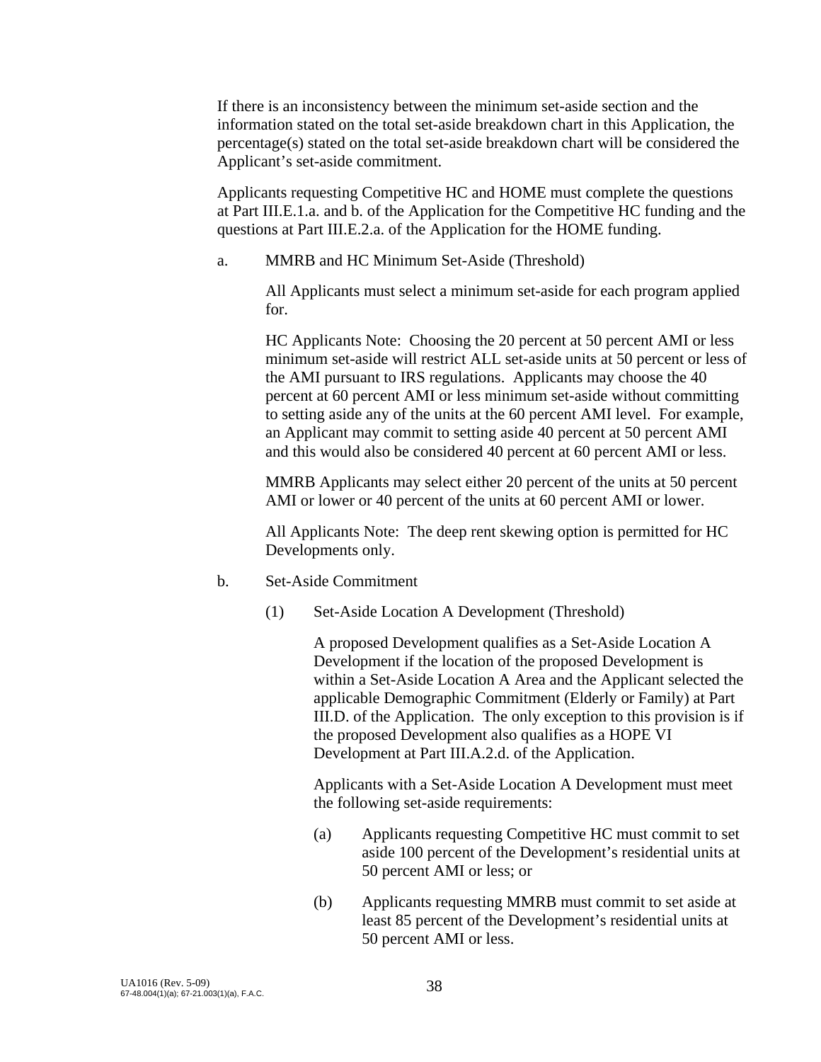If there is an inconsistency between the minimum set-aside section and the information stated on the total set-aside breakdown chart in this Application, the percentage(s) stated on the total set-aside breakdown chart will be considered the Applicant's set-aside commitment.

Applicants requesting Competitive HC and HOME must complete the questions at Part III.E.1.a. and b. of the Application for the Competitive HC funding and the questions at Part III.E.2.a. of the Application for the HOME funding.

a. MMRB and HC Minimum Set-Aside (Threshold)

All Applicants must select a minimum set-aside for each program applied for.

HC Applicants Note: Choosing the 20 percent at 50 percent AMI or less minimum set-aside will restrict ALL set-aside units at 50 percent or less of the AMI pursuant to IRS regulations. Applicants may choose the 40 percent at 60 percent AMI or less minimum set-aside without committing to setting aside any of the units at the 60 percent AMI level. For example, an Applicant may commit to setting aside 40 percent at 50 percent AMI and this would also be considered 40 percent at 60 percent AMI or less.

MMRB Applicants may select either 20 percent of the units at 50 percent AMI or lower or 40 percent of the units at 60 percent AMI or lower.

All Applicants Note: The deep rent skewing option is permitted for HC Developments only.

b. Set-Aside Commitment

(1) Set-Aside Location A Development (Threshold)

A proposed Development qualifies as a Set-Aside Location A Development if the location of the proposed Development is within a Set-Aside Location A Area and the Applicant selected the applicable Demographic Commitment (Elderly or Family) at Part III.D. of the Application. The only exception to this provision is if the proposed Development also qualifies as a HOPE VI Development at Part III.A.2.d. of the Application.

Applicants with a Set-Aside Location A Development must meet the following set-aside requirements:

(a) Applicants requesting Competitive HC must commit to set aside 100 percent of the Development's residential units at 50 percent AMI or less; or

(b) Applicants requesting MMRB must commit to set aside at least 85 percent of the Development's residential units at 50 percent AMI or less.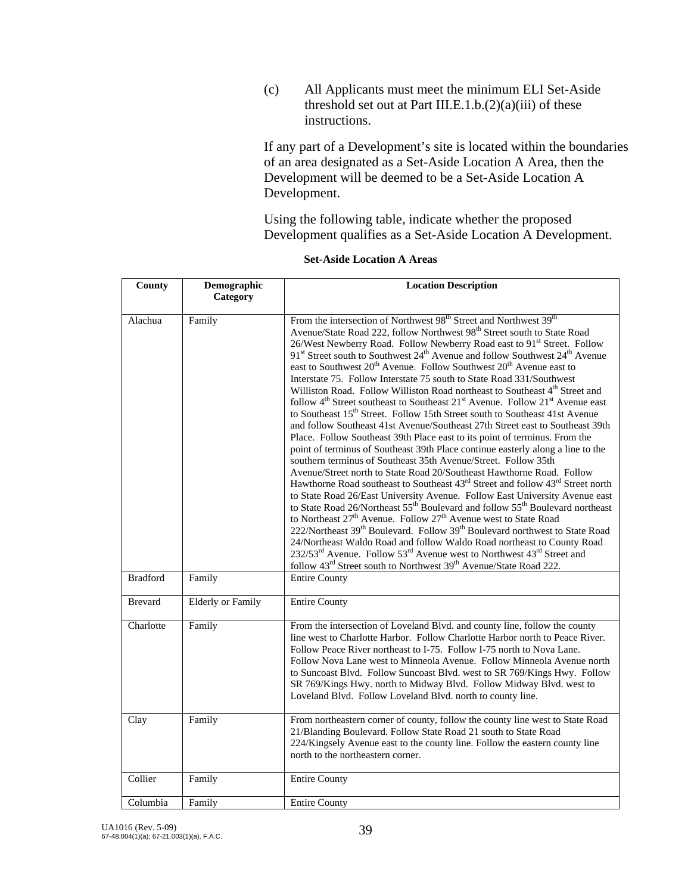(c) All Applicants must meet the minimum ELI Set-Aside threshold set out at Part III.E.1.b.(2)(a)(iii) of these instructions.

If any part of a Development's site is located within the boundaries of an area designated as a Set-Aside Location A Area, then the Development will be deemed to be a Set-Aside Location A Development.

Using the following table, indicate whether the proposed Development qualifies as a Set-Aside Location A Development.

**Set-Aside Location A Areas**

| County | Demographic Category | Location Description |
|---|---|---|
| Alachua | Family | From the intersection of Northwest 98th Street and Northwest 39th Avenue/State Road 222, follow Northwest 98th Street south to State Road 26/West Newberry Road. Follow Newberry Road east to 91st Street. Follow 91st Street south to Southwest 24th Avenue and follow Southwest 24th Avenue east to Southwest 20th Avenue. Follow Southwest 20th Avenue east to Interstate 75. Follow Interstate 75 south to State Road 331/Southwest Williston Road. Follow Williston Road northeast to Southeast 4th Street and follow 4th Street southeast to Southeast 21st Avenue. Follow 21st Avenue east to Southeast 15th Street. Follow 15th Street south to Southeast 41st Avenue and follow Southeast 41st Avenue/Southeast 27th Street east to Southeast 39th Place. Follow Southeast 39th Place east to its point of terminus. From the point of terminus of Southeast 39th Place continue easterly along a line to the southern terminus of Southeast 35th Avenue/Street. Follow 35th Avenue/Street north to State Road 20/Southeast Hawthorne Road. Follow Hawthorne Road southeast to Southeast 43rd Street and follow 43rd Street north to State Road 26/East University Avenue. Follow East University Avenue east to State Road 26/Northeast 55th Boulevard and follow 55th Boulevard northeast to Northeast 27th Avenue. Follow 27th Avenue west to State Road 222/Northeast 39th Boulevard. Follow 39th Boulevard northwest to State Road 24/Northeast Waldo Road and follow Waldo Road northeast to County Road 232/53rd Avenue. Follow 53rd Avenue west to Northwest 43rd Street and follow 43rd Street south to Northwest 39th Avenue/State Road 222. |
| Bradford | Family | Entire County |
| Brevard | Elderly or Family | Entire County |
| Charlotte | Family | From the intersection of Loveland Blvd. and county line, follow the county line west to Charlotte Harbor. Follow Charlotte Harbor north to Peace River. Follow Peace River northeast to I-75. Follow I-75 north to Nova Lane. Follow Nova Lane west to Minneola Avenue. Follow Minneola Avenue north to Suncoast Blvd. Follow Suncoast Blvd. west to SR 769/Kings Hwy. Follow SR 769/Kings Hwy. north to Midway Blvd. Follow Midway Blvd. west to Loveland Blvd. Follow Loveland Blvd. north to county line. |
| Clay | Family | From northeastern corner of county, follow the county line west to State Road 21/Blanding Boulevard. Follow State Road 21 south to State Road 224/Kingsely Avenue east to the county line. Follow the eastern county line north to the northeastern corner. |
| Collier | Family | Entire County |
| Columbia | Family | Entire County |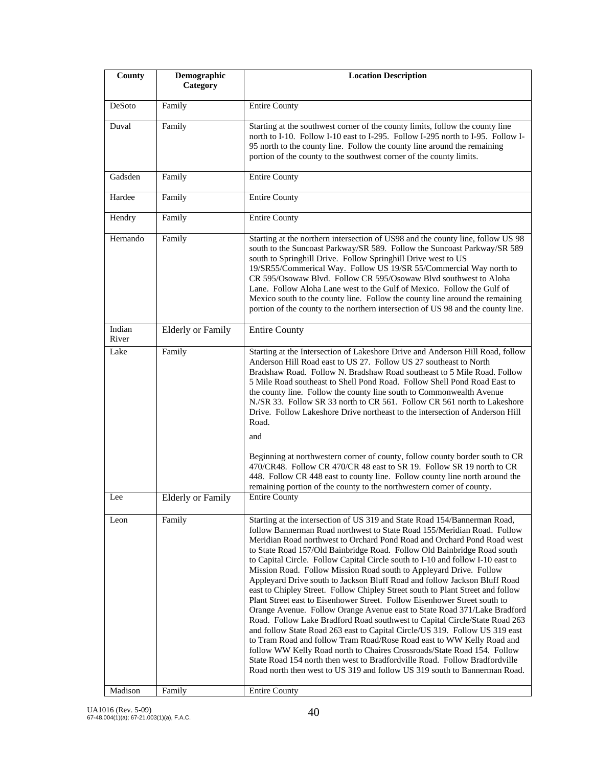| County | Demographic Category | Location Description |
|---|---|---|
| DeSoto | Family | Entire County |
| Duval | Family | Starting at the southwest corner of the county limits, follow the county line north to I-10. Follow I-10 east to I-295. Follow I-295 north to I-95. Follow I-95 north to the county line. Follow the county line around the remaining portion of the county to the southwest corner of the county limits. |
| Gadsden | Family | Entire County |
| Hardee | Family | Entire County |
| Hendry | Family | Entire County |
| Hernando | Family | Starting at the northern intersection of US98 and the county line, follow US 98 south to the Suncoast Parkway/SR 589. Follow the Suncoast Parkway/SR 589 south to Springhill Drive. Follow Springhill Drive west to US 19/SR55/Commerical Way. Follow US 19/SR 55/Commercial Way north to CR 595/Osowaw Blvd. Follow CR 595/Osowaw Blvd southwest to Aloha Lane. Follow Aloha Lane west to the Gulf of Mexico. Follow the Gulf of Mexico south to the county line. Follow the county line around the remaining portion of the county to the northern intersection of US 98 and the county line. |
| Indian River | Elderly or Family | Entire County |
| Lake | Family | Starting at the Intersection of Lakeshore Drive and Anderson Hill Road, follow Anderson Hill Road east to US 27. Follow US 27 southeast to North Bradshaw Road. Follow N. Bradshaw Road southeast to 5 Mile Road. Follow 5 Mile Road southeast to Shell Pond Road. Follow Shell Pond Road East to the county line. Follow the county line south to Commonwealth Avenue N./SR 33. Follow SR 33 north to CR 561. Follow CR 561 north to Lakeshore Drive. Follow Lakeshore Drive northeast to the intersection of Anderson Hill Road.<br><br>and<br><br>Beginning at northwestern corner of county, follow county border south to CR 470/CR48. Follow CR 470/CR 48 east to SR 19. Follow SR 19 north to CR 448. Follow CR 448 east to county line. Follow county line north around the remaining portion of the county to the northwestern corner of county. |
| Lee | Elderly or Family | Entire County |
| Leon | Family | Starting at the intersection of US 319 and State Road 154/Bannerman Road, follow Bannerman Road northwest to State Road 155/Meridian Road. Follow Meridian Road northwest to Orchard Pond Road and Orchard Pond Road west to State Road 157/Old Bainbridge Road. Follow Old Bainbridge Road south to Capital Circle. Follow Capital Circle south to I-10 and follow I-10 east to Mission Road. Follow Mission Road south to Appleyard Drive. Follow Appleyard Drive south to Jackson Bluff Road and follow Jackson Bluff Road east to Chipley Street. Follow Chipley Street south to Plant Street and follow Plant Street east to Eisenhower Street. Follow Eisenhower Street south to Orange Avenue. Follow Orange Avenue east to State Road 371/Lake Bradford Road. Follow Lake Bradford Road southwest to Capital Circle/State Road 263 and follow State Road 263 east to Capital Circle/US 319. Follow US 319 east to Tram Road and follow Tram Road/Rose Road east to WW Kelly Road and follow WW Kelly Road north to Chaires Crossroads/State Road 154. Follow State Road 154 north then west to Bradfordville Road. Follow Bradfordville Road north then west to US 319 and follow US 319 south to Bannerman Road. |
| Madison | Family | Entire County |

UA1016 (Rev. 5-09)
67-48.004(1)(a); 67-21.003(1)(a), F.A.C.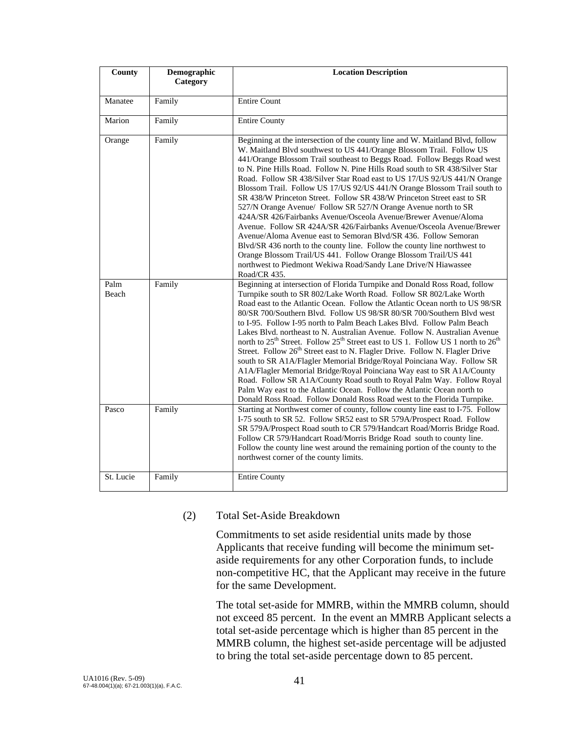| County | Demographic Category | Location Description |
| --- | --- | --- |
| Manatee | Family | Entire Count |
| Marion | Family | Entire County |
| Orange | Family | Beginning at the intersection of the county line and W. Maitland Blvd, follow W. Maitland Blvd southwest to US 441/Orange Blossom Trail. Follow US 441/Orange Blossom Trail southeast to Beggs Road. Follow Beggs Road west to N. Pine Hills Road. Follow N. Pine Hills Road south to SR 438/Silver Star Road. Follow SR 438/Silver Star Road east to US 17/US 92/US 441/N Orange Blossom Trail. Follow US 17/US 92/US 441/N Orange Blossom Trail south to SR 438/W Princeton Street. Follow SR 438/W Princeton Street east to SR 527/N Orange Avenue/ Follow SR 527/N Orange Avenue north to SR 424A/SR 426/Fairbanks Avenue/Osceola Avenue/Brewer Avenue/Aloma Avenue. Follow SR 424A/SR 426/Fairbanks Avenue/Osceola Avenue/Brewer Avenue/Aloma Avenue east to Semoran Blvd/SR 436. Follow Semoran Blvd/SR 436 north to the county line. Follow the county line northwest to Orange Blossom Trail/US 441. Follow Orange Blossom Trail/US 441 northwest to Piedmont Wekiwa Road/Sandy Lane Drive/N Hiawassee Road/CR 435. |
| Palm Beach | Family | Beginning at intersection of Florida Turnpike and Donald Ross Road, follow Turnpike south to SR 802/Lake Worth Road. Follow SR 802/Lake Worth Road east to the Atlantic Ocean. Follow the Atlantic Ocean north to US 98/SR 80/SR 700/Southern Blvd. Follow US 98/SR 80/SR 700/Southern Blvd west to I-95. Follow I-95 north to Palm Beach Lakes Blvd. Follow Palm Beach Lakes Blvd. northeast to N. Australian Avenue. Follow N. Australian Avenue north to 25th Street. Follow 25th Street east to US 1. Follow US 1 north to 26th Street. Follow 26th Street east to N. Flagler Drive. Follow N. Flagler Drive south to SR A1A/Flagler Memorial Bridge/Royal Poinciana Way. Follow SR A1A/Flagler Memorial Bridge/Royal Poinciana Way east to SR A1A/County Road. Follow SR A1A/County Road south to Royal Palm Way. Follow Royal Palm Way east to the Atlantic Ocean. Follow the Atlantic Ocean north to Donald Ross Road. Follow Donald Ross Road west to the Florida Turnpike. |
| Pasco | Family | Starting at Northwest corner of county, follow county line east to I-75. Follow I-75 south to SR 52. Follow SR52 east to SR 579A/Prospect Road. Follow SR 579A/Prospect Road south to CR 579/Handcart Road/Morris Bridge Road. Follow CR 579/Handcart Road/Morris Bridge Road south to county line. Follow the county line west around the remaining portion of the county to the northwest corner of the county limits. |
| St. Lucie | Family | Entire County |

(2) Total Set-Aside Breakdown

Commitments to set aside residential units made by those Applicants that receive funding will become the minimum set-aside requirements for any other Corporation funds, to include non-competitive HC, that the Applicant may receive in the future for the same Development.

The total set-aside for MMRB, within the MMRB column, should not exceed 85 percent. In the event an MMRB Applicant selects a total set-aside percentage which is higher than 85 percent in the MMRB column, the highest set-aside percentage will be adjusted to bring the total set-aside percentage down to 85 percent.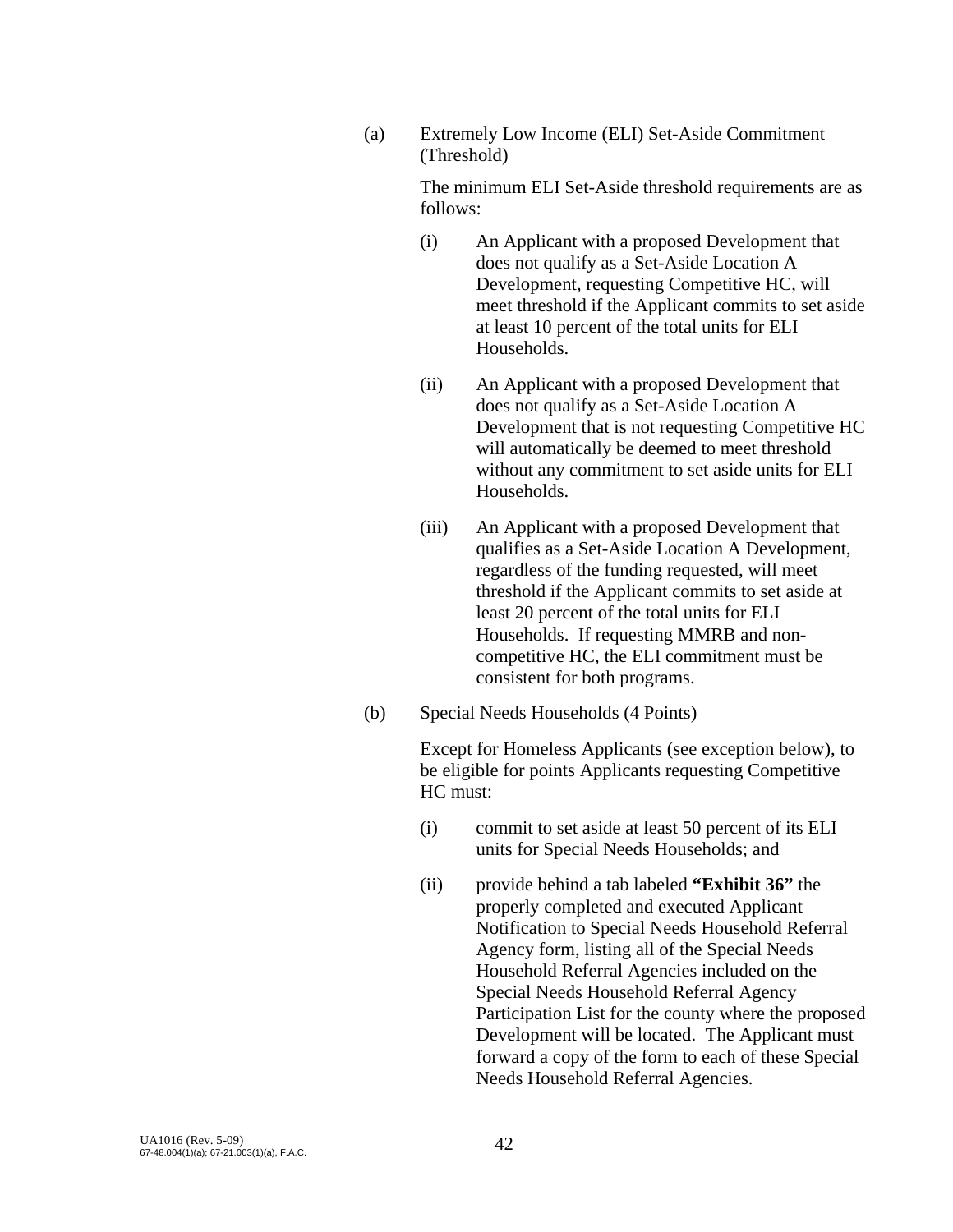(a) Extremely Low Income (ELI) Set-Aside Commitment (Threshold)

The minimum ELI Set-Aside threshold requirements are as follows:

(i) An Applicant with a proposed Development that does not qualify as a Set-Aside Location A Development, requesting Competitive HC, will meet threshold if the Applicant commits to set aside at least 10 percent of the total units for ELI Households.

(ii) An Applicant with a proposed Development that does not qualify as a Set-Aside Location A Development that is not requesting Competitive HC will automatically be deemed to meet threshold without any commitment to set aside units for ELI Households.

(iii) An Applicant with a proposed Development that qualifies as a Set-Aside Location A Development, regardless of the funding requested, will meet threshold if the Applicant commits to set aside at least 20 percent of the total units for ELI Households. If requesting MMRB and non-competitive HC, the ELI commitment must be consistent for both programs.

(b) Special Needs Households (4 Points)

Except for Homeless Applicants (see exception below), to be eligible for points Applicants requesting Competitive HC must:

(i) commit to set aside at least 50 percent of its ELI units for Special Needs Households; and

(ii) provide behind a tab labeled **"Exhibit 36"** the properly completed and executed Applicant Notification to Special Needs Household Referral Agency form, listing all of the Special Needs Household Referral Agencies included on the Special Needs Household Referral Agency Participation List for the county where the proposed Development will be located. The Applicant must forward a copy of the form to each of these Special Needs Household Referral Agencies.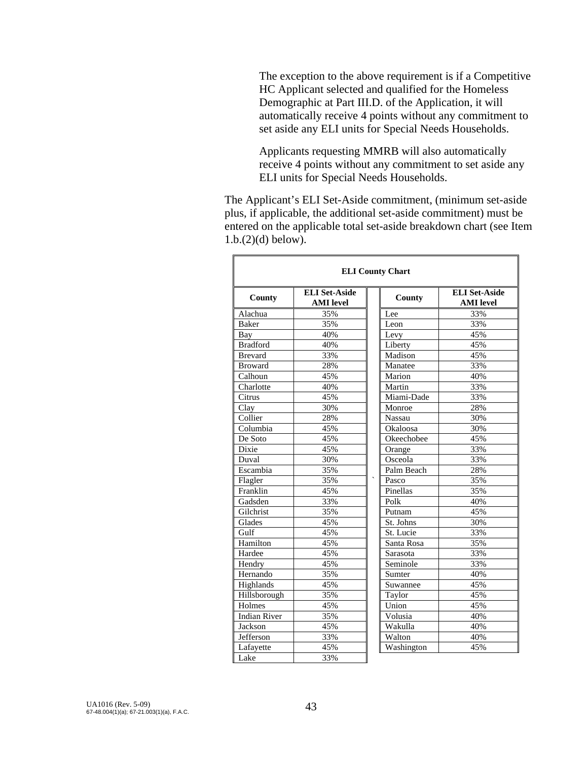The exception to the above requirement is if a Competitive HC Applicant selected and qualified for the Homeless Demographic at Part III.D. of the Application, it will automatically receive 4 points without any commitment to set aside any ELI units for Special Needs Households.

Applicants requesting MMRB will also automatically receive 4 points without any commitment to set aside any ELI units for Special Needs Households.

The Applicant's ELI Set-Aside commitment, (minimum set-aside plus, if applicable, the additional set-aside commitment) must be entered on the applicable total set-aside breakdown chart (see Item 1.b.(2)(d) below).

**ELI County Chart**

| County | ELI Set-Aside AMI level | County | ELI Set-Aside AMI level |
|---|---|---|---|
| Alachua | 35% | Lee | 33% |
| Baker | 35% | Leon | 33% |
| Bay | 40% | Levy | 45% |
| Bradford | 40% | Liberty | 45% |
| Brevard | 33% | Madison | 45% |
| Broward | 28% | Manatee | 33% |
| Calhoun | 45% | Marion | 40% |
| Charlotte | 40% | Martin | 33% |
| Citrus | 45% | Miami-Dade | 33% |
| Clay | 30% | Monroe | 28% |
| Collier | 28% | Nassau | 30% |
| Columbia | 45% | Okaloosa | 30% |
| De Soto | 45% | Okeechobee | 45% |
| Dixie | 45% | Orange | 33% |
| Duval | 30% | Osceola | 33% |
| Escambia | 35% | Palm Beach | 28% |
| Flagler | 35% | Pasco | 35% |
| Franklin | 45% | Pinellas | 35% |
| Gadsden | 33% | Polk | 40% |
| Gilchrist | 35% | Putnam | 45% |
| Glades | 45% | St. Johns | 30% |
| Gulf | 45% | St. Lucie | 33% |
| Hamilton | 45% | Santa Rosa | 35% |
| Hardee | 45% | Sarasota | 33% |
| Hendry | 45% | Seminole | 33% |
| Hernando | 35% | Sumter | 40% |
| Highlands | 45% | Suwannee | 45% |
| Hillsborough | 35% | Taylor | 45% |
| Holmes | 45% | Union | 45% |
| Indian River | 35% | Volusia | 40% |
| Jackson | 45% | Wakulla | 40% |
| Jefferson | 33% | Walton | 40% |
| Lafayette | 45% | Washington | 45% |
| Lake | 33% | | |

UA1016 (Rev. 5-09)
67-48.004(1)(a); 67-21.003(1)(a), F.A.C.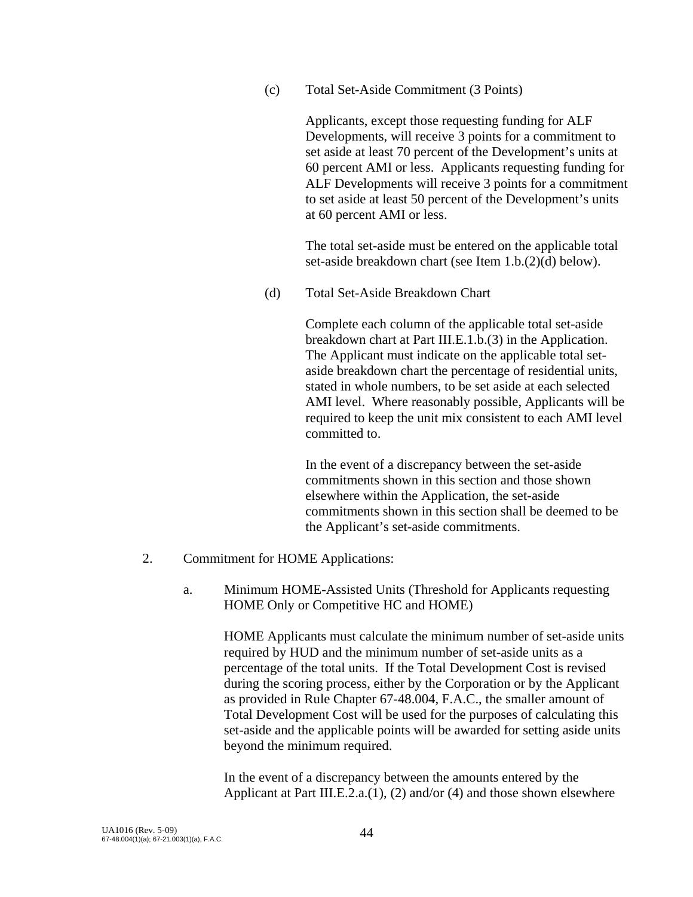(c) Total Set-Aside Commitment (3 Points)

Applicants, except those requesting funding for ALF Developments, will receive 3 points for a commitment to set aside at least 70 percent of the Development's units at 60 percent AMI or less. Applicants requesting funding for ALF Developments will receive 3 points for a commitment to set aside at least 50 percent of the Development's units at 60 percent AMI or less.

The total set-aside must be entered on the applicable total set-aside breakdown chart (see Item 1.b.(2)(d) below).

(d) Total Set-Aside Breakdown Chart

Complete each column of the applicable total set-aside breakdown chart at Part III.E.1.b.(3) in the Application. The Applicant must indicate on the applicable total set-aside breakdown chart the percentage of residential units, stated in whole numbers, to be set aside at each selected AMI level. Where reasonably possible, Applicants will be required to keep the unit mix consistent to each AMI level committed to.

In the event of a discrepancy between the set-aside commitments shown in this section and those shown elsewhere within the Application, the set-aside commitments shown in this section shall be deemed to be the Applicant's set-aside commitments.

2. Commitment for HOME Applications:

a. Minimum HOME-Assisted Units (Threshold for Applicants requesting HOME Only or Competitive HC and HOME)

HOME Applicants must calculate the minimum number of set-aside units required by HUD and the minimum number of set-aside units as a percentage of the total units. If the Total Development Cost is revised during the scoring process, either by the Corporation or by the Applicant as provided in Rule Chapter 67-48.004, F.A.C., the smaller amount of Total Development Cost will be used for the purposes of calculating this set-aside and the applicable points will be awarded for setting aside units beyond the minimum required.

In the event of a discrepancy between the amounts entered by the Applicant at Part III.E.2.a.(1), (2) and/or (4) and those shown elsewhere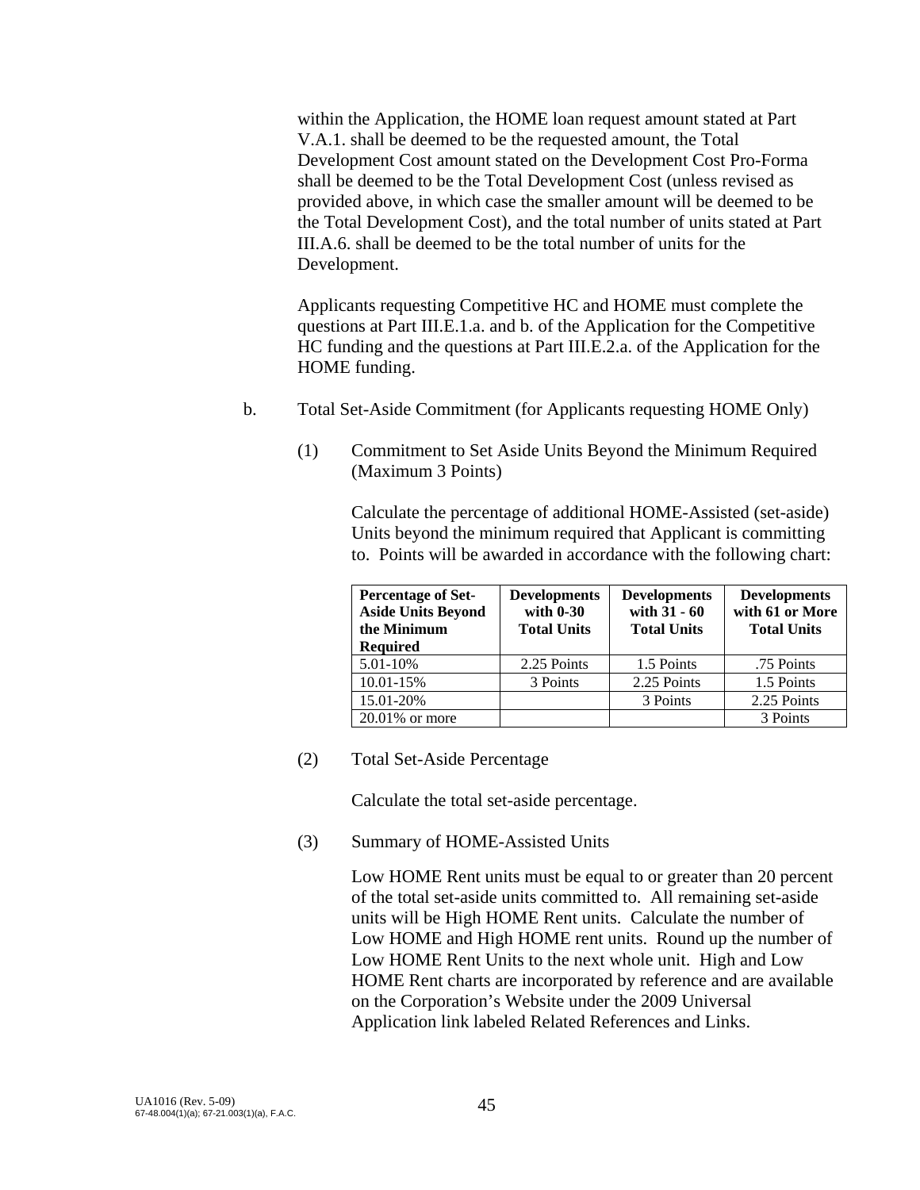within the Application, the HOME loan request amount stated at Part V.A.1. shall be deemed to be the requested amount, the Total Development Cost amount stated on the Development Cost Pro-Forma shall be deemed to be the Total Development Cost (unless revised as provided above, in which case the smaller amount will be deemed to be the Total Development Cost), and the total number of units stated at Part III.A.6. shall be deemed to be the total number of units for the Development.

Applicants requesting Competitive HC and HOME must complete the questions at Part III.E.1.a. and b. of the Application for the Competitive HC funding and the questions at Part III.E.2.a. of the Application for the HOME funding.

b. Total Set-Aside Commitment (for Applicants requesting HOME Only)

(1) Commitment to Set Aside Units Beyond the Minimum Required (Maximum 3 Points)

Calculate the percentage of additional HOME-Assisted (set-aside) Units beyond the minimum required that Applicant is committing to. Points will be awarded in accordance with the following chart:

| Percentage of Set-Aside Units Beyond the Minimum Required | Developments with 0-30 Total Units | Developments with 31 - 60 Total Units | Developments with 61 or More Total Units |
|---|---|---|---|
| 5.01-10% | 2.25 Points | 1.5 Points | .75 Points |
| 10.01-15% | 3 Points | 2.25 Points | 1.5 Points |
| 15.01-20% | | 3 Points | 2.25 Points |
| 20.01% or more | | | 3 Points |

(2) Total Set-Aside Percentage

Calculate the total set-aside percentage.

(3) Summary of HOME-Assisted Units

Low HOME Rent units must be equal to or greater than 20 percent of the total set-aside units committed to. All remaining set-aside units will be High HOME Rent units. Calculate the number of Low HOME and High HOME rent units. Round up the number of Low HOME Rent Units to the next whole unit. High and Low HOME Rent charts are incorporated by reference and are available on the Corporation's Website under the 2009 Universal Application link labeled Related References and Links.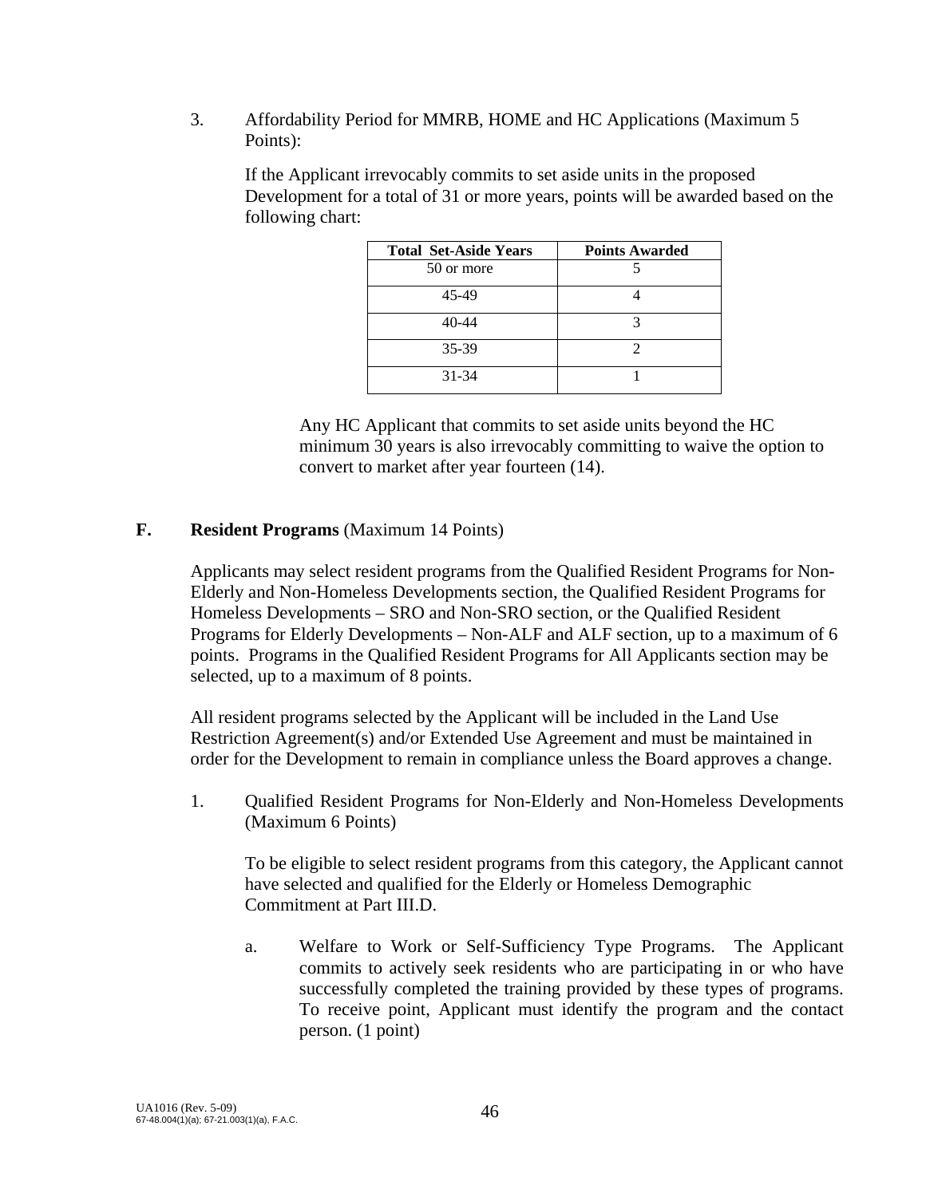3. Affordability Period for MMRB, HOME and HC Applications (Maximum 5 Points):

   If the Applicant irrevocably commits to set aside units in the proposed Development for a total of 31 or more years, points will be awarded based on the following chart:

| Total Set-Aside Years | Points Awarded |
|---|---|
| 50 or more | 5 |
| 45-49 | 4 |
| 40-44 | 3 |
| 35-39 | 2 |
| 31-34 | 1 |

   Any HC Applicant that commits to set aside units beyond the HC minimum 30 years is also irrevocably committing to waive the option to convert to market after year fourteen (14).

**F. Resident Programs** (Maximum 14 Points)

Applicants may select resident programs from the Qualified Resident Programs for Non-Elderly and Non-Homeless Developments section, the Qualified Resident Programs for Homeless Developments – SRO and Non-SRO section, or the Qualified Resident Programs for Elderly Developments – Non-ALF and ALF section, up to a maximum of 6 points. Programs in the Qualified Resident Programs for All Applicants section may be selected, up to a maximum of 8 points.

All resident programs selected by the Applicant will be included in the Land Use Restriction Agreement(s) and/or Extended Use Agreement and must be maintained in order for the Development to remain in compliance unless the Board approves a change.

1. Qualified Resident Programs for Non-Elderly and Non-Homeless Developments (Maximum 6 Points)

   To be eligible to select resident programs from this category, the Applicant cannot have selected and qualified for the Elderly or Homeless Demographic Commitment at Part III.D.

   a. Welfare to Work or Self-Sufficiency Type Programs. The Applicant commits to actively seek residents who are participating in or who have successfully completed the training provided by these types of programs. To receive point, Applicant must identify the program and the contact person. (1 point)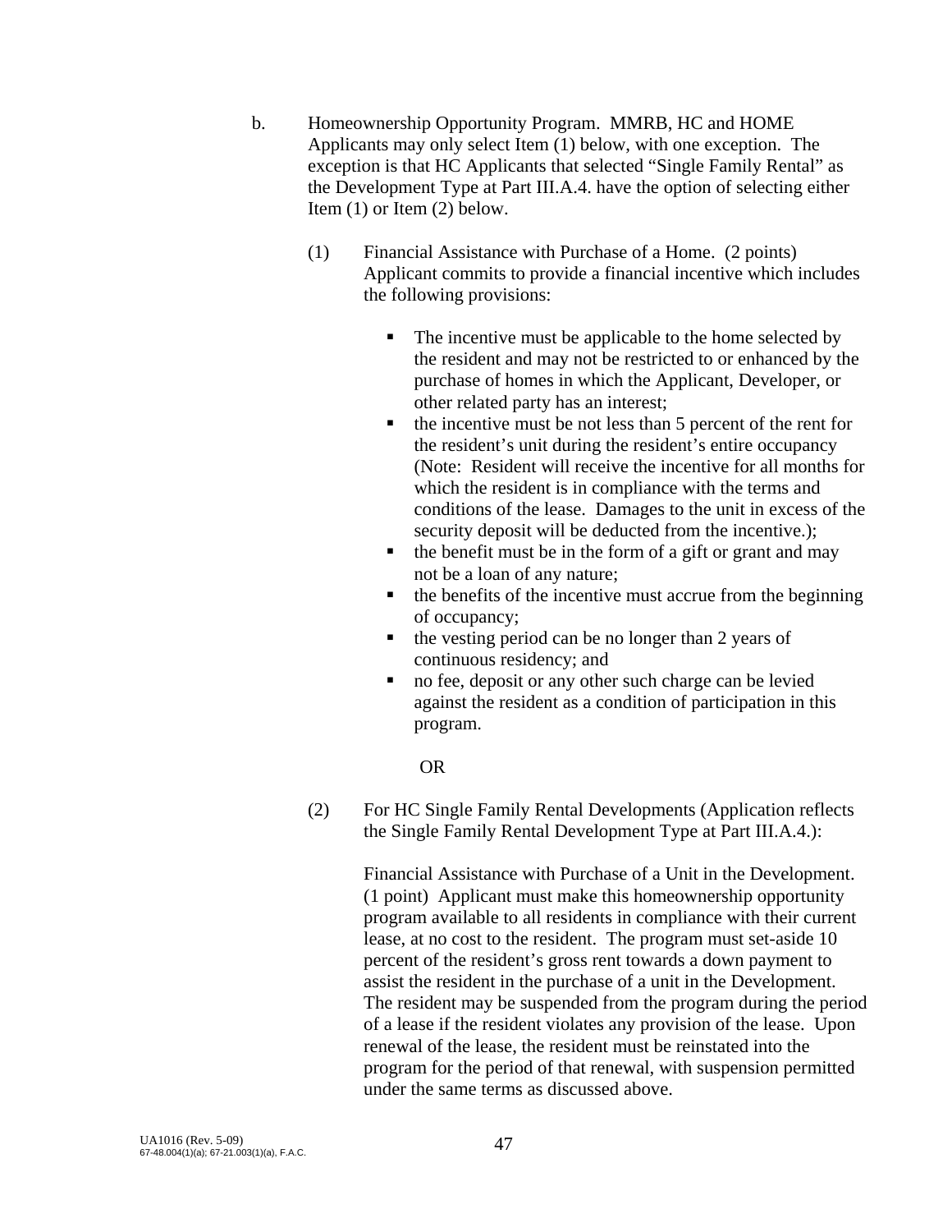b. Homeownership Opportunity Program. MMRB, HC and HOME Applicants may only select Item (1) below, with one exception. The exception is that HC Applicants that selected "Single Family Rental" as the Development Type at Part III.A.4. have the option of selecting either Item (1) or Item (2) below.

(1) Financial Assistance with Purchase of a Home. (2 points) Applicant commits to provide a financial incentive which includes the following provisions:

- The incentive must be applicable to the home selected by the resident and may not be restricted to or enhanced by the purchase of homes in which the Applicant, Developer, or other related party has an interest;
- the incentive must be not less than 5 percent of the rent for the resident's unit during the resident's entire occupancy (Note: Resident will receive the incentive for all months for which the resident is in compliance with the terms and conditions of the lease. Damages to the unit in excess of the security deposit will be deducted from the incentive.);
- the benefit must be in the form of a gift or grant and may not be a loan of any nature;
- the benefits of the incentive must accrue from the beginning of occupancy;
- the vesting period can be no longer than 2 years of continuous residency; and
- no fee, deposit or any other such charge can be levied against the resident as a condition of participation in this program.

OR

(2) For HC Single Family Rental Developments (Application reflects the Single Family Rental Development Type at Part III.A.4.):

Financial Assistance with Purchase of a Unit in the Development. (1 point) Applicant must make this homeownership opportunity program available to all residents in compliance with their current lease, at no cost to the resident. The program must set-aside 10 percent of the resident's gross rent towards a down payment to assist the resident in the purchase of a unit in the Development. The resident may be suspended from the program during the period of a lease if the resident violates any provision of the lease. Upon renewal of the lease, the resident must be reinstated into the program for the period of that renewal, with suspension permitted under the same terms as discussed above.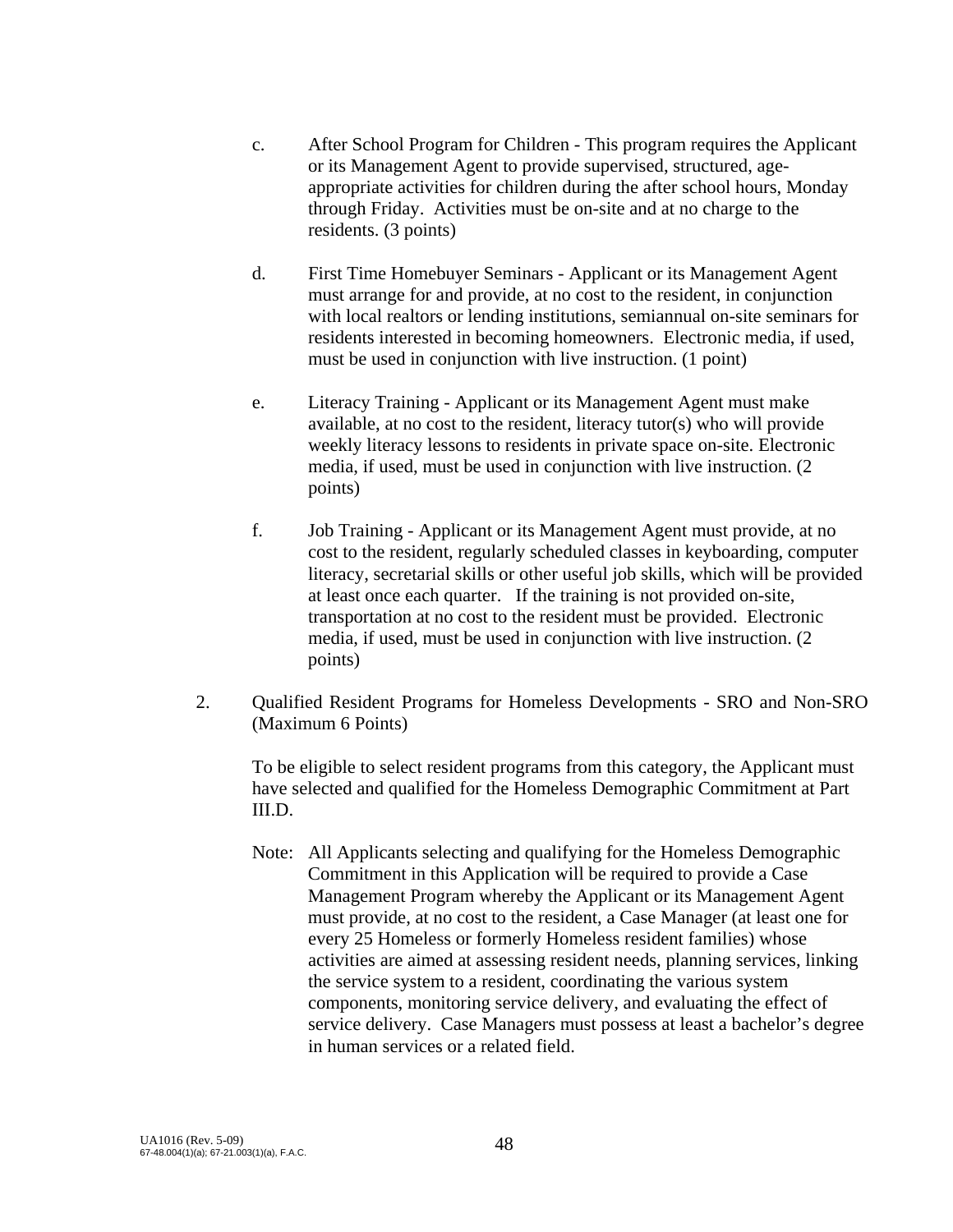c. After School Program for Children - This program requires the Applicant or its Management Agent to provide supervised, structured, age-appropriate activities for children during the after school hours, Monday through Friday. Activities must be on-site and at no charge to the residents. (3 points)

d. First Time Homebuyer Seminars - Applicant or its Management Agent must arrange for and provide, at no cost to the resident, in conjunction with local realtors or lending institutions, semiannual on-site seminars for residents interested in becoming homeowners. Electronic media, if used, must be used in conjunction with live instruction. (1 point)

e. Literacy Training - Applicant or its Management Agent must make available, at no cost to the resident, literacy tutor(s) who will provide weekly literacy lessons to residents in private space on-site. Electronic media, if used, must be used in conjunction with live instruction. (2 points)

f. Job Training - Applicant or its Management Agent must provide, at no cost to the resident, regularly scheduled classes in keyboarding, computer literacy, secretarial skills or other useful job skills, which will be provided at least once each quarter. If the training is not provided on-site, transportation at no cost to the resident must be provided. Electronic media, if used, must be used in conjunction with live instruction. (2 points)

2. Qualified Resident Programs for Homeless Developments - SRO and Non-SRO (Maximum 6 Points)

To be eligible to select resident programs from this category, the Applicant must have selected and qualified for the Homeless Demographic Commitment at Part III.D.

Note: All Applicants selecting and qualifying for the Homeless Demographic Commitment in this Application will be required to provide a Case Management Program whereby the Applicant or its Management Agent must provide, at no cost to the resident, a Case Manager (at least one for every 25 Homeless or formerly Homeless resident families) whose activities are aimed at assessing resident needs, planning services, linking the service system to a resident, coordinating the various system components, monitoring service delivery, and evaluating the effect of service delivery. Case Managers must possess at least a bachelor's degree in human services or a related field.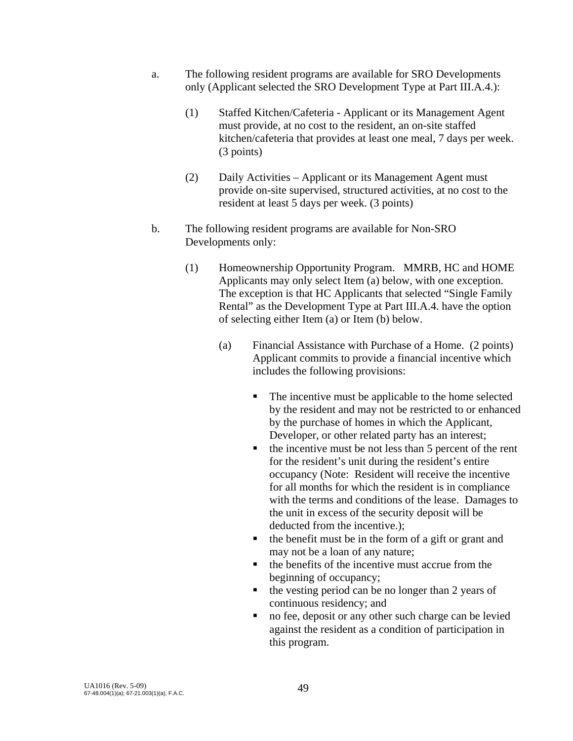a. The following resident programs are available for SRO Developments only (Applicant selected the SRO Development Type at Part III.A.4.):

   (1) Staffed Kitchen/Cafeteria - Applicant or its Management Agent must provide, at no cost to the resident, an on-site staffed kitchen/cafeteria that provides at least one meal, 7 days per week. (3 points)

   (2) Daily Activities – Applicant or its Management Agent must provide on-site supervised, structured activities, at no cost to the resident at least 5 days per week. (3 points)

b. The following resident programs are available for Non-SRO Developments only:

   (1) Homeownership Opportunity Program. MMRB, HC and HOME Applicants may only select Item (a) below, with one exception. The exception is that HC Applicants that selected "Single Family Rental" as the Development Type at Part III.A.4. have the option of selecting either Item (a) or Item (b) below.

      (a) Financial Assistance with Purchase of a Home. (2 points) Applicant commits to provide a financial incentive which includes the following provisions:

         - The incentive must be applicable to the home selected by the resident and may not be restricted to or enhanced by the purchase of homes in which the Applicant, Developer, or other related party has an interest;
         - the incentive must be not less than 5 percent of the rent for the resident's unit during the resident's entire occupancy (Note: Resident will receive the incentive for all months for which the resident is in compliance with the terms and conditions of the lease. Damages to the unit in excess of the security deposit will be deducted from the incentive.);
         - the benefit must be in the form of a gift or grant and may not be a loan of any nature;
         - the benefits of the incentive must accrue from the beginning of occupancy;
         - the vesting period can be no longer than 2 years of continuous residency; and
         - no fee, deposit or any other such charge can be levied against the resident as a condition of participation in this program.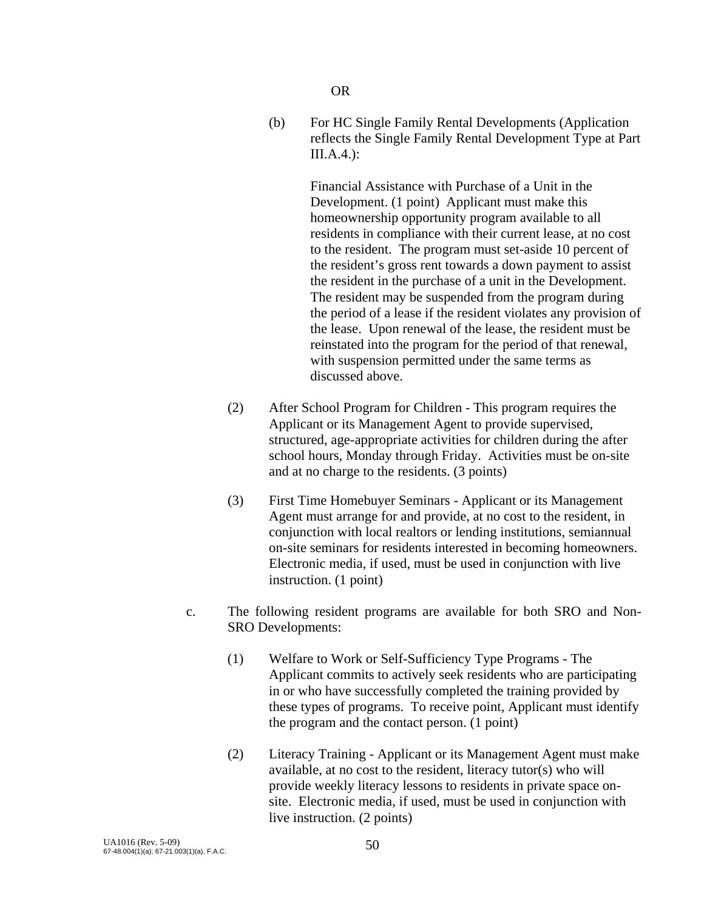OR

(b) For HC Single Family Rental Developments (Application reflects the Single Family Rental Development Type at Part III.A.4.):

Financial Assistance with Purchase of a Unit in the Development. (1 point) Applicant must make this homeownership opportunity program available to all residents in compliance with their current lease, at no cost to the resident. The program must set-aside 10 percent of the resident's gross rent towards a down payment to assist the resident in the purchase of a unit in the Development. The resident may be suspended from the program during the period of a lease if the resident violates any provision of the lease. Upon renewal of the lease, the resident must be reinstated into the program for the period of that renewal, with suspension permitted under the same terms as discussed above.

(2) After School Program for Children - This program requires the Applicant or its Management Agent to provide supervised, structured, age-appropriate activities for children during the after school hours, Monday through Friday. Activities must be on-site and at no charge to the residents. (3 points)

(3) First Time Homebuyer Seminars - Applicant or its Management Agent must arrange for and provide, at no cost to the resident, in conjunction with local realtors or lending institutions, semiannual on-site seminars for residents interested in becoming homeowners. Electronic media, if used, must be used in conjunction with live instruction. (1 point)

c. The following resident programs are available for both SRO and Non-SRO Developments:

(1) Welfare to Work or Self-Sufficiency Type Programs - The Applicant commits to actively seek residents who are participating in or who have successfully completed the training provided by these types of programs. To receive point, Applicant must identify the program and the contact person. (1 point)

(2) Literacy Training - Applicant or its Management Agent must make available, at no cost to the resident, literacy tutor(s) who will provide weekly literacy lessons to residents in private space on-site. Electronic media, if used, must be used in conjunction with live instruction. (2 points)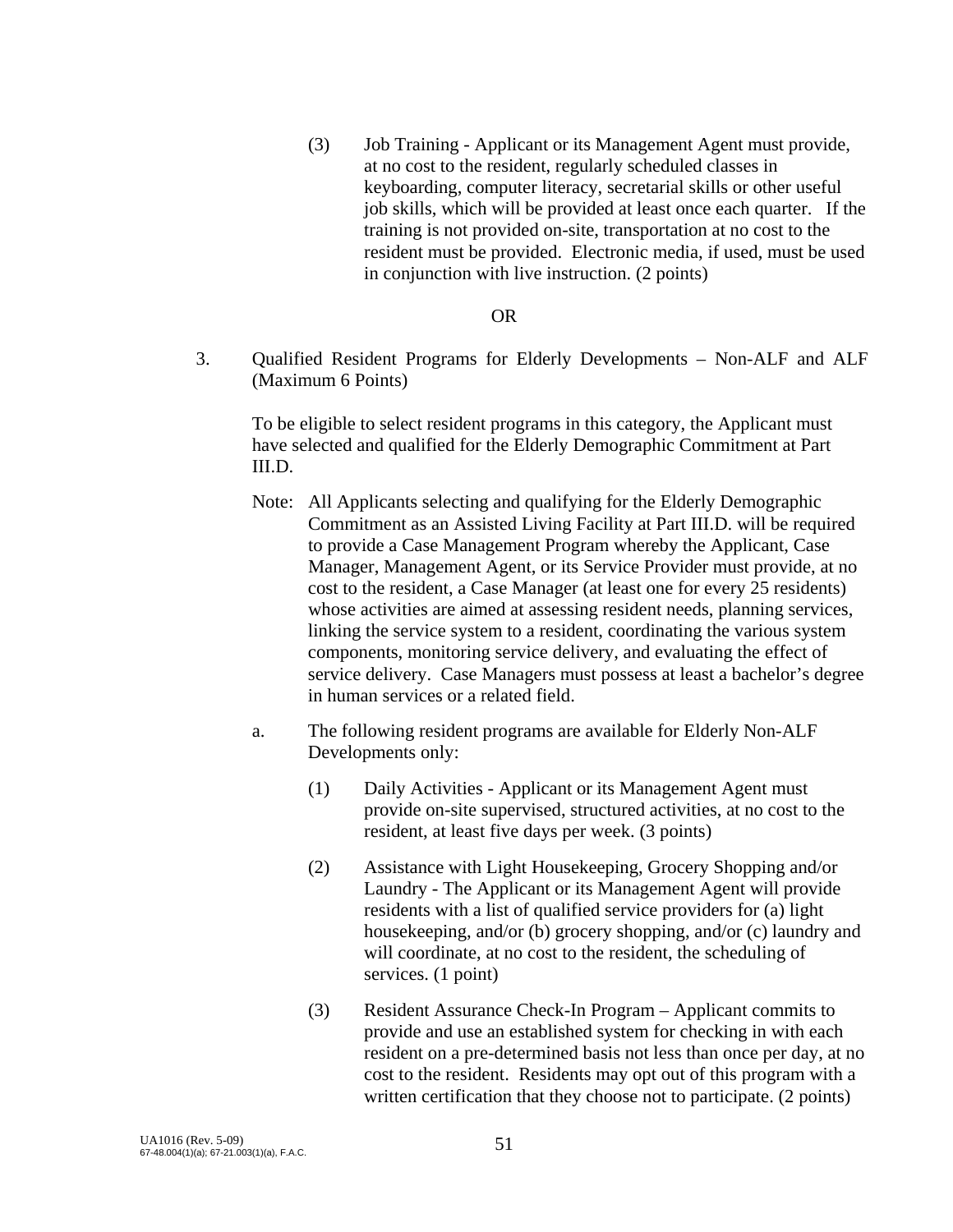(3) Job Training - Applicant or its Management Agent must provide, at no cost to the resident, regularly scheduled classes in keyboarding, computer literacy, secretarial skills or other useful job skills, which will be provided at least once each quarter. If the training is not provided on-site, transportation at no cost to the resident must be provided. Electronic media, if used, must be used in conjunction with live instruction. (2 points)

OR

3. Qualified Resident Programs for Elderly Developments – Non-ALF and ALF (Maximum 6 Points)

To be eligible to select resident programs in this category, the Applicant must have selected and qualified for the Elderly Demographic Commitment at Part III.D.

Note: All Applicants selecting and qualifying for the Elderly Demographic Commitment as an Assisted Living Facility at Part III.D. will be required to provide a Case Management Program whereby the Applicant, Case Manager, Management Agent, or its Service Provider must provide, at no cost to the resident, a Case Manager (at least one for every 25 residents) whose activities are aimed at assessing resident needs, planning services, linking the service system to a resident, coordinating the various system components, monitoring service delivery, and evaluating the effect of service delivery. Case Managers must possess at least a bachelor's degree in human services or a related field.

a. The following resident programs are available for Elderly Non-ALF Developments only:

(1) Daily Activities - Applicant or its Management Agent must provide on-site supervised, structured activities, at no cost to the resident, at least five days per week. (3 points)

(2) Assistance with Light Housekeeping, Grocery Shopping and/or Laundry - The Applicant or its Management Agent will provide residents with a list of qualified service providers for (a) light housekeeping, and/or (b) grocery shopping, and/or (c) laundry and will coordinate, at no cost to the resident, the scheduling of services. (1 point)

(3) Resident Assurance Check-In Program – Applicant commits to provide and use an established system for checking in with each resident on a pre-determined basis not less than once per day, at no cost to the resident. Residents may opt out of this program with a written certification that they choose not to participate. (2 points)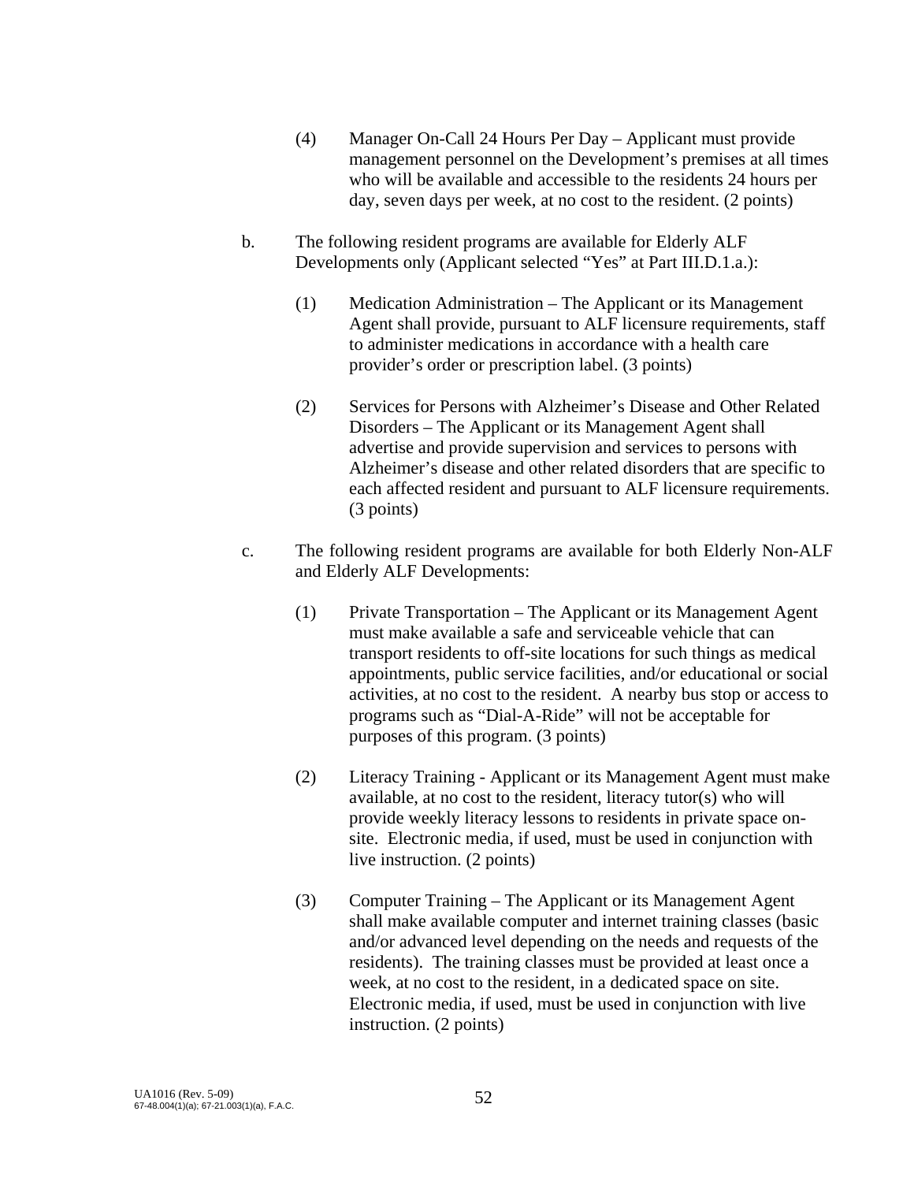(4) Manager On-Call 24 Hours Per Day – Applicant must provide management personnel on the Development's premises at all times who will be available and accessible to the residents 24 hours per day, seven days per week, at no cost to the resident. (2 points)

b. The following resident programs are available for Elderly ALF Developments only (Applicant selected "Yes" at Part III.D.1.a.):

(1) Medication Administration – The Applicant or its Management Agent shall provide, pursuant to ALF licensure requirements, staff to administer medications in accordance with a health care provider's order or prescription label. (3 points)

(2) Services for Persons with Alzheimer's Disease and Other Related Disorders – The Applicant or its Management Agent shall advertise and provide supervision and services to persons with Alzheimer's disease and other related disorders that are specific to each affected resident and pursuant to ALF licensure requirements. (3 points)

c. The following resident programs are available for both Elderly Non-ALF and Elderly ALF Developments:

(1) Private Transportation – The Applicant or its Management Agent must make available a safe and serviceable vehicle that can transport residents to off-site locations for such things as medical appointments, public service facilities, and/or educational or social activities, at no cost to the resident. A nearby bus stop or access to programs such as "Dial-A-Ride" will not be acceptable for purposes of this program. (3 points)

(2) Literacy Training - Applicant or its Management Agent must make available, at no cost to the resident, literacy tutor(s) who will provide weekly literacy lessons to residents in private space on-site. Electronic media, if used, must be used in conjunction with live instruction. (2 points)

(3) Computer Training – The Applicant or its Management Agent shall make available computer and internet training classes (basic and/or advanced level depending on the needs and requests of the residents). The training classes must be provided at least once a week, at no cost to the resident, in a dedicated space on site. Electronic media, if used, must be used in conjunction with live instruction. (2 points)

UA1016 (Rev. 5-09)
67-48.004(1)(a); 67-21.003(1)(a), F.A.C.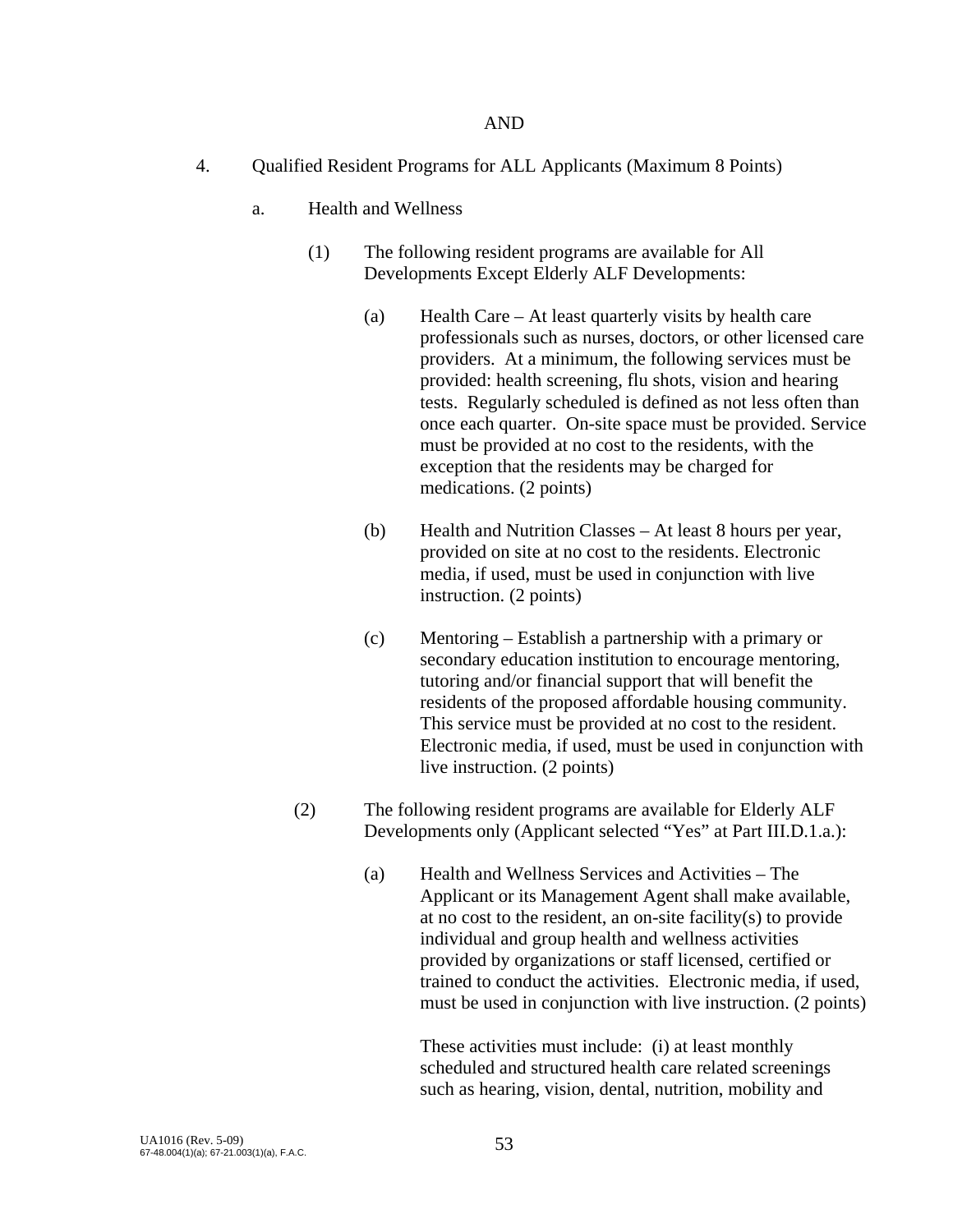AND

4. Qualified Resident Programs for ALL Applicants (Maximum 8 Points)

   a. Health and Wellness

      (1) The following resident programs are available for All Developments Except Elderly ALF Developments:

         (a) Health Care – At least quarterly visits by health care professionals such as nurses, doctors, or other licensed care providers. At a minimum, the following services must be provided: health screening, flu shots, vision and hearing tests. Regularly scheduled is defined as not less often than once each quarter. On-site space must be provided. Service must be provided at no cost to the residents, with the exception that the residents may be charged for medications. (2 points)

         (b) Health and Nutrition Classes – At least 8 hours per year, provided on site at no cost to the residents. Electronic media, if used, must be used in conjunction with live instruction. (2 points)

         (c) Mentoring – Establish a partnership with a primary or secondary education institution to encourage mentoring, tutoring and/or financial support that will benefit the residents of the proposed affordable housing community. This service must be provided at no cost to the resident. Electronic media, if used, must be used in conjunction with live instruction. (2 points)

      (2) The following resident programs are available for Elderly ALF Developments only (Applicant selected "Yes" at Part III.D.1.a.):

         (a) Health and Wellness Services and Activities – The Applicant or its Management Agent shall make available, at no cost to the resident, an on-site facility(s) to provide individual and group health and wellness activities provided by organizations or staff licensed, certified or trained to conduct the activities. Electronic media, if used, must be used in conjunction with live instruction. (2 points)

            These activities must include: (i) at least monthly scheduled and structured health care related screenings such as hearing, vision, dental, nutrition, mobility and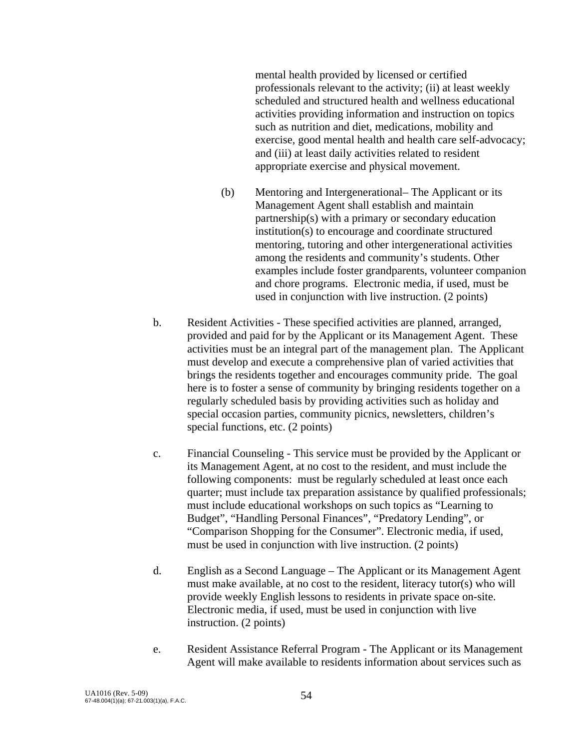mental health provided by licensed or certified professionals relevant to the activity; (ii) at least weekly scheduled and structured health and wellness educational activities providing information and instruction on topics such as nutrition and diet, medications, mobility and exercise, good mental health and health care self-advocacy; and (iii) at least daily activities related to resident appropriate exercise and physical movement.

(b) Mentoring and Intergenerational– The Applicant or its Management Agent shall establish and maintain partnership(s) with a primary or secondary education institution(s) to encourage and coordinate structured mentoring, tutoring and other intergenerational activities among the residents and community's students. Other examples include foster grandparents, volunteer companion and chore programs. Electronic media, if used, must be used in conjunction with live instruction. (2 points)

b. Resident Activities - These specified activities are planned, arranged, provided and paid for by the Applicant or its Management Agent. These activities must be an integral part of the management plan. The Applicant must develop and execute a comprehensive plan of varied activities that brings the residents together and encourages community pride. The goal here is to foster a sense of community by bringing residents together on a regularly scheduled basis by providing activities such as holiday and special occasion parties, community picnics, newsletters, children's special functions, etc. (2 points)

c. Financial Counseling - This service must be provided by the Applicant or its Management Agent, at no cost to the resident, and must include the following components: must be regularly scheduled at least once each quarter; must include tax preparation assistance by qualified professionals; must include educational workshops on such topics as "Learning to Budget", "Handling Personal Finances", "Predatory Lending", or "Comparison Shopping for the Consumer". Electronic media, if used, must be used in conjunction with live instruction. (2 points)

d. English as a Second Language – The Applicant or its Management Agent must make available, at no cost to the resident, literacy tutor(s) who will provide weekly English lessons to residents in private space on-site. Electronic media, if used, must be used in conjunction with live instruction. (2 points)

e. Resident Assistance Referral Program - The Applicant or its Management Agent will make available to residents information about services such as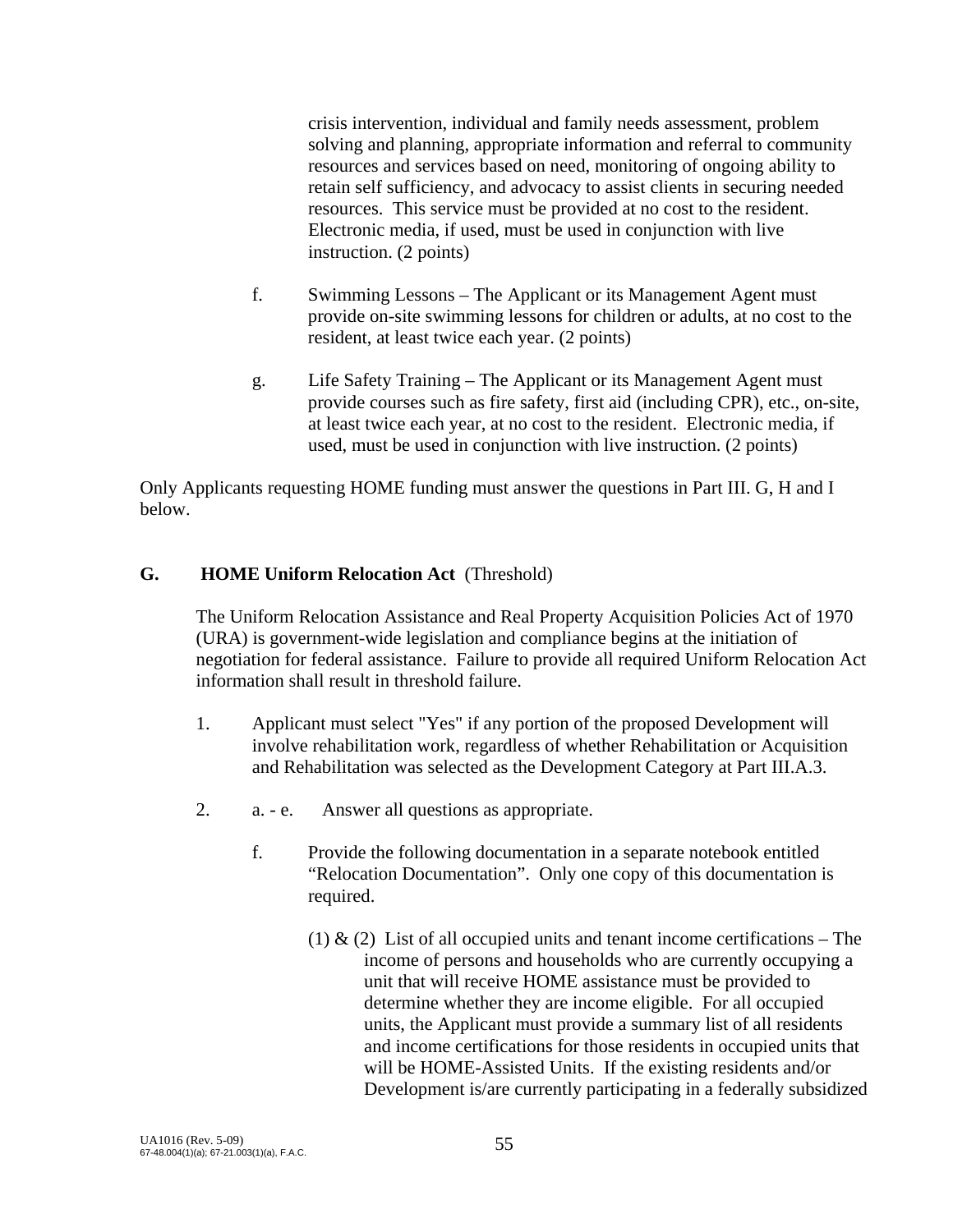crisis intervention, individual and family needs assessment, problem solving and planning, appropriate information and referral to community resources and services based on need, monitoring of ongoing ability to retain self sufficiency, and advocacy to assist clients in securing needed resources. This service must be provided at no cost to the resident. Electronic media, if used, must be used in conjunction with live instruction. (2 points)

f. Swimming Lessons – The Applicant or its Management Agent must provide on-site swimming lessons for children or adults, at no cost to the resident, at least twice each year. (2 points)

g. Life Safety Training – The Applicant or its Management Agent must provide courses such as fire safety, first aid (including CPR), etc., on-site, at least twice each year, at no cost to the resident. Electronic media, if used, must be used in conjunction with live instruction. (2 points)

Only Applicants requesting HOME funding must answer the questions in Part III. G, H and I below.

**G. HOME Uniform Relocation Act** (Threshold)

The Uniform Relocation Assistance and Real Property Acquisition Policies Act of 1970 (URA) is government-wide legislation and compliance begins at the initiation of negotiation for federal assistance. Failure to provide all required Uniform Relocation Act information shall result in threshold failure.

1. Applicant must select "Yes" if any portion of the proposed Development will involve rehabilitation work, regardless of whether Rehabilitation or Acquisition and Rehabilitation was selected as the Development Category at Part III.A.3.

2. a. - e. Answer all questions as appropriate.

   f. Provide the following documentation in a separate notebook entitled "Relocation Documentation". Only one copy of this documentation is required.

      (1) & (2) List of all occupied units and tenant income certifications – The income of persons and households who are currently occupying a unit that will receive HOME assistance must be provided to determine whether they are income eligible. For all occupied units, the Applicant must provide a summary list of all residents and income certifications for those residents in occupied units that will be HOME-Assisted Units. If the existing residents and/or Development is/are currently participating in a federally subsidized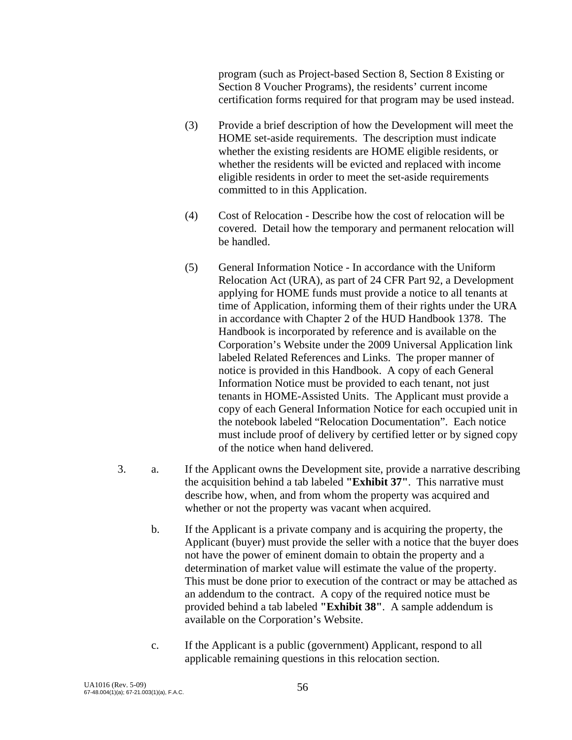program (such as Project-based Section 8, Section 8 Existing or Section 8 Voucher Programs), the residents' current income certification forms required for that program may be used instead.

(3) Provide a brief description of how the Development will meet the HOME set-aside requirements. The description must indicate whether the existing residents are HOME eligible residents, or whether the residents will be evicted and replaced with income eligible residents in order to meet the set-aside requirements committed to in this Application.

(4) Cost of Relocation - Describe how the cost of relocation will be covered. Detail how the temporary and permanent relocation will be handled.

(5) General Information Notice - In accordance with the Uniform Relocation Act (URA), as part of 24 CFR Part 92, a Development applying for HOME funds must provide a notice to all tenants at time of Application, informing them of their rights under the URA in accordance with Chapter 2 of the HUD Handbook 1378. The Handbook is incorporated by reference and is available on the Corporation's Website under the 2009 Universal Application link labeled Related References and Links. The proper manner of notice is provided in this Handbook. A copy of each General Information Notice must be provided to each tenant, not just tenants in HOME-Assisted Units. The Applicant must provide a copy of each General Information Notice for each occupied unit in the notebook labeled "Relocation Documentation". Each notice must include proof of delivery by certified letter or by signed copy of the notice when hand delivered.

3. a. If the Applicant owns the Development site, provide a narrative describing the acquisition behind a tab labeled **"Exhibit 37"**. This narrative must describe how, when, and from whom the property was acquired and whether or not the property was vacant when acquired.

b. If the Applicant is a private company and is acquiring the property, the Applicant (buyer) must provide the seller with a notice that the buyer does not have the power of eminent domain to obtain the property and a determination of market value will estimate the value of the property. This must be done prior to execution of the contract or may be attached as an addendum to the contract. A copy of the required notice must be provided behind a tab labeled **"Exhibit 38"**. A sample addendum is available on the Corporation's Website.

c. If the Applicant is a public (government) Applicant, respond to all applicable remaining questions in this relocation section.

UA1016 (Rev. 5-09)
67-48.004(1)(a); 67-21.003(1)(a), F.A.C.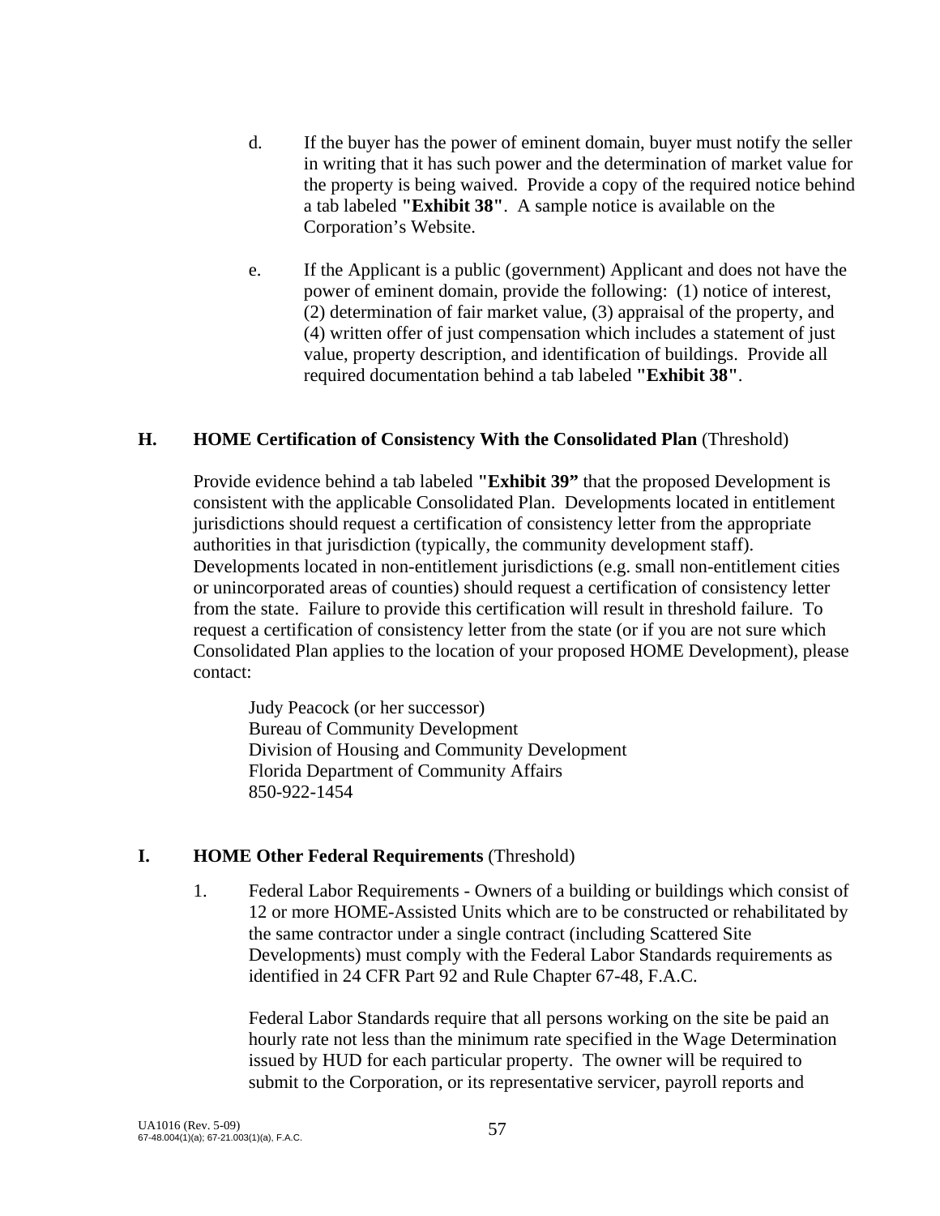d. If the buyer has the power of eminent domain, buyer must notify the seller in writing that it has such power and the determination of market value for the property is being waived. Provide a copy of the required notice behind a tab labeled **"Exhibit 38"**. A sample notice is available on the Corporation's Website.

e. If the Applicant is a public (government) Applicant and does not have the power of eminent domain, provide the following: (1) notice of interest, (2) determination of fair market value, (3) appraisal of the property, and (4) written offer of just compensation which includes a statement of just value, property description, and identification of buildings. Provide all required documentation behind a tab labeled **"Exhibit 38"**.

## H. HOME Certification of Consistency With the Consolidated Plan (Threshold)

Provide evidence behind a tab labeled **"Exhibit 39"** that the proposed Development is consistent with the applicable Consolidated Plan. Developments located in entitlement jurisdictions should request a certification of consistency letter from the appropriate authorities in that jurisdiction (typically, the community development staff). Developments located in non-entitlement jurisdictions (e.g. small non-entitlement cities or unincorporated areas of counties) should request a certification of consistency letter from the state. Failure to provide this certification will result in threshold failure. To request a certification of consistency letter from the state (or if you are not sure which Consolidated Plan applies to the location of your proposed HOME Development), please contact:

Judy Peacock (or her successor)
Bureau of Community Development
Division of Housing and Community Development
Florida Department of Community Affairs
850-922-1454

## I. HOME Other Federal Requirements (Threshold)

1. Federal Labor Requirements - Owners of a building or buildings which consist of 12 or more HOME-Assisted Units which are to be constructed or rehabilitated by the same contractor under a single contract (including Scattered Site Developments) must comply with the Federal Labor Standards requirements as identified in 24 CFR Part 92 and Rule Chapter 67-48, F.A.C.

   Federal Labor Standards require that all persons working on the site be paid an hourly rate not less than the minimum rate specified in the Wage Determination issued by HUD for each particular property. The owner will be required to submit to the Corporation, or its representative servicer, payroll reports and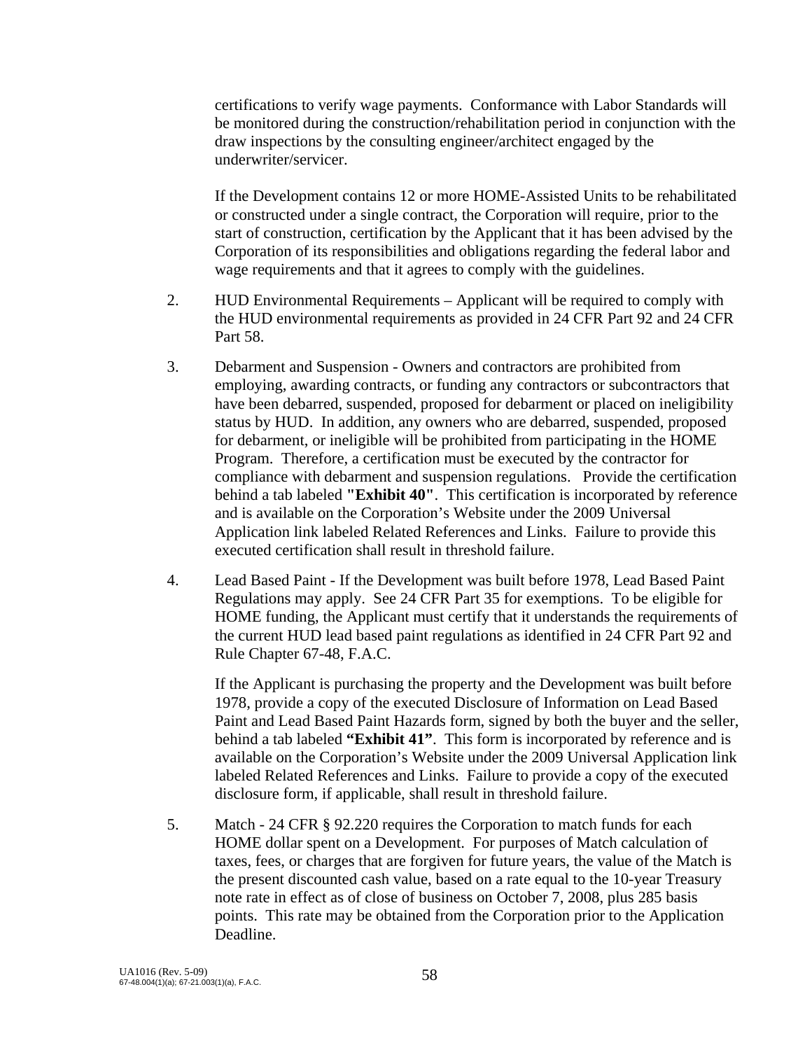certifications to verify wage payments. Conformance with Labor Standards will be monitored during the construction/rehabilitation period in conjunction with the draw inspections by the consulting engineer/architect engaged by the underwriter/servicer.

If the Development contains 12 or more HOME-Assisted Units to be rehabilitated or constructed under a single contract, the Corporation will require, prior to the start of construction, certification by the Applicant that it has been advised by the Corporation of its responsibilities and obligations regarding the federal labor and wage requirements and that it agrees to comply with the guidelines.

2. HUD Environmental Requirements – Applicant will be required to comply with the HUD environmental requirements as provided in 24 CFR Part 92 and 24 CFR Part 58.

3. Debarment and Suspension - Owners and contractors are prohibited from employing, awarding contracts, or funding any contractors or subcontractors that have been debarred, suspended, proposed for debarment or placed on ineligibility status by HUD. In addition, any owners who are debarred, suspended, proposed for debarment, or ineligible will be prohibited from participating in the HOME Program. Therefore, a certification must be executed by the contractor for compliance with debarment and suspension regulations. Provide the certification behind a tab labeled **"Exhibit 40"**. This certification is incorporated by reference and is available on the Corporation's Website under the 2009 Universal Application link labeled Related References and Links. Failure to provide this executed certification shall result in threshold failure.

4. Lead Based Paint - If the Development was built before 1978, Lead Based Paint Regulations may apply. See 24 CFR Part 35 for exemptions. To be eligible for HOME funding, the Applicant must certify that it understands the requirements of the current HUD lead based paint regulations as identified in 24 CFR Part 92 and Rule Chapter 67-48, F.A.C.

   If the Applicant is purchasing the property and the Development was built before 1978, provide a copy of the executed Disclosure of Information on Lead Based Paint and Lead Based Paint Hazards form, signed by both the buyer and the seller, behind a tab labeled **"Exhibit 41"**. This form is incorporated by reference and is available on the Corporation's Website under the 2009 Universal Application link labeled Related References and Links. Failure to provide a copy of the executed disclosure form, if applicable, shall result in threshold failure.

5. Match - 24 CFR § 92.220 requires the Corporation to match funds for each HOME dollar spent on a Development. For purposes of Match calculation of taxes, fees, or charges that are forgiven for future years, the value of the Match is the present discounted cash value, based on a rate equal to the 10-year Treasury note rate in effect as of close of business on October 7, 2008, plus 285 basis points. This rate may be obtained from the Corporation prior to the Application Deadline.

UA1016 (Rev. 5-09)
67-48.004(1)(a); 67-21.003(1)(a), F.A.C.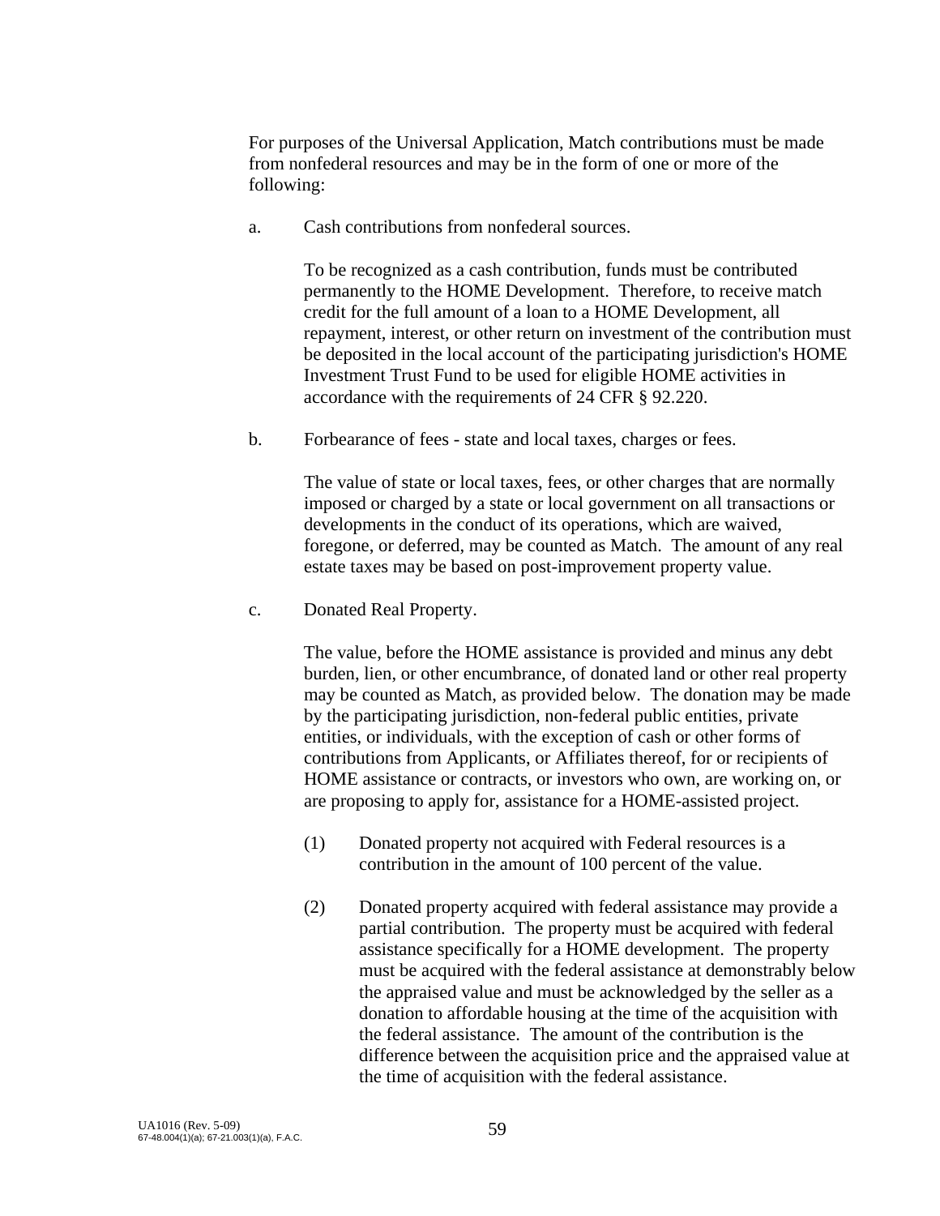For purposes of the Universal Application, Match contributions must be made from nonfederal resources and may be in the form of one or more of the following:

a. Cash contributions from nonfederal sources.

   To be recognized as a cash contribution, funds must be contributed permanently to the HOME Development. Therefore, to receive match credit for the full amount of a loan to a HOME Development, all repayment, interest, or other return on investment of the contribution must be deposited in the local account of the participating jurisdiction's HOME Investment Trust Fund to be used for eligible HOME activities in accordance with the requirements of 24 CFR § 92.220.

b. Forbearance of fees - state and local taxes, charges or fees.

   The value of state or local taxes, fees, or other charges that are normally imposed or charged by a state or local government on all transactions or developments in the conduct of its operations, which are waived, foregone, or deferred, may be counted as Match. The amount of any real estate taxes may be based on post-improvement property value.

c. Donated Real Property.

   The value, before the HOME assistance is provided and minus any debt burden, lien, or other encumbrance, of donated land or other real property may be counted as Match, as provided below. The donation may be made by the participating jurisdiction, non-federal public entities, private entities, or individuals, with the exception of cash or other forms of contributions from Applicants, or Affiliates thereof, for or recipients of HOME assistance or contracts, or investors who own, are working on, or are proposing to apply for, assistance for a HOME-assisted project.

   (1) Donated property not acquired with Federal resources is a contribution in the amount of 100 percent of the value.

   (2) Donated property acquired with federal assistance may provide a partial contribution. The property must be acquired with federal assistance specifically for a HOME development. The property must be acquired with the federal assistance at demonstrably below the appraised value and must be acknowledged by the seller as a donation to affordable housing at the time of the acquisition with the federal assistance. The amount of the contribution is the difference between the acquisition price and the appraised value at the time of acquisition with the federal assistance.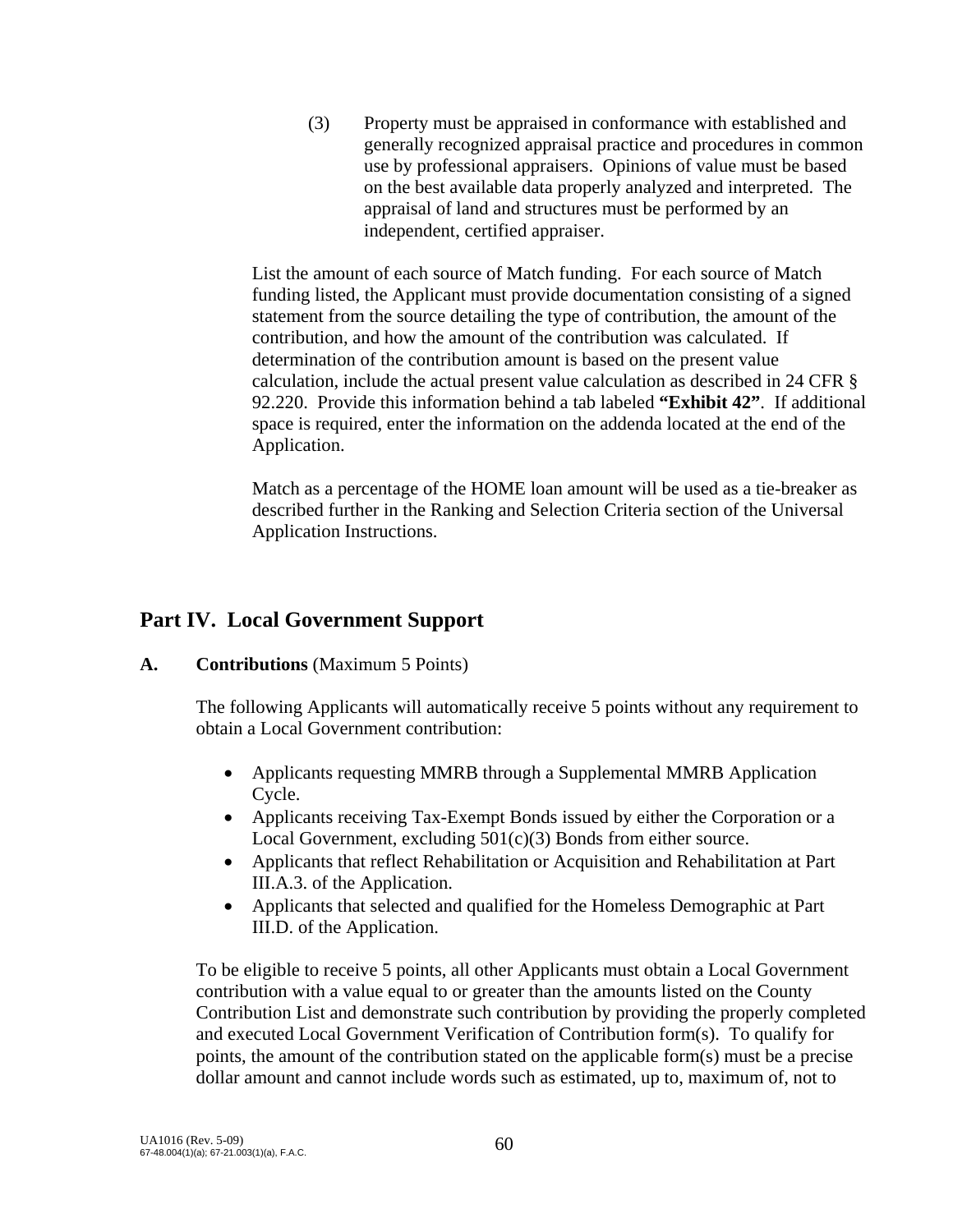(3) Property must be appraised in conformance with established and generally recognized appraisal practice and procedures in common use by professional appraisers. Opinions of value must be based on the best available data properly analyzed and interpreted. The appraisal of land and structures must be performed by an independent, certified appraiser.

List the amount of each source of Match funding. For each source of Match funding listed, the Applicant must provide documentation consisting of a signed statement from the source detailing the type of contribution, the amount of the contribution, and how the amount of the contribution was calculated. If determination of the contribution amount is based on the present value calculation, include the actual present value calculation as described in 24 CFR § 92.220. Provide this information behind a tab labeled **"Exhibit 42"**. If additional space is required, enter the information on the addenda located at the end of the Application.

Match as a percentage of the HOME loan amount will be used as a tie-breaker as described further in the Ranking and Selection Criteria section of the Universal Application Instructions.

## Part IV. Local Government Support

**A. Contributions** (Maximum 5 Points)

The following Applicants will automatically receive 5 points without any requirement to obtain a Local Government contribution:

- Applicants requesting MMRB through a Supplemental MMRB Application Cycle.
- Applicants receiving Tax-Exempt Bonds issued by either the Corporation or a Local Government, excluding 501(c)(3) Bonds from either source.
- Applicants that reflect Rehabilitation or Acquisition and Rehabilitation at Part III.A.3. of the Application.
- Applicants that selected and qualified for the Homeless Demographic at Part III.D. of the Application.

To be eligible to receive 5 points, all other Applicants must obtain a Local Government contribution with a value equal to or greater than the amounts listed on the County Contribution List and demonstrate such contribution by providing the properly completed and executed Local Government Verification of Contribution form(s). To qualify for points, the amount of the contribution stated on the applicable form(s) must be a precise dollar amount and cannot include words such as estimated, up to, maximum of, not to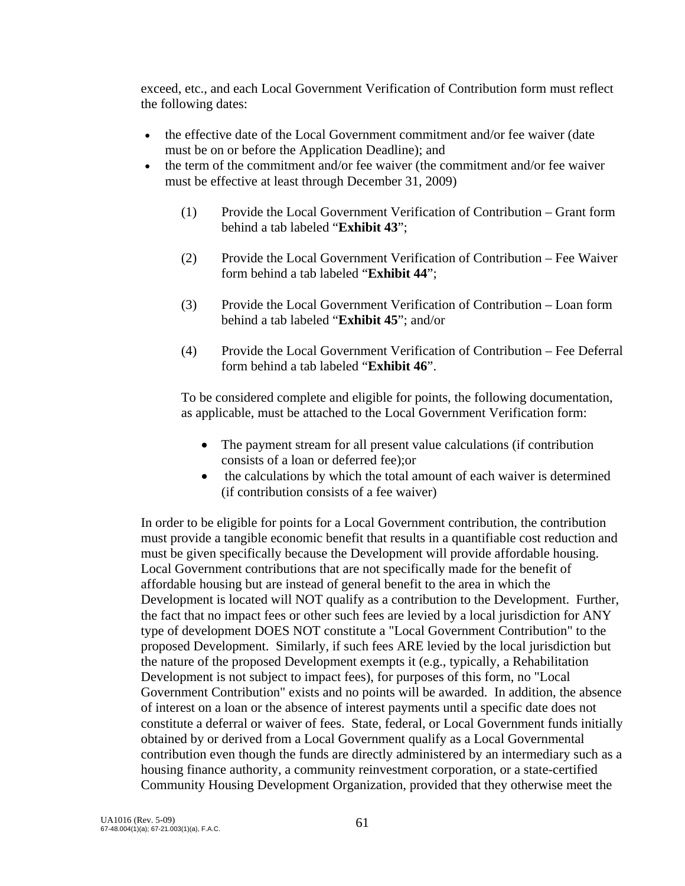exceed, etc., and each Local Government Verification of Contribution form must reflect the following dates:

- the effective date of the Local Government commitment and/or fee waiver (date must be on or before the Application Deadline); and
- the term of the commitment and/or fee waiver (the commitment and/or fee waiver must be effective at least through December 31, 2009)

  (1) Provide the Local Government Verification of Contribution – Grant form behind a tab labeled "**Exhibit 43**";

  (2) Provide the Local Government Verification of Contribution – Fee Waiver form behind a tab labeled "**Exhibit 44**";

  (3) Provide the Local Government Verification of Contribution – Loan form behind a tab labeled "**Exhibit 45**"; and/or

  (4) Provide the Local Government Verification of Contribution – Fee Deferral form behind a tab labeled "**Exhibit 46**".

  To be considered complete and eligible for points, the following documentation, as applicable, must be attached to the Local Government Verification form:

  - The payment stream for all present value calculations (if contribution consists of a loan or deferred fee);or
  - the calculations by which the total amount of each waiver is determined (if contribution consists of a fee waiver)

In order to be eligible for points for a Local Government contribution, the contribution must provide a tangible economic benefit that results in a quantifiable cost reduction and must be given specifically because the Development will provide affordable housing. Local Government contributions that are not specifically made for the benefit of affordable housing but are instead of general benefit to the area in which the Development is located will NOT qualify as a contribution to the Development. Further, the fact that no impact fees or other such fees are levied by a local jurisdiction for ANY type of development DOES NOT constitute a "Local Government Contribution" to the proposed Development. Similarly, if such fees ARE levied by the local jurisdiction but the nature of the proposed Development exempts it (e.g., typically, a Rehabilitation Development is not subject to impact fees), for purposes of this form, no "Local Government Contribution" exists and no points will be awarded. In addition, the absence of interest on a loan or the absence of interest payments until a specific date does not constitute a deferral or waiver of fees. State, federal, or Local Government funds initially obtained by or derived from a Local Government qualify as a Local Governmental contribution even though the funds are directly administered by an intermediary such as a housing finance authority, a community reinvestment corporation, or a state-certified Community Housing Development Organization, provided that they otherwise meet the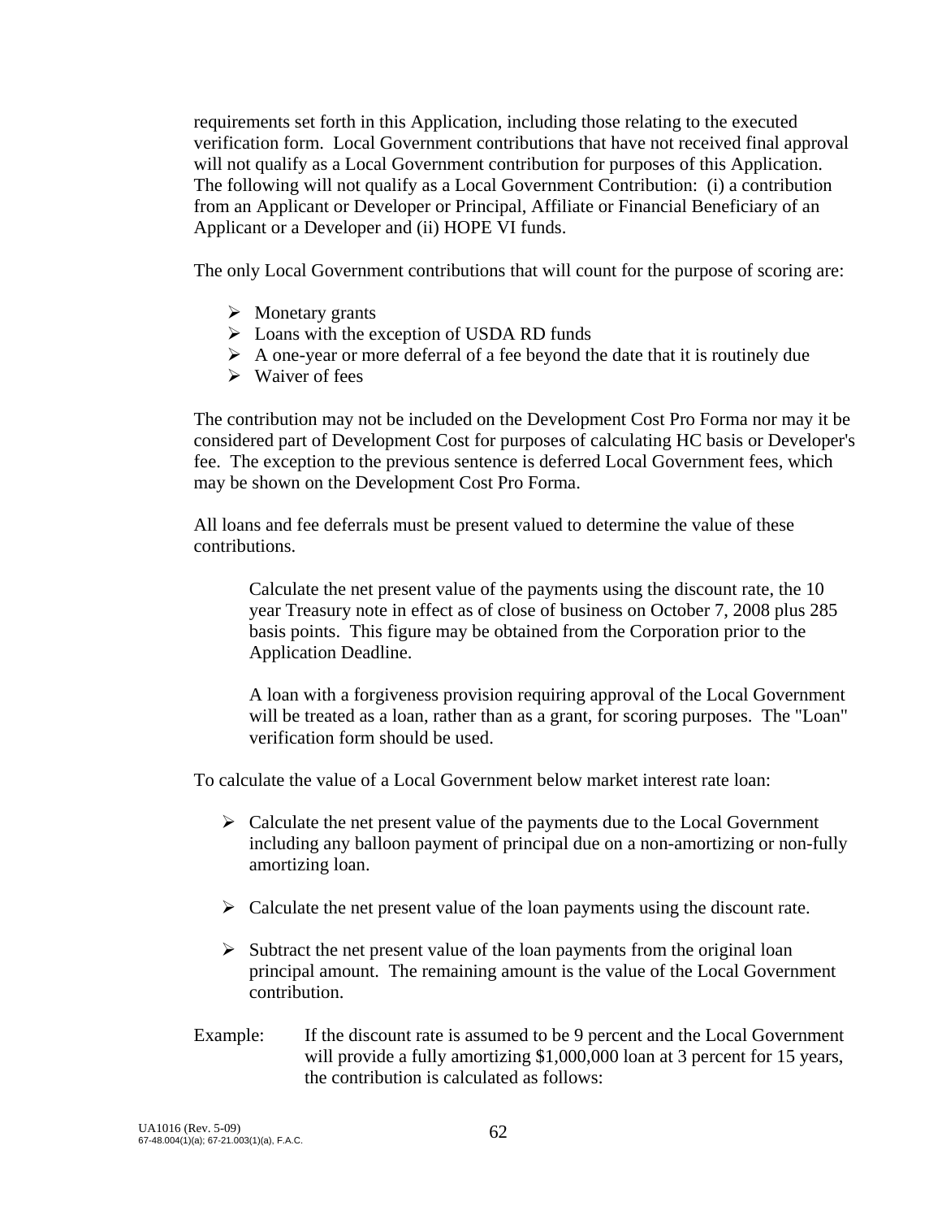requirements set forth in this Application, including those relating to the executed verification form. Local Government contributions that have not received final approval will not qualify as a Local Government contribution for purposes of this Application. The following will not qualify as a Local Government Contribution: (i) a contribution from an Applicant or Developer or Principal, Affiliate or Financial Beneficiary of an Applicant or a Developer and (ii) HOPE VI funds.

The only Local Government contributions that will count for the purpose of scoring are:

- Monetary grants
- Loans with the exception of USDA RD funds
- A one-year or more deferral of a fee beyond the date that it is routinely due
- Waiver of fees

The contribution may not be included on the Development Cost Pro Forma nor may it be considered part of Development Cost for purposes of calculating HC basis or Developer's fee. The exception to the previous sentence is deferred Local Government fees, which may be shown on the Development Cost Pro Forma.

All loans and fee deferrals must be present valued to determine the value of these contributions.

> Calculate the net present value of the payments using the discount rate, the 10 year Treasury note in effect as of close of business on October 7, 2008 plus 285 basis points. This figure may be obtained from the Corporation prior to the Application Deadline.
>
> A loan with a forgiveness provision requiring approval of the Local Government will be treated as a loan, rather than as a grant, for scoring purposes. The "Loan" verification form should be used.

To calculate the value of a Local Government below market interest rate loan:

- Calculate the net present value of the payments due to the Local Government including any balloon payment of principal due on a non-amortizing or non-fully amortizing loan.
- Calculate the net present value of the loan payments using the discount rate.
- Subtract the net present value of the loan payments from the original loan principal amount. The remaining amount is the value of the Local Government contribution.

Example: If the discount rate is assumed to be 9 percent and the Local Government will provide a fully amortizing $1,000,000 loan at 3 percent for 15 years, the contribution is calculated as follows: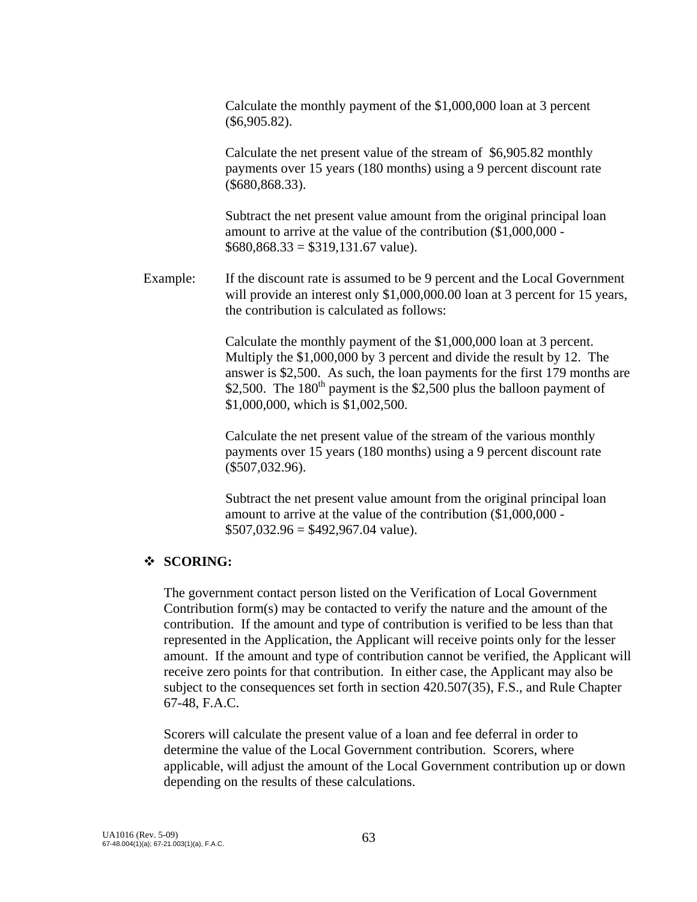Calculate the monthly payment of the $1,000,000 loan at 3 percent ($6,905.82).

Calculate the net present value of the stream of $6,905.82 monthly payments over 15 years (180 months) using a 9 percent discount rate ($680,868.33).

Subtract the net present value amount from the original principal loan amount to arrive at the value of the contribution ($1,000,000 - $680,868.33 = $319,131.67 value).

Example: If the discount rate is assumed to be 9 percent and the Local Government will provide an interest only $1,000,000.00 loan at 3 percent for 15 years, the contribution is calculated as follows:

Calculate the monthly payment of the $1,000,000 loan at 3 percent. Multiply the $1,000,000 by 3 percent and divide the result by 12. The answer is $2,500. As such, the loan payments for the first 179 months are $2,500. The 180th payment is the $2,500 plus the balloon payment of $1,000,000, which is $1,002,500.

Calculate the net present value of the stream of the various monthly payments over 15 years (180 months) using a 9 percent discount rate ($507,032.96).

Subtract the net present value amount from the original principal loan amount to arrive at the value of the contribution ($1,000,000 - $507,032.96 = $492,967.04 value).

- **SCORING:**

The government contact person listed on the Verification of Local Government Contribution form(s) may be contacted to verify the nature and the amount of the contribution. If the amount and type of contribution is verified to be less than that represented in the Application, the Applicant will receive points only for the lesser amount. If the amount and type of contribution cannot be verified, the Applicant will receive zero points for that contribution. In either case, the Applicant may also be subject to the consequences set forth in section 420.507(35), F.S., and Rule Chapter 67-48, F.A.C.

Scorers will calculate the present value of a loan and fee deferral in order to determine the value of the Local Government contribution. Scorers, where applicable, will adjust the amount of the Local Government contribution up or down depending on the results of these calculations.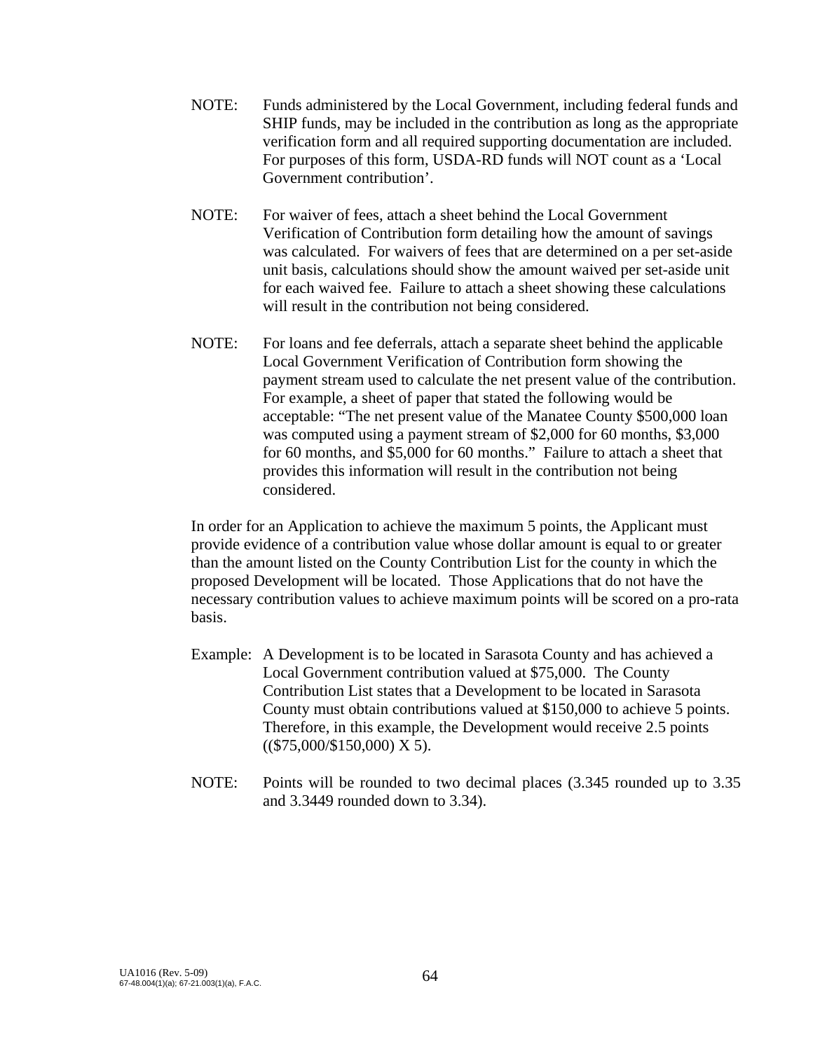NOTE: Funds administered by the Local Government, including federal funds and SHIP funds, may be included in the contribution as long as the appropriate verification form and all required supporting documentation are included. For purposes of this form, USDA-RD funds will NOT count as a 'Local Government contribution'.

NOTE: For waiver of fees, attach a sheet behind the Local Government Verification of Contribution form detailing how the amount of savings was calculated. For waivers of fees that are determined on a per set-aside unit basis, calculations should show the amount waived per set-aside unit for each waived fee. Failure to attach a sheet showing these calculations will result in the contribution not being considered.

NOTE: For loans and fee deferrals, attach a separate sheet behind the applicable Local Government Verification of Contribution form showing the payment stream used to calculate the net present value of the contribution. For example, a sheet of paper that stated the following would be acceptable: "The net present value of the Manatee County $500,000 loan was computed using a payment stream of $2,000 for 60 months, $3,000 for 60 months, and $5,000 for 60 months." Failure to attach a sheet that provides this information will result in the contribution not being considered.

In order for an Application to achieve the maximum 5 points, the Applicant must provide evidence of a contribution value whose dollar amount is equal to or greater than the amount listed on the County Contribution List for the county in which the proposed Development will be located. Those Applications that do not have the necessary contribution values to achieve maximum points will be scored on a pro-rata basis.

Example: A Development is to be located in Sarasota County and has achieved a Local Government contribution valued at $75,000. The County Contribution List states that a Development to be located in Sarasota County must obtain contributions valued at $150,000 to achieve 5 points. Therefore, in this example, the Development would receive 2.5 points (($75,000/$150,000) X 5).

NOTE: Points will be rounded to two decimal places (3.345 rounded up to 3.35 and 3.3449 rounded down to 3.34).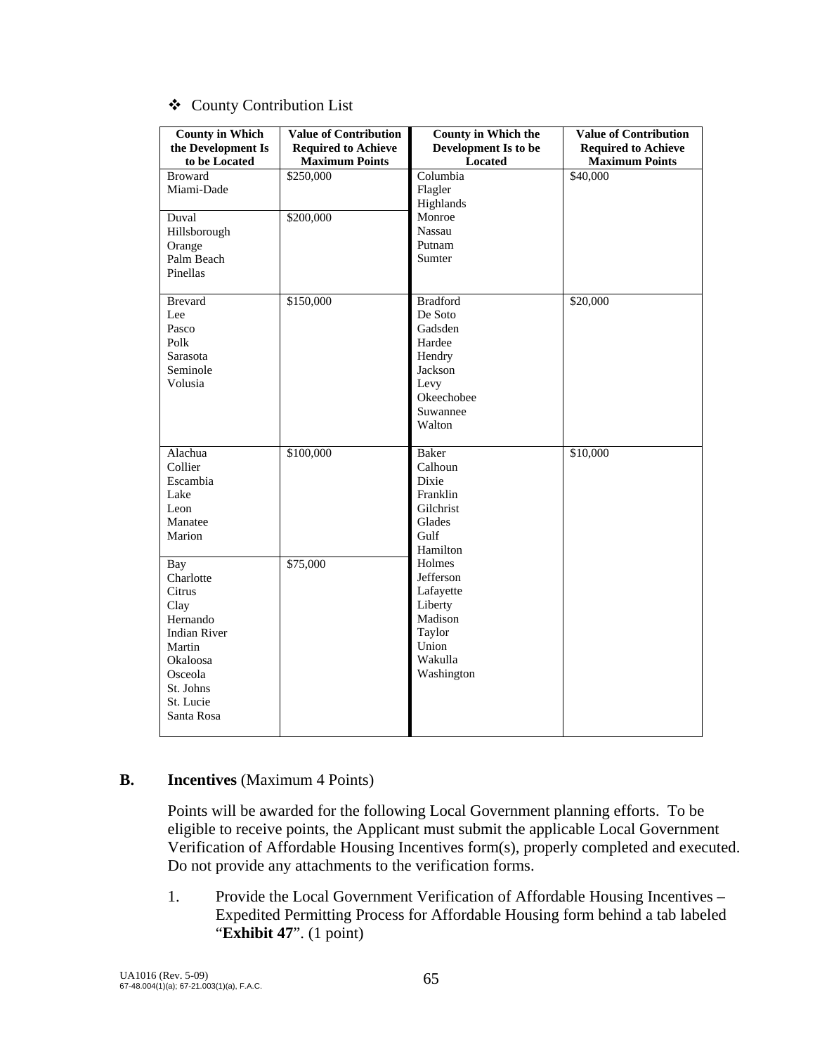❖ County Contribution List

| County in Which the Development Is to be Located | Value of Contribution Required to Achieve Maximum Points | County in Which the Development Is to be Located | Value of Contribution Required to Achieve Maximum Points |
|---|---|---|---|
| Broward<br>Miami-Dade | $250,000 | Columbia<br>Flagler<br>Highlands<br>Monroe<br>Nassau<br>Putnam<br>Sumter | $40,000 |
| Duval<br>Hillsborough<br>Orange<br>Palm Beach<br>Pinellas | $200,000 | | |
| Brevard<br>Lee<br>Pasco<br>Polk<br>Sarasota<br>Seminole<br>Volusia | $150,000 | Bradford<br>De Soto<br>Gadsden<br>Hardee<br>Hendry<br>Jackson<br>Levy<br>Okeechobee<br>Suwannee<br>Walton | $20,000 |
| Alachua<br>Collier<br>Escambia<br>Lake<br>Leon<br>Manatee<br>Marion | $100,000 | Baker<br>Calhoun<br>Dixie<br>Franklin<br>Gilchrist<br>Glades<br>Gulf<br>Hamilton<br>Holmes<br>Jefferson<br>Lafayette<br>Liberty<br>Madison<br>Taylor<br>Union<br>Wakulla<br>Washington | $10,000 |
| Bay<br>Charlotte<br>Citrus<br>Clay<br>Hernando<br>Indian River<br>Martin<br>Okaloosa<br>Osceola<br>St. Johns<br>St. Lucie<br>Santa Rosa | $75,000 | | |

**B. Incentives** (Maximum 4 Points)

Points will be awarded for the following Local Government planning efforts. To be eligible to receive points, the Applicant must submit the applicable Local Government Verification of Affordable Housing Incentives form(s), properly completed and executed. Do not provide any attachments to the verification forms.

1. Provide the Local Government Verification of Affordable Housing Incentives – Expedited Permitting Process for Affordable Housing form behind a tab labeled "**Exhibit 47**". (1 point)

UA1016 (Rev. 5-09)
67-48.004(1)(a); 67-21.003(1)(a), F.A.C.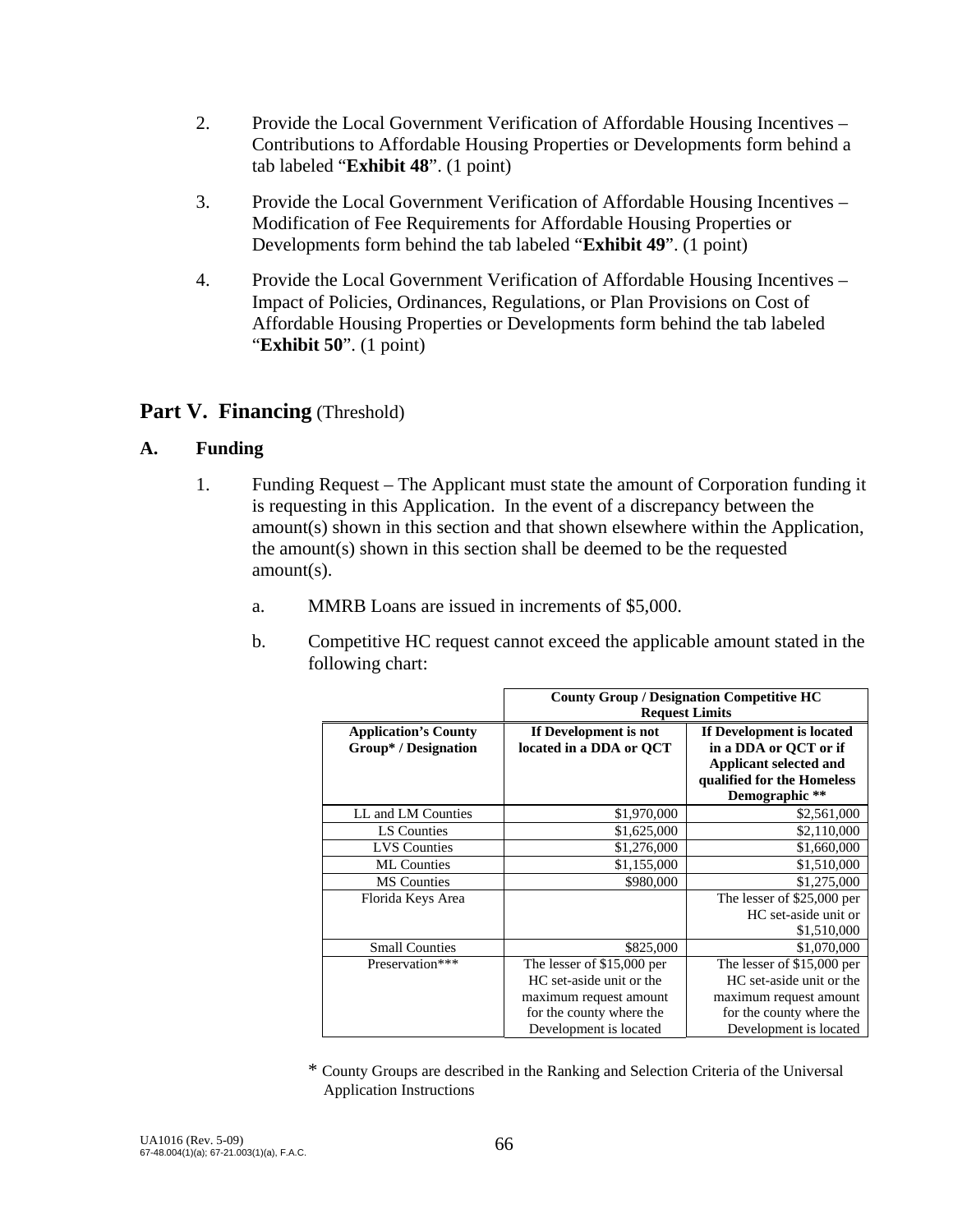2. Provide the Local Government Verification of Affordable Housing Incentives – Contributions to Affordable Housing Properties or Developments form behind a tab labeled "**Exhibit 48**". (1 point)

3. Provide the Local Government Verification of Affordable Housing Incentives – Modification of Fee Requirements for Affordable Housing Properties or Developments form behind the tab labeled "**Exhibit 49**". (1 point)

4. Provide the Local Government Verification of Affordable Housing Incentives – Impact of Policies, Ordinances, Regulations, or Plan Provisions on Cost of Affordable Housing Properties or Developments form behind the tab labeled "**Exhibit 50**". (1 point)

## Part V. Financing (Threshold)

### A. Funding

1. Funding Request – The Applicant must state the amount of Corporation funding it is requesting in this Application. In the event of a discrepancy between the amount(s) shown in this section and that shown elsewhere within the Application, the amount(s) shown in this section shall be deemed to be the requested amount(s).

   a. MMRB Loans are issued in increments of $5,000.

   b. Competitive HC request cannot exceed the applicable amount stated in the following chart:

| | **County Group / Designation Competitive HC Request Limits** | |
|---|---|---|
| **Application's County Group* / Designation** | **If Development is not located in a DDA or QCT** | **If Development is located in a DDA or QCT or if Applicant selected and qualified for the Homeless Demographic \*\*** |
| LL and LM Counties | $1,970,000 | $2,561,000 |
| LS Counties | $1,625,000 | $2,110,000 |
| LVS Counties | $1,276,000 | $1,660,000 |
| ML Counties | $1,155,000 | $1,510,000 |
| MS Counties | $980,000 | $1,275,000 |
| Florida Keys Area | | The lesser of $25,000 per HC set-aside unit or $1,510,000 |
| Small Counties | $825,000 | $1,070,000 |
| Preservation*** | The lesser of $15,000 per HC set-aside unit or the maximum request amount for the county where the Development is located | The lesser of $15,000 per HC set-aside unit or the maximum request amount for the county where the Development is located |

\* County Groups are described in the Ranking and Selection Criteria of the Universal Application Instructions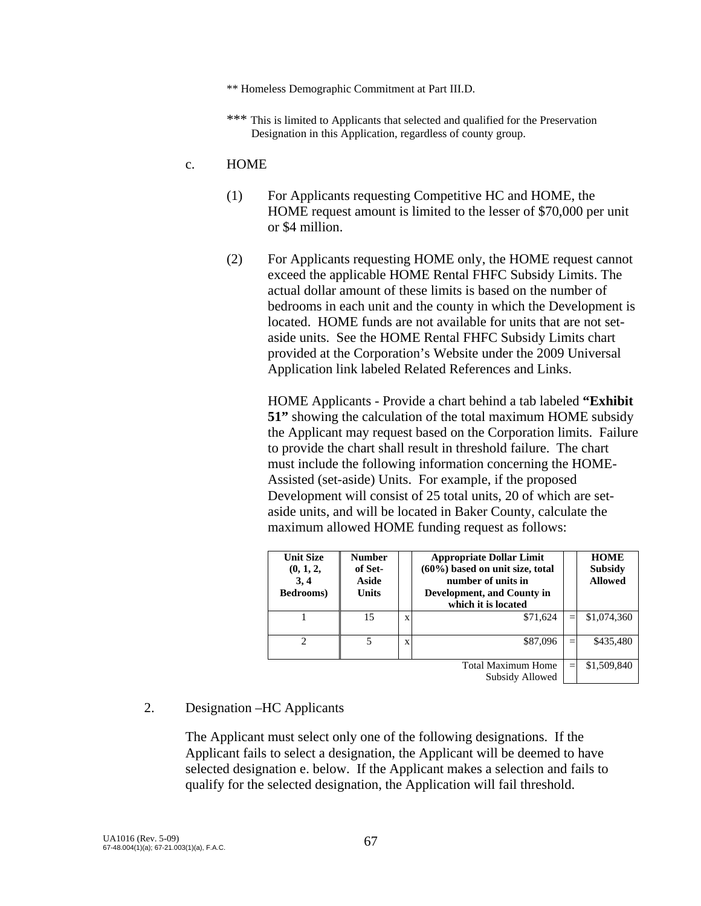** Homeless Demographic Commitment at Part III.D.

*** This is limited to Applicants that selected and qualified for the Preservation Designation in this Application, regardless of county group.

c. HOME

(1) For Applicants requesting Competitive HC and HOME, the HOME request amount is limited to the lesser of $70,000 per unit or $4 million.

(2) For Applicants requesting HOME only, the HOME request cannot exceed the applicable HOME Rental FHFC Subsidy Limits. The actual dollar amount of these limits is based on the number of bedrooms in each unit and the county in which the Development is located. HOME funds are not available for units that are not set-aside units. See the HOME Rental FHFC Subsidy Limits chart provided at the Corporation's Website under the 2009 Universal Application link labeled Related References and Links.

HOME Applicants - Provide a chart behind a tab labeled **"Exhibit 51"** showing the calculation of the total maximum HOME subsidy the Applicant may request based on the Corporation limits. Failure to provide the chart shall result in threshold failure. The chart must include the following information concerning the HOME-Assisted (set-aside) Units. For example, if the proposed Development will consist of 25 total units, 20 of which are set-aside units, and will be located in Baker County, calculate the maximum allowed HOME funding request as follows:

| Unit Size (0, 1, 2, 3, 4 Bedrooms) | Number of Set-Aside Units | | Appropriate Dollar Limit (60%) based on unit size, total number of units in Development, and County in which it is located | | HOME Subsidy Allowed |
|---|---|---|---|---|---|
| 1 | 15 | x | $71,624 | = | $1,074,360 |
| 2 | 5 | x | $87,096 | = | $435,480 |
| | | | Total Maximum Home Subsidy Allowed | = | $1,509,840 |

2. Designation –HC Applicants

The Applicant must select only one of the following designations. If the Applicant fails to select a designation, the Applicant will be deemed to have selected designation e. below. If the Applicant makes a selection and fails to qualify for the selected designation, the Application will fail threshold.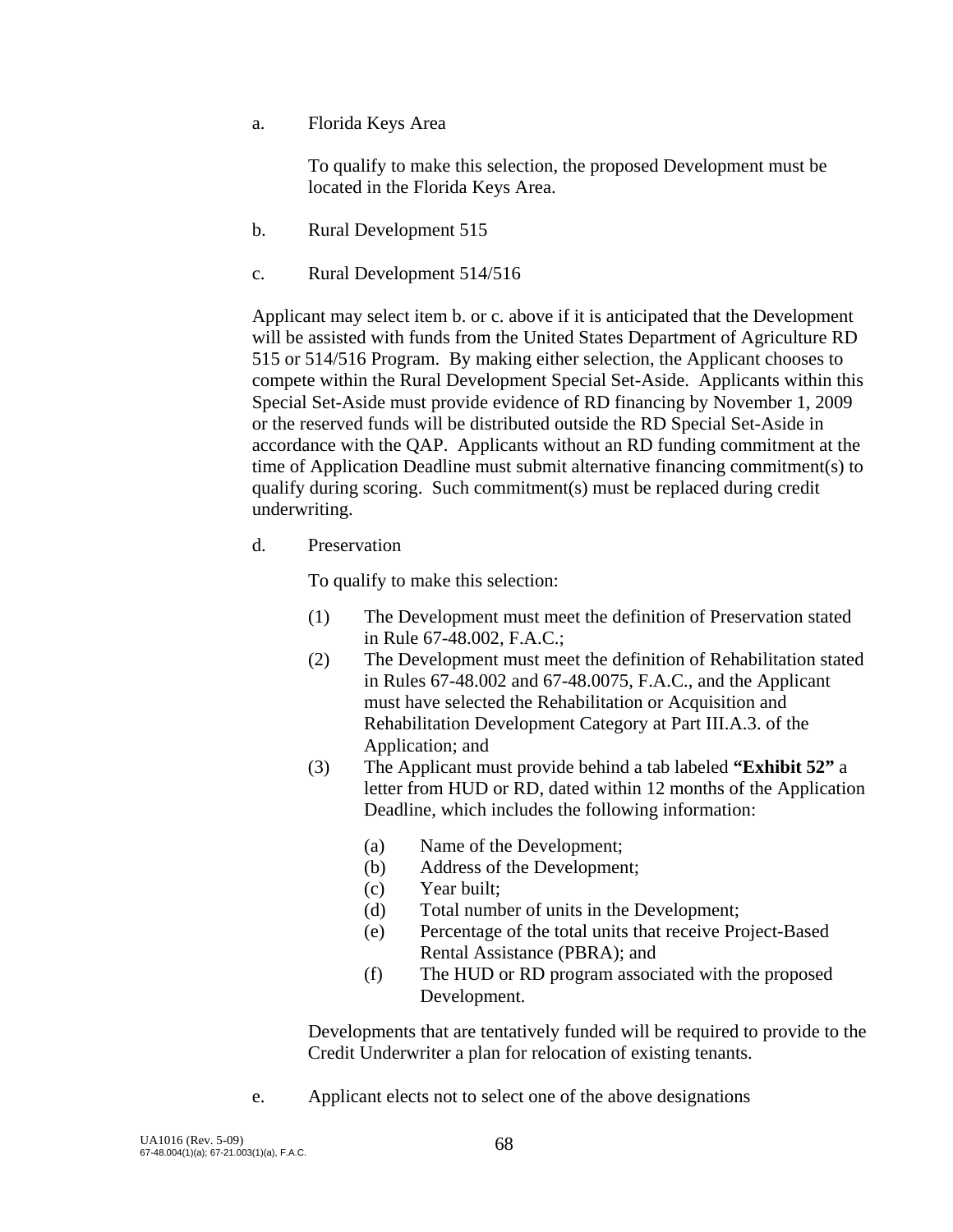a. Florida Keys Area

To qualify to make this selection, the proposed Development must be located in the Florida Keys Area.

b. Rural Development 515

c. Rural Development 514/516

Applicant may select item b. or c. above if it is anticipated that the Development will be assisted with funds from the United States Department of Agriculture RD 515 or 514/516 Program. By making either selection, the Applicant chooses to compete within the Rural Development Special Set-Aside. Applicants within this Special Set-Aside must provide evidence of RD financing by November 1, 2009 or the reserved funds will be distributed outside the RD Special Set-Aside in accordance with the QAP. Applicants without an RD funding commitment at the time of Application Deadline must submit alternative financing commitment(s) to qualify during scoring. Such commitment(s) must be replaced during credit underwriting.

d. Preservation

To qualify to make this selection:

(1) The Development must meet the definition of Preservation stated in Rule 67-48.002, F.A.C.;

(2) The Development must meet the definition of Rehabilitation stated in Rules 67-48.002 and 67-48.0075, F.A.C., and the Applicant must have selected the Rehabilitation or Acquisition and Rehabilitation Development Category at Part III.A.3. of the Application; and

(3) The Applicant must provide behind a tab labeled **"Exhibit 52"** a letter from HUD or RD, dated within 12 months of the Application Deadline, which includes the following information:

(a) Name of the Development;
(b) Address of the Development;
(c) Year built;
(d) Total number of units in the Development;
(e) Percentage of the total units that receive Project-Based Rental Assistance (PBRA); and
(f) The HUD or RD program associated with the proposed Development.

Developments that are tentatively funded will be required to provide to the Credit Underwriter a plan for relocation of existing tenants.

e. Applicant elects not to select one of the above designations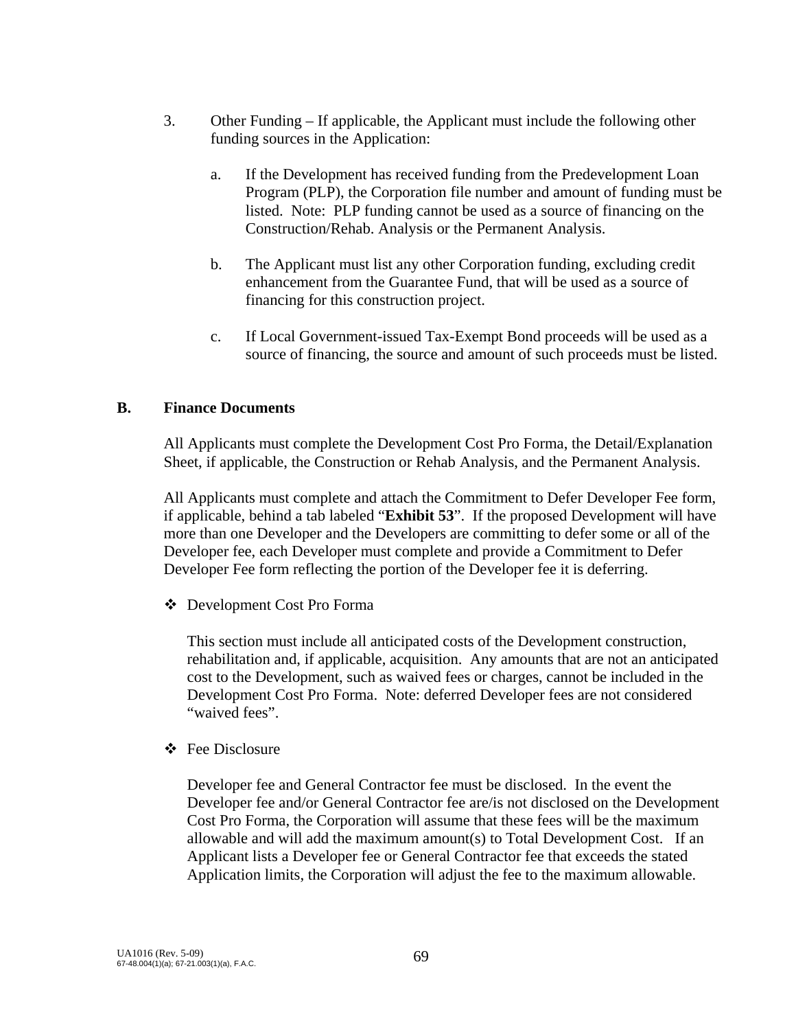3. Other Funding – If applicable, the Applicant must include the following other funding sources in the Application:

   a. If the Development has received funding from the Predevelopment Loan Program (PLP), the Corporation file number and amount of funding must be listed. Note: PLP funding cannot be used as a source of financing on the Construction/Rehab. Analysis or the Permanent Analysis.

   b. The Applicant must list any other Corporation funding, excluding credit enhancement from the Guarantee Fund, that will be used as a source of financing for this construction project.

   c. If Local Government-issued Tax-Exempt Bond proceeds will be used as a source of financing, the source and amount of such proceeds must be listed.

## B. Finance Documents

All Applicants must complete the Development Cost Pro Forma, the Detail/Explanation Sheet, if applicable, the Construction or Rehab Analysis, and the Permanent Analysis.

All Applicants must complete and attach the Commitment to Defer Developer Fee form, if applicable, behind a tab labeled "**Exhibit 53**". If the proposed Development will have more than one Developer and the Developers are committing to defer some or all of the Developer fee, each Developer must complete and provide a Commitment to Defer Developer Fee form reflecting the portion of the Developer fee it is deferring.

❖ Development Cost Pro Forma

This section must include all anticipated costs of the Development construction, rehabilitation and, if applicable, acquisition. Any amounts that are not an anticipated cost to the Development, such as waived fees or charges, cannot be included in the Development Cost Pro Forma. Note: deferred Developer fees are not considered "waived fees".

❖ Fee Disclosure

Developer fee and General Contractor fee must be disclosed. In the event the Developer fee and/or General Contractor fee are/is not disclosed on the Development Cost Pro Forma, the Corporation will assume that these fees will be the maximum allowable and will add the maximum amount(s) to Total Development Cost. If an Applicant lists a Developer fee or General Contractor fee that exceeds the stated Application limits, the Corporation will adjust the fee to the maximum allowable.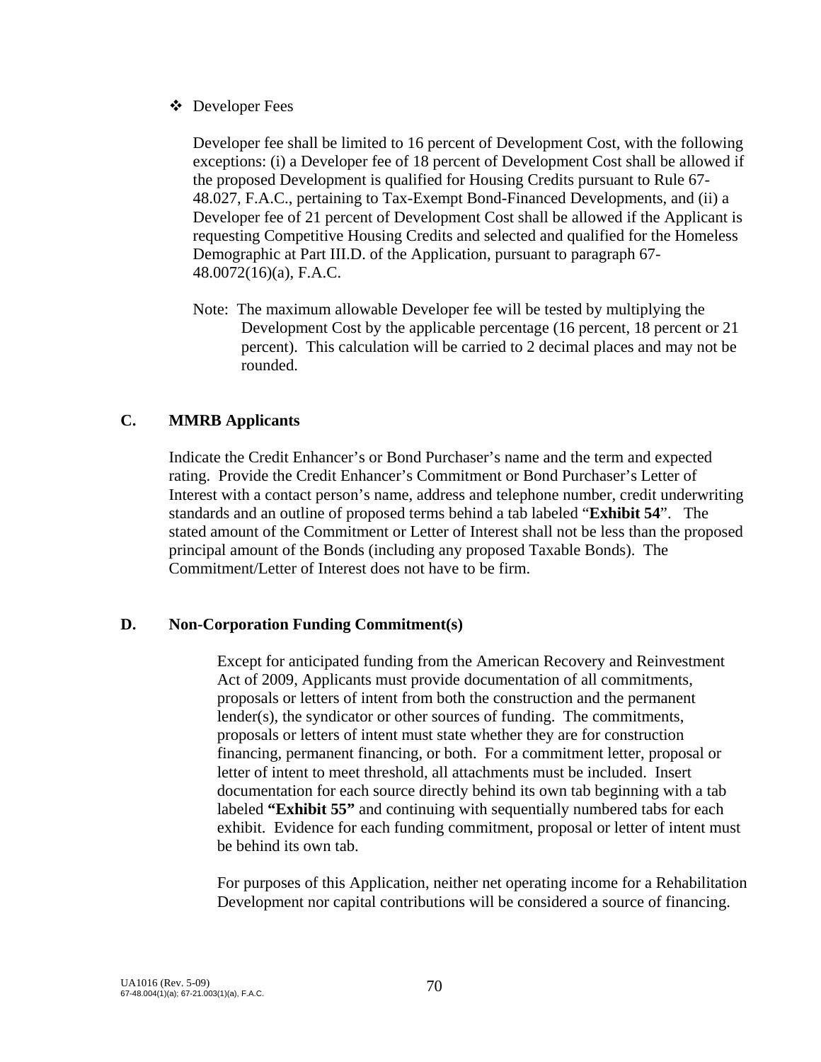- Developer Fees

  Developer fee shall be limited to 16 percent of Development Cost, with the following exceptions: (i) a Developer fee of 18 percent of Development Cost shall be allowed if the proposed Development is qualified for Housing Credits pursuant to Rule 67-48.027, F.A.C., pertaining to Tax-Exempt Bond-Financed Developments, and (ii) a Developer fee of 21 percent of Development Cost shall be allowed if the Applicant is requesting Competitive Housing Credits and selected and qualified for the Homeless Demographic at Part III.D. of the Application, pursuant to paragraph 67-48.0072(16)(a), F.A.C.

  Note: The maximum allowable Developer fee will be tested by multiplying the Development Cost by the applicable percentage (16 percent, 18 percent or 21 percent). This calculation will be carried to 2 decimal places and may not be rounded.

## C. MMRB Applicants

Indicate the Credit Enhancer's or Bond Purchaser's name and the term and expected rating. Provide the Credit Enhancer's Commitment or Bond Purchaser's Letter of Interest with a contact person's name, address and telephone number, credit underwriting standards and an outline of proposed terms behind a tab labeled "**Exhibit 54**". The stated amount of the Commitment or Letter of Interest shall not be less than the proposed principal amount of the Bonds (including any proposed Taxable Bonds). The Commitment/Letter of Interest does not have to be firm.

## D. Non-Corporation Funding Commitment(s)

Except for anticipated funding from the American Recovery and Reinvestment Act of 2009, Applicants must provide documentation of all commitments, proposals or letters of intent from both the construction and the permanent lender(s), the syndicator or other sources of funding. The commitments, proposals or letters of intent must state whether they are for construction financing, permanent financing, or both. For a commitment letter, proposal or letter of intent to meet threshold, all attachments must be included. Insert documentation for each source directly behind its own tab beginning with a tab labeled **"Exhibit 55"** and continuing with sequentially numbered tabs for each exhibit. Evidence for each funding commitment, proposal or letter of intent must be behind its own tab.

For purposes of this Application, neither net operating income for a Rehabilitation Development nor capital contributions will be considered a source of financing.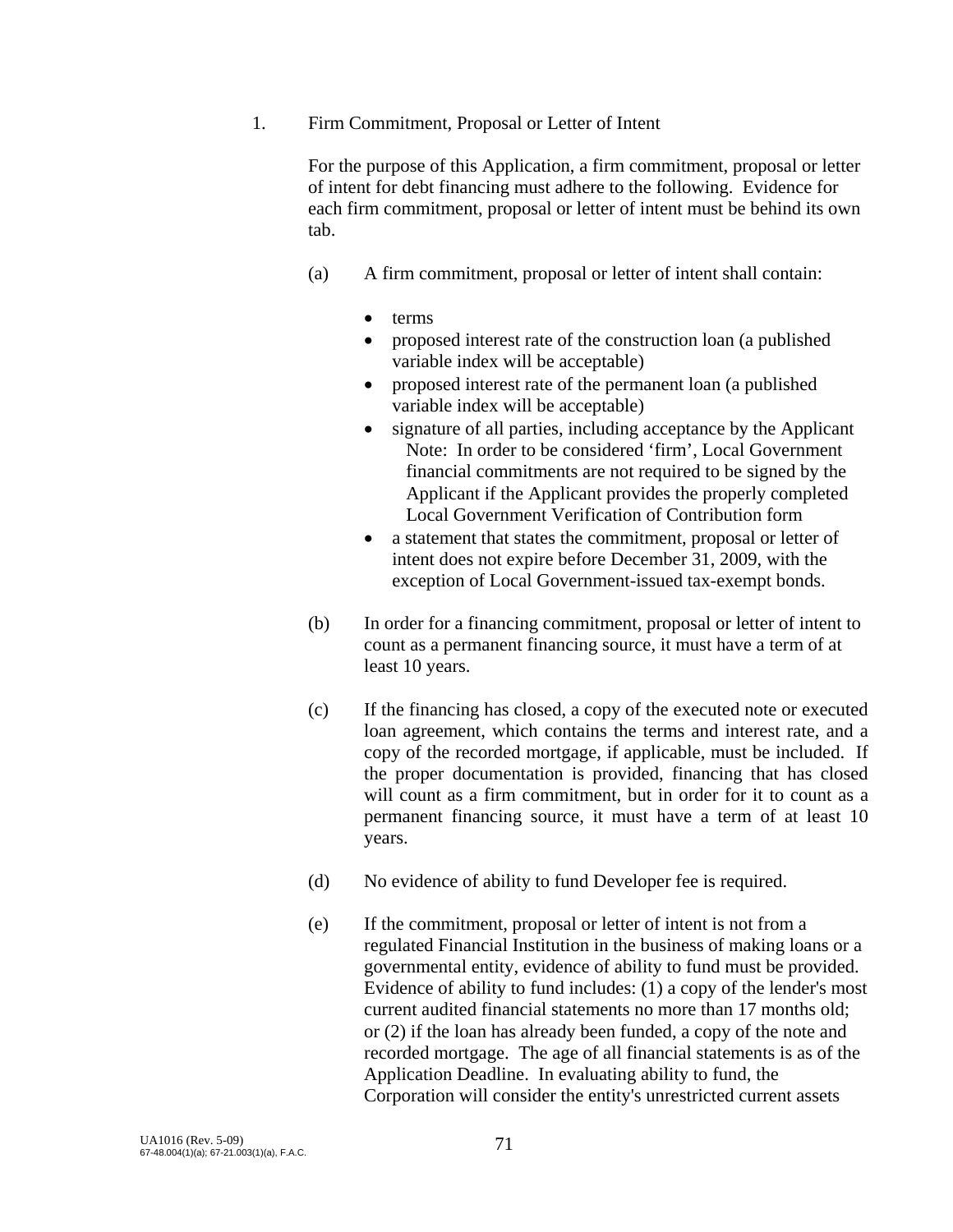1. Firm Commitment, Proposal or Letter of Intent

   For the purpose of this Application, a firm commitment, proposal or letter of intent for debt financing must adhere to the following. Evidence for each firm commitment, proposal or letter of intent must be behind its own tab.

   (a) A firm commitment, proposal or letter of intent shall contain:

   - terms
   - proposed interest rate of the construction loan (a published variable index will be acceptable)
   - proposed interest rate of the permanent loan (a published variable index will be acceptable)
   - signature of all parties, including acceptance by the Applicant
     Note: In order to be considered 'firm', Local Government financial commitments are not required to be signed by the Applicant if the Applicant provides the properly completed Local Government Verification of Contribution form
   - a statement that states the commitment, proposal or letter of intent does not expire before December 31, 2009, with the exception of Local Government-issued tax-exempt bonds.

   (b) In order for a financing commitment, proposal or letter of intent to count as a permanent financing source, it must have a term of at least 10 years.

   (c) If the financing has closed, a copy of the executed note or executed loan agreement, which contains the terms and interest rate, and a copy of the recorded mortgage, if applicable, must be included. If the proper documentation is provided, financing that has closed will count as a firm commitment, but in order for it to count as a permanent financing source, it must have a term of at least 10 years.

   (d) No evidence of ability to fund Developer fee is required.

   (e) If the commitment, proposal or letter of intent is not from a regulated Financial Institution in the business of making loans or a governmental entity, evidence of ability to fund must be provided. Evidence of ability to fund includes: (1) a copy of the lender's most current audited financial statements no more than 17 months old; or (2) if the loan has already been funded, a copy of the note and recorded mortgage. The age of all financial statements is as of the Application Deadline. In evaluating ability to fund, the Corporation will consider the entity's unrestricted current assets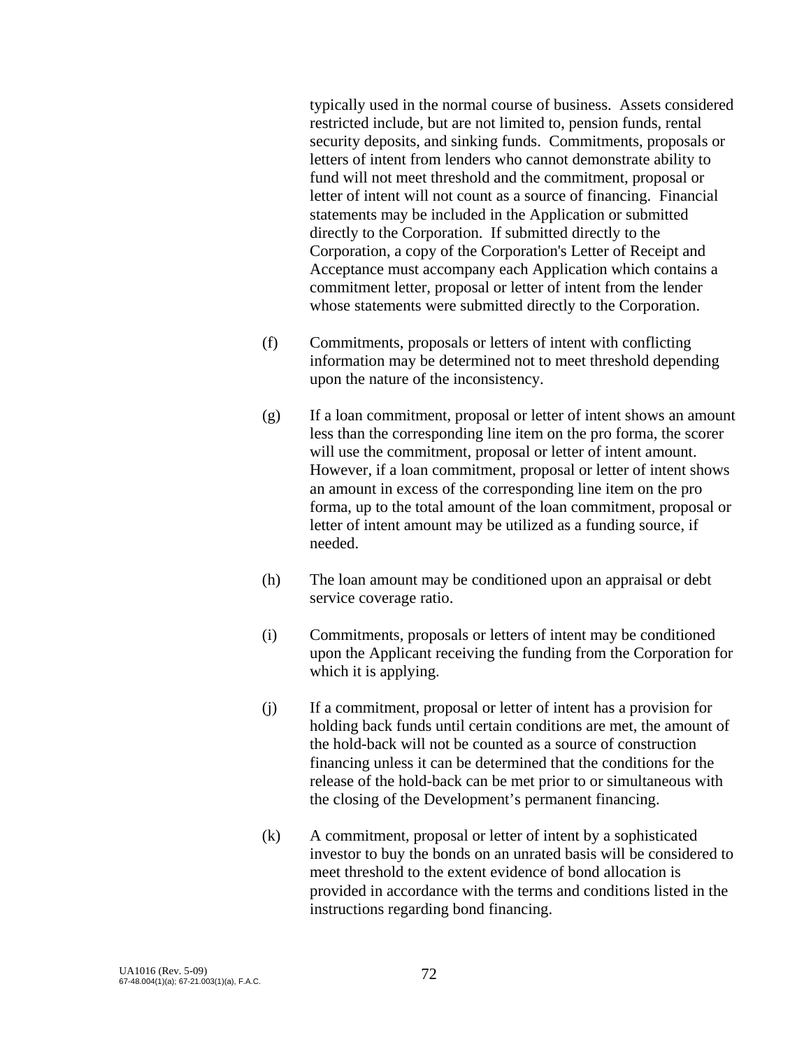typically used in the normal course of business. Assets considered restricted include, but are not limited to, pension funds, rental security deposits, and sinking funds. Commitments, proposals or letters of intent from lenders who cannot demonstrate ability to fund will not meet threshold and the commitment, proposal or letter of intent will not count as a source of financing. Financial statements may be included in the Application or submitted directly to the Corporation. If submitted directly to the Corporation, a copy of the Corporation's Letter of Receipt and Acceptance must accompany each Application which contains a commitment letter, proposal or letter of intent from the lender whose statements were submitted directly to the Corporation.

(f) Commitments, proposals or letters of intent with conflicting information may be determined not to meet threshold depending upon the nature of the inconsistency.

(g) If a loan commitment, proposal or letter of intent shows an amount less than the corresponding line item on the pro forma, the scorer will use the commitment, proposal or letter of intent amount. However, if a loan commitment, proposal or letter of intent shows an amount in excess of the corresponding line item on the pro forma, up to the total amount of the loan commitment, proposal or letter of intent amount may be utilized as a funding source, if needed.

(h) The loan amount may be conditioned upon an appraisal or debt service coverage ratio.

(i) Commitments, proposals or letters of intent may be conditioned upon the Applicant receiving the funding from the Corporation for which it is applying.

(j) If a commitment, proposal or letter of intent has a provision for holding back funds until certain conditions are met, the amount of the hold-back will not be counted as a source of construction financing unless it can be determined that the conditions for the release of the hold-back can be met prior to or simultaneous with the closing of the Development's permanent financing.

(k) A commitment, proposal or letter of intent by a sophisticated investor to buy the bonds on an unrated basis will be considered to meet threshold to the extent evidence of bond allocation is provided in accordance with the terms and conditions listed in the instructions regarding bond financing.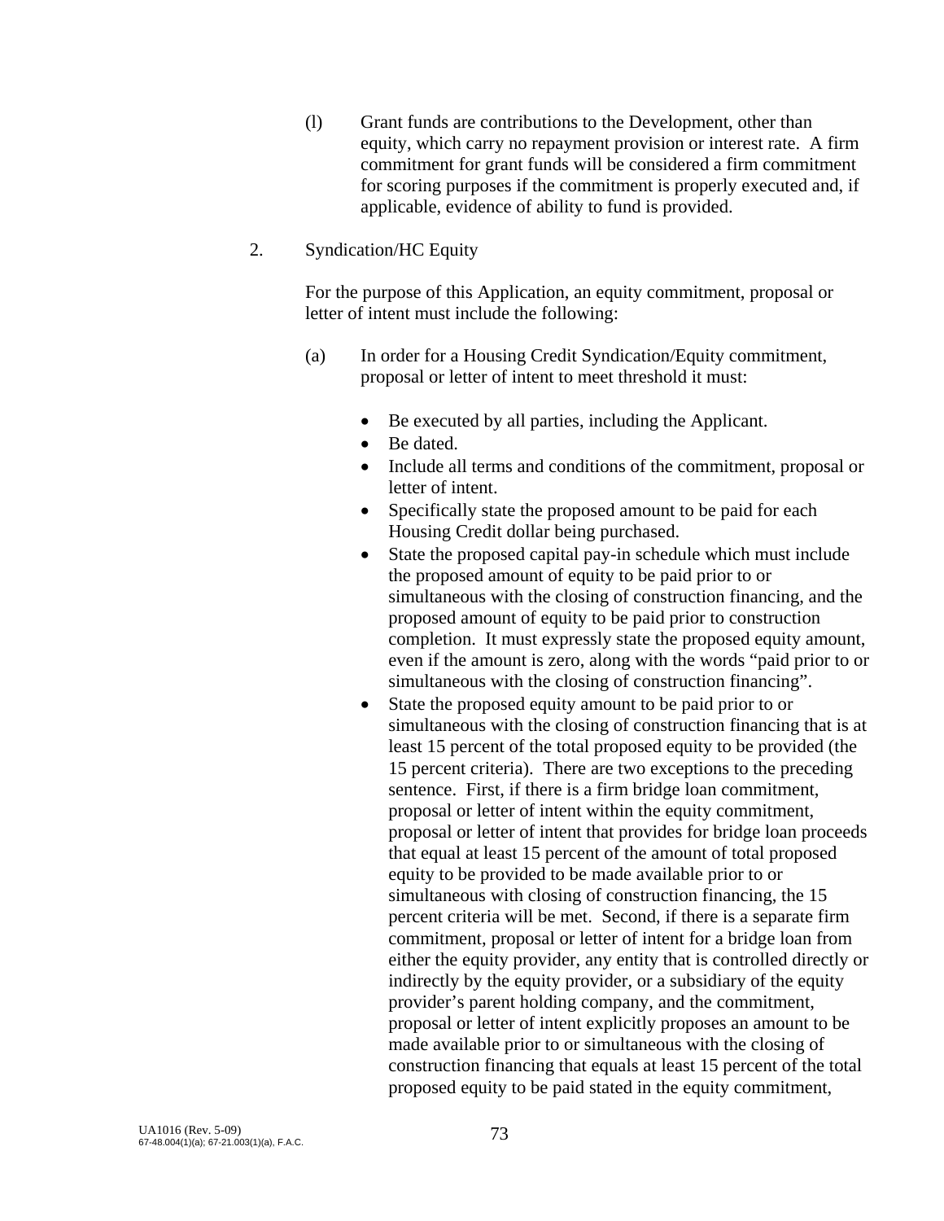(l) Grant funds are contributions to the Development, other than equity, which carry no repayment provision or interest rate. A firm commitment for grant funds will be considered a firm commitment for scoring purposes if the commitment is properly executed and, if applicable, evidence of ability to fund is provided.

2. Syndication/HC Equity

For the purpose of this Application, an equity commitment, proposal or letter of intent must include the following:

(a) In order for a Housing Credit Syndication/Equity commitment, proposal or letter of intent to meet threshold it must:

- Be executed by all parties, including the Applicant.
- Be dated.
- Include all terms and conditions of the commitment, proposal or letter of intent.
- Specifically state the proposed amount to be paid for each Housing Credit dollar being purchased.
- State the proposed capital pay-in schedule which must include the proposed amount of equity to be paid prior to or simultaneous with the closing of construction financing, and the proposed amount of equity to be paid prior to construction completion. It must expressly state the proposed equity amount, even if the amount is zero, along with the words "paid prior to or simultaneous with the closing of construction financing".
- State the proposed equity amount to be paid prior to or simultaneous with the closing of construction financing that is at least 15 percent of the total proposed equity to be provided (the 15 percent criteria). There are two exceptions to the preceding sentence. First, if there is a firm bridge loan commitment, proposal or letter of intent within the equity commitment, proposal or letter of intent that provides for bridge loan proceeds that equal at least 15 percent of the amount of total proposed equity to be provided to be made available prior to or simultaneous with closing of construction financing, the 15 percent criteria will be met. Second, if there is a separate firm commitment, proposal or letter of intent for a bridge loan from either the equity provider, any entity that is controlled directly or indirectly by the equity provider, or a subsidiary of the equity provider's parent holding company, and the commitment, proposal or letter of intent explicitly proposes an amount to be made available prior to or simultaneous with the closing of construction financing that equals at least 15 percent of the total proposed equity to be paid stated in the equity commitment,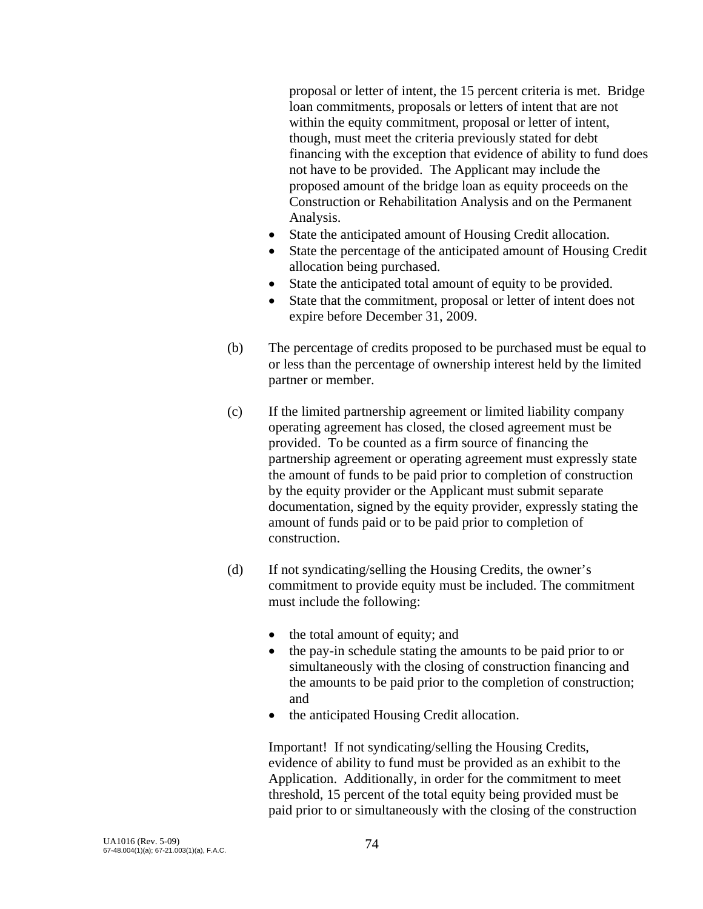proposal or letter of intent, the 15 percent criteria is met. Bridge loan commitments, proposals or letters of intent that are not within the equity commitment, proposal or letter of intent, though, must meet the criteria previously stated for debt financing with the exception that evidence of ability to fund does not have to be provided. The Applicant may include the proposed amount of the bridge loan as equity proceeds on the Construction or Rehabilitation Analysis and on the Permanent Analysis.

- State the anticipated amount of Housing Credit allocation.
- State the percentage of the anticipated amount of Housing Credit allocation being purchased.
- State the anticipated total amount of equity to be provided.
- State that the commitment, proposal or letter of intent does not expire before December 31, 2009.

(b) The percentage of credits proposed to be purchased must be equal to or less than the percentage of ownership interest held by the limited partner or member.

(c) If the limited partnership agreement or limited liability company operating agreement has closed, the closed agreement must be provided. To be counted as a firm source of financing the partnership agreement or operating agreement must expressly state the amount of funds to be paid prior to completion of construction by the equity provider or the Applicant must submit separate documentation, signed by the equity provider, expressly stating the amount of funds paid or to be paid prior to completion of construction.

(d) If not syndicating/selling the Housing Credits, the owner's commitment to provide equity must be included. The commitment must include the following:

- the total amount of equity; and
- the pay-in schedule stating the amounts to be paid prior to or simultaneously with the closing of construction financing and the amounts to be paid prior to the completion of construction; and
- the anticipated Housing Credit allocation.

Important! If not syndicating/selling the Housing Credits, evidence of ability to fund must be provided as an exhibit to the Application. Additionally, in order for the commitment to meet threshold, 15 percent of the total equity being provided must be paid prior to or simultaneously with the closing of the construction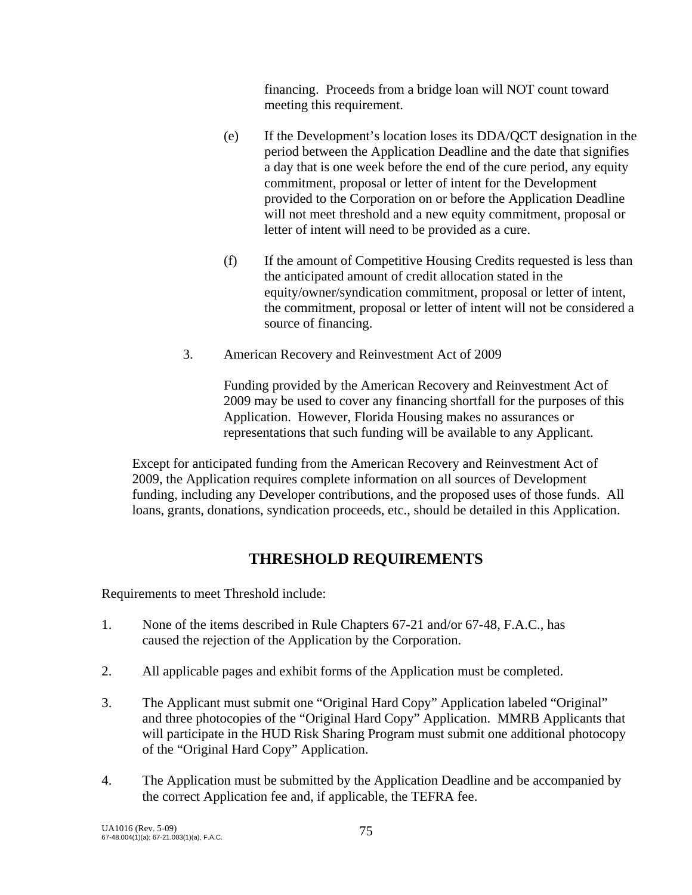financing. Proceeds from a bridge loan will NOT count toward meeting this requirement.

(e) If the Development's location loses its DDA/QCT designation in the period between the Application Deadline and the date that signifies a day that is one week before the end of the cure period, any equity commitment, proposal or letter of intent for the Development provided to the Corporation on or before the Application Deadline will not meet threshold and a new equity commitment, proposal or letter of intent will need to be provided as a cure.

(f) If the amount of Competitive Housing Credits requested is less than the anticipated amount of credit allocation stated in the equity/owner/syndication commitment, proposal or letter of intent, the commitment, proposal or letter of intent will not be considered a source of financing.

3. American Recovery and Reinvestment Act of 2009

Funding provided by the American Recovery and Reinvestment Act of 2009 may be used to cover any financing shortfall for the purposes of this Application. However, Florida Housing makes no assurances or representations that such funding will be available to any Applicant.

Except for anticipated funding from the American Recovery and Reinvestment Act of 2009, the Application requires complete information on all sources of Development funding, including any Developer contributions, and the proposed uses of those funds. All loans, grants, donations, syndication proceeds, etc., should be detailed in this Application.

## THRESHOLD REQUIREMENTS

Requirements to meet Threshold include:

1. None of the items described in Rule Chapters 67-21 and/or 67-48, F.A.C., has caused the rejection of the Application by the Corporation.

2. All applicable pages and exhibit forms of the Application must be completed.

3. The Applicant must submit one "Original Hard Copy" Application labeled "Original" and three photocopies of the "Original Hard Copy" Application. MMRB Applicants that will participate in the HUD Risk Sharing Program must submit one additional photocopy of the "Original Hard Copy" Application.

4. The Application must be submitted by the Application Deadline and be accompanied by the correct Application fee and, if applicable, the TEFRA fee.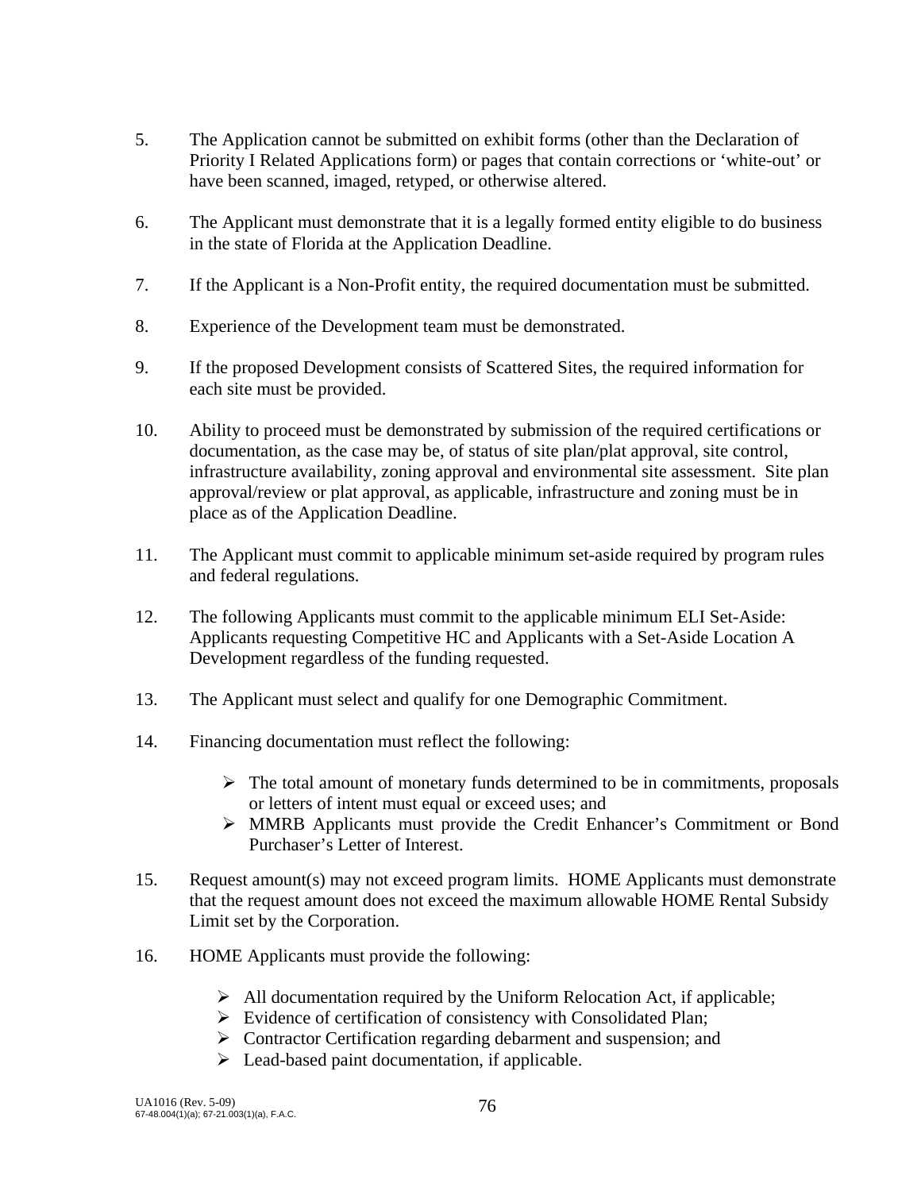5. The Application cannot be submitted on exhibit forms (other than the Declaration of Priority I Related Applications form) or pages that contain corrections or 'white-out' or have been scanned, imaged, retyped, or otherwise altered.

6. The Applicant must demonstrate that it is a legally formed entity eligible to do business in the state of Florida at the Application Deadline.

7. If the Applicant is a Non-Profit entity, the required documentation must be submitted.

8. Experience of the Development team must be demonstrated.

9. If the proposed Development consists of Scattered Sites, the required information for each site must be provided.

10. Ability to proceed must be demonstrated by submission of the required certifications or documentation, as the case may be, of status of site plan/plat approval, site control, infrastructure availability, zoning approval and environmental site assessment. Site plan approval/review or plat approval, as applicable, infrastructure and zoning must be in place as of the Application Deadline.

11. The Applicant must commit to applicable minimum set-aside required by program rules and federal regulations.

12. The following Applicants must commit to the applicable minimum ELI Set-Aside: Applicants requesting Competitive HC and Applicants with a Set-Aside Location A Development regardless of the funding requested.

13. The Applicant must select and qualify for one Demographic Commitment.

14. Financing documentation must reflect the following:

    - The total amount of monetary funds determined to be in commitments, proposals or letters of intent must equal or exceed uses; and
    - MMRB Applicants must provide the Credit Enhancer's Commitment or Bond Purchaser's Letter of Interest.

15. Request amount(s) may not exceed program limits. HOME Applicants must demonstrate that the request amount does not exceed the maximum allowable HOME Rental Subsidy Limit set by the Corporation.

16. HOME Applicants must provide the following:

    - All documentation required by the Uniform Relocation Act, if applicable;
    - Evidence of certification of consistency with Consolidated Plan;
    - Contractor Certification regarding debarment and suspension; and
    - Lead-based paint documentation, if applicable.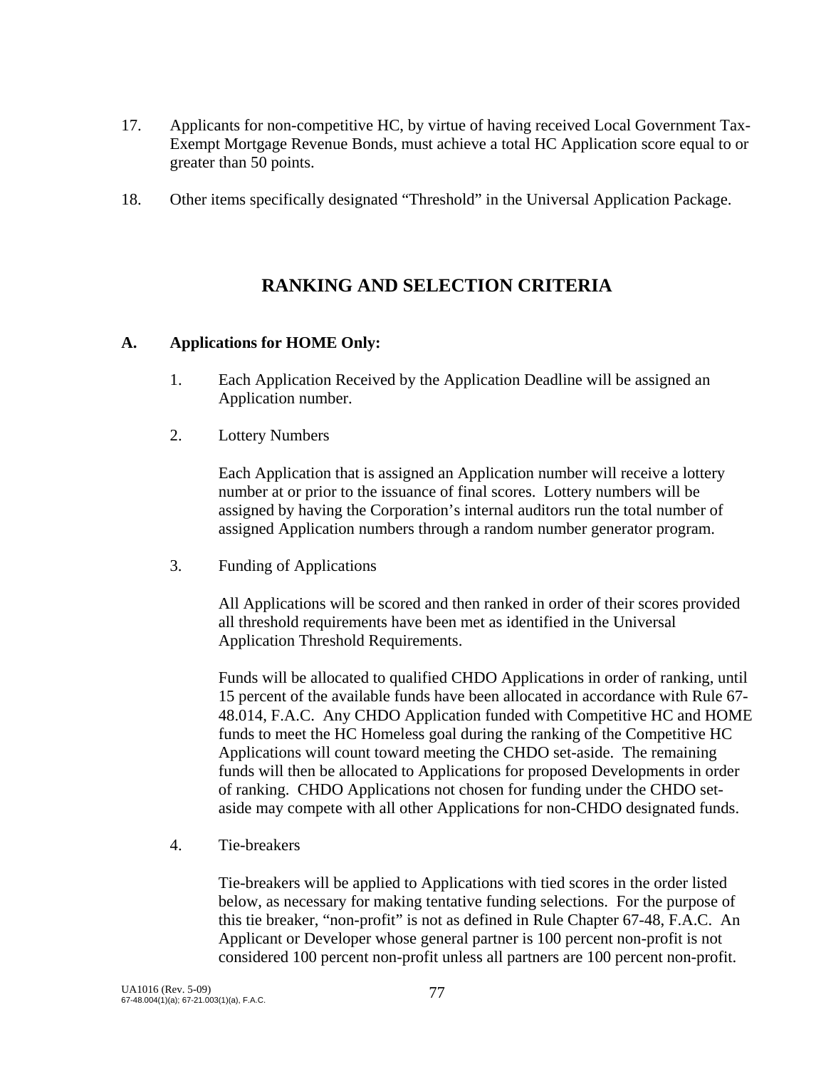17. Applicants for non-competitive HC, by virtue of having received Local Government Tax-Exempt Mortgage Revenue Bonds, must achieve a total HC Application score equal to or greater than 50 points.

18. Other items specifically designated “Threshold” in the Universal Application Package.

## RANKING AND SELECTION CRITERIA

### A. Applications for HOME Only:

1. Each Application Received by the Application Deadline will be assigned an Application number.

2. Lottery Numbers

   Each Application that is assigned an Application number will receive a lottery number at or prior to the issuance of final scores. Lottery numbers will be assigned by having the Corporation’s internal auditors run the total number of assigned Application numbers through a random number generator program.

3. Funding of Applications

   All Applications will be scored and then ranked in order of their scores provided all threshold requirements have been met as identified in the Universal Application Threshold Requirements.

   Funds will be allocated to qualified CHDO Applications in order of ranking, until 15 percent of the available funds have been allocated in accordance with Rule 67-48.014, F.A.C. Any CHDO Application funded with Competitive HC and HOME funds to meet the HC Homeless goal during the ranking of the Competitive HC Applications will count toward meeting the CHDO set-aside. The remaining funds will then be allocated to Applications for proposed Developments in order of ranking. CHDO Applications not chosen for funding under the CHDO set-aside may compete with all other Applications for non-CHDO designated funds.

4. Tie-breakers

   Tie-breakers will be applied to Applications with tied scores in the order listed below, as necessary for making tentative funding selections. For the purpose of this tie breaker, “non-profit” is not as defined in Rule Chapter 67-48, F.A.C. An Applicant or Developer whose general partner is 100 percent non-profit is not considered 100 percent non-profit unless all partners are 100 percent non-profit.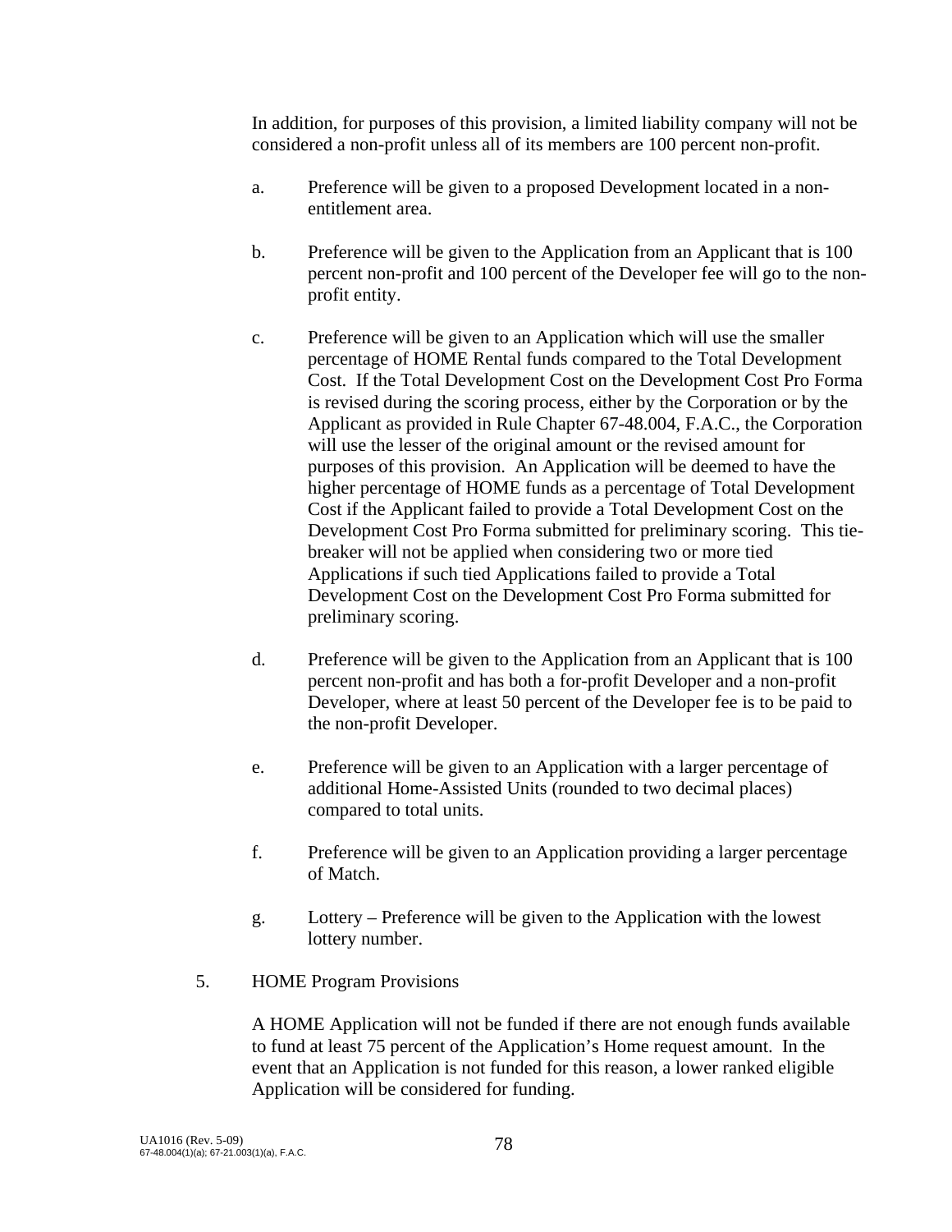In addition, for purposes of this provision, a limited liability company will not be considered a non-profit unless all of its members are 100 percent non-profit.

a. Preference will be given to a proposed Development located in a non-entitlement area.

b. Preference will be given to the Application from an Applicant that is 100 percent non-profit and 100 percent of the Developer fee will go to the non-profit entity.

c. Preference will be given to an Application which will use the smaller percentage of HOME Rental funds compared to the Total Development Cost. If the Total Development Cost on the Development Cost Pro Forma is revised during the scoring process, either by the Corporation or by the Applicant as provided in Rule Chapter 67-48.004, F.A.C., the Corporation will use the lesser of the original amount or the revised amount for purposes of this provision. An Application will be deemed to have the higher percentage of HOME funds as a percentage of Total Development Cost if the Applicant failed to provide a Total Development Cost on the Development Cost Pro Forma submitted for preliminary scoring. This tie-breaker will not be applied when considering two or more tied Applications if such tied Applications failed to provide a Total Development Cost on the Development Cost Pro Forma submitted for preliminary scoring.

d. Preference will be given to the Application from an Applicant that is 100 percent non-profit and has both a for-profit Developer and a non-profit Developer, where at least 50 percent of the Developer fee is to be paid to the non-profit Developer.

e. Preference will be given to an Application with a larger percentage of additional Home-Assisted Units (rounded to two decimal places) compared to total units.

f. Preference will be given to an Application providing a larger percentage of Match.

g. Lottery – Preference will be given to the Application with the lowest lottery number.

5. HOME Program Provisions

A HOME Application will not be funded if there are not enough funds available to fund at least 75 percent of the Application's Home request amount. In the event that an Application is not funded for this reason, a lower ranked eligible Application will be considered for funding.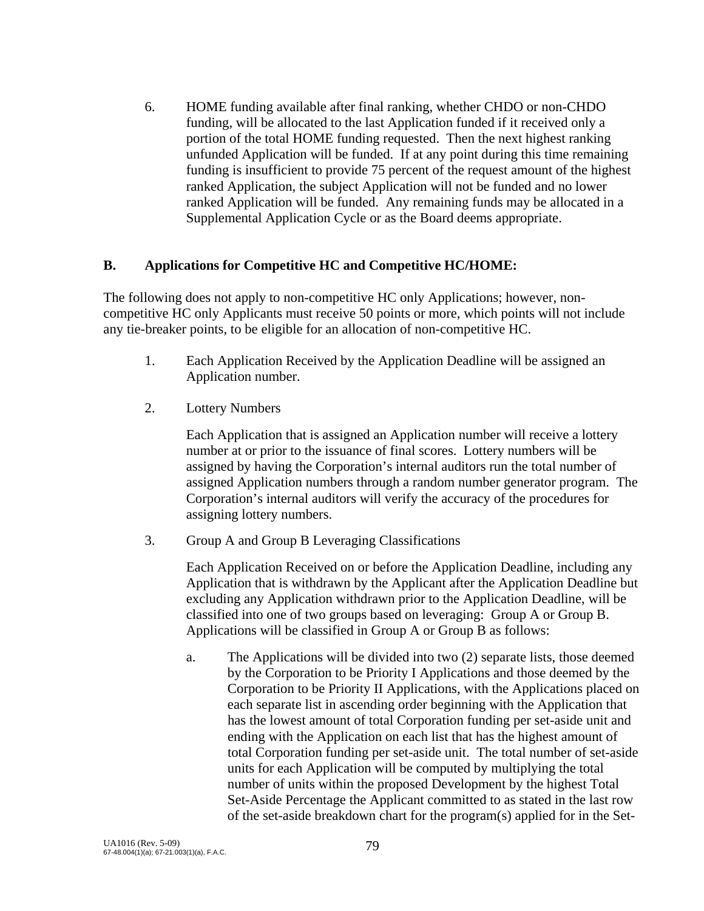6. HOME funding available after final ranking, whether CHDO or non-CHDO funding, will be allocated to the last Application funded if it received only a portion of the total HOME funding requested. Then the next highest ranking unfunded Application will be funded. If at any point during this time remaining funding is insufficient to provide 75 percent of the request amount of the highest ranked Application, the subject Application will not be funded and no lower ranked Application will be funded. Any remaining funds may be allocated in a Supplemental Application Cycle or as the Board deems appropriate.

## B. Applications for Competitive HC and Competitive HC/HOME:

The following does not apply to non-competitive HC only Applications; however, non-competitive HC only Applicants must receive 50 points or more, which points will not include any tie-breaker points, to be eligible for an allocation of non-competitive HC.

1. Each Application Received by the Application Deadline will be assigned an Application number.

2. Lottery Numbers

   Each Application that is assigned an Application number will receive a lottery number at or prior to the issuance of final scores. Lottery numbers will be assigned by having the Corporation's internal auditors run the total number of assigned Application numbers through a random number generator program. The Corporation's internal auditors will verify the accuracy of the procedures for assigning lottery numbers.

3. Group A and Group B Leveraging Classifications

   Each Application Received on or before the Application Deadline, including any Application that is withdrawn by the Applicant after the Application Deadline but excluding any Application withdrawn prior to the Application Deadline, will be classified into one of two groups based on leveraging: Group A or Group B. Applications will be classified in Group A or Group B as follows:

   a. The Applications will be divided into two (2) separate lists, those deemed by the Corporation to be Priority I Applications and those deemed by the Corporation to be Priority II Applications, with the Applications placed on each separate list in ascending order beginning with the Application that has the lowest amount of total Corporation funding per set-aside unit and ending with the Application on each list that has the highest amount of total Corporation funding per set-aside unit. The total number of set-aside units for each Application will be computed by multiplying the total number of units within the proposed Development by the highest Total Set-Aside Percentage the Applicant committed to as stated in the last row of the set-aside breakdown chart for the program(s) applied for in the Set-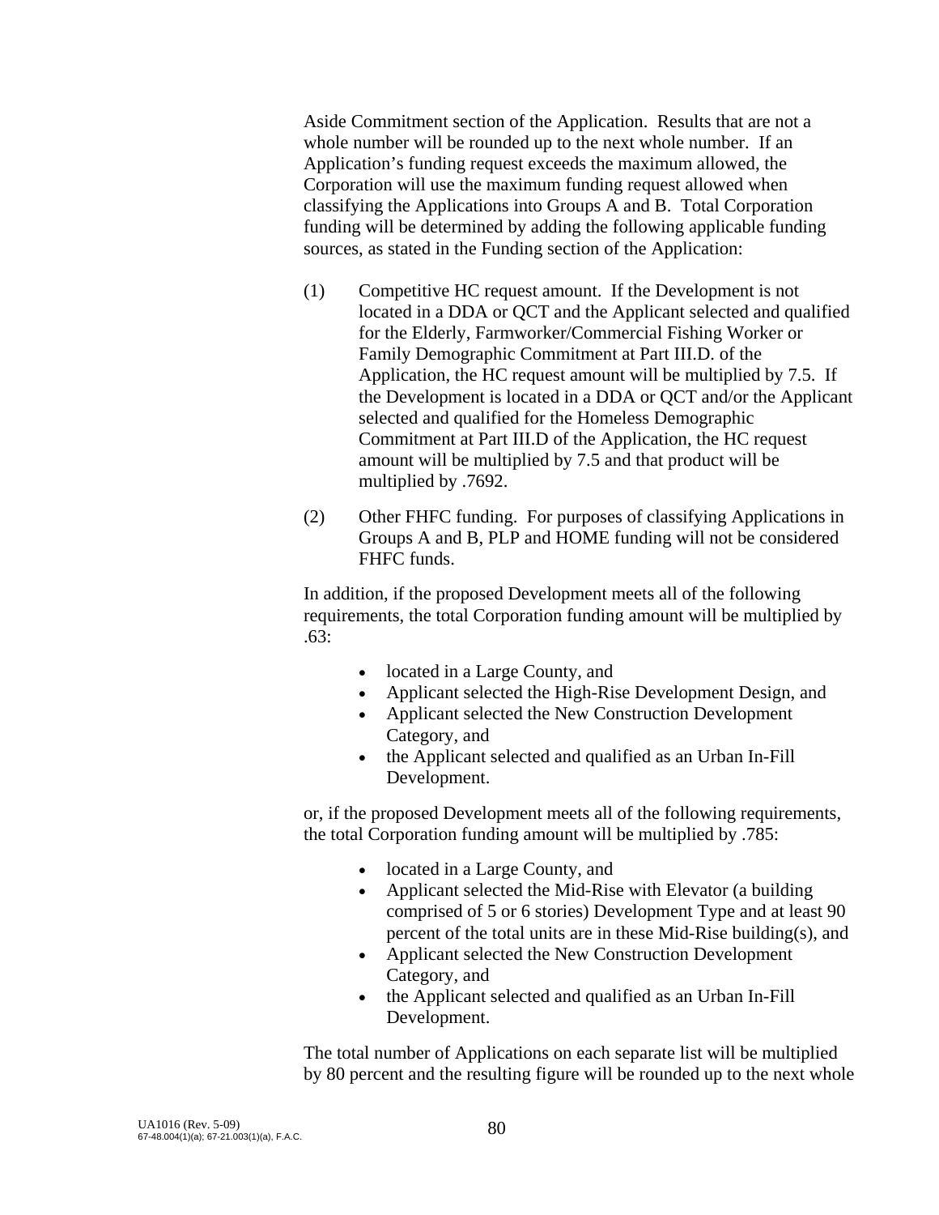Aside Commitment section of the Application. Results that are not a whole number will be rounded up to the next whole number. If an Application's funding request exceeds the maximum allowed, the Corporation will use the maximum funding request allowed when classifying the Applications into Groups A and B. Total Corporation funding will be determined by adding the following applicable funding sources, as stated in the Funding section of the Application:

(1) Competitive HC request amount. If the Development is not located in a DDA or QCT and the Applicant selected and qualified for the Elderly, Farmworker/Commercial Fishing Worker or Family Demographic Commitment at Part III.D. of the Application, the HC request amount will be multiplied by 7.5. If the Development is located in a DDA or QCT and/or the Applicant selected and qualified for the Homeless Demographic Commitment at Part III.D of the Application, the HC request amount will be multiplied by 7.5 and that product will be multiplied by .7692.

(2) Other FHFC funding. For purposes of classifying Applications in Groups A and B, PLP and HOME funding will not be considered FHFC funds.

In addition, if the proposed Development meets all of the following requirements, the total Corporation funding amount will be multiplied by .63:

- located in a Large County, and
- Applicant selected the High-Rise Development Design, and
- Applicant selected the New Construction Development Category, and
- the Applicant selected and qualified as an Urban In-Fill Development.

or, if the proposed Development meets all of the following requirements, the total Corporation funding amount will be multiplied by .785:

- located in a Large County, and
- Applicant selected the Mid-Rise with Elevator (a building comprised of 5 or 6 stories) Development Type and at least 90 percent of the total units are in these Mid-Rise building(s), and
- Applicant selected the New Construction Development Category, and
- the Applicant selected and qualified as an Urban In-Fill Development.

The total number of Applications on each separate list will be multiplied by 80 percent and the resulting figure will be rounded up to the next whole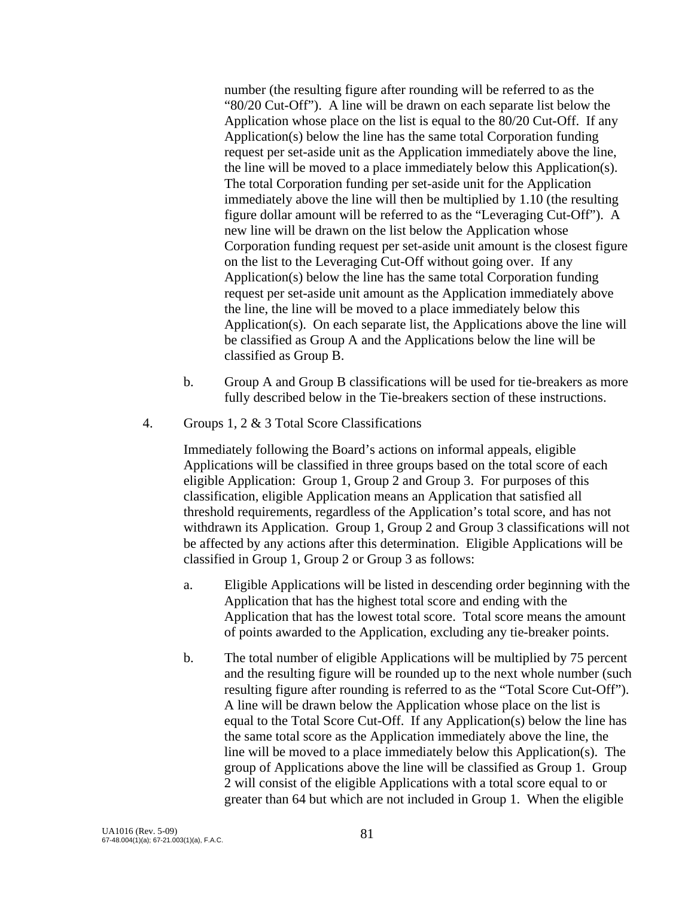number (the resulting figure after rounding will be referred to as the "80/20 Cut-Off"). A line will be drawn on each separate list below the Application whose place on the list is equal to the 80/20 Cut-Off. If any Application(s) below the line has the same total Corporation funding request per set-aside unit as the Application immediately above the line, the line will be moved to a place immediately below this Application(s). The total Corporation funding per set-aside unit for the Application immediately above the line will then be multiplied by 1.10 (the resulting figure dollar amount will be referred to as the "Leveraging Cut-Off"). A new line will be drawn on the list below the Application whose Corporation funding request per set-aside unit amount is the closest figure on the list to the Leveraging Cut-Off without going over. If any Application(s) below the line has the same total Corporation funding request per set-aside unit amount as the Application immediately above the line, the line will be moved to a place immediately below this Application(s). On each separate list, the Applications above the line will be classified as Group A and the Applications below the line will be classified as Group B.

b. Group A and Group B classifications will be used for tie-breakers as more fully described below in the Tie-breakers section of these instructions.

4. Groups 1, 2 & 3 Total Score Classifications

Immediately following the Board's actions on informal appeals, eligible Applications will be classified in three groups based on the total score of each eligible Application: Group 1, Group 2 and Group 3. For purposes of this classification, eligible Application means an Application that satisfied all threshold requirements, regardless of the Application's total score, and has not withdrawn its Application. Group 1, Group 2 and Group 3 classifications will not be affected by any actions after this determination. Eligible Applications will be classified in Group 1, Group 2 or Group 3 as follows:

a. Eligible Applications will be listed in descending order beginning with the Application that has the highest total score and ending with the Application that has the lowest total score. Total score means the amount of points awarded to the Application, excluding any tie-breaker points.

b. The total number of eligible Applications will be multiplied by 75 percent and the resulting figure will be rounded up to the next whole number (such resulting figure after rounding is referred to as the "Total Score Cut-Off"). A line will be drawn below the Application whose place on the list is equal to the Total Score Cut-Off. If any Application(s) below the line has the same total score as the Application immediately above the line, the line will be moved to a place immediately below this Application(s). The group of Applications above the line will be classified as Group 1. Group 2 will consist of the eligible Applications with a total score equal to or greater than 64 but which are not included in Group 1. When the eligible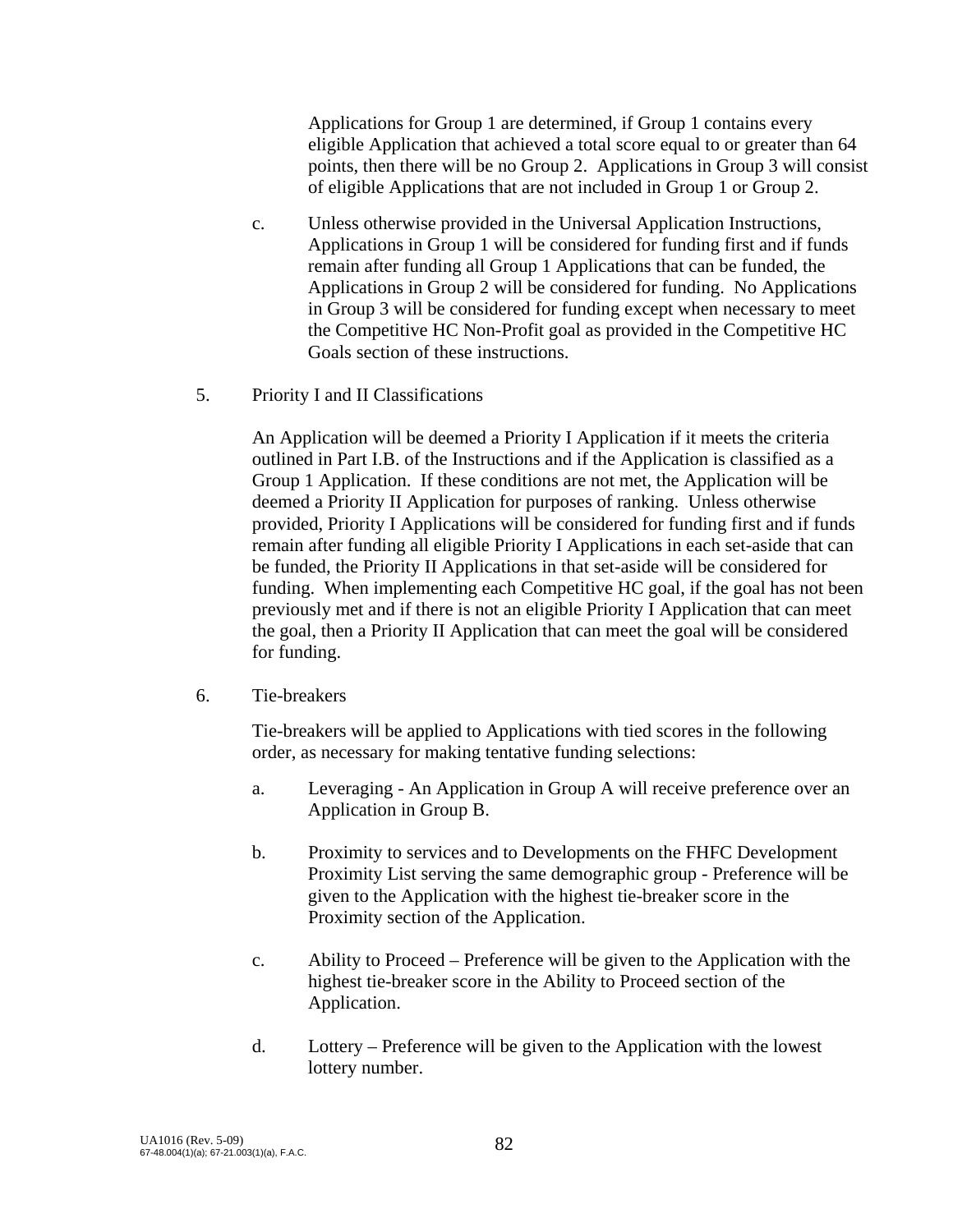Applications for Group 1 are determined, if Group 1 contains every eligible Application that achieved a total score equal to or greater than 64 points, then there will be no Group 2. Applications in Group 3 will consist of eligible Applications that are not included in Group 1 or Group 2.

c. Unless otherwise provided in the Universal Application Instructions, Applications in Group 1 will be considered for funding first and if funds remain after funding all Group 1 Applications that can be funded, the Applications in Group 2 will be considered for funding. No Applications in Group 3 will be considered for funding except when necessary to meet the Competitive HC Non-Profit goal as provided in the Competitive HC Goals section of these instructions.

5. Priority I and II Classifications

An Application will be deemed a Priority I Application if it meets the criteria outlined in Part I.B. of the Instructions and if the Application is classified as a Group 1 Application. If these conditions are not met, the Application will be deemed a Priority II Application for purposes of ranking. Unless otherwise provided, Priority I Applications will be considered for funding first and if funds remain after funding all eligible Priority I Applications in each set-aside that can be funded, the Priority II Applications in that set-aside will be considered for funding. When implementing each Competitive HC goal, if the goal has not been previously met and if there is not an eligible Priority I Application that can meet the goal, then a Priority II Application that can meet the goal will be considered for funding.

6. Tie-breakers

Tie-breakers will be applied to Applications with tied scores in the following order, as necessary for making tentative funding selections:

a. Leveraging - An Application in Group A will receive preference over an Application in Group B.

b. Proximity to services and to Developments on the FHFC Development Proximity List serving the same demographic group - Preference will be given to the Application with the highest tie-breaker score in the Proximity section of the Application.

c. Ability to Proceed – Preference will be given to the Application with the highest tie-breaker score in the Ability to Proceed section of the Application.

d. Lottery – Preference will be given to the Application with the lowest lottery number.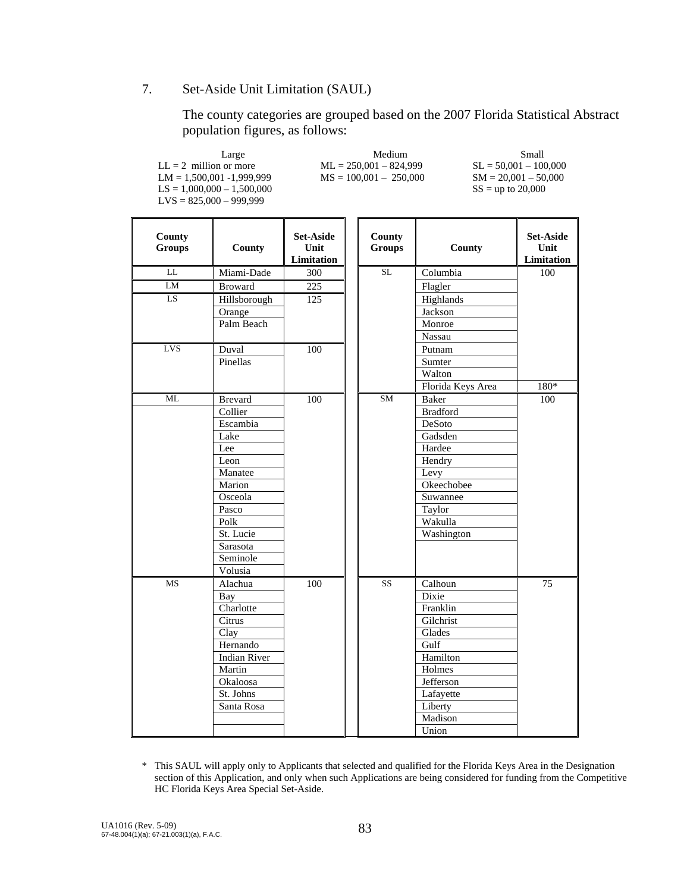7. Set-Aside Unit Limitation (SAUL)

The county categories are grouped based on the 2007 Florida Statistical Abstract population figures, as follows:

| Large | Medium | Small |
|---|---|---|
| LL = 2 million or more | ML = 250,001 – 824,999 | SL = 50,001 – 100,000 |
| LM = 1,500,001 -1,999,999 | MS = 100,001 – 250,000 | SM = 20,001 – 50,000 |
| LS = 1,000,000 – 1,500,000 | | SS = up to 20,000 |
| LVS = 825,000 – 999,999 | | |

| County Groups | County | Set-Aside Unit Limitation |
|---|---|---|
| LL | Miami-Dade | 300 |
| LM | Broward | 225 |
| LS | Hillsborough | 125 |
| | Orange | |
| | Palm Beach | |
| LVS | Duval | 100 |
| | Pinellas | |
| ML | Brevard | 100 |
| | Collier | |
| | Escambia | |
| | Lake | |
| | Lee | |
| | Leon | |
| | Manatee | |
| | Marion | |
| | Osceola | |
| | Pasco | |
| | Polk | |
| | St. Lucie | |
| | Sarasota | |
| | Seminole | |
| | Volusia | |
| MS | Alachua | 100 |
| | Bay | |
| | Charlotte | |
| | Citrus | |
| | Clay | |
| | Hernando | |
| | Indian River | |
| | Martin | |
| | Okaloosa | |
| | St. Johns | |
| | Santa Rosa | |

| County Groups | County | Set-Aside Unit Limitation |
|---|---|---|
| SL | Columbia | 100 |
| | Flagler | |
| | Highlands | |
| | Jackson | |
| | Monroe | |
| | Nassau | |
| | Putnam | |
| | Sumter | |
| | Walton | |
| | Florida Keys Area | 180* |
| SM | Baker | 100 |
| | Bradford | |
| | DeSoto | |
| | Gadsden | |
| | Hardee | |
| | Hendry | |
| | Levy | |
| | Okeechobee | |
| | Suwannee | |
| | Taylor | |
| | Wakulla | |
| | Washington | |
| SS | Calhoun | 75 |
| | Dixie | |
| | Franklin | |
| | Gilchrist | |
| | Glades | |
| | Gulf | |
| | Hamilton | |
| | Holmes | |
| | Jefferson | |
| | Lafayette | |
| | Liberty | |
| | Madison | |
| | Union | |

\* This SAUL will apply only to Applicants that selected and qualified for the Florida Keys Area in the Designation section of this Application, and only when such Applications are being considered for funding from the Competitive HC Florida Keys Area Special Set-Aside.

UA1016 (Rev. 5-09)
67-48.004(1)(a); 67-21.003(1)(a), F.A.C.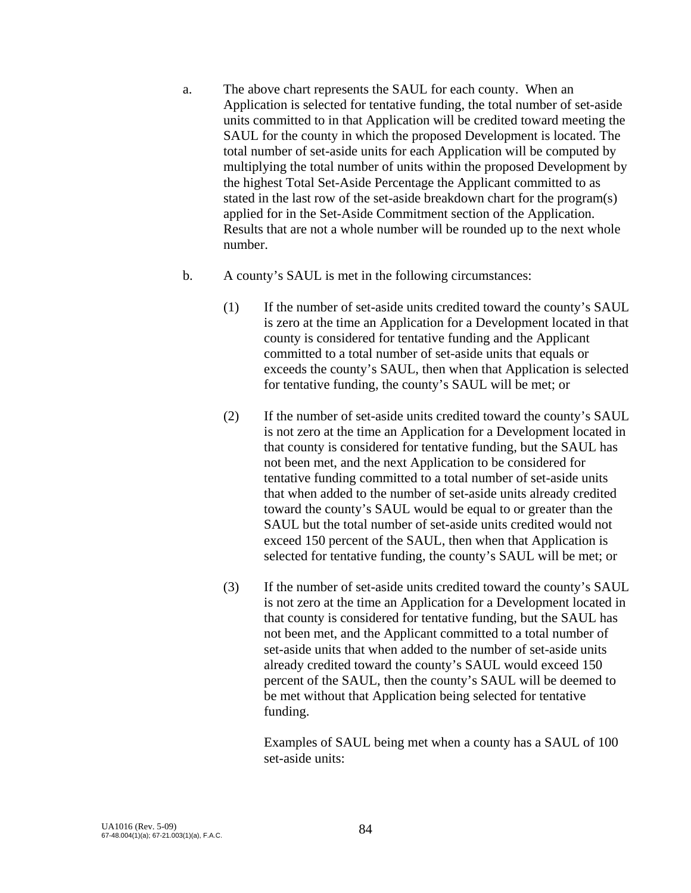a. The above chart represents the SAUL for each county. When an Application is selected for tentative funding, the total number of set-aside units committed to in that Application will be credited toward meeting the SAUL for the county in which the proposed Development is located. The total number of set-aside units for each Application will be computed by multiplying the total number of units within the proposed Development by the highest Total Set-Aside Percentage the Applicant committed to as stated in the last row of the set-aside breakdown chart for the program(s) applied for in the Set-Aside Commitment section of the Application. Results that are not a whole number will be rounded up to the next whole number.

b. A county's SAUL is met in the following circumstances:

  (1) If the number of set-aside units credited toward the county's SAUL is zero at the time an Application for a Development located in that county is considered for tentative funding and the Applicant committed to a total number of set-aside units that equals or exceeds the county's SAUL, then when that Application is selected for tentative funding, the county's SAUL will be met; or

  (2) If the number of set-aside units credited toward the county's SAUL is not zero at the time an Application for a Development located in that county is considered for tentative funding, but the SAUL has not been met, and the next Application to be considered for tentative funding committed to a total number of set-aside units that when added to the number of set-aside units already credited toward the county's SAUL would be equal to or greater than the SAUL but the total number of set-aside units credited would not exceed 150 percent of the SAUL, then when that Application is selected for tentative funding, the county's SAUL will be met; or

  (3) If the number of set-aside units credited toward the county's SAUL is not zero at the time an Application for a Development located in that county is considered for tentative funding, but the SAUL has not been met, and the Applicant committed to a total number of set-aside units that when added to the number of set-aside units already credited toward the county's SAUL would exceed 150 percent of the SAUL, then the county's SAUL will be deemed to be met without that Application being selected for tentative funding.

  Examples of SAUL being met when a county has a SAUL of 100 set-aside units: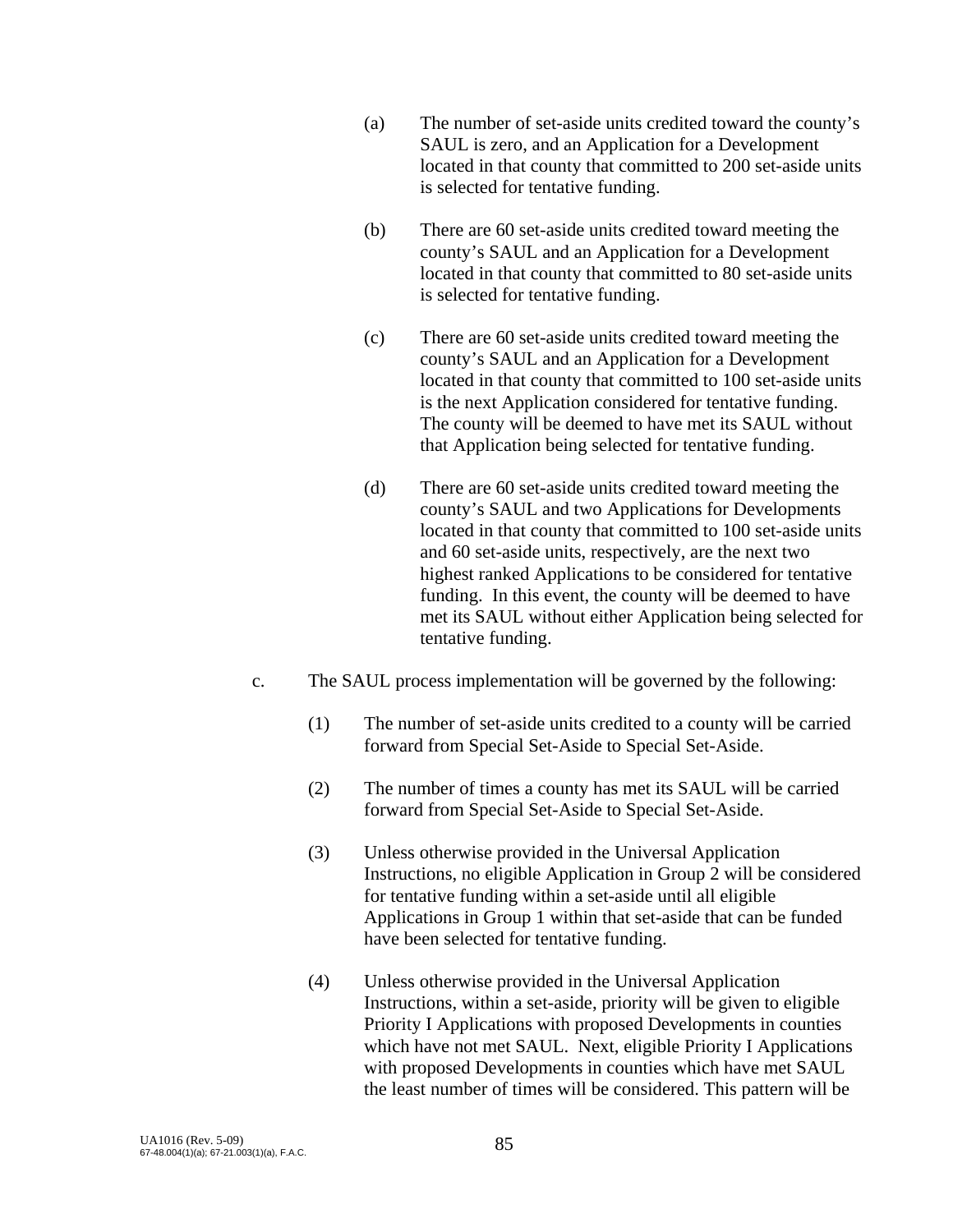(a) The number of set-aside units credited toward the county's SAUL is zero, and an Application for a Development located in that county that committed to 200 set-aside units is selected for tentative funding.

(b) There are 60 set-aside units credited toward meeting the county's SAUL and an Application for a Development located in that county that committed to 80 set-aside units is selected for tentative funding.

(c) There are 60 set-aside units credited toward meeting the county's SAUL and an Application for a Development located in that county that committed to 100 set-aside units is the next Application considered for tentative funding. The county will be deemed to have met its SAUL without that Application being selected for tentative funding.

(d) There are 60 set-aside units credited toward meeting the county's SAUL and two Applications for Developments located in that county that committed to 100 set-aside units and 60 set-aside units, respectively, are the next two highest ranked Applications to be considered for tentative funding. In this event, the county will be deemed to have met its SAUL without either Application being selected for tentative funding.

c. The SAUL process implementation will be governed by the following:

(1) The number of set-aside units credited to a county will be carried forward from Special Set-Aside to Special Set-Aside.

(2) The number of times a county has met its SAUL will be carried forward from Special Set-Aside to Special Set-Aside.

(3) Unless otherwise provided in the Universal Application Instructions, no eligible Application in Group 2 will be considered for tentative funding within a set-aside until all eligible Applications in Group 1 within that set-aside that can be funded have been selected for tentative funding.

(4) Unless otherwise provided in the Universal Application Instructions, within a set-aside, priority will be given to eligible Priority I Applications with proposed Developments in counties which have not met SAUL. Next, eligible Priority I Applications with proposed Developments in counties which have met SAUL the least number of times will be considered. This pattern will be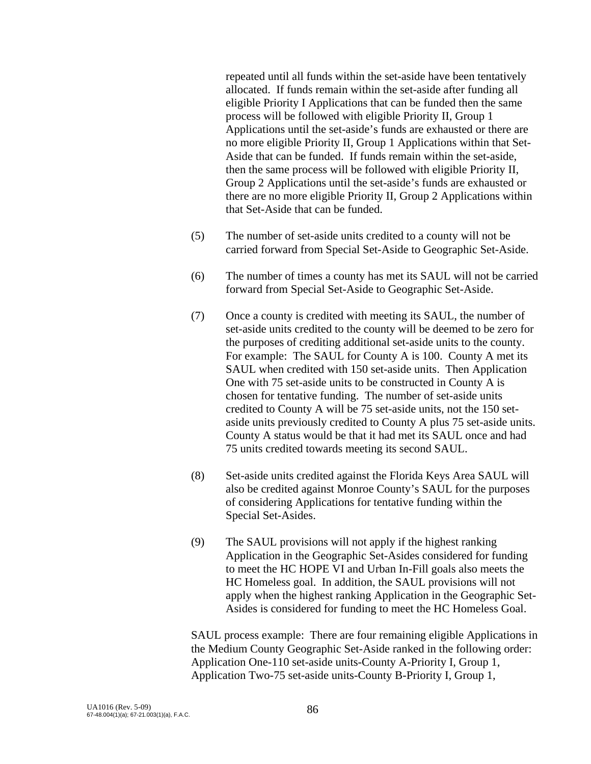repeated until all funds within the set-aside have been tentatively allocated. If funds remain within the set-aside after funding all eligible Priority I Applications that can be funded then the same process will be followed with eligible Priority II, Group 1 Applications until the set-aside's funds are exhausted or there are no more eligible Priority II, Group 1 Applications within that Set-Aside that can be funded. If funds remain within the set-aside, then the same process will be followed with eligible Priority II, Group 2 Applications until the set-aside's funds are exhausted or there are no more eligible Priority II, Group 2 Applications within that Set-Aside that can be funded.

(5) The number of set-aside units credited to a county will not be carried forward from Special Set-Aside to Geographic Set-Aside.

(6) The number of times a county has met its SAUL will not be carried forward from Special Set-Aside to Geographic Set-Aside.

(7) Once a county is credited with meeting its SAUL, the number of set-aside units credited to the county will be deemed to be zero for the purposes of crediting additional set-aside units to the county. For example: The SAUL for County A is 100. County A met its SAUL when credited with 150 set-aside units. Then Application One with 75 set-aside units to be constructed in County A is chosen for tentative funding. The number of set-aside units credited to County A will be 75 set-aside units, not the 150 set-aside units previously credited to County A plus 75 set-aside units. County A status would be that it had met its SAUL once and had 75 units credited towards meeting its second SAUL.

(8) Set-aside units credited against the Florida Keys Area SAUL will also be credited against Monroe County's SAUL for the purposes of considering Applications for tentative funding within the Special Set-Asides.

(9) The SAUL provisions will not apply if the highest ranking Application in the Geographic Set-Asides considered for funding to meet the HC HOPE VI and Urban In-Fill goals also meets the HC Homeless goal. In addition, the SAUL provisions will not apply when the highest ranking Application in the Geographic Set-Asides is considered for funding to meet the HC Homeless Goal.

SAUL process example: There are four remaining eligible Applications in the Medium County Geographic Set-Aside ranked in the following order: Application One-110 set-aside units-County A-Priority I, Group 1, Application Two-75 set-aside units-County B-Priority I, Group 1,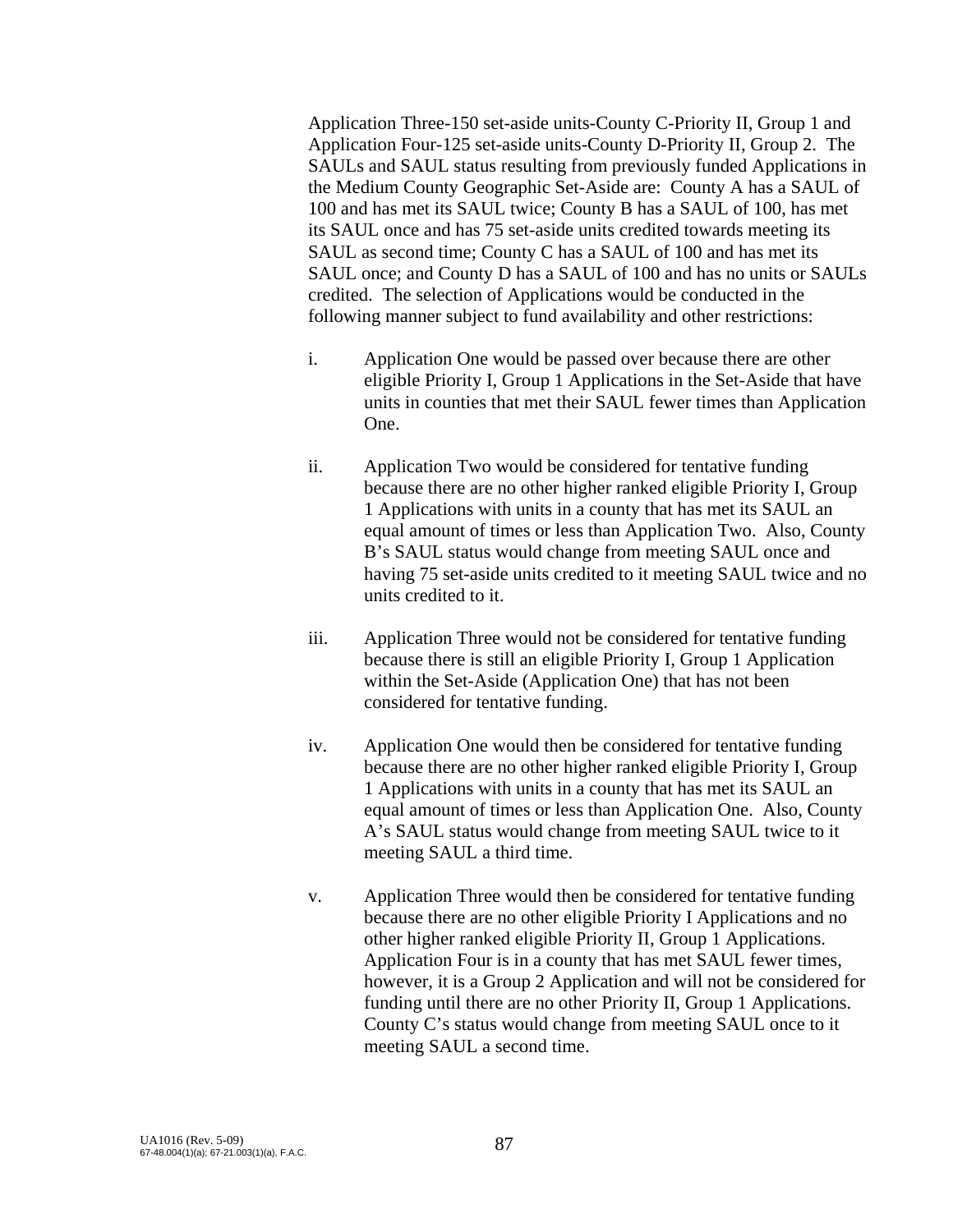Application Three-150 set-aside units-County C-Priority II, Group 1 and Application Four-125 set-aside units-County D-Priority II, Group 2. The SAULs and SAUL status resulting from previously funded Applications in the Medium County Geographic Set-Aside are: County A has a SAUL of 100 and has met its SAUL twice; County B has a SAUL of 100, has met its SAUL once and has 75 set-aside units credited towards meeting its SAUL as second time; County C has a SAUL of 100 and has met its SAUL once; and County D has a SAUL of 100 and has no units or SAULs credited. The selection of Applications would be conducted in the following manner subject to fund availability and other restrictions:

i. Application One would be passed over because there are other eligible Priority I, Group 1 Applications in the Set-Aside that have units in counties that met their SAUL fewer times than Application One.

ii. Application Two would be considered for tentative funding because there are no other higher ranked eligible Priority I, Group 1 Applications with units in a county that has met its SAUL an equal amount of times or less than Application Two. Also, County B's SAUL status would change from meeting SAUL once and having 75 set-aside units credited to it meeting SAUL twice and no units credited to it.

iii. Application Three would not be considered for tentative funding because there is still an eligible Priority I, Group 1 Application within the Set-Aside (Application One) that has not been considered for tentative funding.

iv. Application One would then be considered for tentative funding because there are no other higher ranked eligible Priority I, Group 1 Applications with units in a county that has met its SAUL an equal amount of times or less than Application One. Also, County A's SAUL status would change from meeting SAUL twice to it meeting SAUL a third time.

v. Application Three would then be considered for tentative funding because there are no other eligible Priority I Applications and no other higher ranked eligible Priority II, Group 1 Applications. Application Four is in a county that has met SAUL fewer times, however, it is a Group 2 Application and will not be considered for funding until there are no other Priority II, Group 1 Applications. County C's status would change from meeting SAUL once to it meeting SAUL a second time.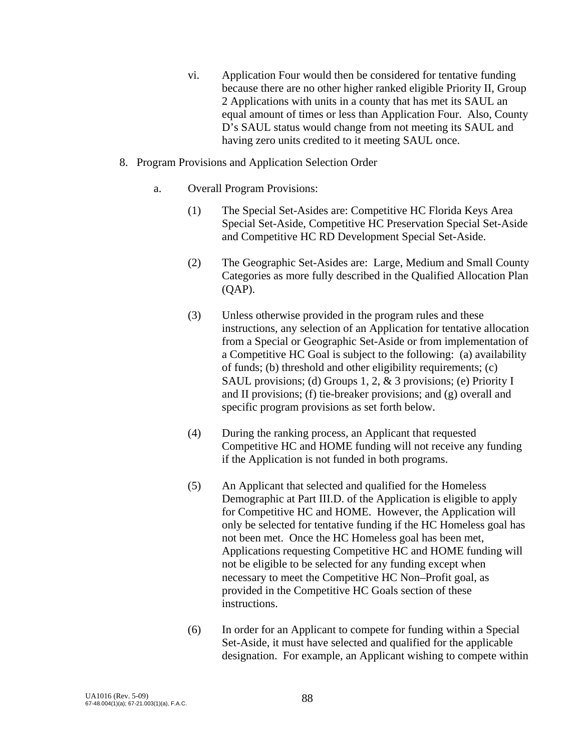vi. Application Four would then be considered for tentative funding because there are no other higher ranked eligible Priority II, Group 2 Applications with units in a county that has met its SAUL an equal amount of times or less than Application Four. Also, County D's SAUL status would change from not meeting its SAUL and having zero units credited to it meeting SAUL once.

8. Program Provisions and Application Selection Order

   a. Overall Program Provisions:

      (1) The Special Set-Asides are: Competitive HC Florida Keys Area Special Set-Aside, Competitive HC Preservation Special Set-Aside and Competitive HC RD Development Special Set-Aside.

      (2) The Geographic Set-Asides are: Large, Medium and Small County Categories as more fully described in the Qualified Allocation Plan (QAP).

      (3) Unless otherwise provided in the program rules and these instructions, any selection of an Application for tentative allocation from a Special or Geographic Set-Aside or from implementation of a Competitive HC Goal is subject to the following: (a) availability of funds; (b) threshold and other eligibility requirements; (c) SAUL provisions; (d) Groups 1, 2, & 3 provisions; (e) Priority I and II provisions; (f) tie-breaker provisions; and (g) overall and specific program provisions as set forth below.

      (4) During the ranking process, an Applicant that requested Competitive HC and HOME funding will not receive any funding if the Application is not funded in both programs.

      (5) An Applicant that selected and qualified for the Homeless Demographic at Part III.D. of the Application is eligible to apply for Competitive HC and HOME. However, the Application will only be selected for tentative funding if the HC Homeless goal has not been met. Once the HC Homeless goal has been met, Applications requesting Competitive HC and HOME funding will not be eligible to be selected for any funding except when necessary to meet the Competitive HC Non–Profit goal, as provided in the Competitive HC Goals section of these instructions.

      (6) In order for an Applicant to compete for funding within a Special Set-Aside, it must have selected and qualified for the applicable designation. For example, an Applicant wishing to compete within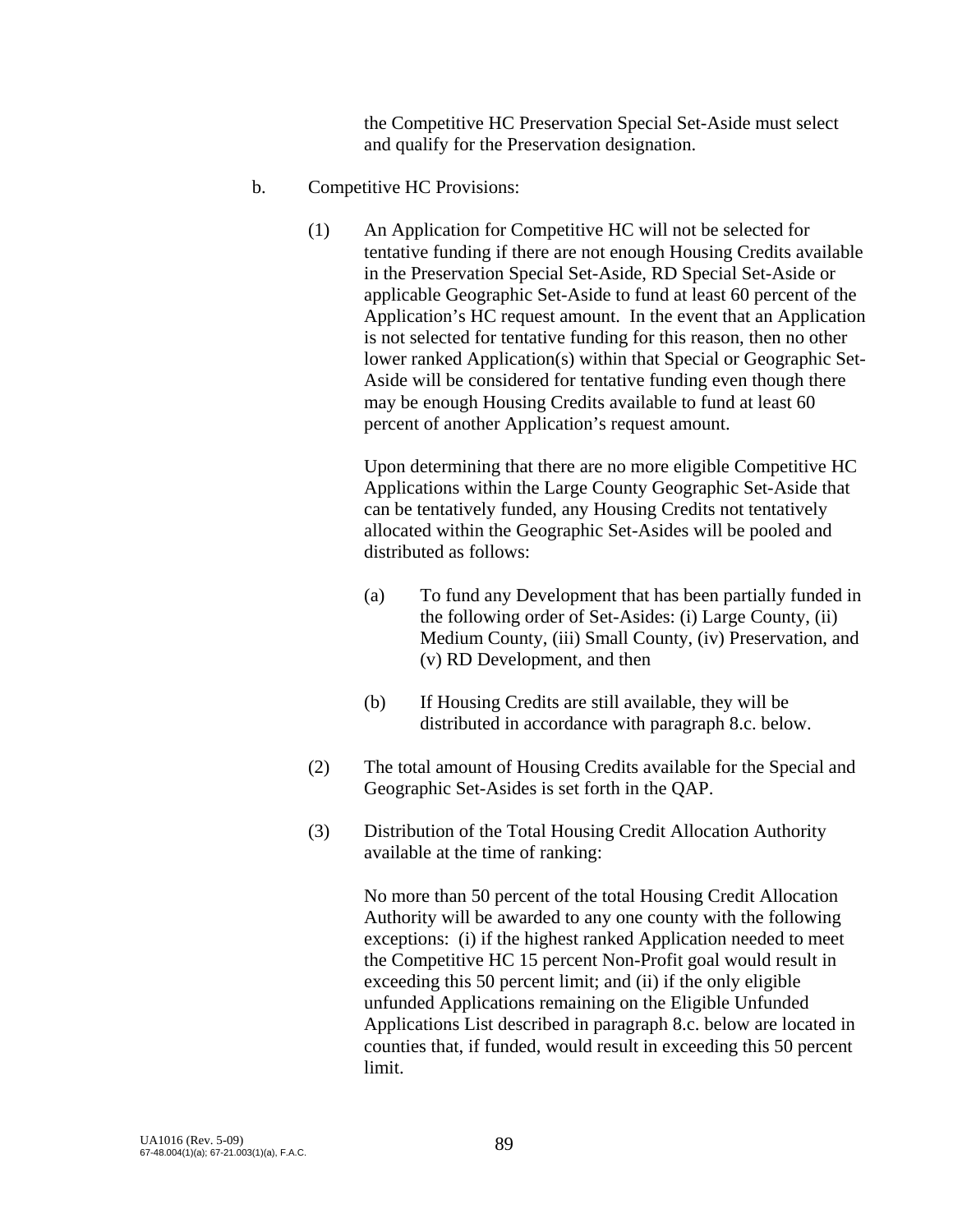the Competitive HC Preservation Special Set-Aside must select and qualify for the Preservation designation.

b. Competitive HC Provisions:

(1) An Application for Competitive HC will not be selected for tentative funding if there are not enough Housing Credits available in the Preservation Special Set-Aside, RD Special Set-Aside or applicable Geographic Set-Aside to fund at least 60 percent of the Application's HC request amount. In the event that an Application is not selected for tentative funding for this reason, then no other lower ranked Application(s) within that Special or Geographic Set-Aside will be considered for tentative funding even though there may be enough Housing Credits available to fund at least 60 percent of another Application's request amount.

Upon determining that there are no more eligible Competitive HC Applications within the Large County Geographic Set-Aside that can be tentatively funded, any Housing Credits not tentatively allocated within the Geographic Set-Asides will be pooled and distributed as follows:

(a) To fund any Development that has been partially funded in the following order of Set-Asides: (i) Large County, (ii) Medium County, (iii) Small County, (iv) Preservation, and (v) RD Development, and then

(b) If Housing Credits are still available, they will be distributed in accordance with paragraph 8.c. below.

(2) The total amount of Housing Credits available for the Special and Geographic Set-Asides is set forth in the QAP.

(3) Distribution of the Total Housing Credit Allocation Authority available at the time of ranking:

No more than 50 percent of the total Housing Credit Allocation Authority will be awarded to any one county with the following exceptions: (i) if the highest ranked Application needed to meet the Competitive HC 15 percent Non-Profit goal would result in exceeding this 50 percent limit; and (ii) if the only eligible unfunded Applications remaining on the Eligible Unfunded Applications List described in paragraph 8.c. below are located in counties that, if funded, would result in exceeding this 50 percent limit.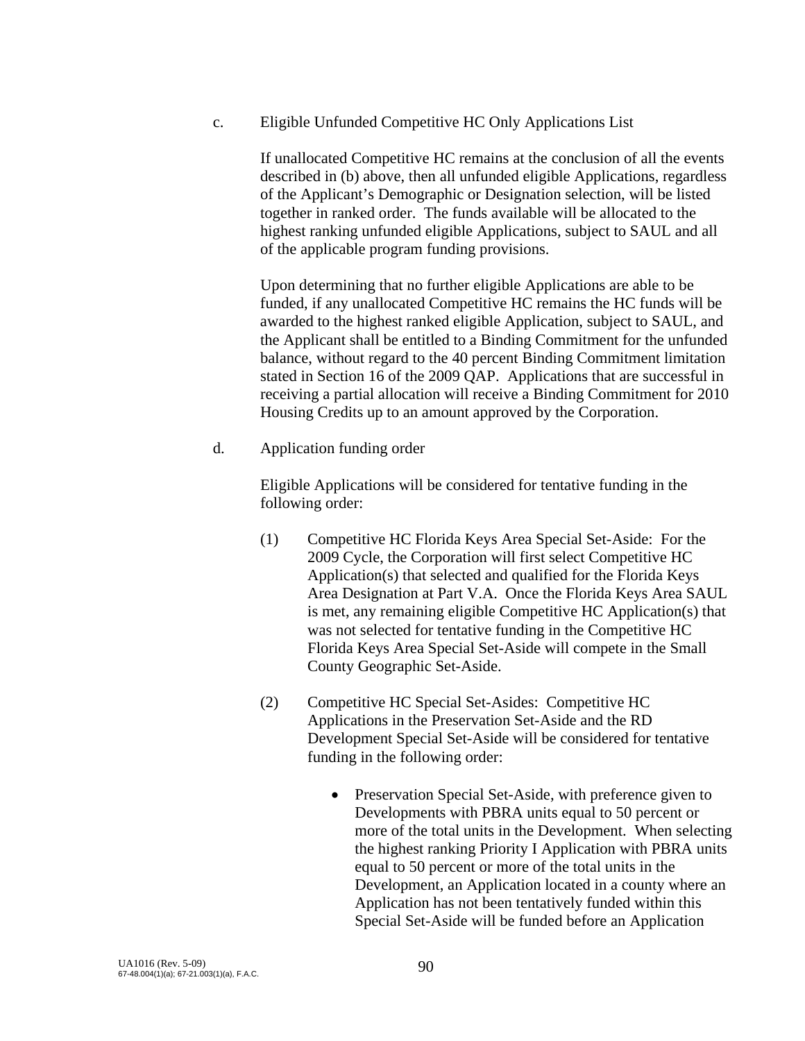c. Eligible Unfunded Competitive HC Only Applications List

If unallocated Competitive HC remains at the conclusion of all the events described in (b) above, then all unfunded eligible Applications, regardless of the Applicant's Demographic or Designation selection, will be listed together in ranked order. The funds available will be allocated to the highest ranking unfunded eligible Applications, subject to SAUL and all of the applicable program funding provisions.

Upon determining that no further eligible Applications are able to be funded, if any unallocated Competitive HC remains the HC funds will be awarded to the highest ranked eligible Application, subject to SAUL, and the Applicant shall be entitled to a Binding Commitment for the unfunded balance, without regard to the 40 percent Binding Commitment limitation stated in Section 16 of the 2009 QAP. Applications that are successful in receiving a partial allocation will receive a Binding Commitment for 2010 Housing Credits up to an amount approved by the Corporation.

d. Application funding order

Eligible Applications will be considered for tentative funding in the following order:

(1) Competitive HC Florida Keys Area Special Set-Aside: For the 2009 Cycle, the Corporation will first select Competitive HC Application(s) that selected and qualified for the Florida Keys Area Designation at Part V.A. Once the Florida Keys Area SAUL is met, any remaining eligible Competitive HC Application(s) that was not selected for tentative funding in the Competitive HC Florida Keys Area Special Set-Aside will compete in the Small County Geographic Set-Aside.

(2) Competitive HC Special Set-Asides: Competitive HC Applications in the Preservation Set-Aside and the RD Development Special Set-Aside will be considered for tentative funding in the following order:

- Preservation Special Set-Aside, with preference given to Developments with PBRA units equal to 50 percent or more of the total units in the Development. When selecting the highest ranking Priority I Application with PBRA units equal to 50 percent or more of the total units in the Development, an Application located in a county where an Application has not been tentatively funded within this Special Set-Aside will be funded before an Application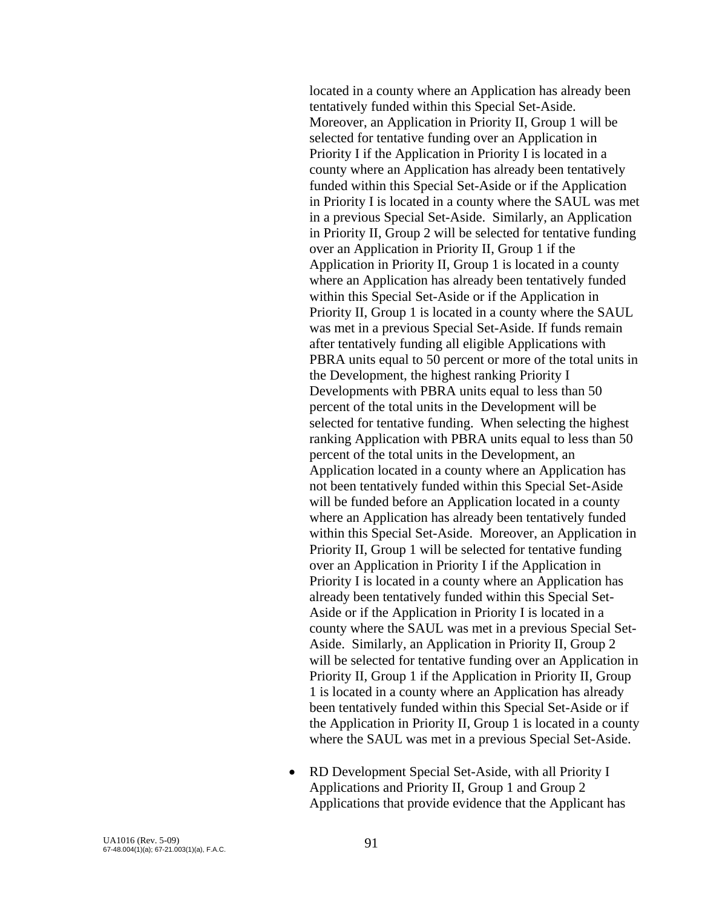located in a county where an Application has already been tentatively funded within this Special Set-Aside. Moreover, an Application in Priority II, Group 1 will be selected for tentative funding over an Application in Priority I if the Application in Priority I is located in a county where an Application has already been tentatively funded within this Special Set-Aside or if the Application in Priority I is located in a county where the SAUL was met in a previous Special Set-Aside. Similarly, an Application in Priority II, Group 2 will be selected for tentative funding over an Application in Priority II, Group 1 if the Application in Priority II, Group 1 is located in a county where an Application has already been tentatively funded within this Special Set-Aside or if the Application in Priority II, Group 1 is located in a county where the SAUL was met in a previous Special Set-Aside. If funds remain after tentatively funding all eligible Applications with PBRA units equal to 50 percent or more of the total units in the Development, the highest ranking Priority I Developments with PBRA units equal to less than 50 percent of the total units in the Development will be selected for tentative funding. When selecting the highest ranking Application with PBRA units equal to less than 50 percent of the total units in the Development, an Application located in a county where an Application has not been tentatively funded within this Special Set-Aside will be funded before an Application located in a county where an Application has already been tentatively funded within this Special Set-Aside. Moreover, an Application in Priority II, Group 1 will be selected for tentative funding over an Application in Priority I if the Application in Priority I is located in a county where an Application has already been tentatively funded within this Special Set-Aside or if the Application in Priority I is located in a county where the SAUL was met in a previous Special Set-Aside. Similarly, an Application in Priority II, Group 2 will be selected for tentative funding over an Application in Priority II, Group 1 if the Application in Priority II, Group 1 is located in a county where an Application has already been tentatively funded within this Special Set-Aside or if the Application in Priority II, Group 1 is located in a county where the SAUL was met in a previous Special Set-Aside.

- RD Development Special Set-Aside, with all Priority I Applications and Priority II, Group 1 and Group 2 Applications that provide evidence that the Applicant has

UA1016 (Rev. 5-09)
67-48.004(1)(a); 67-21.003(1)(a), F.A.C.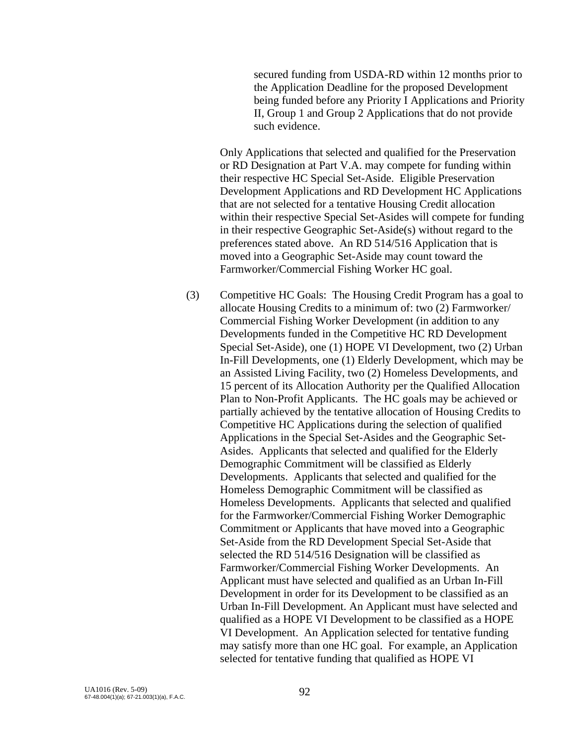secured funding from USDA-RD within 12 months prior to the Application Deadline for the proposed Development being funded before any Priority I Applications and Priority II, Group 1 and Group 2 Applications that do not provide such evidence.

Only Applications that selected and qualified for the Preservation or RD Designation at Part V.A. may compete for funding within their respective HC Special Set-Aside. Eligible Preservation Development Applications and RD Development HC Applications that are not selected for a tentative Housing Credit allocation within their respective Special Set-Asides will compete for funding in their respective Geographic Set-Aside(s) without regard to the preferences stated above. An RD 514/516 Application that is moved into a Geographic Set-Aside may count toward the Farmworker/Commercial Fishing Worker HC goal.

(3) Competitive HC Goals: The Housing Credit Program has a goal to allocate Housing Credits to a minimum of: two (2) Farmworker/ Commercial Fishing Worker Development (in addition to any Developments funded in the Competitive HC RD Development Special Set-Aside), one (1) HOPE VI Development, two (2) Urban In-Fill Developments, one (1) Elderly Development, which may be an Assisted Living Facility, two (2) Homeless Developments, and 15 percent of its Allocation Authority per the Qualified Allocation Plan to Non-Profit Applicants. The HC goals may be achieved or partially achieved by the tentative allocation of Housing Credits to Competitive HC Applications during the selection of qualified Applications in the Special Set-Asides and the Geographic Set-Asides. Applicants that selected and qualified for the Elderly Demographic Commitment will be classified as Elderly Developments. Applicants that selected and qualified for the Homeless Demographic Commitment will be classified as Homeless Developments. Applicants that selected and qualified for the Farmworker/Commercial Fishing Worker Demographic Commitment or Applicants that have moved into a Geographic Set-Aside from the RD Development Special Set-Aside that selected the RD 514/516 Designation will be classified as Farmworker/Commercial Fishing Worker Developments. An Applicant must have selected and qualified as an Urban In-Fill Development in order for its Development to be classified as an Urban In-Fill Development. An Applicant must have selected and qualified as a HOPE VI Development to be classified as a HOPE VI Development. An Application selected for tentative funding may satisfy more than one HC goal. For example, an Application selected for tentative funding that qualified as HOPE VI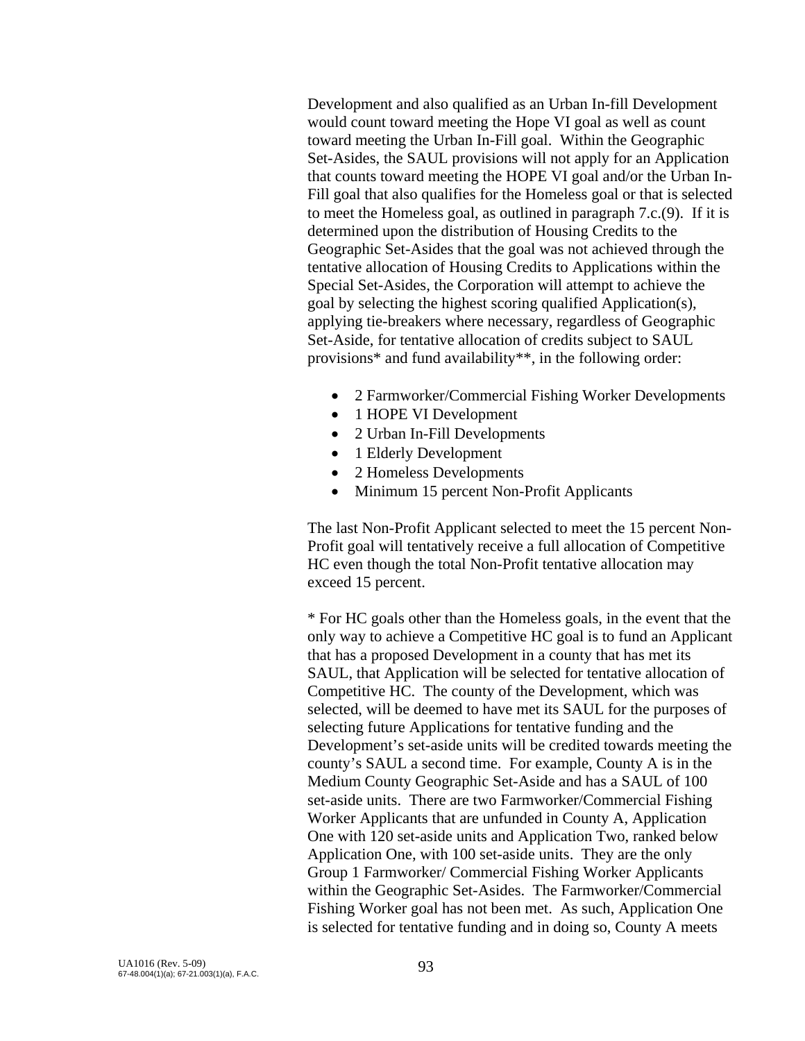Development and also qualified as an Urban In-fill Development would count toward meeting the Hope VI goal as well as count toward meeting the Urban In-Fill goal. Within the Geographic Set-Asides, the SAUL provisions will not apply for an Application that counts toward meeting the HOPE VI goal and/or the Urban In-Fill goal that also qualifies for the Homeless goal or that is selected to meet the Homeless goal, as outlined in paragraph 7.c.(9). If it is determined upon the distribution of Housing Credits to the Geographic Set-Asides that the goal was not achieved through the tentative allocation of Housing Credits to Applications within the Special Set-Asides, the Corporation will attempt to achieve the goal by selecting the highest scoring qualified Application(s), applying tie-breakers where necessary, regardless of Geographic Set-Aside, for tentative allocation of credits subject to SAUL provisions* and fund availability**, in the following order:

- 2 Farmworker/Commercial Fishing Worker Developments
- 1 HOPE VI Development
- 2 Urban In-Fill Developments
- 1 Elderly Development
- 2 Homeless Developments
- Minimum 15 percent Non-Profit Applicants

The last Non-Profit Applicant selected to meet the 15 percent Non-Profit goal will tentatively receive a full allocation of Competitive HC even though the total Non-Profit tentative allocation may exceed 15 percent.

* For HC goals other than the Homeless goals, in the event that the only way to achieve a Competitive HC goal is to fund an Applicant that has a proposed Development in a county that has met its SAUL, that Application will be selected for tentative allocation of Competitive HC. The county of the Development, which was selected, will be deemed to have met its SAUL for the purposes of selecting future Applications for tentative funding and the Development's set-aside units will be credited towards meeting the county's SAUL a second time. For example, County A is in the Medium County Geographic Set-Aside and has a SAUL of 100 set-aside units. There are two Farmworker/Commercial Fishing Worker Applicants that are unfunded in County A, Application One with 120 set-aside units and Application Two, ranked below Application One, with 100 set-aside units. They are the only Group 1 Farmworker/ Commercial Fishing Worker Applicants within the Geographic Set-Asides. The Farmworker/Commercial Fishing Worker goal has not been met. As such, Application One is selected for tentative funding and in doing so, County A meets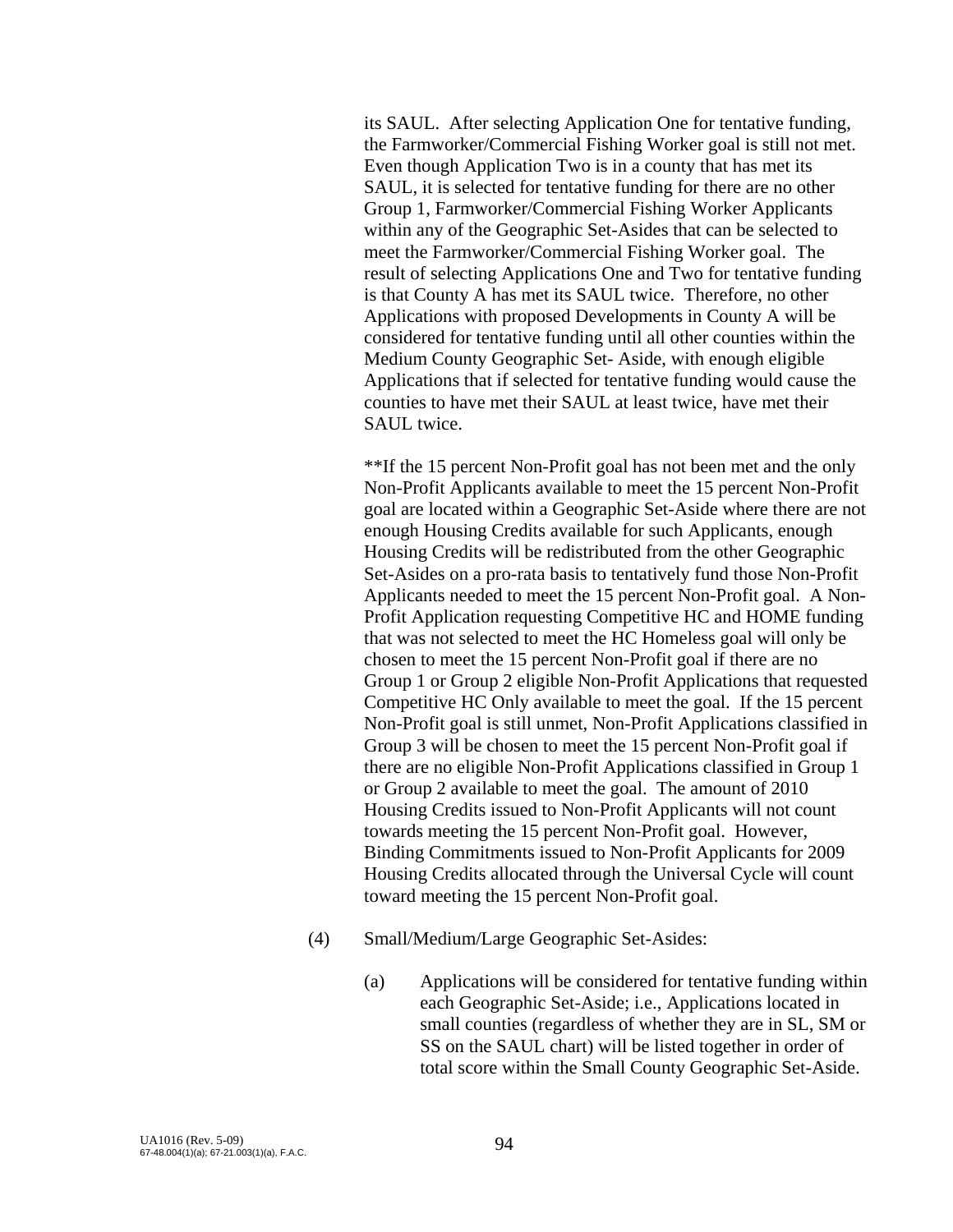its SAUL. After selecting Application One for tentative funding, the Farmworker/Commercial Fishing Worker goal is still not met. Even though Application Two is in a county that has met its SAUL, it is selected for tentative funding for there are no other Group 1, Farmworker/Commercial Fishing Worker Applicants within any of the Geographic Set-Asides that can be selected to meet the Farmworker/Commercial Fishing Worker goal. The result of selecting Applications One and Two for tentative funding is that County A has met its SAUL twice. Therefore, no other Applications with proposed Developments in County A will be considered for tentative funding until all other counties within the Medium County Geographic Set- Aside, with enough eligible Applications that if selected for tentative funding would cause the counties to have met their SAUL at least twice, have met their SAUL twice.

**If the 15 percent Non-Profit goal has not been met and the only Non-Profit Applicants available to meet the 15 percent Non-Profit goal are located within a Geographic Set-Aside where there are not enough Housing Credits available for such Applicants, enough Housing Credits will be redistributed from the other Geographic Set-Asides on a pro-rata basis to tentatively fund those Non-Profit Applicants needed to meet the 15 percent Non-Profit goal. A Non-Profit Application requesting Competitive HC and HOME funding that was not selected to meet the HC Homeless goal will only be chosen to meet the 15 percent Non-Profit goal if there are no Group 1 or Group 2 eligible Non-Profit Applications that requested Competitive HC Only available to meet the goal. If the 15 percent Non-Profit goal is still unmet, Non-Profit Applications classified in Group 3 will be chosen to meet the 15 percent Non-Profit goal if there are no eligible Non-Profit Applications classified in Group 1 or Group 2 available to meet the goal. The amount of 2010 Housing Credits issued to Non-Profit Applicants will not count towards meeting the 15 percent Non-Profit goal. However, Binding Commitments issued to Non-Profit Applicants for 2009 Housing Credits allocated through the Universal Cycle will count toward meeting the 15 percent Non-Profit goal.

(4) Small/Medium/Large Geographic Set-Asides:

(a) Applications will be considered for tentative funding within each Geographic Set-Aside; i.e., Applications located in small counties (regardless of whether they are in SL, SM or SS on the SAUL chart) will be listed together in order of total score within the Small County Geographic Set-Aside.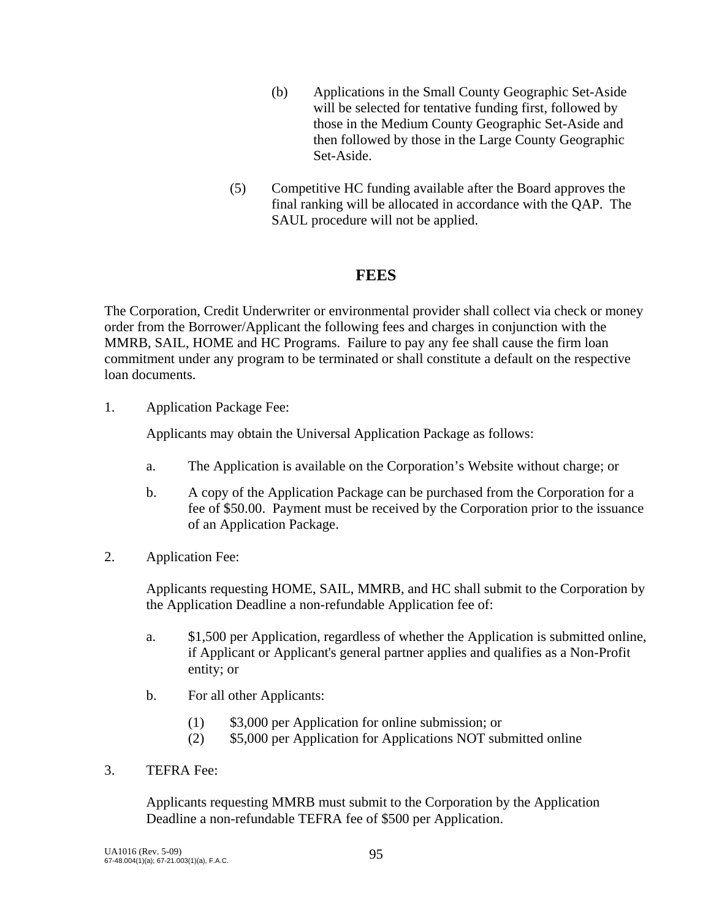(b) Applications in the Small County Geographic Set-Aside will be selected for tentative funding first, followed by those in the Medium County Geographic Set-Aside and then followed by those in the Large County Geographic Set-Aside.

(5) Competitive HC funding available after the Board approves the final ranking will be allocated in accordance with the QAP. The SAUL procedure will not be applied.

## FEES

The Corporation, Credit Underwriter or environmental provider shall collect via check or money order from the Borrower/Applicant the following fees and charges in conjunction with the MMRB, SAIL, HOME and HC Programs. Failure to pay any fee shall cause the firm loan commitment under any program to be terminated or shall constitute a default on the respective loan documents.

1. Application Package Fee:

   Applicants may obtain the Universal Application Package as follows:

   a. The Application is available on the Corporation's Website without charge; or

   b. A copy of the Application Package can be purchased from the Corporation for a fee of $50.00. Payment must be received by the Corporation prior to the issuance of an Application Package.

2. Application Fee:

   Applicants requesting HOME, SAIL, MMRB, and HC shall submit to the Corporation by the Application Deadline a non-refundable Application fee of:

   a. $1,500 per Application, regardless of whether the Application is submitted online, if Applicant or Applicant's general partner applies and qualifies as a Non-Profit entity; or

   b. For all other Applicants:

      (1) $3,000 per Application for online submission; or
      (2) $5,000 per Application for Applications NOT submitted online

3. TEFRA Fee:

   Applicants requesting MMRB must submit to the Corporation by the Application Deadline a non-refundable TEFRA fee of $500 per Application.

UA1016 (Rev. 5-09)
67-48.004(1)(a); 67-21.003(1)(a), F.A.C.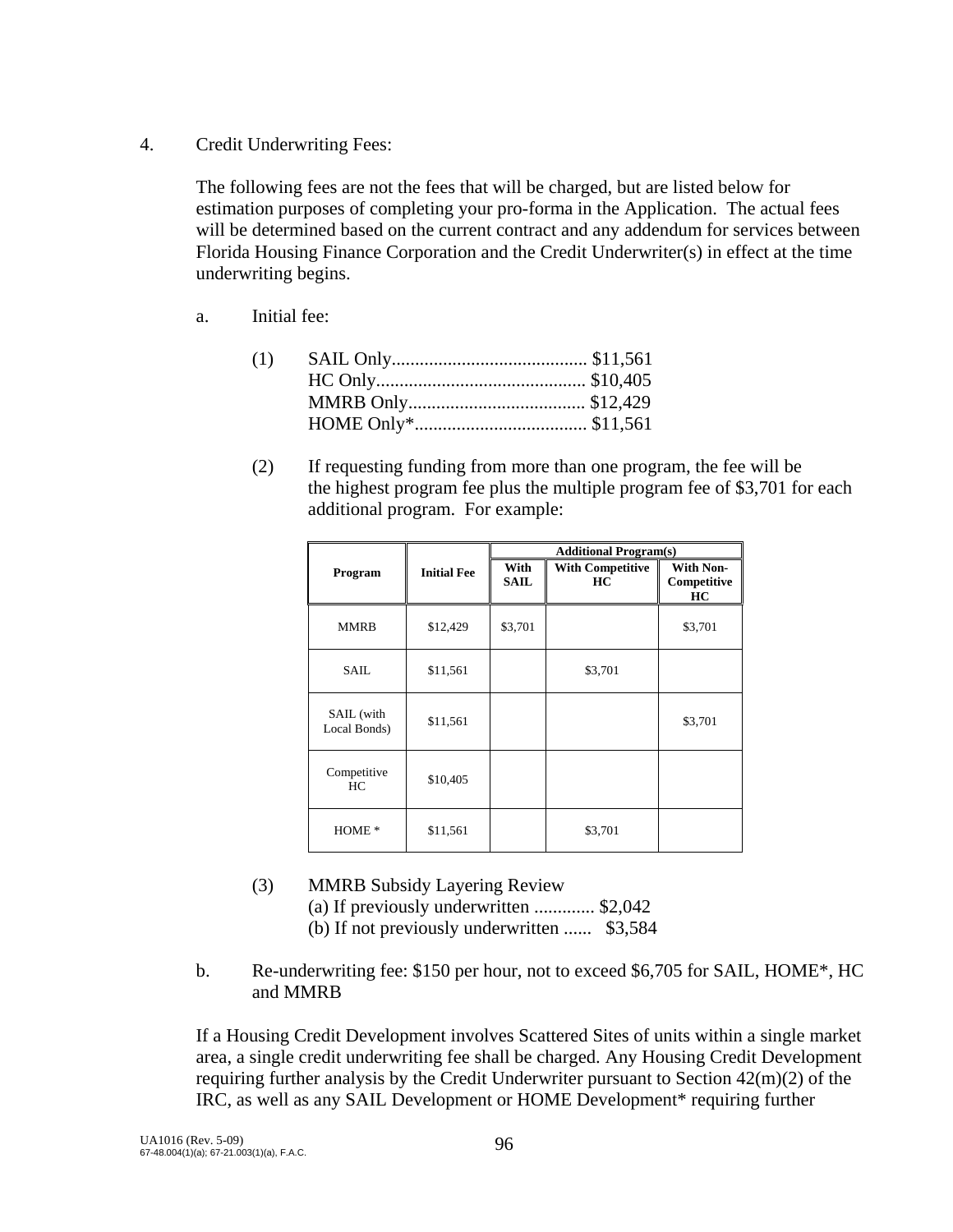4. Credit Underwriting Fees:

The following fees are not the fees that will be charged, but are listed below for estimation purposes of completing your pro-forma in the Application. The actual fees will be determined based on the current contract and any addendum for services between Florida Housing Finance Corporation and the Credit Underwriter(s) in effect at the time underwriting begins.

a. Initial fee:

(1) SAIL Only.......................................... $11,561
HC Only............................................. $10,405
MMRB Only...................................... $12,429
HOME Only*..................................... $11,561

(2) If requesting funding from more than one program, the fee will be the highest program fee plus the multiple program fee of $3,701 for each additional program. For example:

| Program | Initial Fee | Additional Program(s) | | |
|---|---|---|---|---|
| | | With SAIL | With Competitive HC | With Non-Competitive HC |
| MMRB | $12,429 | $3,701 | | $3,701 |
| SAIL | $11,561 | | $3,701 | |
| SAIL (with Local Bonds) | $11,561 | | | $3,701 |
| Competitive HC | $10,405 | | | |
| HOME * | $11,561 | | $3,701 | |

(3) MMRB Subsidy Layering Review
(a) If previously underwritten ............. $2,042
(b) If not previously underwritten ...... $3,584

b. Re-underwriting fee: $150 per hour, not to exceed $6,705 for SAIL, HOME*, HC and MMRB

If a Housing Credit Development involves Scattered Sites of units within a single market area, a single credit underwriting fee shall be charged. Any Housing Credit Development requiring further analysis by the Credit Underwriter pursuant to Section 42(m)(2) of the IRC, as well as any SAIL Development or HOME Development* requiring further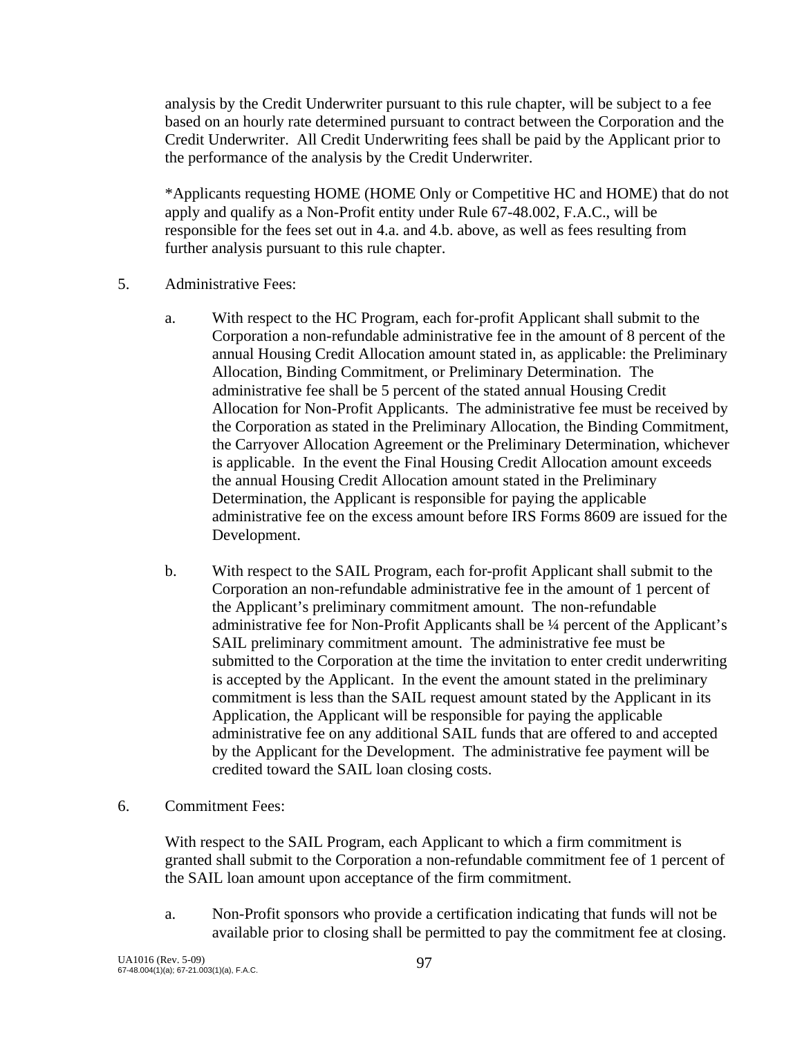analysis by the Credit Underwriter pursuant to this rule chapter, will be subject to a fee based on an hourly rate determined pursuant to contract between the Corporation and the Credit Underwriter. All Credit Underwriting fees shall be paid by the Applicant prior to the performance of the analysis by the Credit Underwriter.

*Applicants requesting HOME (HOME Only or Competitive HC and HOME) that do not apply and qualify as a Non-Profit entity under Rule 67-48.002, F.A.C., will be responsible for the fees set out in 4.a. and 4.b. above, as well as fees resulting from further analysis pursuant to this rule chapter.

5. Administrative Fees:

   a. With respect to the HC Program, each for-profit Applicant shall submit to the Corporation a non-refundable administrative fee in the amount of 8 percent of the annual Housing Credit Allocation amount stated in, as applicable: the Preliminary Allocation, Binding Commitment, or Preliminary Determination. The administrative fee shall be 5 percent of the stated annual Housing Credit Allocation for Non-Profit Applicants. The administrative fee must be received by the Corporation as stated in the Preliminary Allocation, the Binding Commitment, the Carryover Allocation Agreement or the Preliminary Determination, whichever is applicable. In the event the Final Housing Credit Allocation amount exceeds the annual Housing Credit Allocation amount stated in the Preliminary Determination, the Applicant is responsible for paying the applicable administrative fee on the excess amount before IRS Forms 8609 are issued for the Development.

   b. With respect to the SAIL Program, each for-profit Applicant shall submit to the Corporation an non-refundable administrative fee in the amount of 1 percent of the Applicant's preliminary commitment amount. The non-refundable administrative fee for Non-Profit Applicants shall be ¼ percent of the Applicant's SAIL preliminary commitment amount. The administrative fee must be submitted to the Corporation at the time the invitation to enter credit underwriting is accepted by the Applicant. In the event the amount stated in the preliminary commitment is less than the SAIL request amount stated by the Applicant in its Application, the Applicant will be responsible for paying the applicable administrative fee on any additional SAIL funds that are offered to and accepted by the Applicant for the Development. The administrative fee payment will be credited toward the SAIL loan closing costs.

6. Commitment Fees:

   With respect to the SAIL Program, each Applicant to which a firm commitment is granted shall submit to the Corporation a non-refundable commitment fee of 1 percent of the SAIL loan amount upon acceptance of the firm commitment.

   a. Non-Profit sponsors who provide a certification indicating that funds will not be available prior to closing shall be permitted to pay the commitment fee at closing.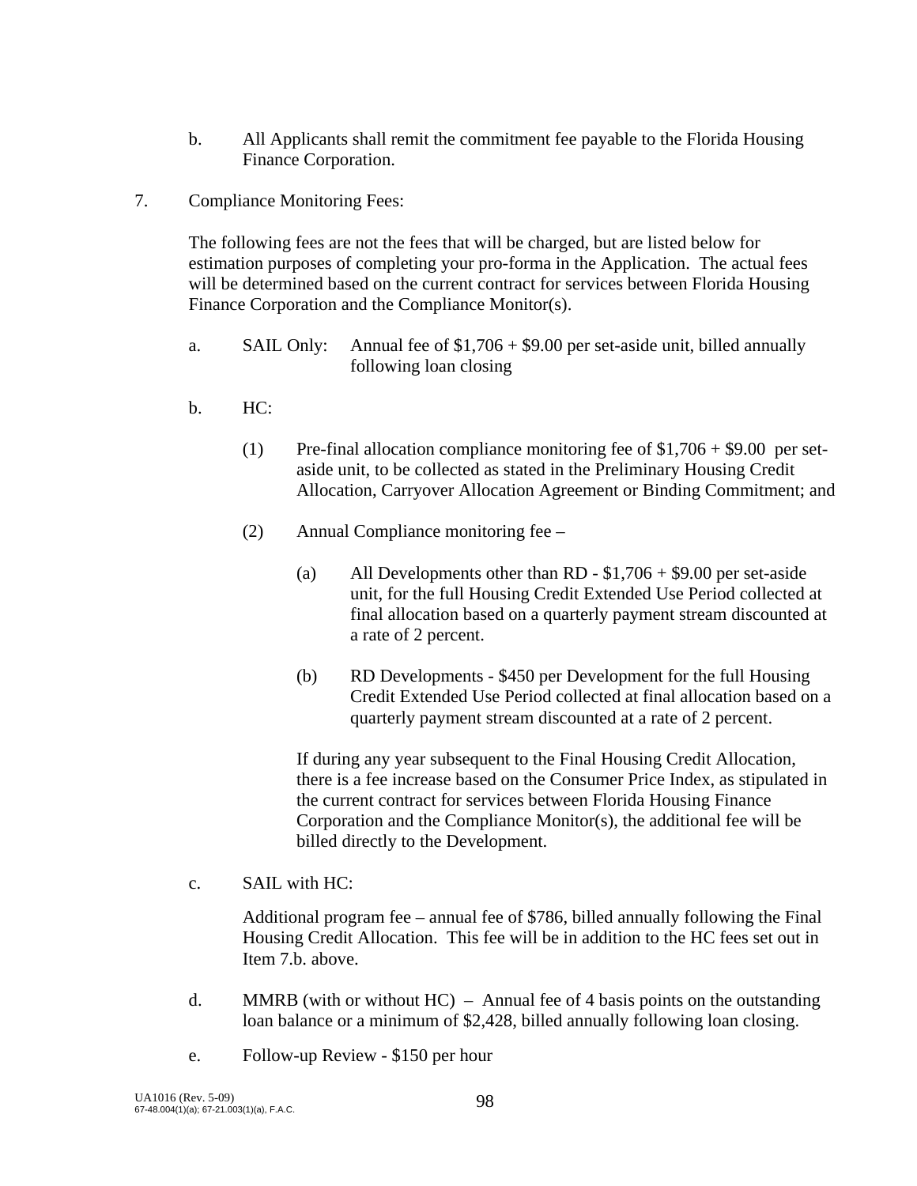b. All Applicants shall remit the commitment fee payable to the Florida Housing Finance Corporation.

7. Compliance Monitoring Fees:

   The following fees are not the fees that will be charged, but are listed below for estimation purposes of completing your pro-forma in the Application. The actual fees will be determined based on the current contract for services between Florida Housing Finance Corporation and the Compliance Monitor(s).

   a. SAIL Only: Annual fee of $1,706 + $9.00 per set-aside unit, billed annually following loan closing

   b. HC:

      (1) Pre-final allocation compliance monitoring fee of $1,706 + $9.00 per set-aside unit, to be collected as stated in the Preliminary Housing Credit Allocation, Carryover Allocation Agreement or Binding Commitment; and

      (2) Annual Compliance monitoring fee –

         (a) All Developments other than RD - $1,706 + $9.00 per set-aside unit, for the full Housing Credit Extended Use Period collected at final allocation based on a quarterly payment stream discounted at a rate of 2 percent.

         (b) RD Developments - $450 per Development for the full Housing Credit Extended Use Period collected at final allocation based on a quarterly payment stream discounted at a rate of 2 percent.

      If during any year subsequent to the Final Housing Credit Allocation, there is a fee increase based on the Consumer Price Index, as stipulated in the current contract for services between Florida Housing Finance Corporation and the Compliance Monitor(s), the additional fee will be billed directly to the Development.

   c. SAIL with HC:

      Additional program fee – annual fee of $786, billed annually following the Final Housing Credit Allocation. This fee will be in addition to the HC fees set out in Item 7.b. above.

   d. MMRB (with or without HC) – Annual fee of 4 basis points on the outstanding loan balance or a minimum of $2,428, billed annually following loan closing.

   e. Follow-up Review - $150 per hour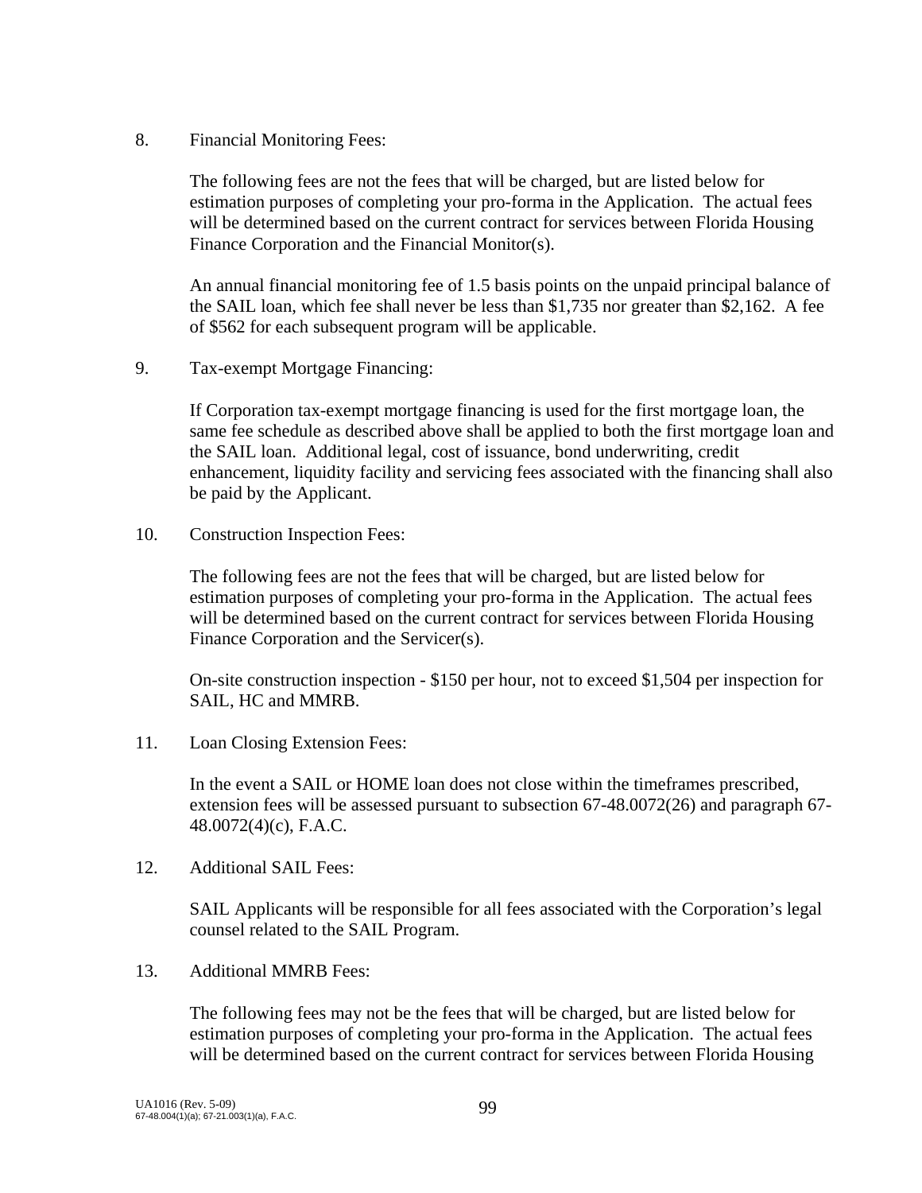8. Financial Monitoring Fees:

The following fees are not the fees that will be charged, but are listed below for estimation purposes of completing your pro-forma in the Application. The actual fees will be determined based on the current contract for services between Florida Housing Finance Corporation and the Financial Monitor(s).

An annual financial monitoring fee of 1.5 basis points on the unpaid principal balance of the SAIL loan, which fee shall never be less than $1,735 nor greater than $2,162. A fee of $562 for each subsequent program will be applicable.

9. Tax-exempt Mortgage Financing:

If Corporation tax-exempt mortgage financing is used for the first mortgage loan, the same fee schedule as described above shall be applied to both the first mortgage loan and the SAIL loan. Additional legal, cost of issuance, bond underwriting, credit enhancement, liquidity facility and servicing fees associated with the financing shall also be paid by the Applicant.

10. Construction Inspection Fees:

The following fees are not the fees that will be charged, but are listed below for estimation purposes of completing your pro-forma in the Application. The actual fees will be determined based on the current contract for services between Florida Housing Finance Corporation and the Servicer(s).

On-site construction inspection - $150 per hour, not to exceed $1,504 per inspection for SAIL, HC and MMRB.

11. Loan Closing Extension Fees:

In the event a SAIL or HOME loan does not close within the timeframes prescribed, extension fees will be assessed pursuant to subsection 67-48.0072(26) and paragraph 67-48.0072(4)(c), F.A.C.

12. Additional SAIL Fees:

SAIL Applicants will be responsible for all fees associated with the Corporation's legal counsel related to the SAIL Program.

13. Additional MMRB Fees:

The following fees may not be the fees that will be charged, but are listed below for estimation purposes of completing your pro-forma in the Application. The actual fees will be determined based on the current contract for services between Florida Housing

UA1016 (Rev. 5-09)
67-48.004(1)(a); 67-21.003(1)(a), F.A.C.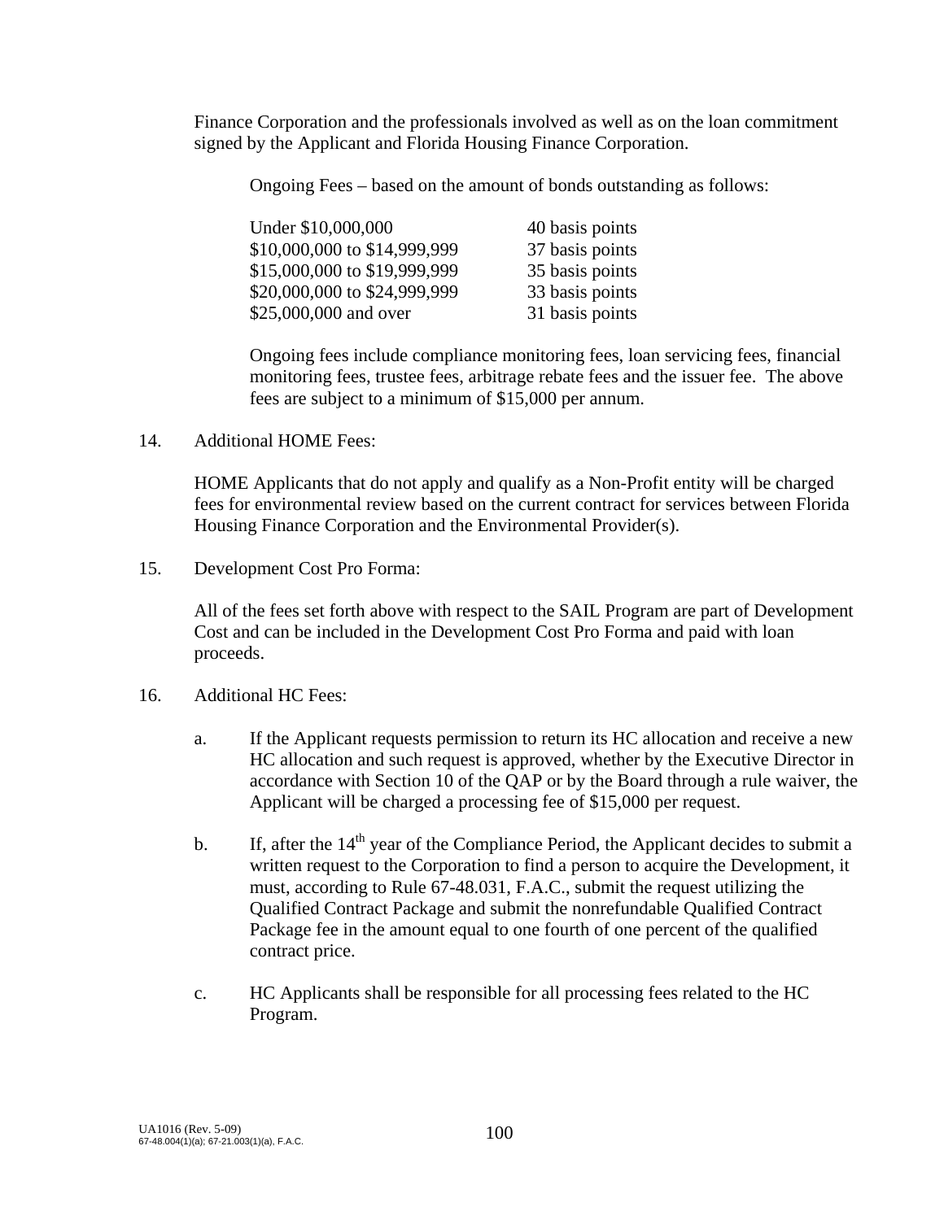Finance Corporation and the professionals involved as well as on the loan commitment signed by the Applicant and Florida Housing Finance Corporation.

Ongoing Fees – based on the amount of bonds outstanding as follows:

| | |
|---|---|
| Under $10,000,000 | 40 basis points |
| $10,000,000 to $14,999,999 | 37 basis points |
| $15,000,000 to $19,999,999 | 35 basis points |
| $20,000,000 to $24,999,999 | 33 basis points |
| $25,000,000 and over | 31 basis points |

Ongoing fees include compliance monitoring fees, loan servicing fees, financial monitoring fees, trustee fees, arbitrage rebate fees and the issuer fee. The above fees are subject to a minimum of $15,000 per annum.

14. Additional HOME Fees:

HOME Applicants that do not apply and qualify as a Non-Profit entity will be charged fees for environmental review based on the current contract for services between Florida Housing Finance Corporation and the Environmental Provider(s).

15. Development Cost Pro Forma:

All of the fees set forth above with respect to the SAIL Program are part of Development Cost and can be included in the Development Cost Pro Forma and paid with loan proceeds.

16. Additional HC Fees:

a. If the Applicant requests permission to return its HC allocation and receive a new HC allocation and such request is approved, whether by the Executive Director in accordance with Section 10 of the QAP or by the Board through a rule waiver, the Applicant will be charged a processing fee of $15,000 per request.

b. If, after the 14th year of the Compliance Period, the Applicant decides to submit a written request to the Corporation to find a person to acquire the Development, it must, according to Rule 67-48.031, F.A.C., submit the request utilizing the Qualified Contract Package and submit the nonrefundable Qualified Contract Package fee in the amount equal to one fourth of one percent of the qualified contract price.

c. HC Applicants shall be responsible for all processing fees related to the HC Program.

UA1016 (Rev. 5-09)
67-48.004(1)(a); 67-21.003(1)(a), F.A.C.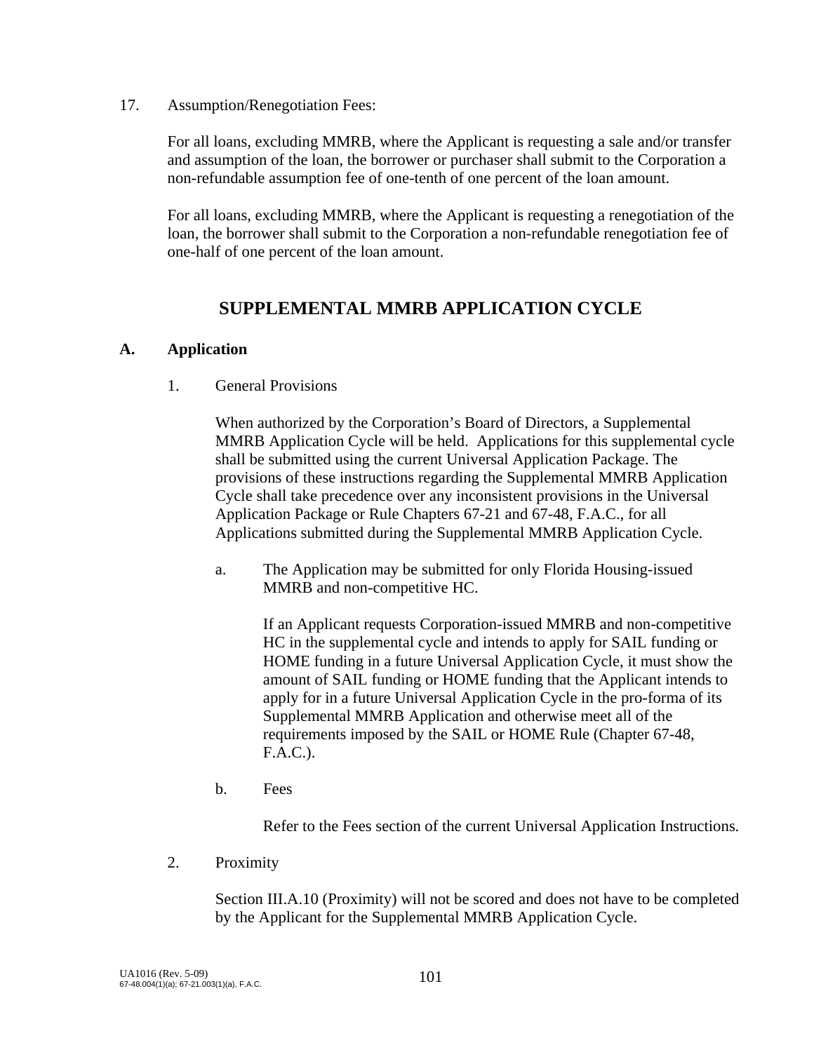17. Assumption/Renegotiation Fees:

    For all loans, excluding MMRB, where the Applicant is requesting a sale and/or transfer and assumption of the loan, the borrower or purchaser shall submit to the Corporation a non-refundable assumption fee of one-tenth of one percent of the loan amount.

    For all loans, excluding MMRB, where the Applicant is requesting a renegotiation of the loan, the borrower shall submit to the Corporation a non-refundable renegotiation fee of one-half of one percent of the loan amount.

## SUPPLEMENTAL MMRB APPLICATION CYCLE

### A. Application

1. General Provisions

   When authorized by the Corporation's Board of Directors, a Supplemental MMRB Application Cycle will be held. Applications for this supplemental cycle shall be submitted using the current Universal Application Package. The provisions of these instructions regarding the Supplemental MMRB Application Cycle shall take precedence over any inconsistent provisions in the Universal Application Package or Rule Chapters 67-21 and 67-48, F.A.C., for all Applications submitted during the Supplemental MMRB Application Cycle.

   a. The Application may be submitted for only Florida Housing-issued MMRB and non-competitive HC.

      If an Applicant requests Corporation-issued MMRB and non-competitive HC in the supplemental cycle and intends to apply for SAIL funding or HOME funding in a future Universal Application Cycle, it must show the amount of SAIL funding or HOME funding that the Applicant intends to apply for in a future Universal Application Cycle in the pro-forma of its Supplemental MMRB Application and otherwise meet all of the requirements imposed by the SAIL or HOME Rule (Chapter 67-48, F.A.C.).

   b. Fees

      Refer to the Fees section of the current Universal Application Instructions.

2. Proximity

   Section III.A.10 (Proximity) will not be scored and does not have to be completed by the Applicant for the Supplemental MMRB Application Cycle.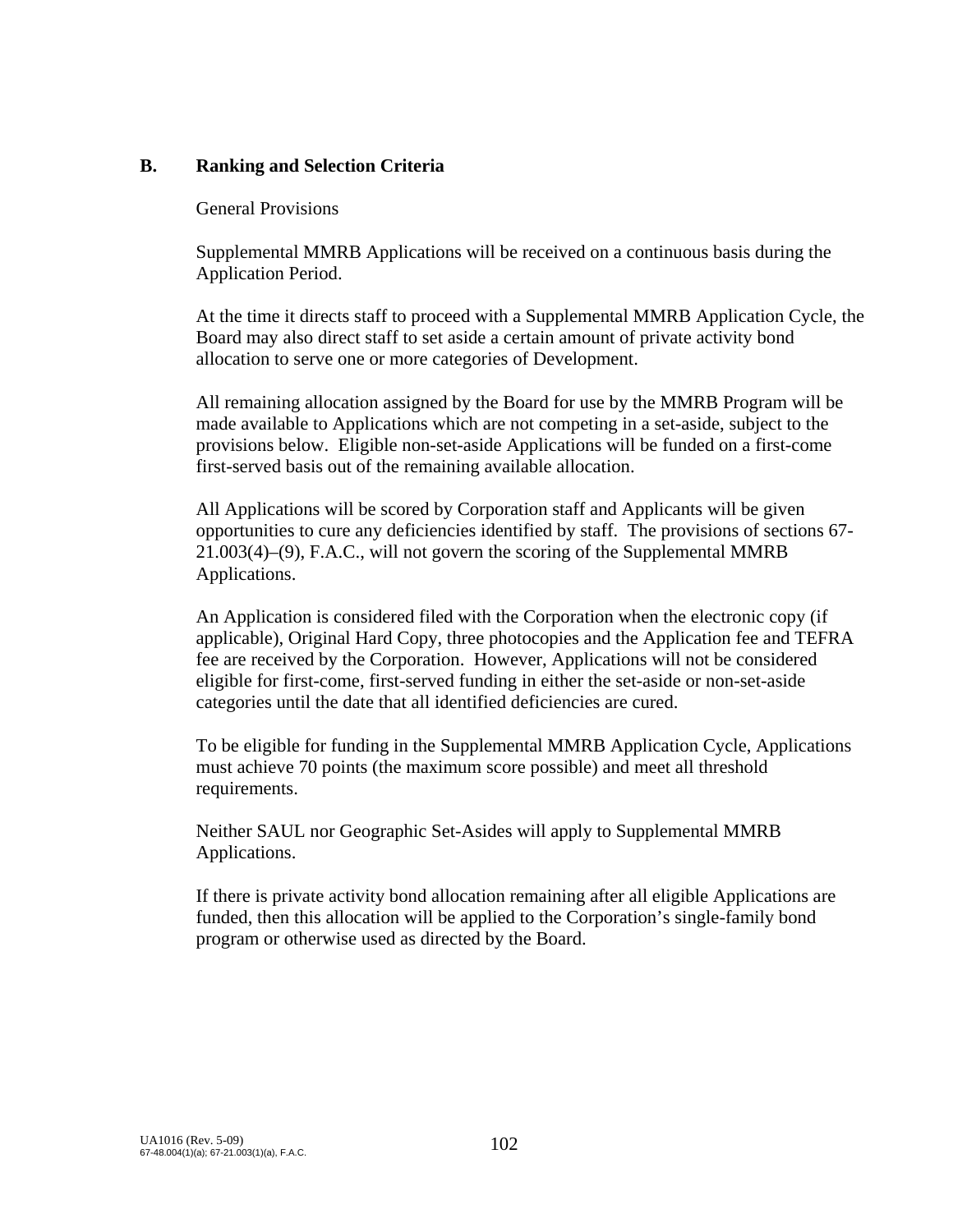## B. Ranking and Selection Criteria

General Provisions

Supplemental MMRB Applications will be received on a continuous basis during the Application Period.

At the time it directs staff to proceed with a Supplemental MMRB Application Cycle, the Board may also direct staff to set aside a certain amount of private activity bond allocation to serve one or more categories of Development.

All remaining allocation assigned by the Board for use by the MMRB Program will be made available to Applications which are not competing in a set-aside, subject to the provisions below. Eligible non-set-aside Applications will be funded on a first-come first-served basis out of the remaining available allocation.

All Applications will be scored by Corporation staff and Applicants will be given opportunities to cure any deficiencies identified by staff. The provisions of sections 67-21.003(4)–(9), F.A.C., will not govern the scoring of the Supplemental MMRB Applications.

An Application is considered filed with the Corporation when the electronic copy (if applicable), Original Hard Copy, three photocopies and the Application fee and TEFRA fee are received by the Corporation. However, Applications will not be considered eligible for first-come, first-served funding in either the set-aside or non-set-aside categories until the date that all identified deficiencies are cured.

To be eligible for funding in the Supplemental MMRB Application Cycle, Applications must achieve 70 points (the maximum score possible) and meet all threshold requirements.

Neither SAUL nor Geographic Set-Asides will apply to Supplemental MMRB Applications.

If there is private activity bond allocation remaining after all eligible Applications are funded, then this allocation will be applied to the Corporation's single-family bond program or otherwise used as directed by the Board.